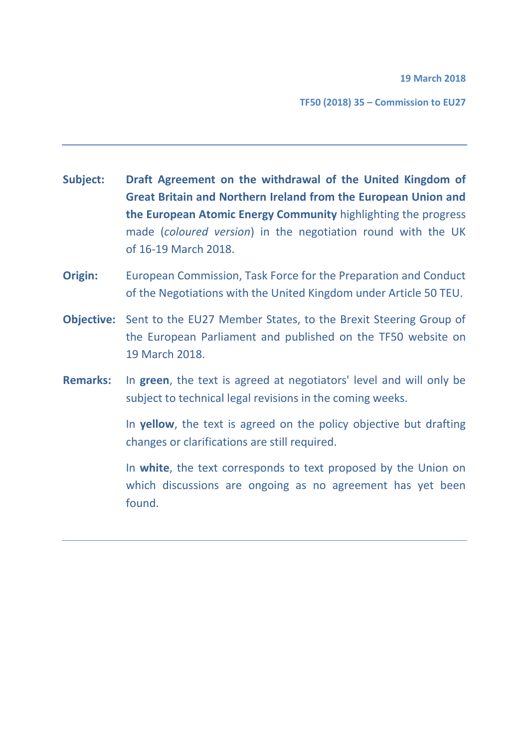**19 March 2018**

**TF50 (2018) 35 – Commission to EU27**

---

**Subject:** **Draft Agreement on the withdrawal of the United Kingdom of Great Britain and Northern Ireland from the European Union and the European Atomic Energy Community** highlighting the progress made (*coloured version*) in the negotiation round with the UK of 16-19 March 2018.

**Origin:** European Commission, Task Force for the Preparation and Conduct of the Negotiations with the United Kingdom under Article 50 TEU.

**Objective:** Sent to the EU27 Member States, to the Brexit Steering Group of the European Parliament and published on the TF50 website on 19 March 2018.

**Remarks:** In **green**, the text is agreed at negotiators' level and will only be subject to technical legal revisions in the coming weeks.

In **yellow**, the text is agreed on the policy objective but drafting changes or clarifications are still required.

In **white**, the text corresponds to text proposed by the Union on which discussions are ongoing as no agreement has yet been found.

---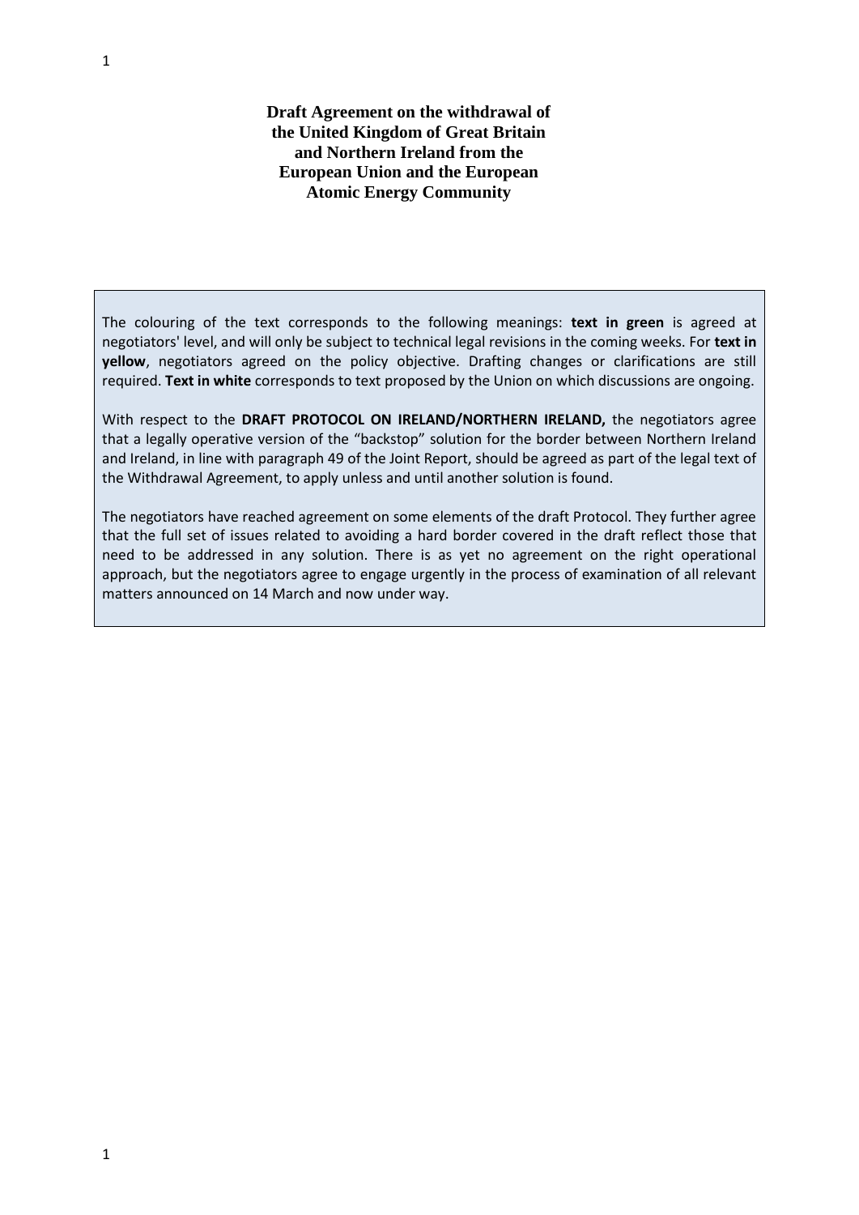**Draft Agreement on the withdrawal of the United Kingdom of Great Britain and Northern Ireland from the European Union and the European Atomic Energy Community**

The colouring of the text corresponds to the following meanings: **text in green** is agreed at negotiators' level, and will only be subject to technical legal revisions in the coming weeks. For **text in yellow**, negotiators agreed on the policy objective. Drafting changes or clarifications are still required. **Text in white** corresponds to text proposed by the Union on which discussions are ongoing.

With respect to the **DRAFT PROTOCOL ON IRELAND/NORTHERN IRELAND,** the negotiators agree that a legally operative version of the "backstop" solution for the border between Northern Ireland and Ireland, in line with paragraph 49 of the Joint Report, should be agreed as part of the legal text of the Withdrawal Agreement, to apply unless and until another solution is found.

The negotiators have reached agreement on some elements of the draft Protocol. They further agree that the full set of issues related to avoiding a hard border covered in the draft reflect those that need to be addressed in any solution. There is as yet no agreement on the right operational approach, but the negotiators agree to engage urgently in the process of examination of all relevant matters announced on 14 March and now under way.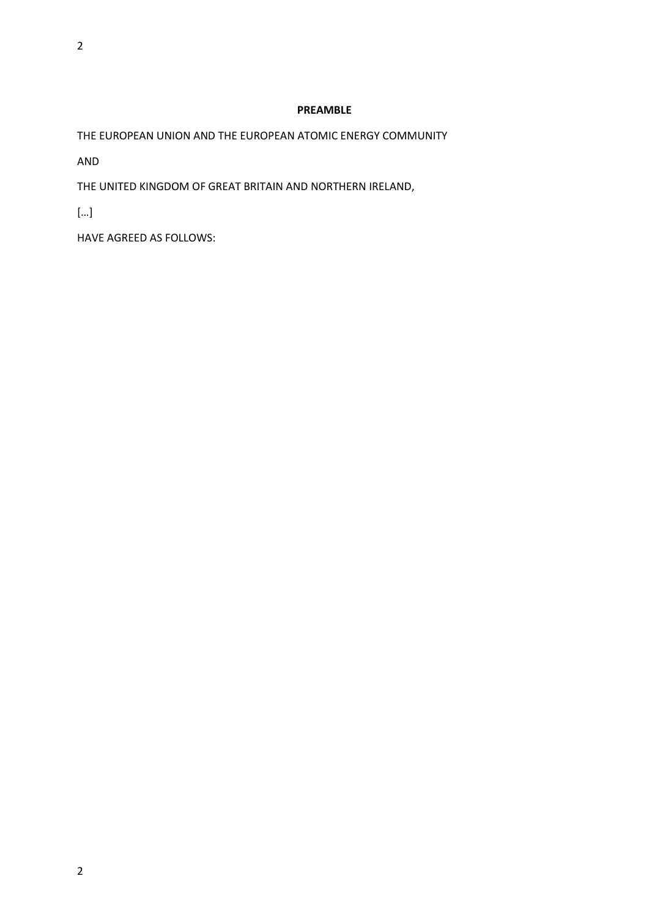**PREAMBLE**

THE EUROPEAN UNION AND THE EUROPEAN ATOMIC ENERGY COMMUNITY

AND

THE UNITED KINGDOM OF GREAT BRITAIN AND NORTHERN IRELAND,

[…]

HAVE AGREED AS FOLLOWS: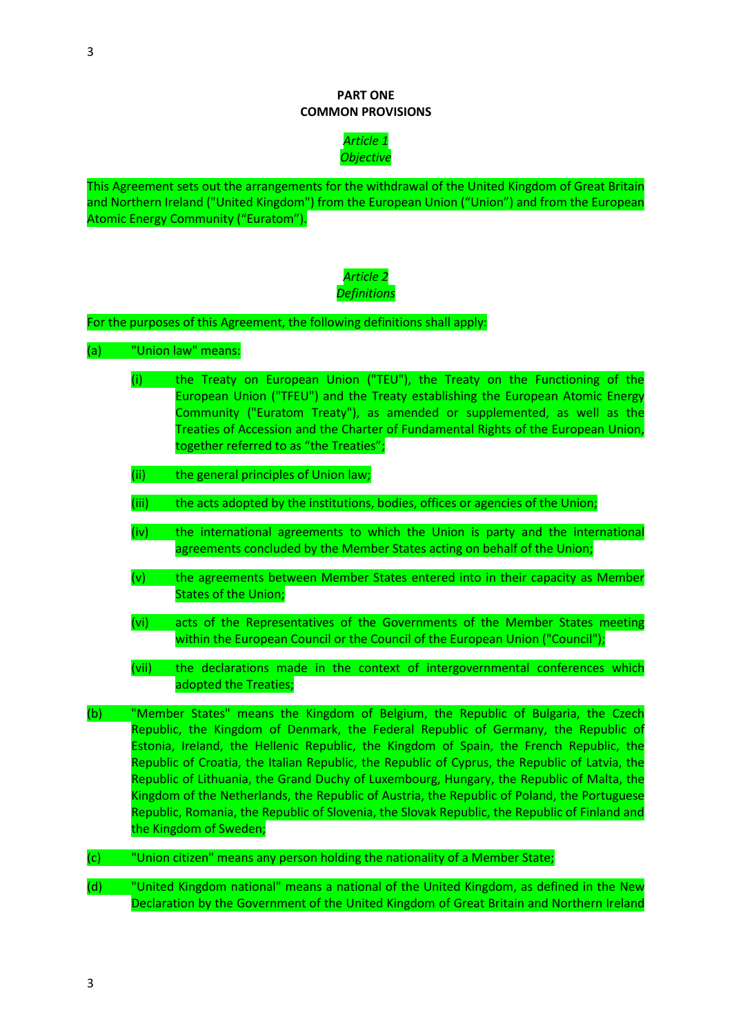# PART ONE
# COMMON PROVISIONS

*Article 1*
*Objective*

This Agreement sets out the arrangements for the withdrawal of the United Kingdom of Great Britain and Northern Ireland ("United Kingdom") from the European Union ("Union") and from the European Atomic Energy Community ("Euratom").

*Article 2*
*Definitions*

For the purposes of this Agreement, the following definitions shall apply:

(a) "Union law" means:

(i) the Treaty on European Union ("TEU"), the Treaty on the Functioning of the European Union ("TFEU") and the Treaty establishing the European Atomic Energy Community ("Euratom Treaty"), as amended or supplemented, as well as the Treaties of Accession and the Charter of Fundamental Rights of the European Union, together referred to as "the Treaties";

(ii) the general principles of Union law;

(iii) the acts adopted by the institutions, bodies, offices or agencies of the Union;

(iv) the international agreements to which the Union is party and the international agreements concluded by the Member States acting on behalf of the Union;

(v) the agreements between Member States entered into in their capacity as Member States of the Union;

(vi) acts of the Representatives of the Governments of the Member States meeting within the European Council or the Council of the European Union ("Council");

(vii) the declarations made in the context of intergovernmental conferences which adopted the Treaties;

(b) "Member States" means the Kingdom of Belgium, the Republic of Bulgaria, the Czech Republic, the Kingdom of Denmark, the Federal Republic of Germany, the Republic of Estonia, Ireland, the Hellenic Republic, the Kingdom of Spain, the French Republic, the Republic of Croatia, the Italian Republic, the Republic of Cyprus, the Republic of Latvia, the Republic of Lithuania, the Grand Duchy of Luxembourg, Hungary, the Republic of Malta, the Kingdom of the Netherlands, the Republic of Austria, the Republic of Poland, the Portuguese Republic, Romania, the Republic of Slovenia, the Slovak Republic, the Republic of Finland and the Kingdom of Sweden;

(c) "Union citizen" means any person holding the nationality of a Member State;

(d) "United Kingdom national" means a national of the United Kingdom, as defined in the New Declaration by the Government of the United Kingdom of Great Britain and Northern Ireland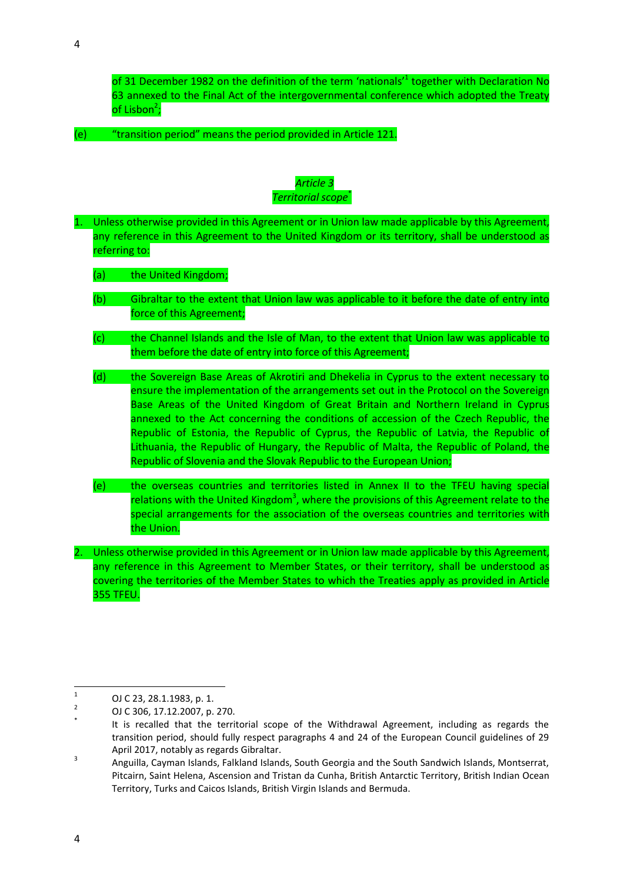of 31 December 1982 on the definition of the term 'nationals'[1] together with Declaration No 63 annexed to the Final Act of the intergovernmental conference which adopted the Treaty of Lisbon[2];

(e) "transition period" means the period provided in Article 121.

*Article 3*
*Territorial scope*[*]

1. Unless otherwise provided in this Agreement or in Union law made applicable by this Agreement, any reference in this Agreement to the United Kingdom or its territory, shall be understood as referring to:

   (a) the United Kingdom;

   (b) Gibraltar to the extent that Union law was applicable to it before the date of entry into force of this Agreement;

   (c) the Channel Islands and the Isle of Man, to the extent that Union law was applicable to them before the date of entry into force of this Agreement;

   (d) the Sovereign Base Areas of Akrotiri and Dhekelia in Cyprus to the extent necessary to ensure the implementation of the arrangements set out in the Protocol on the Sovereign Base Areas of the United Kingdom of Great Britain and Northern Ireland in Cyprus annexed to the Act concerning the conditions of accession of the Czech Republic, the Republic of Estonia, the Republic of Cyprus, the Republic of Latvia, the Republic of Lithuania, the Republic of Hungary, the Republic of Malta, the Republic of Poland, the Republic of Slovenia and the Slovak Republic to the European Union;

   (e) the overseas countries and territories listed in Annex II to the TFEU having special relations with the United Kingdom[3], where the provisions of this Agreement relate to the special arrangements for the association of the overseas countries and territories with the Union.

2. Unless otherwise provided in this Agreement or in Union law made applicable by this Agreement, any reference in this Agreement to Member States, or their territory, shall be understood as covering the territories of the Member States to which the Treaties apply as provided in Article 355 TFEU.

---

[1] OJ C 23, 28.1.1983, p. 1.

[2] OJ C 306, 17.12.2007, p. 270.

[*] It is recalled that the territorial scope of the Withdrawal Agreement, including as regards the transition period, should fully respect paragraphs 4 and 24 of the European Council guidelines of 29 April 2017, notably as regards Gibraltar.

[3] Anguilla, Cayman Islands, Falkland Islands, South Georgia and the South Sandwich Islands, Montserrat, Pitcairn, Saint Helena, Ascension and Tristan da Cunha, British Antarctic Territory, British Indian Ocean Territory, Turks and Caicos Islands, British Virgin Islands and Bermuda.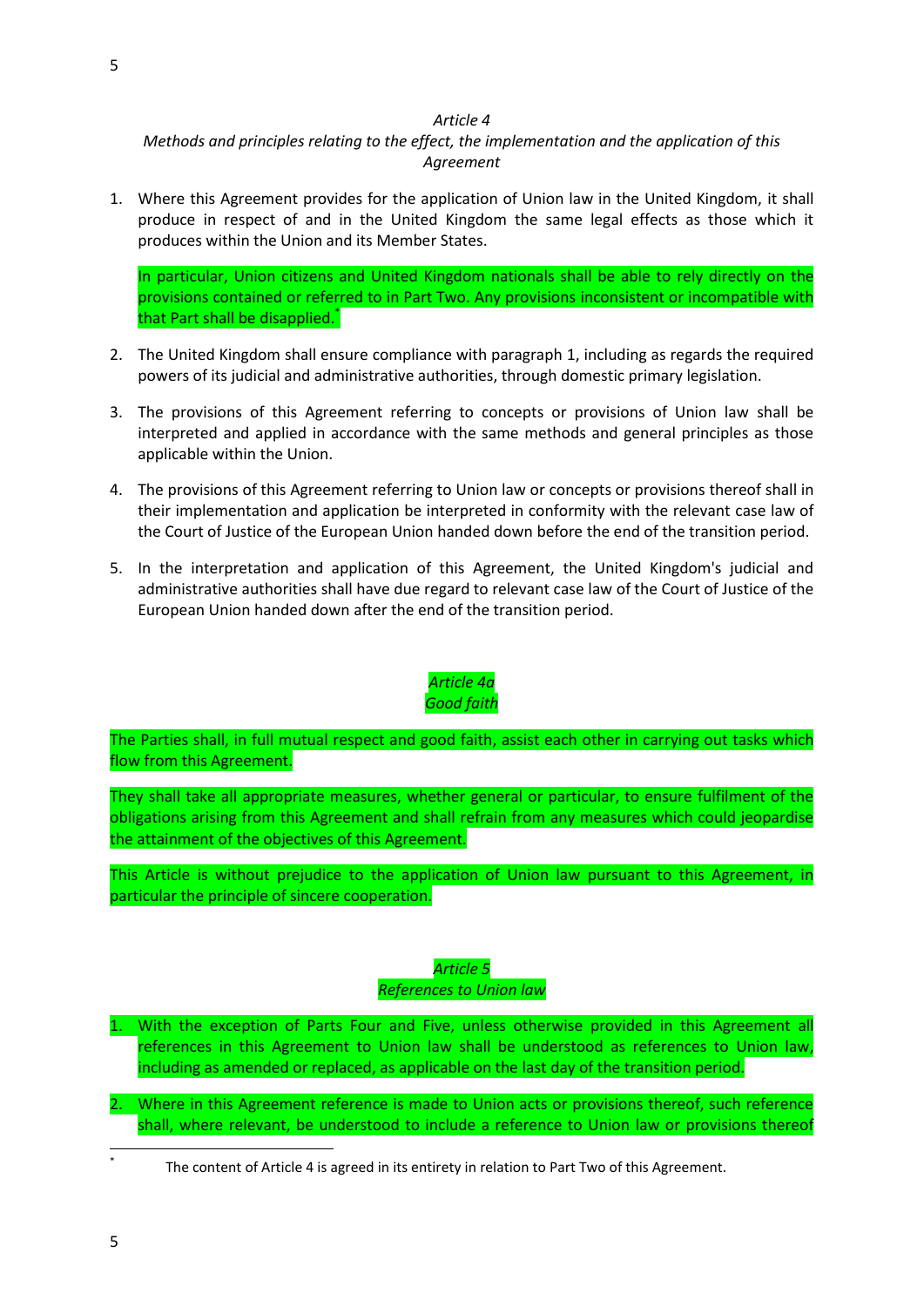*Article 4*

*Methods and principles relating to the effect, the implementation and the application of this Agreement*

1. Where this Agreement provides for the application of Union law in the United Kingdom, it shall produce in respect of and in the United Kingdom the same legal effects as those which it produces within the Union and its Member States.

   In particular, Union citizens and United Kingdom nationals shall be able to rely directly on the provisions contained or referred to in Part Two. Any provisions inconsistent or incompatible with that Part shall be disapplied.[*]

2. The United Kingdom shall ensure compliance with paragraph 1, including as regards the required powers of its judicial and administrative authorities, through domestic primary legislation.

3. The provisions of this Agreement referring to concepts or provisions of Union law shall be interpreted and applied in accordance with the same methods and general principles as those applicable within the Union.

4. The provisions of this Agreement referring to Union law or concepts or provisions thereof shall in their implementation and application be interpreted in conformity with the relevant case law of the Court of Justice of the European Union handed down before the end of the transition period.

5. In the interpretation and application of this Agreement, the United Kingdom's judicial and administrative authorities shall have due regard to relevant case law of the Court of Justice of the European Union handed down after the end of the transition period.

*Article 4a*

*Good faith*

The Parties shall, in full mutual respect and good faith, assist each other in carrying out tasks which flow from this Agreement.

They shall take all appropriate measures, whether general or particular, to ensure fulfilment of the obligations arising from this Agreement and shall refrain from any measures which could jeopardise the attainment of the objectives of this Agreement.

This Article is without prejudice to the application of Union law pursuant to this Agreement, in particular the principle of sincere cooperation.

*Article 5*

*References to Union law*

1. With the exception of Parts Four and Five, unless otherwise provided in this Agreement all references in this Agreement to Union law shall be understood as references to Union law, including as amended or replaced, as applicable on the last day of the transition period.

2. Where in this Agreement reference is made to Union acts or provisions thereof, such reference shall, where relevant, be understood to include a reference to Union law or provisions thereof

[*] The content of Article 4 is agreed in its entirety in relation to Part Two of this Agreement.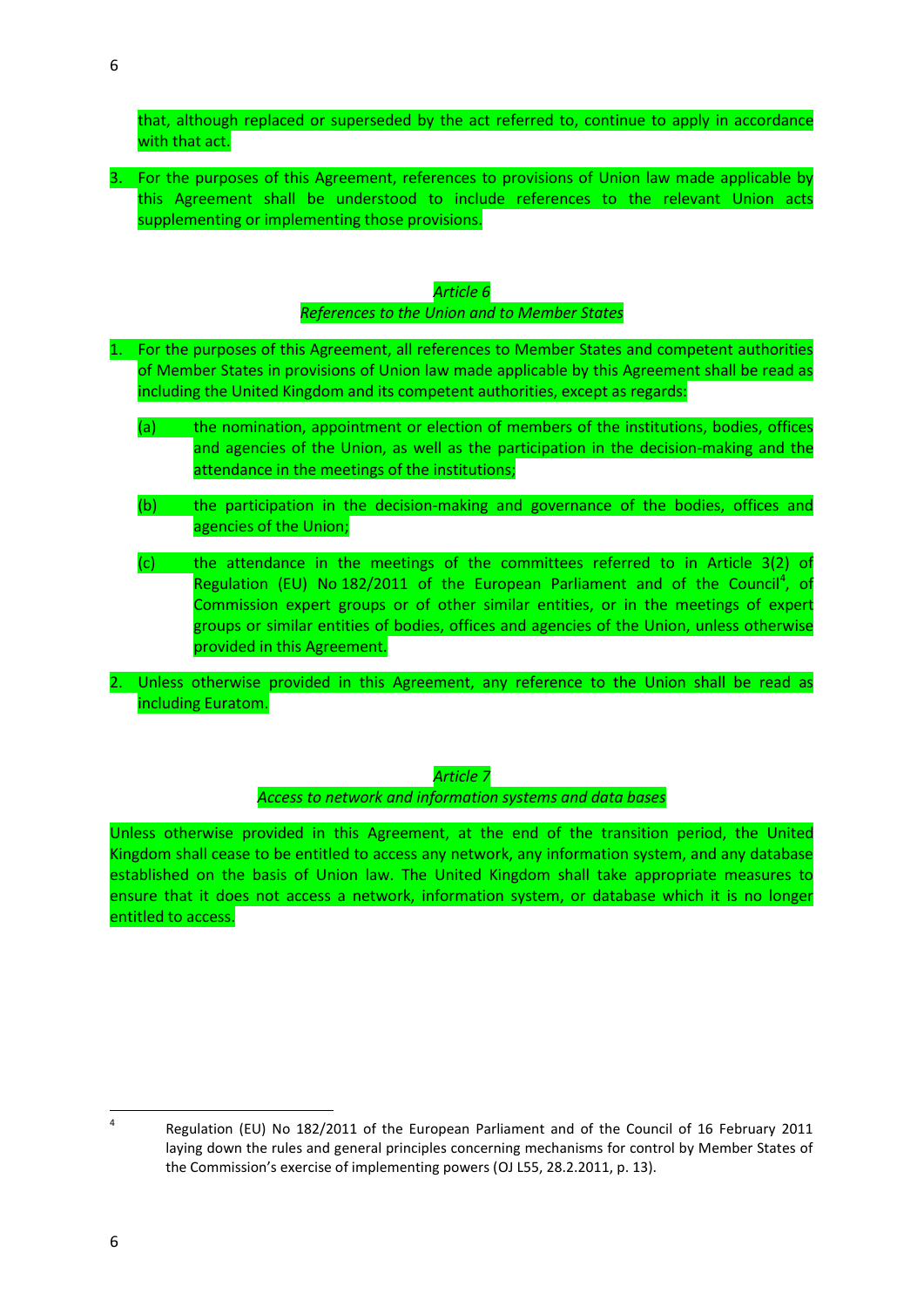that, although replaced or superseded by the act referred to, continue to apply in accordance with that act.

3. For the purposes of this Agreement, references to provisions of Union law made applicable by this Agreement shall be understood to include references to the relevant Union acts supplementing or implementing those provisions.

*Article 6*

*References to the Union and to Member States*

1. For the purposes of this Agreement, all references to Member States and competent authorities of Member States in provisions of Union law made applicable by this Agreement shall be read as including the United Kingdom and its competent authorities, except as regards:

   (a) the nomination, appointment or election of members of the institutions, bodies, offices and agencies of the Union, as well as the participation in the decision-making and the attendance in the meetings of the institutions;

   (b) the participation in the decision-making and governance of the bodies, offices and agencies of the Union;

   (c) the attendance in the meetings of the committees referred to in Article 3(2) of Regulation (EU) No 182/2011 of the European Parliament and of the Council[4], of Commission expert groups or of other similar entities, or in the meetings of expert groups or similar entities of bodies, offices and agencies of the Union, unless otherwise provided in this Agreement.

2. Unless otherwise provided in this Agreement, any reference to the Union shall be read as including Euratom.

*Article 7*

*Access to network and information systems and data bases*

Unless otherwise provided in this Agreement, at the end of the transition period, the United Kingdom shall cease to be entitled to access any network, any information system, and any database established on the basis of Union law. The United Kingdom shall take appropriate measures to ensure that it does not access a network, information system, or database which it is no longer entitled to access.

---

[4] Regulation (EU) No 182/2011 of the European Parliament and of the Council of 16 February 2011 laying down the rules and general principles concerning mechanisms for control by Member States of the Commission's exercise of implementing powers (OJ L55, 28.2.2011, p. 13).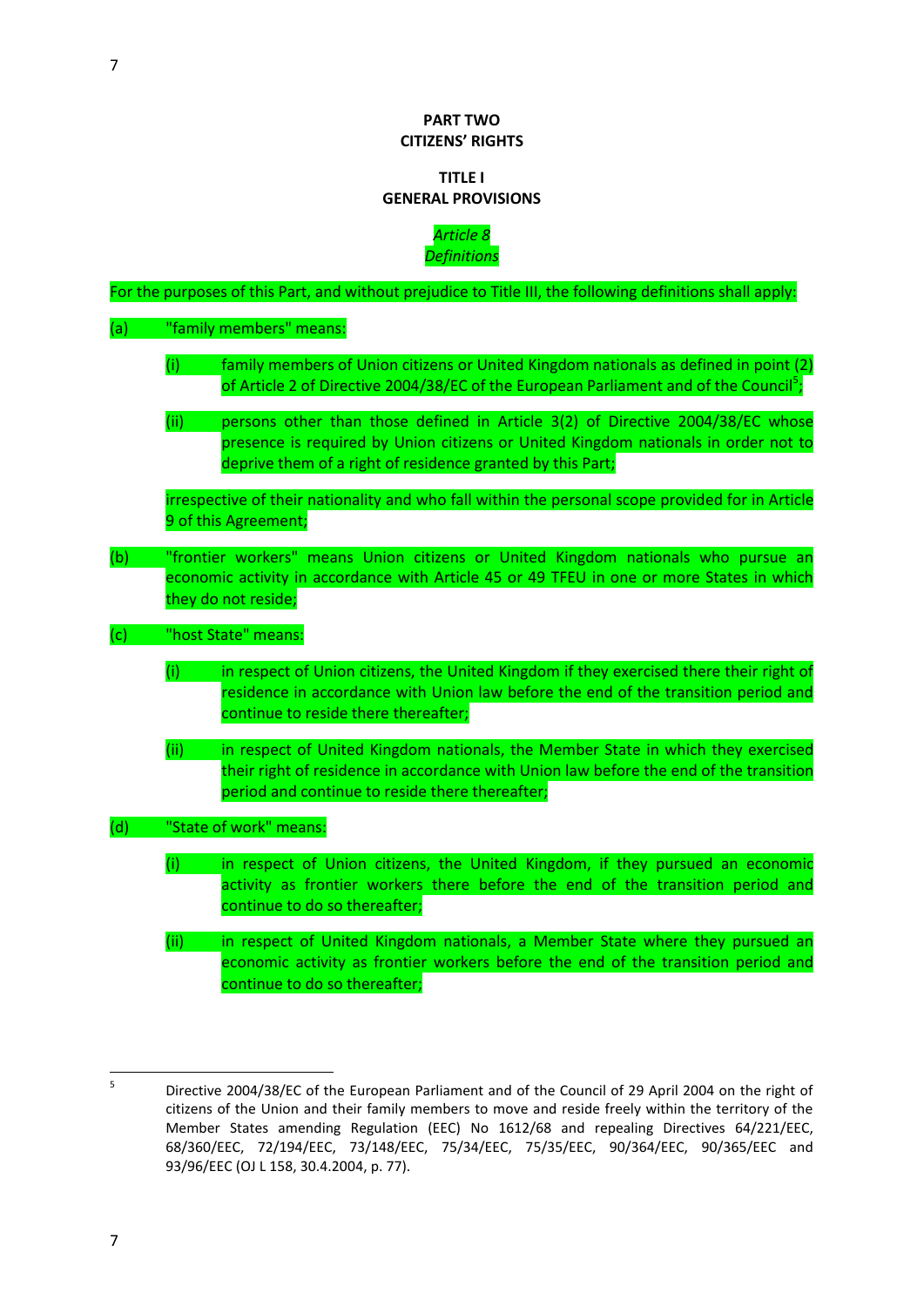# PART TWO
# CITIZENS' RIGHTS

## TITLE I
## GENERAL PROVISIONS

### *Article 8*
### *Definitions*

For the purposes of this Part, and without prejudice to Title III, the following definitions shall apply:

(a) "family members" means:

(i) family members of Union citizens or United Kingdom nationals as defined in point (2) of Article 2 of Directive 2004/38/EC of the European Parliament and of the Council[5];

(ii) persons other than those defined in Article 3(2) of Directive 2004/38/EC whose presence is required by Union citizens or United Kingdom nationals in order not to deprive them of a right of residence granted by this Part;

irrespective of their nationality and who fall within the personal scope provided for in Article 9 of this Agreement;

(b) "frontier workers" means Union citizens or United Kingdom nationals who pursue an economic activity in accordance with Article 45 or 49 TFEU in one or more States in which they do not reside;

(c) "host State" means:

(i) in respect of Union citizens, the United Kingdom if they exercised there their right of residence in accordance with Union law before the end of the transition period and continue to reside there thereafter;

(ii) in respect of United Kingdom nationals, the Member State in which they exercised their right of residence in accordance with Union law before the end of the transition period and continue to reside there thereafter;

(d) "State of work" means:

(i) in respect of Union citizens, the United Kingdom, if they pursued an economic activity as frontier workers there before the end of the transition period and continue to do so thereafter;

(ii) in respect of United Kingdom nationals, a Member State where they pursued an economic activity as frontier workers before the end of the transition period and continue to do so thereafter;

---

[5] Directive 2004/38/EC of the European Parliament and of the Council of 29 April 2004 on the right of citizens of the Union and their family members to move and reside freely within the territory of the Member States amending Regulation (EEC) No 1612/68 and repealing Directives 64/221/EEC, 68/360/EEC, 72/194/EEC, 73/148/EEC, 75/34/EEC, 75/35/EEC, 90/364/EEC, 90/365/EEC and 93/96/EEC (OJ L 158, 30.4.2004, p. 77).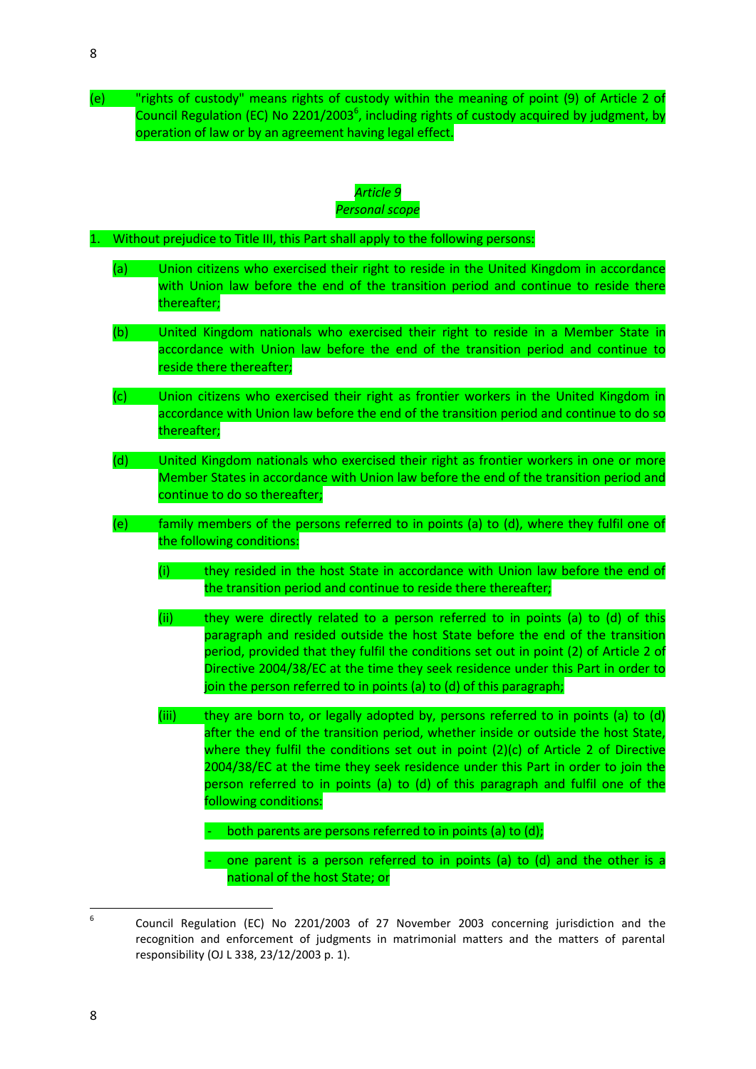(e) "rights of custody" means rights of custody within the meaning of point (9) of Article 2 of Council Regulation (EC) No 2201/2003[6], including rights of custody acquired by judgment, by operation of law or by an agreement having legal effect.

*Article 9*
*Personal scope*

1. Without prejudice to Title III, this Part shall apply to the following persons:

   (a) Union citizens who exercised their right to reside in the United Kingdom in accordance with Union law before the end of the transition period and continue to reside there thereafter;

   (b) United Kingdom nationals who exercised their right to reside in a Member State in accordance with Union law before the end of the transition period and continue to reside there thereafter;

   (c) Union citizens who exercised their right as frontier workers in the United Kingdom in accordance with Union law before the end of the transition period and continue to do so thereafter;

   (d) United Kingdom nationals who exercised their right as frontier workers in one or more Member States in accordance with Union law before the end of the transition period and continue to do so thereafter;

   (e) family members of the persons referred to in points (a) to (d), where they fulfil one of the following conditions:

      (i) they resided in the host State in accordance with Union law before the end of the transition period and continue to reside there thereafter;

      (ii) they were directly related to a person referred to in points (a) to (d) of this paragraph and resided outside the host State before the end of the transition period, provided that they fulfil the conditions set out in point (2) of Article 2 of Directive 2004/38/EC at the time they seek residence under this Part in order to join the person referred to in points (a) to (d) of this paragraph;

      (iii) they are born to, or legally adopted by, persons referred to in points (a) to (d) after the end of the transition period, whether inside or outside the host State, where they fulfil the conditions set out in point (2)(c) of Article 2 of Directive 2004/38/EC at the time they seek residence under this Part in order to join the person referred to in points (a) to (d) of this paragraph and fulfil one of the following conditions:

         - both parents are persons referred to in points (a) to (d);

         - one parent is a person referred to in points (a) to (d) and the other is a national of the host State; or

---

[6] Council Regulation (EC) No 2201/2003 of 27 November 2003 concerning jurisdiction and the recognition and enforcement of judgments in matrimonial matters and the matters of parental responsibility (OJ L 338, 23/12/2003 p. 1).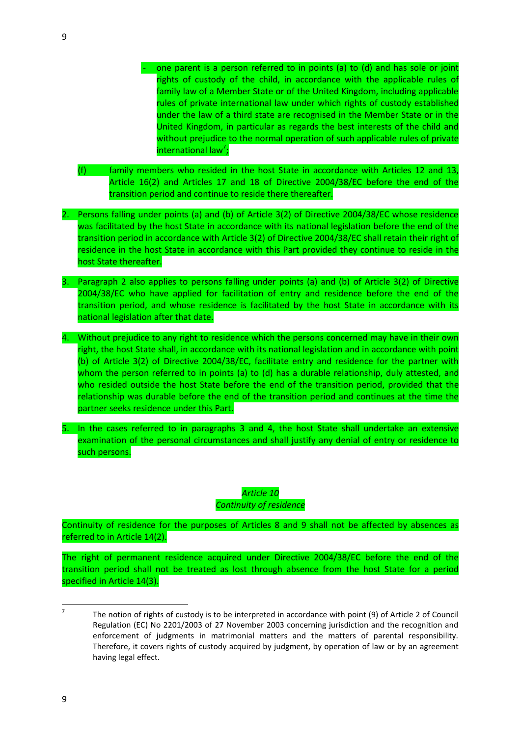- one parent is a person referred to in points (a) to (d) and has sole or joint rights of custody of the child, in accordance with the applicable rules of family law of a Member State or of the United Kingdom, including applicable rules of private international law under which rights of custody established under the law of a third state are recognised in the Member State or in the United Kingdom, in particular as regards the best interests of the child and without prejudice to the normal operation of such applicable rules of private international law[7];

(f) family members who resided in the host State in accordance with Articles 12 and 13, Article 16(2) and Articles 17 and 18 of Directive 2004/38/EC before the end of the transition period and continue to reside there thereafter.

2. Persons falling under points (a) and (b) of Article 3(2) of Directive 2004/38/EC whose residence was facilitated by the host State in accordance with its national legislation before the end of the transition period in accordance with Article 3(2) of Directive 2004/38/EC shall retain their right of residence in the host State in accordance with this Part provided they continue to reside in the host State thereafter.

3. Paragraph 2 also applies to persons falling under points (a) and (b) of Article 3(2) of Directive 2004/38/EC who have applied for facilitation of entry and residence before the end of the transition period, and whose residence is facilitated by the host State in accordance with its national legislation after that date.

4. Without prejudice to any right to residence which the persons concerned may have in their own right, the host State shall, in accordance with its national legislation and in accordance with point (b) of Article 3(2) of Directive 2004/38/EC, facilitate entry and residence for the partner with whom the person referred to in points (a) to (d) has a durable relationship, duly attested, and who resided outside the host State before the end of the transition period, provided that the relationship was durable before the end of the transition period and continues at the time the partner seeks residence under this Part.

5. In the cases referred to in paragraphs 3 and 4, the host State shall undertake an extensive examination of the personal circumstances and shall justify any denial of entry or residence to such persons.

*Article 10*
*Continuity of residence*

Continuity of residence for the purposes of Articles 8 and 9 shall not be affected by absences as referred to in Article 14(2).

The right of permanent residence acquired under Directive 2004/38/EC before the end of the transition period shall not be treated as lost through absence from the host State for a period specified in Article 14(3).

[7] The notion of rights of custody is to be interpreted in accordance with point (9) of Article 2 of Council Regulation (EC) No 2201/2003 of 27 November 2003 concerning jurisdiction and the recognition and enforcement of judgments in matrimonial matters and the matters of parental responsibility. Therefore, it covers rights of custody acquired by judgment, by operation of law or by an agreement having legal effect.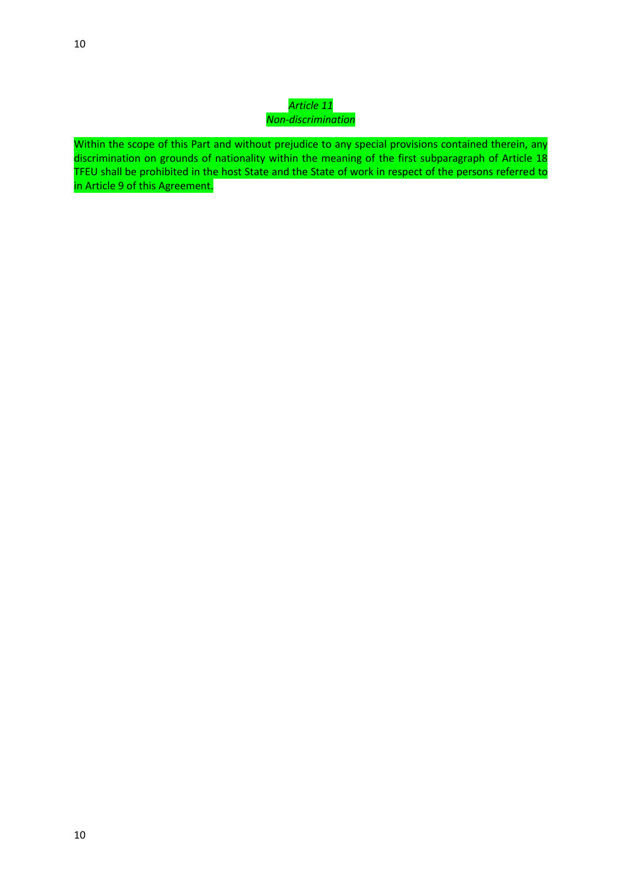*Article 11*
*Non-discrimination*

Within the scope of this Part and without prejudice to any special provisions contained therein, any discrimination on grounds of nationality within the meaning of the first subparagraph of Article 18 TFEU shall be prohibited in the host State and the State of work in respect of the persons referred to in Article 9 of this Agreement.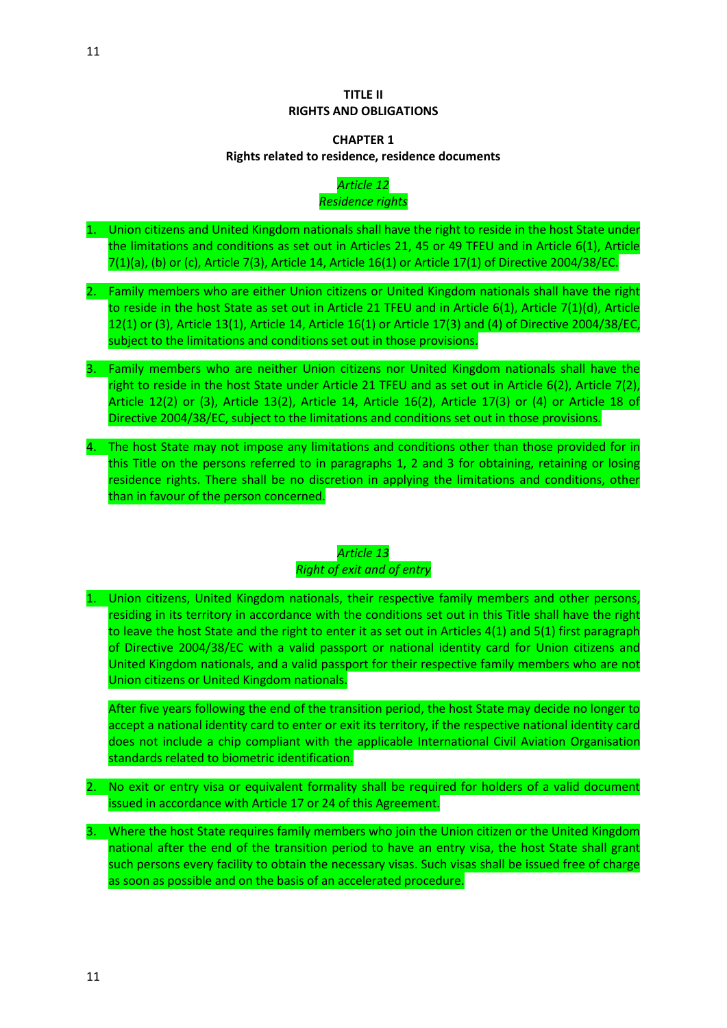## TITLE II
## RIGHTS AND OBLIGATIONS

### CHAPTER 1
### Rights related to residence, residence documents

*Article 12*
*Residence rights*

1. Union citizens and United Kingdom nationals shall have the right to reside in the host State under the limitations and conditions as set out in Articles 21, 45 or 49 TFEU and in Article 6(1), Article 7(1)(a), (b) or (c), Article 7(3), Article 14, Article 16(1) or Article 17(1) of Directive 2004/38/EC.

2. Family members who are either Union citizens or United Kingdom nationals shall have the right to reside in the host State as set out in Article 21 TFEU and in Article 6(1), Article 7(1)(d), Article 12(1) or (3), Article 13(1), Article 14, Article 16(1) or Article 17(3) and (4) of Directive 2004/38/EC, subject to the limitations and conditions set out in those provisions.

3. Family members who are neither Union citizens nor United Kingdom nationals shall have the right to reside in the host State under Article 21 TFEU and as set out in Article 6(2), Article 7(2), Article 12(2) or (3), Article 13(2), Article 14, Article 16(2), Article 17(3) or (4) or Article 18 of Directive 2004/38/EC, subject to the limitations and conditions set out in those provisions.

4. The host State may not impose any limitations and conditions other than those provided for in this Title on the persons referred to in paragraphs 1, 2 and 3 for obtaining, retaining or losing residence rights. There shall be no discretion in applying the limitations and conditions, other than in favour of the person concerned.

*Article 13*
*Right of exit and of entry*

1. Union citizens, United Kingdom nationals, their respective family members and other persons, residing in its territory in accordance with the conditions set out in this Title shall have the right to leave the host State and the right to enter it as set out in Articles 4(1) and 5(1) first paragraph of Directive 2004/38/EC with a valid passport or national identity card for Union citizens and United Kingdom nationals, and a valid passport for their respective family members who are not Union citizens or United Kingdom nationals.

   After five years following the end of the transition period, the host State may decide no longer to accept a national identity card to enter or exit its territory, if the respective national identity card does not include a chip compliant with the applicable International Civil Aviation Organisation standards related to biometric identification.

2. No exit or entry visa or equivalent formality shall be required for holders of a valid document issued in accordance with Article 17 or 24 of this Agreement.

3. Where the host State requires family members who join the Union citizen or the United Kingdom national after the end of the transition period to have an entry visa, the host State shall grant such persons every facility to obtain the necessary visas. Such visas shall be issued free of charge as soon as possible and on the basis of an accelerated procedure.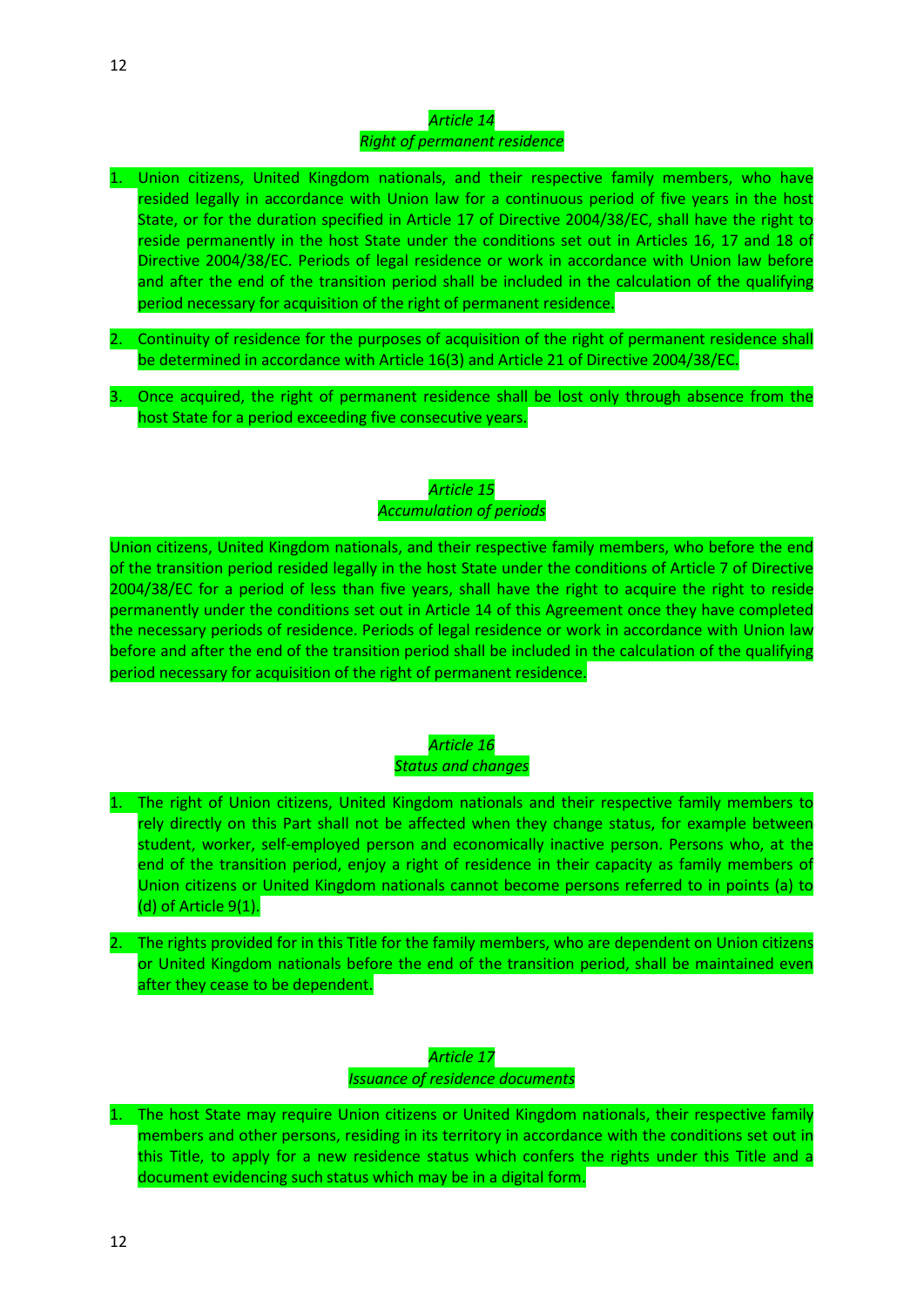*Article 14*
*Right of permanent residence*

1. Union citizens, United Kingdom nationals, and their respective family members, who have resided legally in accordance with Union law for a continuous period of five years in the host State, or for the duration specified in Article 17 of Directive 2004/38/EC, shall have the right to reside permanently in the host State under the conditions set out in Articles 16, 17 and 18 of Directive 2004/38/EC. Periods of legal residence or work in accordance with Union law before and after the end of the transition period shall be included in the calculation of the qualifying period necessary for acquisition of the right of permanent residence.

2. Continuity of residence for the purposes of acquisition of the right of permanent residence shall be determined in accordance with Article 16(3) and Article 21 of Directive 2004/38/EC.

3. Once acquired, the right of permanent residence shall be lost only through absence from the host State for a period exceeding five consecutive years.

*Article 15*
*Accumulation of periods*

Union citizens, United Kingdom nationals, and their respective family members, who before the end of the transition period resided legally in the host State under the conditions of Article 7 of Directive 2004/38/EC for a period of less than five years, shall have the right to acquire the right to reside permanently under the conditions set out in Article 14 of this Agreement once they have completed the necessary periods of residence. Periods of legal residence or work in accordance with Union law before and after the end of the transition period shall be included in the calculation of the qualifying period necessary for acquisition of the right of permanent residence.

*Article 16*
*Status and changes*

1. The right of Union citizens, United Kingdom nationals and their respective family members to rely directly on this Part shall not be affected when they change status, for example between student, worker, self-employed person and economically inactive person. Persons who, at the end of the transition period, enjoy a right of residence in their capacity as family members of Union citizens or United Kingdom nationals cannot become persons referred to in points (a) to (d) of Article 9(1).

2. The rights provided for in this Title for the family members, who are dependent on Union citizens or United Kingdom nationals before the end of the transition period, shall be maintained even after they cease to be dependent.

*Article 17*
*Issuance of residence documents*

1. The host State may require Union citizens or United Kingdom nationals, their respective family members and other persons, residing in its territory in accordance with the conditions set out in this Title, to apply for a new residence status which confers the rights under this Title and a document evidencing such status which may be in a digital form.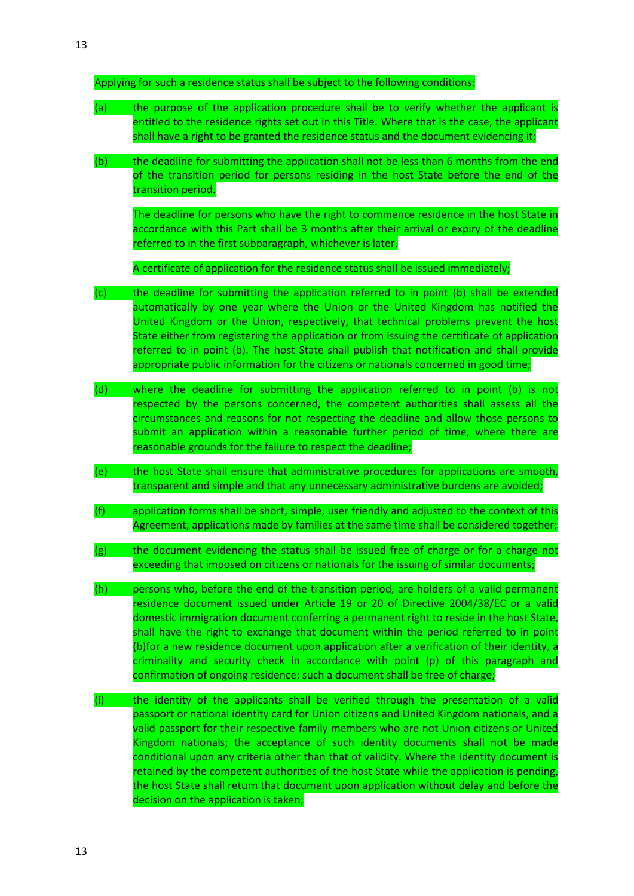Applying for such a residence status shall be subject to the following conditions:

(a) the purpose of the application procedure shall be to verify whether the applicant is entitled to the residence rights set out in this Title. Where that is the case, the applicant shall have a right to be granted the residence status and the document evidencing it;

(b) the deadline for submitting the application shall not be less than 6 months from the end of the transition period for persons residing in the host State before the end of the transition period.

The deadline for persons who have the right to commence residence in the host State in accordance with this Part shall be 3 months after their arrival or expiry of the deadline referred to in the first subparagraph, whichever is later.

A certificate of application for the residence status shall be issued immediately;

(c) the deadline for submitting the application referred to in point (b) shall be extended automatically by one year where the Union or the United Kingdom has notified the United Kingdom or the Union, respectively, that technical problems prevent the host State either from registering the application or from issuing the certificate of application referred to in point (b). The host State shall publish that notification and shall provide appropriate public information for the citizens or nationals concerned in good time;

(d) where the deadline for submitting the application referred to in point (b) is not respected by the persons concerned, the competent authorities shall assess all the circumstances and reasons for not respecting the deadline and allow those persons to submit an application within a reasonable further period of time, where there are reasonable grounds for the failure to respect the deadline;

(e) the host State shall ensure that administrative procedures for applications are smooth, transparent and simple and that any unnecessary administrative burdens are avoided;

(f) application forms shall be short, simple, user friendly and adjusted to the context of this Agreement; applications made by families at the same time shall be considered together;

(g) the document evidencing the status shall be issued free of charge or for a charge not exceeding that imposed on citizens or nationals for the issuing of similar documents;

(h) persons who, before the end of the transition period, are holders of a valid permanent residence document issued under Article 19 or 20 of Directive 2004/38/EC or a valid domestic immigration document conferring a permanent right to reside in the host State, shall have the right to exchange that document within the period referred to in point (b)for a new residence document upon application after a verification of their identity, a criminality and security check in accordance with point (p) of this paragraph and confirmation of ongoing residence; such a document shall be free of charge;

(i) the identity of the applicants shall be verified through the presentation of a valid passport or national identity card for Union citizens and United Kingdom nationals, and a valid passport for their respective family members who are not Union citizens or United Kingdom nationals; the acceptance of such identity documents shall not be made conditional upon any criteria other than that of validity. Where the identity document is retained by the competent authorities of the host State while the application is pending, the host State shall return that document upon application without delay and before the decision on the application is taken;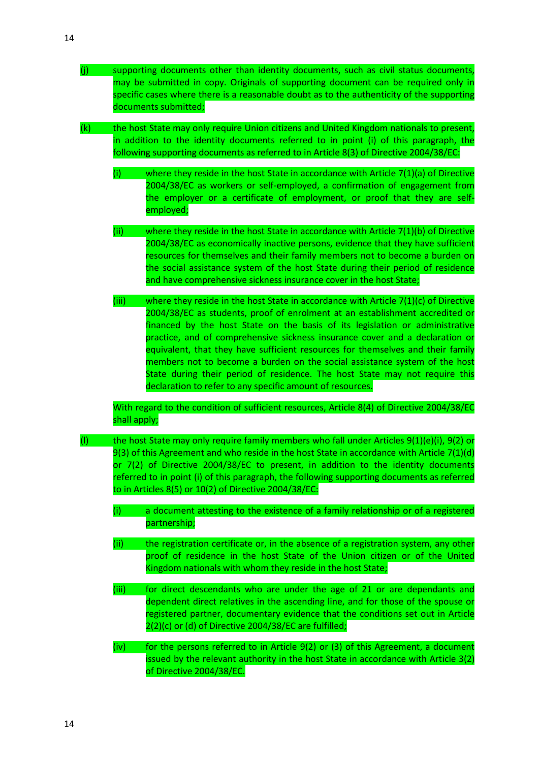(j) supporting documents other than identity documents, such as civil status documents, may be submitted in copy. Originals of supporting document can be required only in specific cases where there is a reasonable doubt as to the authenticity of the supporting documents submitted;

(k) the host State may only require Union citizens and United Kingdom nationals to present, in addition to the identity documents referred to in point (i) of this paragraph, the following supporting documents as referred to in Article 8(3) of Directive 2004/38/EC:

   (i) where they reside in the host State in accordance with Article 7(1)(a) of Directive 2004/38/EC as workers or self-employed, a confirmation of engagement from the employer or a certificate of employment, or proof that they are self-employed;

   (ii) where they reside in the host State in accordance with Article 7(1)(b) of Directive 2004/38/EC as economically inactive persons, evidence that they have sufficient resources for themselves and their family members not to become a burden on the social assistance system of the host State during their period of residence and have comprehensive sickness insurance cover in the host State;

   (iii) where they reside in the host State in accordance with Article 7(1)(c) of Directive 2004/38/EC as students, proof of enrolment at an establishment accredited or financed by the host State on the basis of its legislation or administrative practice, and of comprehensive sickness insurance cover and a declaration or equivalent, that they have sufficient resources for themselves and their family members not to become a burden on the social assistance system of the host State during their period of residence. The host State may not require this declaration to refer to any specific amount of resources.

   With regard to the condition of sufficient resources, Article 8(4) of Directive 2004/38/EC shall apply;

(l) the host State may only require family members who fall under Articles 9(1)(e)(i), 9(2) or 9(3) of this Agreement and who reside in the host State in accordance with Article 7(1)(d) or 7(2) of Directive 2004/38/EC to present, in addition to the identity documents referred to in point (i) of this paragraph, the following supporting documents as referred to in Articles 8(5) or 10(2) of Directive 2004/38/EC:

   (i) a document attesting to the existence of a family relationship or of a registered partnership;

   (ii) the registration certificate or, in the absence of a registration system, any other proof of residence in the host State of the Union citizen or of the United Kingdom nationals with whom they reside in the host State;

   (iii) for direct descendants who are under the age of 21 or are dependants and dependent direct relatives in the ascending line, and for those of the spouse or registered partner, documentary evidence that the conditions set out in Article 2(2)(c) or (d) of Directive 2004/38/EC are fulfilled;

   (iv) for the persons referred to in Article 9(2) or (3) of this Agreement, a document issued by the relevant authority in the host State in accordance with Article 3(2) of Directive 2004/38/EC.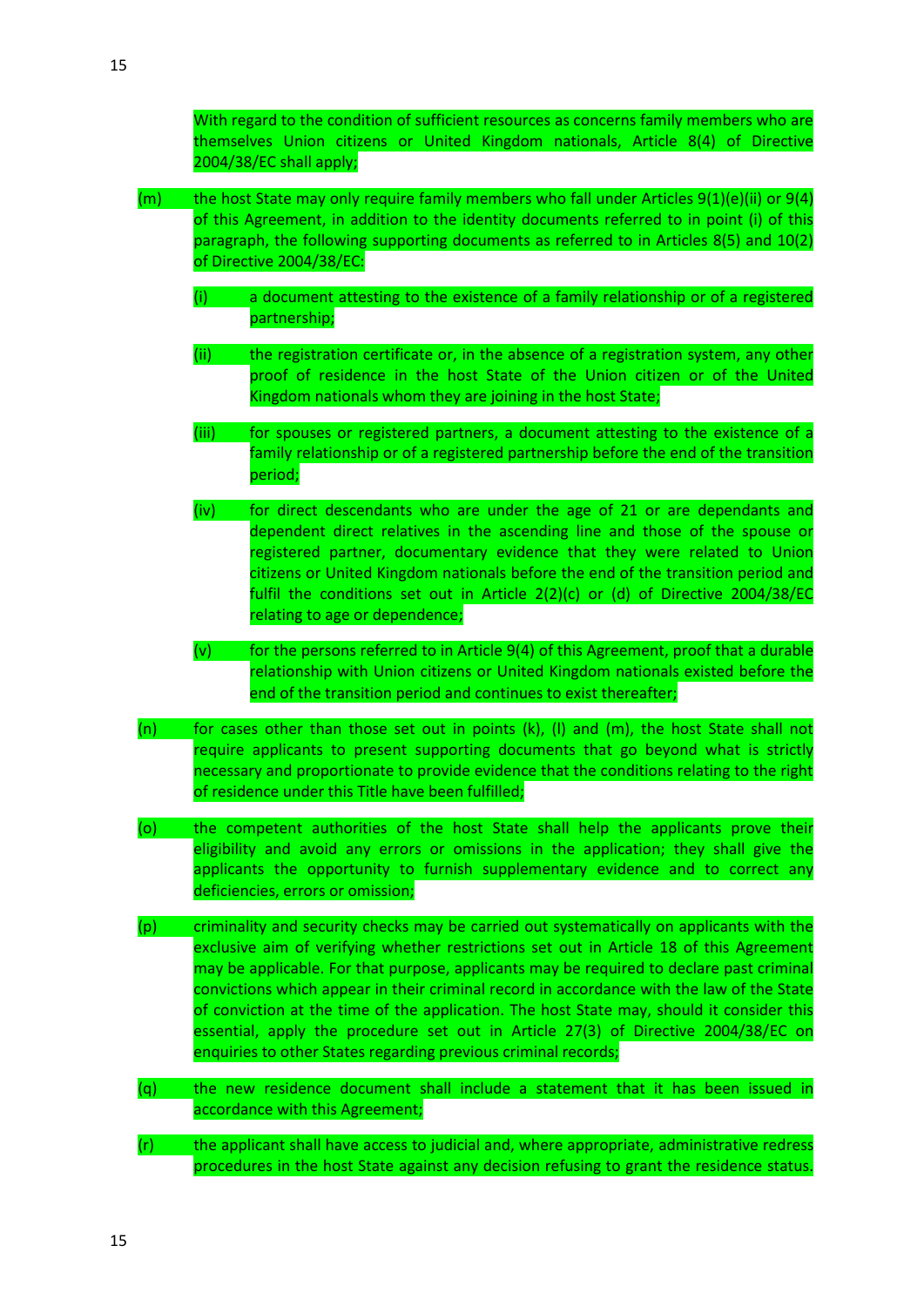With regard to the condition of sufficient resources as concerns family members who are themselves Union citizens or United Kingdom nationals, Article 8(4) of Directive 2004/38/EC shall apply;

(m) the host State may only require family members who fall under Articles 9(1)(e)(ii) or 9(4) of this Agreement, in addition to the identity documents referred to in point (i) of this paragraph, the following supporting documents as referred to in Articles 8(5) and 10(2) of Directive 2004/38/EC:

  (i) a document attesting to the existence of a family relationship or of a registered partnership;

  (ii) the registration certificate or, in the absence of a registration system, any other proof of residence in the host State of the Union citizen or of the United Kingdom nationals whom they are joining in the host State;

  (iii) for spouses or registered partners, a document attesting to the existence of a family relationship or of a registered partnership before the end of the transition period;

  (iv) for direct descendants who are under the age of 21 or are dependants and dependent direct relatives in the ascending line and those of the spouse or registered partner, documentary evidence that they were related to Union citizens or United Kingdom nationals before the end of the transition period and fulfil the conditions set out in Article 2(2)(c) or (d) of Directive 2004/38/EC relating to age or dependence;

  (v) for the persons referred to in Article 9(4) of this Agreement, proof that a durable relationship with Union citizens or United Kingdom nationals existed before the end of the transition period and continues to exist thereafter;

(n) for cases other than those set out in points (k), (l) and (m), the host State shall not require applicants to present supporting documents that go beyond what is strictly necessary and proportionate to provide evidence that the conditions relating to the right of residence under this Title have been fulfilled;

(o) the competent authorities of the host State shall help the applicants prove their eligibility and avoid any errors or omissions in the application; they shall give the applicants the opportunity to furnish supplementary evidence and to correct any deficiencies, errors or omission;

(p) criminality and security checks may be carried out systematically on applicants with the exclusive aim of verifying whether restrictions set out in Article 18 of this Agreement may be applicable. For that purpose, applicants may be required to declare past criminal convictions which appear in their criminal record in accordance with the law of the State of conviction at the time of the application. The host State may, should it consider this essential, apply the procedure set out in Article 27(3) of Directive 2004/38/EC on enquiries to other States regarding previous criminal records;

(q) the new residence document shall include a statement that it has been issued in accordance with this Agreement;

(r) the applicant shall have access to judicial and, where appropriate, administrative redress procedures in the host State against any decision refusing to grant the residence status.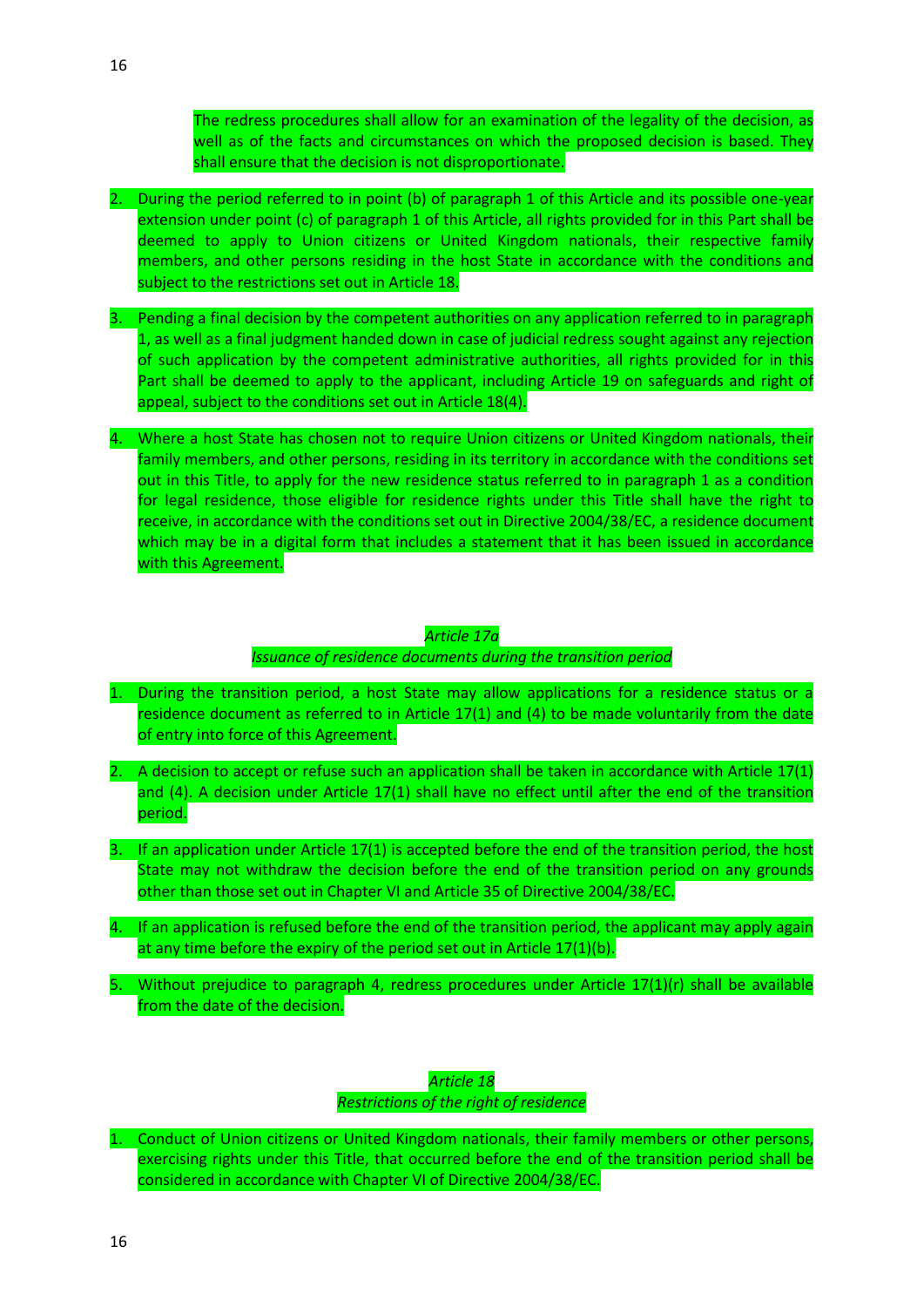The redress procedures shall allow for an examination of the legality of the decision, as well as of the facts and circumstances on which the proposed decision is based. They shall ensure that the decision is not disproportionate.

2. During the period referred to in point (b) of paragraph 1 of this Article and its possible one-year extension under point (c) of paragraph 1 of this Article, all rights provided for in this Part shall be deemed to apply to Union citizens or United Kingdom nationals, their respective family members, and other persons residing in the host State in accordance with the conditions and subject to the restrictions set out in Article 18.

3. Pending a final decision by the competent authorities on any application referred to in paragraph 1, as well as a final judgment handed down in case of judicial redress sought against any rejection of such application by the competent administrative authorities, all rights provided for in this Part shall be deemed to apply to the applicant, including Article 19 on safeguards and right of appeal, subject to the conditions set out in Article 18(4).

4. Where a host State has chosen not to require Union citizens or United Kingdom nationals, their family members, and other persons, residing in its territory in accordance with the conditions set out in this Title, to apply for the new residence status referred to in paragraph 1 as a condition for legal residence, those eligible for residence rights under this Title shall have the right to receive, in accordance with the conditions set out in Directive 2004/38/EC, a residence document which may be in a digital form that includes a statement that it has been issued in accordance with this Agreement.

*Article 17a*

*Issuance of residence documents during the transition period*

1. During the transition period, a host State may allow applications for a residence status or a residence document as referred to in Article 17(1) and (4) to be made voluntarily from the date of entry into force of this Agreement.

2. A decision to accept or refuse such an application shall be taken in accordance with Article 17(1) and (4). A decision under Article 17(1) shall have no effect until after the end of the transition period.

3. If an application under Article 17(1) is accepted before the end of the transition period, the host State may not withdraw the decision before the end of the transition period on any grounds other than those set out in Chapter VI and Article 35 of Directive 2004/38/EC.

4. If an application is refused before the end of the transition period, the applicant may apply again at any time before the expiry of the period set out in Article 17(1)(b).

5. Without prejudice to paragraph 4, redress procedures under Article 17(1)(r) shall be available from the date of the decision.

*Article 18*

*Restrictions of the right of residence*

1. Conduct of Union citizens or United Kingdom nationals, their family members or other persons, exercising rights under this Title, that occurred before the end of the transition period shall be considered in accordance with Chapter VI of Directive 2004/38/EC.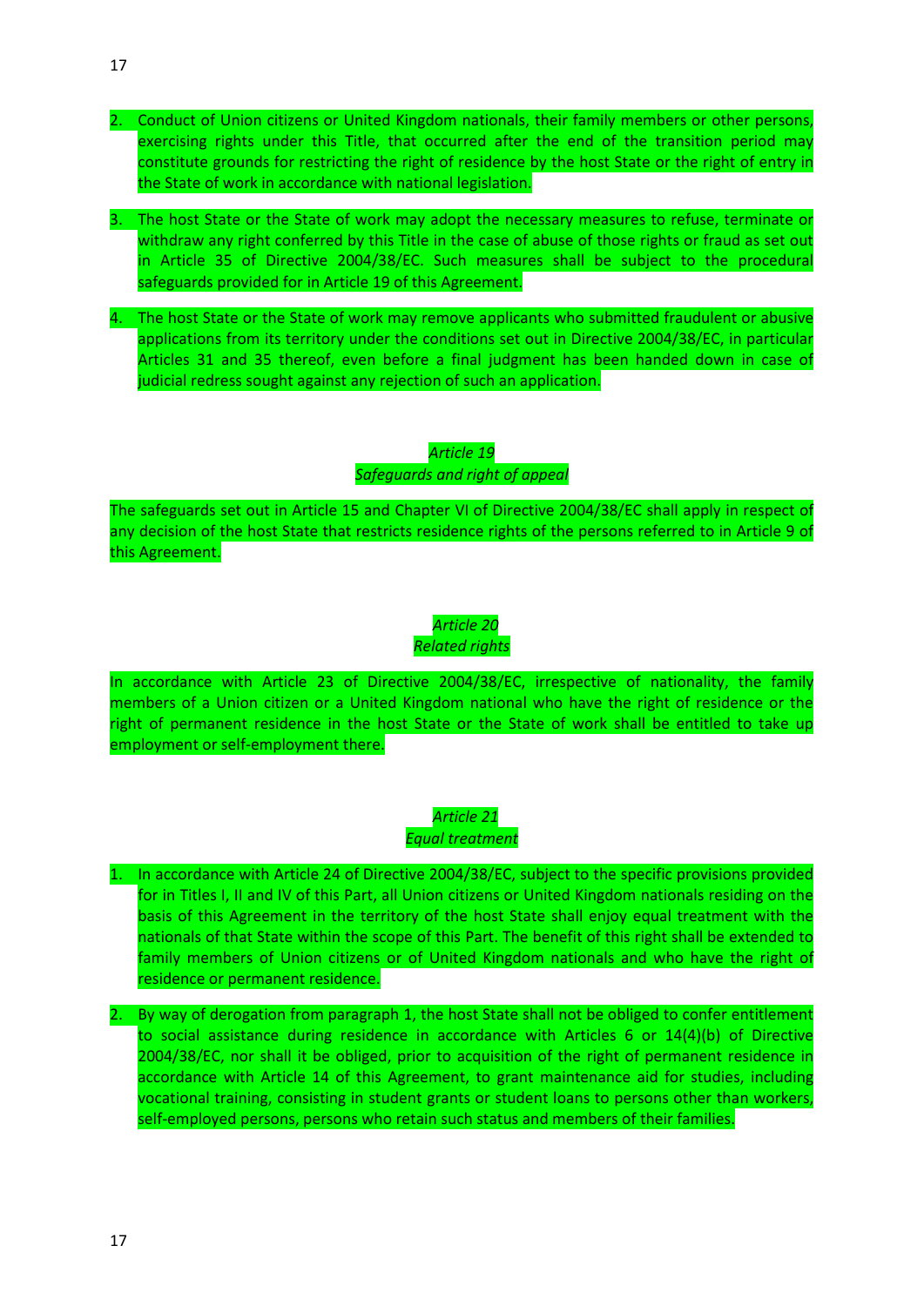2. Conduct of Union citizens or United Kingdom nationals, their family members or other persons, exercising rights under this Title, that occurred after the end of the transition period may constitute grounds for restricting the right of residence by the host State or the right of entry in the State of work in accordance with national legislation.

3. The host State or the State of work may adopt the necessary measures to refuse, terminate or withdraw any right conferred by this Title in the case of abuse of those rights or fraud as set out in Article 35 of Directive 2004/38/EC. Such measures shall be subject to the procedural safeguards provided for in Article 19 of this Agreement.

4. The host State or the State of work may remove applicants who submitted fraudulent or abusive applications from its territory under the conditions set out in Directive 2004/38/EC, in particular Articles 31 and 35 thereof, even before a final judgment has been handed down in case of judicial redress sought against any rejection of such an application.

*Article 19*
*Safeguards and right of appeal*

The safeguards set out in Article 15 and Chapter VI of Directive 2004/38/EC shall apply in respect of any decision of the host State that restricts residence rights of the persons referred to in Article 9 of this Agreement.

*Article 20*
*Related rights*

In accordance with Article 23 of Directive 2004/38/EC, irrespective of nationality, the family members of a Union citizen or a United Kingdom national who have the right of residence or the right of permanent residence in the host State or the State of work shall be entitled to take up employment or self-employment there.

*Article 21*
*Equal treatment*

1. In accordance with Article 24 of Directive 2004/38/EC, subject to the specific provisions provided for in Titles I, II and IV of this Part, all Union citizens or United Kingdom nationals residing on the basis of this Agreement in the territory of the host State shall enjoy equal treatment with the nationals of that State within the scope of this Part. The benefit of this right shall be extended to family members of Union citizens or of United Kingdom nationals and who have the right of residence or permanent residence.

2. By way of derogation from paragraph 1, the host State shall not be obliged to confer entitlement to social assistance during residence in accordance with Articles 6 or 14(4)(b) of Directive 2004/38/EC, nor shall it be obliged, prior to acquisition of the right of permanent residence in accordance with Article 14 of this Agreement, to grant maintenance aid for studies, including vocational training, consisting in student grants or student loans to persons other than workers, self-employed persons, persons who retain such status and members of their families.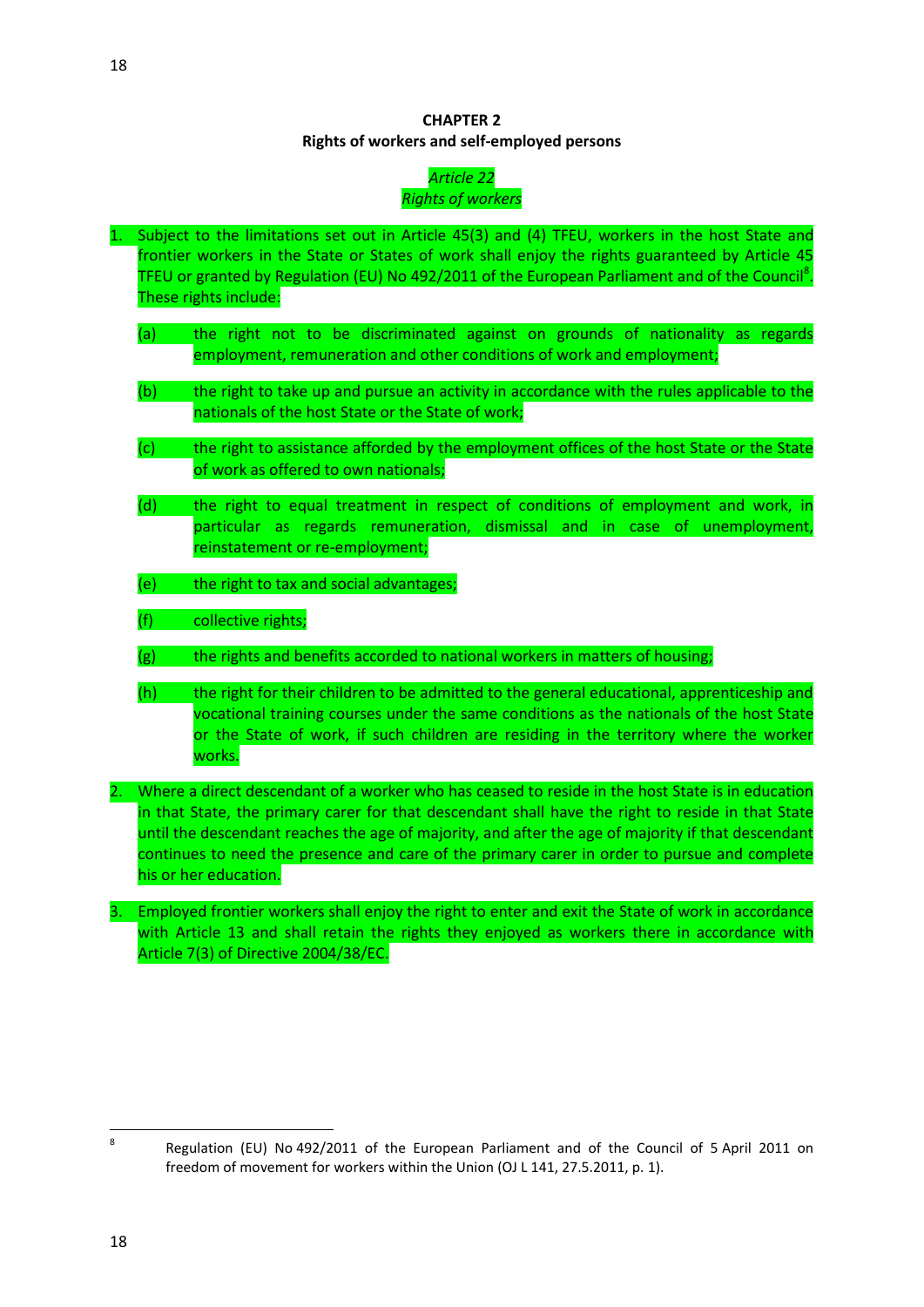**CHAPTER 2**
**Rights of workers and self-employed persons**

*Article 22*
*Rights of workers*

1. Subject to the limitations set out in Article 45(3) and (4) TFEU, workers in the host State and frontier workers in the State or States of work shall enjoy the rights guaranteed by Article 45 TFEU or granted by Regulation (EU) No 492/2011 of the European Parliament and of the Council[8]. These rights include:

   (a) the right not to be discriminated against on grounds of nationality as regards employment, remuneration and other conditions of work and employment;

   (b) the right to take up and pursue an activity in accordance with the rules applicable to the nationals of the host State or the State of work;

   (c) the right to assistance afforded by the employment offices of the host State or the State of work as offered to own nationals;

   (d) the right to equal treatment in respect of conditions of employment and work, in particular as regards remuneration, dismissal and in case of unemployment, reinstatement or re-employment;

   (e) the right to tax and social advantages;

   (f) collective rights;

   (g) the rights and benefits accorded to national workers in matters of housing;

   (h) the right for their children to be admitted to the general educational, apprenticeship and vocational training courses under the same conditions as the nationals of the host State or the State of work, if such children are residing in the territory where the worker works.

2. Where a direct descendant of a worker who has ceased to reside in the host State is in education in that State, the primary carer for that descendant shall have the right to reside in that State until the descendant reaches the age of majority, and after the age of majority if that descendant continues to need the presence and care of the primary carer in order to pursue and complete his or her education.

3. Employed frontier workers shall enjoy the right to enter and exit the State of work in accordance with Article 13 and shall retain the rights they enjoyed as workers there in accordance with Article 7(3) of Directive 2004/38/EC.

---

[8] Regulation (EU) No 492/2011 of the European Parliament and of the Council of 5 April 2011 on freedom of movement for workers within the Union (OJ L 141, 27.5.2011, p. 1).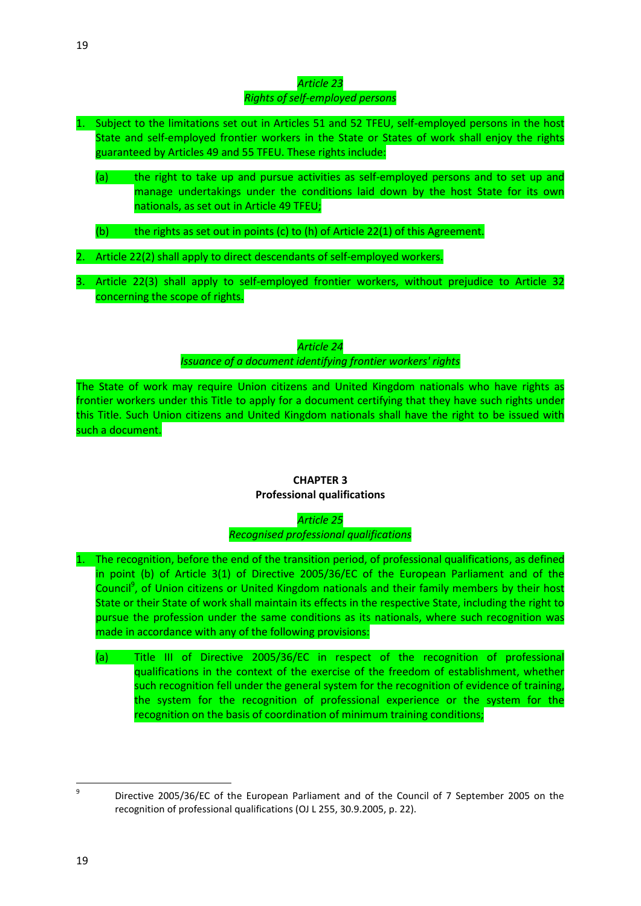*Article 23*
*Rights of self-employed persons*

1. Subject to the limitations set out in Articles 51 and 52 TFEU, self-employed persons in the host State and self-employed frontier workers in the State or States of work shall enjoy the rights guaranteed by Articles 49 and 55 TFEU. These rights include:

   (a) the right to take up and pursue activities as self-employed persons and to set up and manage undertakings under the conditions laid down by the host State for its own nationals, as set out in Article 49 TFEU;

   (b) the rights as set out in points (c) to (h) of Article 22(1) of this Agreement.

2. Article 22(2) shall apply to direct descendants of self-employed workers.

3. Article 22(3) shall apply to self-employed frontier workers, without prejudice to Article 32 concerning the scope of rights.

*Article 24*
*Issuance of a document identifying frontier workers' rights*

The State of work may require Union citizens and United Kingdom nationals who have rights as frontier workers under this Title to apply for a document certifying that they have such rights under this Title. Such Union citizens and United Kingdom nationals shall have the right to be issued with such a document.

**CHAPTER 3**
**Professional qualifications**

*Article 25*
*Recognised professional qualifications*

1. The recognition, before the end of the transition period, of professional qualifications, as defined in point (b) of Article 3(1) of Directive 2005/36/EC of the European Parliament and of the Council[9], of Union citizens or United Kingdom nationals and their family members by their host State or their State of work shall maintain its effects in the respective State, including the right to pursue the profession under the same conditions as its nationals, where such recognition was made in accordance with any of the following provisions:

   (a) Title III of Directive 2005/36/EC in respect of the recognition of professional qualifications in the context of the exercise of the freedom of establishment, whether such recognition fell under the general system for the recognition of evidence of training, the system for the recognition of professional experience or the system for the recognition on the basis of coordination of minimum training conditions;

---

[9] Directive 2005/36/EC of the European Parliament and of the Council of 7 September 2005 on the recognition of professional qualifications (OJ L 255, 30.9.2005, p. 22).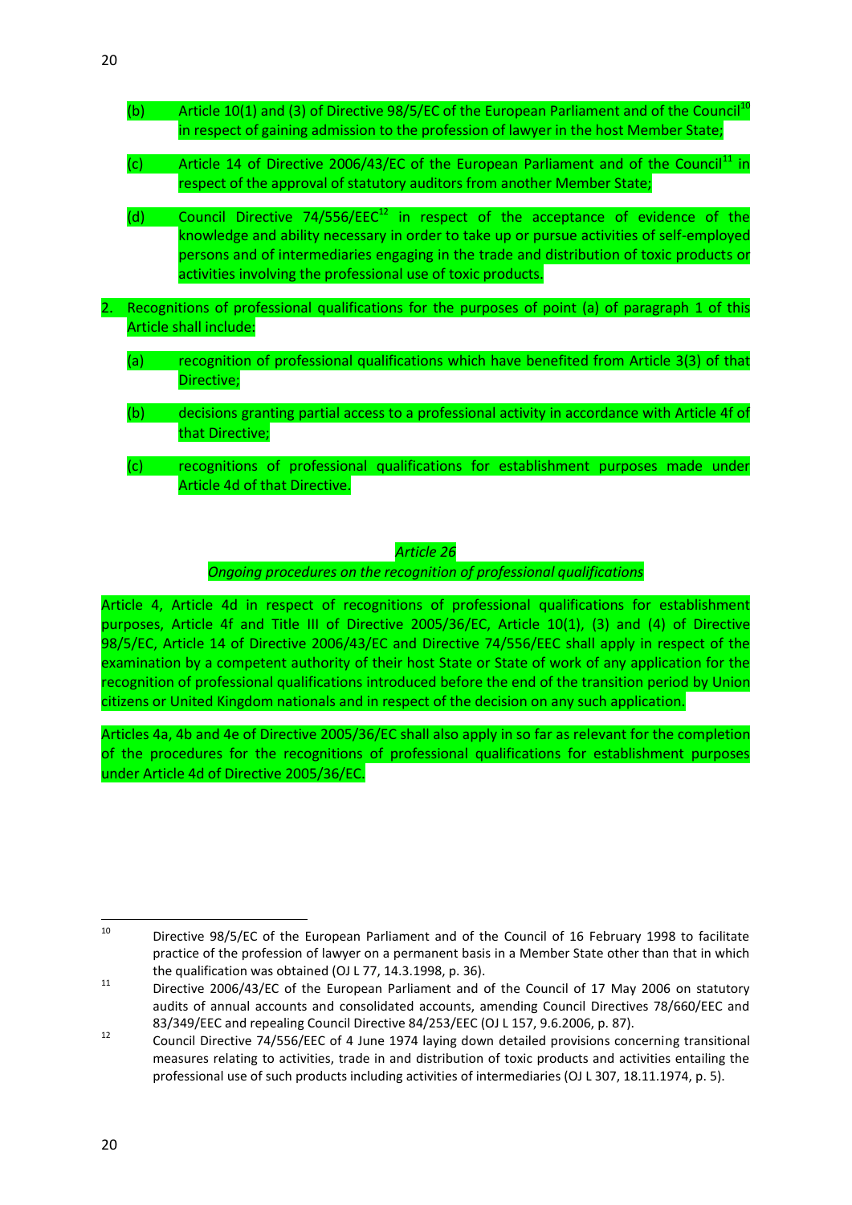(b) Article 10(1) and (3) of Directive 98/5/EC of the European Parliament and of the Council[10] in respect of gaining admission to the profession of lawyer in the host Member State;

(c) Article 14 of Directive 2006/43/EC of the European Parliament and of the Council[11] in respect of the approval of statutory auditors from another Member State;

(d) Council Directive 74/556/EEC[12] in respect of the acceptance of evidence of the knowledge and ability necessary in order to take up or pursue activities of self-employed persons and of intermediaries engaging in the trade and distribution of toxic products or activities involving the professional use of toxic products.

2. Recognitions of professional qualifications for the purposes of point (a) of paragraph 1 of this Article shall include:

(a) recognition of professional qualifications which have benefited from Article 3(3) of that Directive;

(b) decisions granting partial access to a professional activity in accordance with Article 4f of that Directive;

(c) recognitions of professional qualifications for establishment purposes made under Article 4d of that Directive.

*Article 26*

*Ongoing procedures on the recognition of professional qualifications*

Article 4, Article 4d in respect of recognitions of professional qualifications for establishment purposes, Article 4f and Title III of Directive 2005/36/EC, Article 10(1), (3) and (4) of Directive 98/5/EC, Article 14 of Directive 2006/43/EC and Directive 74/556/EEC shall apply in respect of the examination by a competent authority of their host State or State of work of any application for the recognition of professional qualifications introduced before the end of the transition period by Union citizens or United Kingdom nationals and in respect of the decision on any such application.

Articles 4a, 4b and 4e of Directive 2005/36/EC shall also apply in so far as relevant for the completion of the procedures for the recognitions of professional qualifications for establishment purposes under Article 4d of Directive 2005/36/EC.

---

[10] Directive 98/5/EC of the European Parliament and of the Council of 16 February 1998 to facilitate practice of the profession of lawyer on a permanent basis in a Member State other than that in which the qualification was obtained (OJ L 77, 14.3.1998, p. 36).

[11] Directive 2006/43/EC of the European Parliament and of the Council of 17 May 2006 on statutory audits of annual accounts and consolidated accounts, amending Council Directives 78/660/EEC and 83/349/EEC and repealing Council Directive 84/253/EEC (OJ L 157, 9.6.2006, p. 87).

[12] Council Directive 74/556/EEC of 4 June 1974 laying down detailed provisions concerning transitional measures relating to activities, trade in and distribution of toxic products and activities entailing the professional use of such products including activities of intermediaries (OJ L 307, 18.11.1974, p. 5).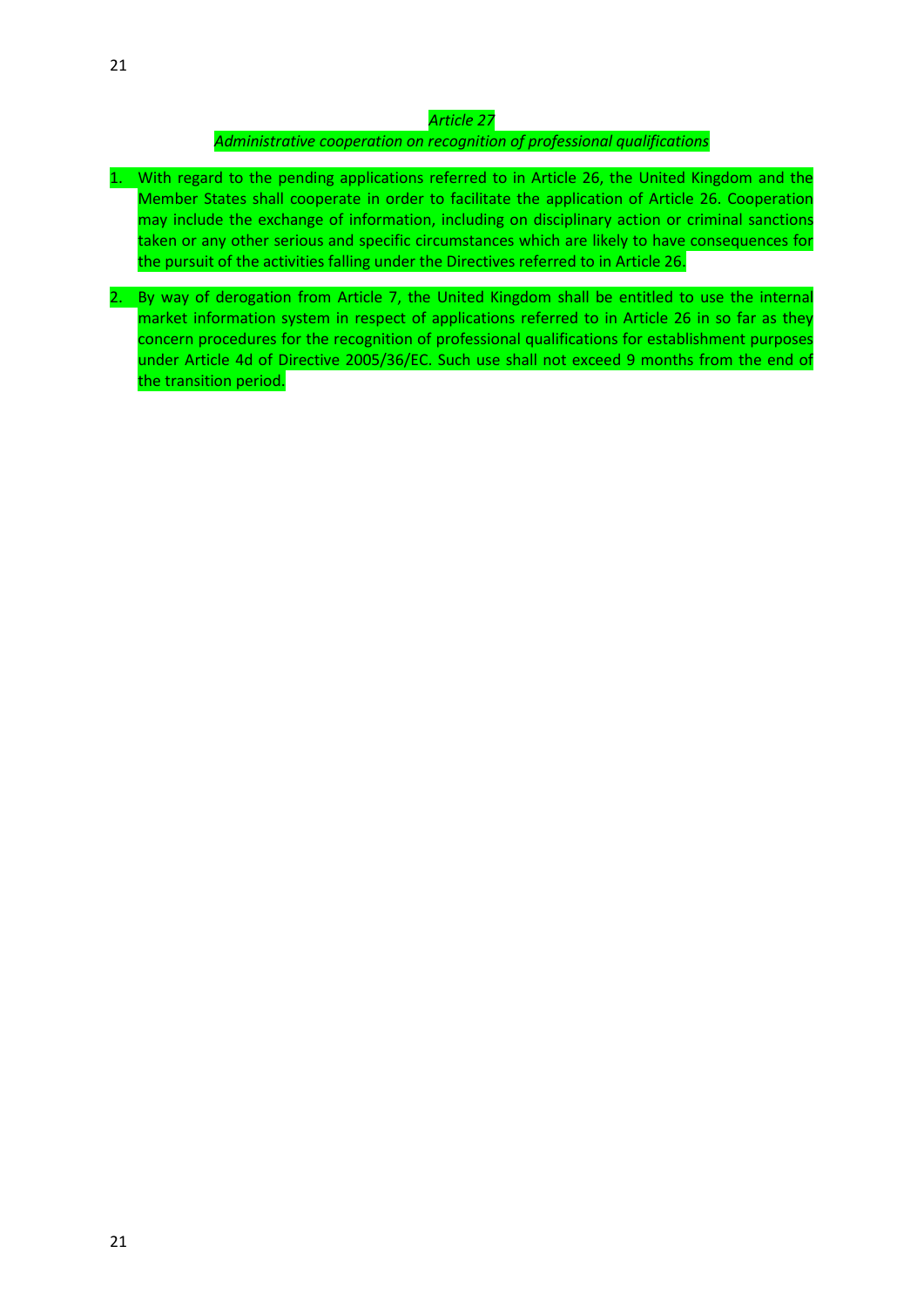*Article 27*

*Administrative cooperation on recognition of professional qualifications*

1. With regard to the pending applications referred to in Article 26, the United Kingdom and the Member States shall cooperate in order to facilitate the application of Article 26. Cooperation may include the exchange of information, including on disciplinary action or criminal sanctions taken or any other serious and specific circumstances which are likely to have consequences for the pursuit of the activities falling under the Directives referred to in Article 26.

2. By way of derogation from Article 7, the United Kingdom shall be entitled to use the internal market information system in respect of applications referred to in Article 26 in so far as they concern procedures for the recognition of professional qualifications for establishment purposes under Article 4d of Directive 2005/36/EC. Such use shall not exceed 9 months from the end of the transition period.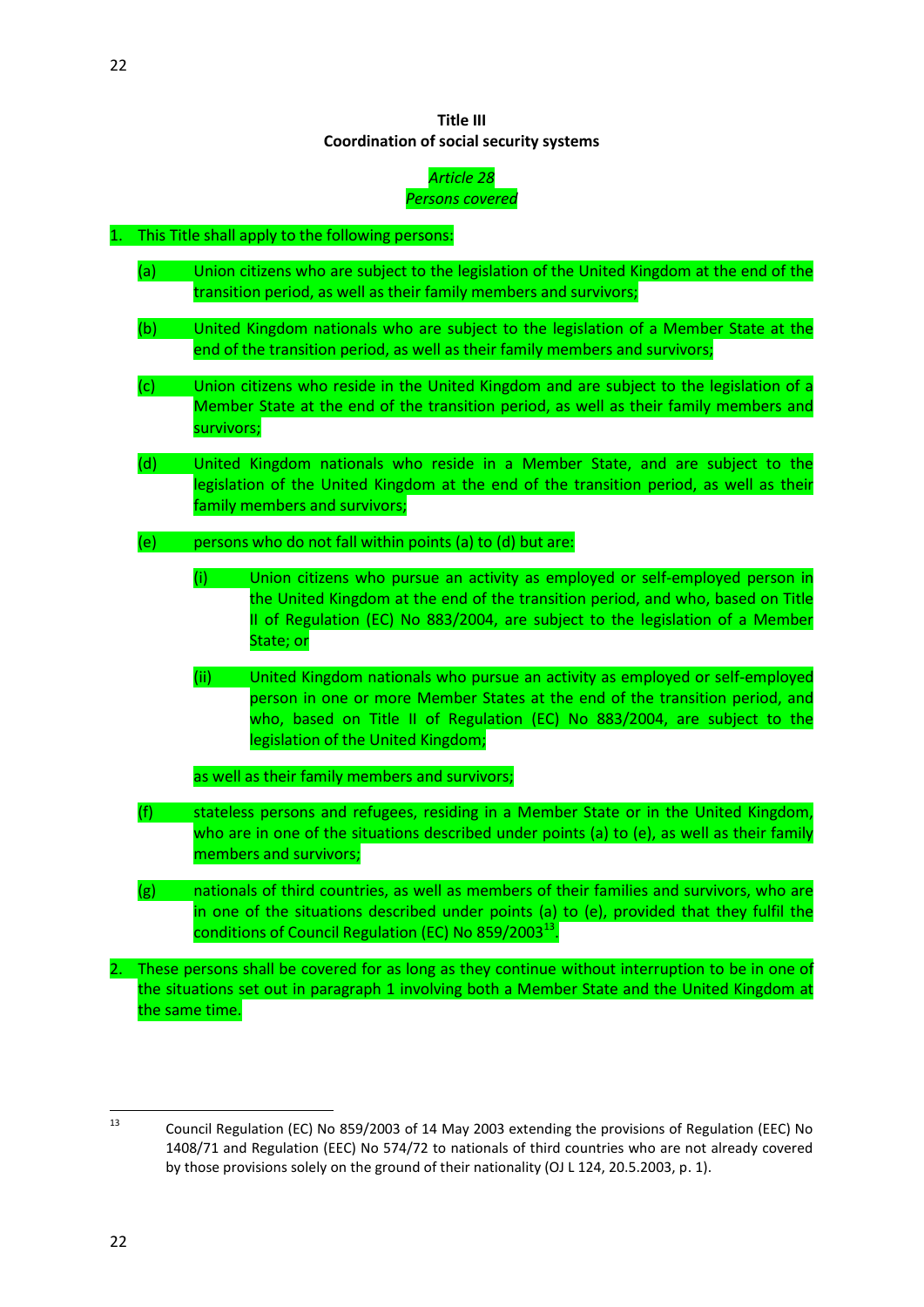# Title III
## Coordination of social security systems

### *Article 28*
### *Persons covered*

1. This Title shall apply to the following persons:

   (a) Union citizens who are subject to the legislation of the United Kingdom at the end of the transition period, as well as their family members and survivors;

   (b) United Kingdom nationals who are subject to the legislation of a Member State at the end of the transition period, as well as their family members and survivors;

   (c) Union citizens who reside in the United Kingdom and are subject to the legislation of a Member State at the end of the transition period, as well as their family members and survivors;

   (d) United Kingdom nationals who reside in a Member State, and are subject to the legislation of the United Kingdom at the end of the transition period, as well as their family members and survivors;

   (e) persons who do not fall within points (a) to (d) but are:

      (i) Union citizens who pursue an activity as employed or self-employed person in the United Kingdom at the end of the transition period, and who, based on Title II of Regulation (EC) No 883/2004, are subject to the legislation of a Member State; or

      (ii) United Kingdom nationals who pursue an activity as employed or self-employed person in one or more Member States at the end of the transition period, and who, based on Title II of Regulation (EC) No 883/2004, are subject to the legislation of the United Kingdom;

   as well as their family members and survivors;

   (f) stateless persons and refugees, residing in a Member State or in the United Kingdom, who are in one of the situations described under points (a) to (e), as well as their family members and survivors;

   (g) nationals of third countries, as well as members of their families and survivors, who are in one of the situations described under points (a) to (e), provided that they fulfil the conditions of Council Regulation (EC) No 859/2003[13].

2. These persons shall be covered for as long as they continue without interruption to be in one of the situations set out in paragraph 1 involving both a Member State and the United Kingdom at the same time.

---

[13] Council Regulation (EC) No 859/2003 of 14 May 2003 extending the provisions of Regulation (EEC) No 1408/71 and Regulation (EEC) No 574/72 to nationals of third countries who are not already covered by those provisions solely on the ground of their nationality (OJ L 124, 20.5.2003, p. 1).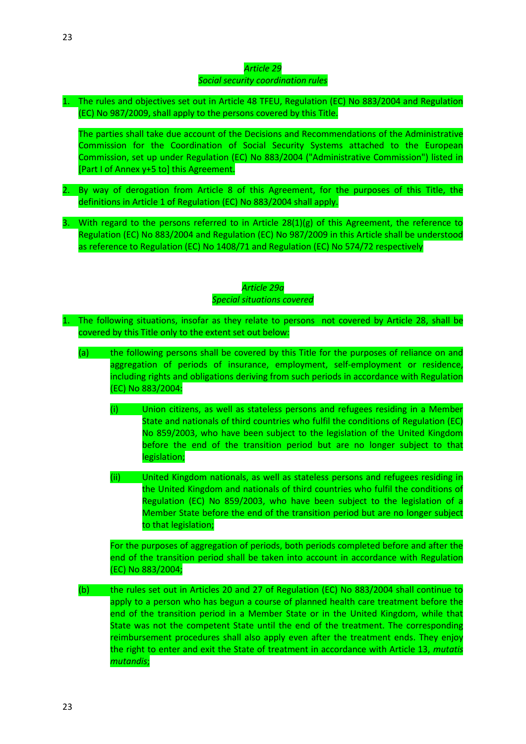*Article 29*
*Social security coordination rules*

1. The rules and objectives set out in Article 48 TFEU, Regulation (EC) No 883/2004 and Regulation (EC) No 987/2009, shall apply to the persons covered by this Title.

   The parties shall take due account of the Decisions and Recommendations of the Administrative Commission for the Coordination of Social Security Systems attached to the European Commission, set up under Regulation (EC) No 883/2004 ("Administrative Commission") listed in [Part I of Annex y+5 to] this Agreement.

2. By way of derogation from Article 8 of this Agreement, for the purposes of this Title, the definitions in Article 1 of Regulation (EC) No 883/2004 shall apply.

3. With regard to the persons referred to in Article 28(1)(g) of this Agreement, the reference to Regulation (EC) No 883/2004 and Regulation (EC) No 987/2009 in this Article shall be understood as reference to Regulation (EC) No 1408/71 and Regulation (EC) No 574/72 respectively

*Article 29a*
*Special situations covered*

1. The following situations, insofar as they relate to persons not covered by Article 28, shall be covered by this Title only to the extent set out below:

   (a) the following persons shall be covered by this Title for the purposes of reliance on and aggregation of periods of insurance, employment, self-employment or residence, including rights and obligations deriving from such periods in accordance with Regulation (EC) No 883/2004:

      (i) Union citizens, as well as stateless persons and refugees residing in a Member State and nationals of third countries who fulfil the conditions of Regulation (EC) No 859/2003, who have been subject to the legislation of the United Kingdom before the end of the transition period but are no longer subject to that legislation;

      (ii) United Kingdom nationals, as well as stateless persons and refugees residing in the United Kingdom and nationals of third countries who fulfil the conditions of Regulation (EC) No 859/2003, who have been subject to the legislation of a Member State before the end of the transition period but are no longer subject to that legislation;

   For the purposes of aggregation of periods, both periods completed before and after the end of the transition period shall be taken into account in accordance with Regulation (EC) No 883/2004;

   (b) the rules set out in Articles 20 and 27 of Regulation (EC) No 883/2004 shall continue to apply to a person who has begun a course of planned health care treatment before the end of the transition period in a Member State or in the United Kingdom, while that State was not the competent State until the end of the treatment. The corresponding reimbursement procedures shall also apply even after the treatment ends. They enjoy the right to enter and exit the State of treatment in accordance with Article 13, *mutatis mutandis;*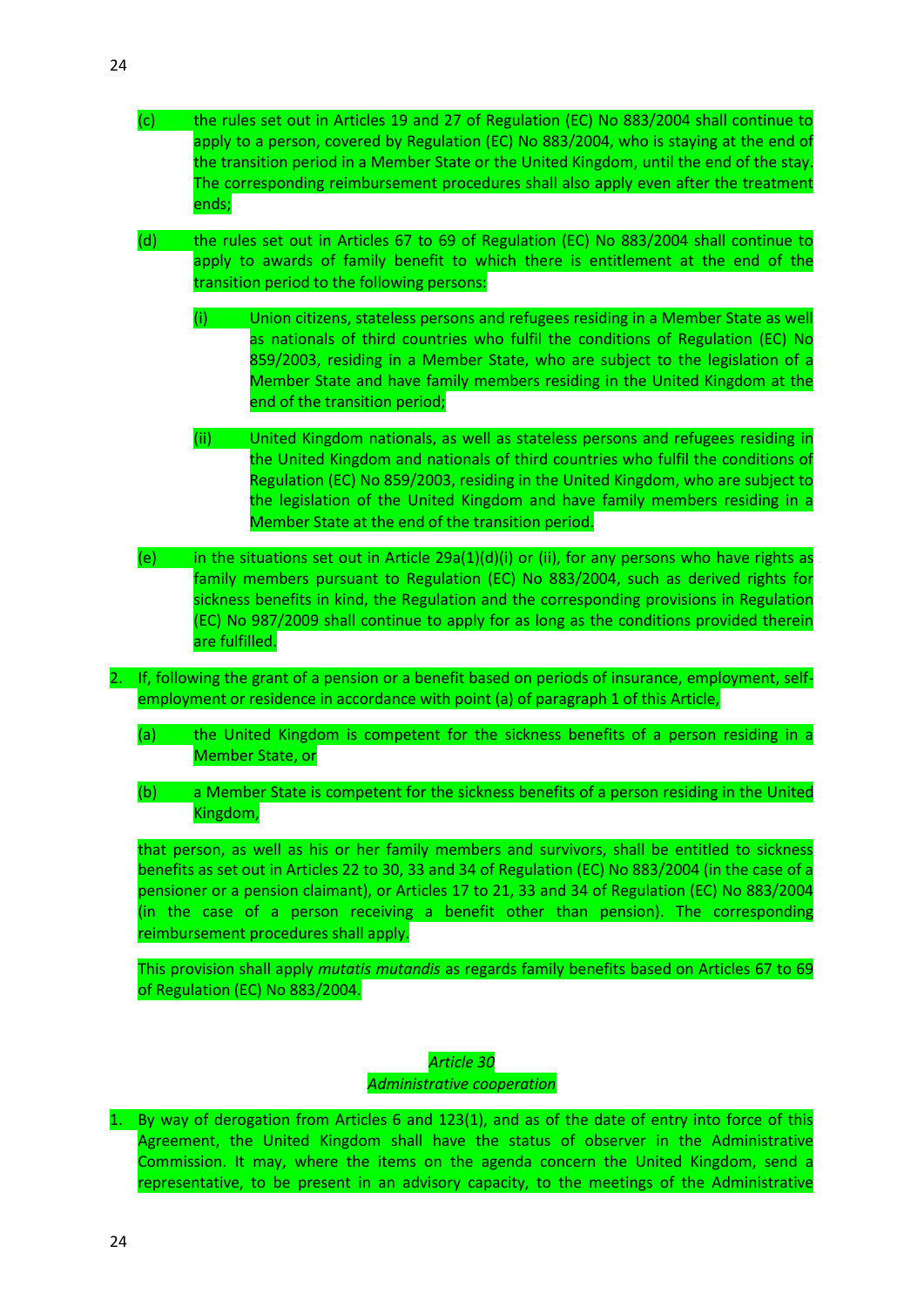(c) the rules set out in Articles 19 and 27 of Regulation (EC) No 883/2004 shall continue to apply to a person, covered by Regulation (EC) No 883/2004, who is staying at the end of the transition period in a Member State or the United Kingdom, until the end of the stay. The corresponding reimbursement procedures shall also apply even after the treatment ends;

(d) the rules set out in Articles 67 to 69 of Regulation (EC) No 883/2004 shall continue to apply to awards of family benefit to which there is entitlement at the end of the transition period to the following persons:

   (i) Union citizens, stateless persons and refugees residing in a Member State as well as nationals of third countries who fulfil the conditions of Regulation (EC) No 859/2003, residing in a Member State, who are subject to the legislation of a Member State and have family members residing in the United Kingdom at the end of the transition period;

   (ii) United Kingdom nationals, as well as stateless persons and refugees residing in the United Kingdom and nationals of third countries who fulfil the conditions of Regulation (EC) No 859/2003, residing in the United Kingdom, who are subject to the legislation of the United Kingdom and have family members residing in a Member State at the end of the transition period.

(e) in the situations set out in Article 29a(1)(d)(i) or (ii), for any persons who have rights as family members pursuant to Regulation (EC) No 883/2004, such as derived rights for sickness benefits in kind, the Regulation and the corresponding provisions in Regulation (EC) No 987/2009 shall continue to apply for as long as the conditions provided therein are fulfilled.

2. If, following the grant of a pension or a benefit based on periods of insurance, employment, self-employment or residence in accordance with point (a) of paragraph 1 of this Article,

   (a) the United Kingdom is competent for the sickness benefits of a person residing in a Member State, or

   (b) a Member State is competent for the sickness benefits of a person residing in the United Kingdom,

   that person, as well as his or her family members and survivors, shall be entitled to sickness benefits as set out in Articles 22 to 30, 33 and 34 of Regulation (EC) No 883/2004 (in the case of a pensioner or a pension claimant), or Articles 17 to 21, 33 and 34 of Regulation (EC) No 883/2004 (in the case of a person receiving a benefit other than pension). The corresponding reimbursement procedures shall apply.

   This provision shall apply *mutatis mutandis* as regards family benefits based on Articles 67 to 69 of Regulation (EC) No 883/2004.

*Article 30*

*Administrative cooperation*

1. By way of derogation from Articles 6 and 123(1), and as of the date of entry into force of this Agreement, the United Kingdom shall have the status of observer in the Administrative Commission. It may, where the items on the agenda concern the United Kingdom, send a representative, to be present in an advisory capacity, to the meetings of the Administrative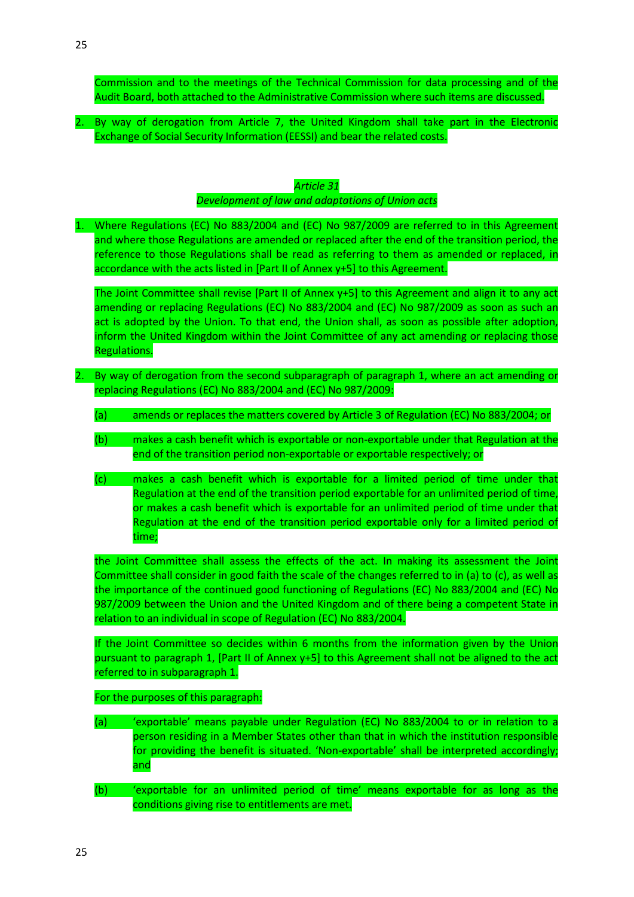Commission and to the meetings of the Technical Commission for data processing and of the Audit Board, both attached to the Administrative Commission where such items are discussed.

2. By way of derogation from Article 7, the United Kingdom shall take part in the Electronic Exchange of Social Security Information (EESSI) and bear the related costs.

*Article 31*
*Development of law and adaptations of Union acts*

1. Where Regulations (EC) No 883/2004 and (EC) No 987/2009 are referred to in this Agreement and where those Regulations are amended or replaced after the end of the transition period, the reference to those Regulations shall be read as referring to them as amended or replaced, in accordance with the acts listed in [Part II of Annex y+5] to this Agreement.

   The Joint Committee shall revise [Part II of Annex y+5] to this Agreement and align it to any act amending or replacing Regulations (EC) No 883/2004 and (EC) No 987/2009 as soon as such an act is adopted by the Union. To that end, the Union shall, as soon as possible after adoption, inform the United Kingdom within the Joint Committee of any act amending or replacing those Regulations.

2. By way of derogation from the second subparagraph of paragraph 1, where an act amending or replacing Regulations (EC) No 883/2004 and (EC) No 987/2009:

   (a) amends or replaces the matters covered by Article 3 of Regulation (EC) No 883/2004; or

   (b) makes a cash benefit which is exportable or non-exportable under that Regulation at the end of the transition period non-exportable or exportable respectively; or

   (c) makes a cash benefit which is exportable for a limited period of time under that Regulation at the end of the transition period exportable for an unlimited period of time, or makes a cash benefit which is exportable for an unlimited period of time under that Regulation at the end of the transition period exportable only for a limited period of time;

   the Joint Committee shall assess the effects of the act. In making its assessment the Joint Committee shall consider in good faith the scale of the changes referred to in (a) to (c), as well as the importance of the continued good functioning of Regulations (EC) No 883/2004 and (EC) No 987/2009 between the Union and the United Kingdom and of there being a competent State in relation to an individual in scope of Regulation (EC) No 883/2004.

   If the Joint Committee so decides within 6 months from the information given by the Union pursuant to paragraph 1, [Part II of Annex y+5] to this Agreement shall not be aligned to the act referred to in subparagraph 1.

   For the purposes of this paragraph:

   (a) 'exportable' means payable under Regulation (EC) No 883/2004 to or in relation to a person residing in a Member States other than that in which the institution responsible for providing the benefit is situated. 'Non-exportable' shall be interpreted accordingly; and

   (b) 'exportable for an unlimited period of time' means exportable for as long as the conditions giving rise to entitlements are met.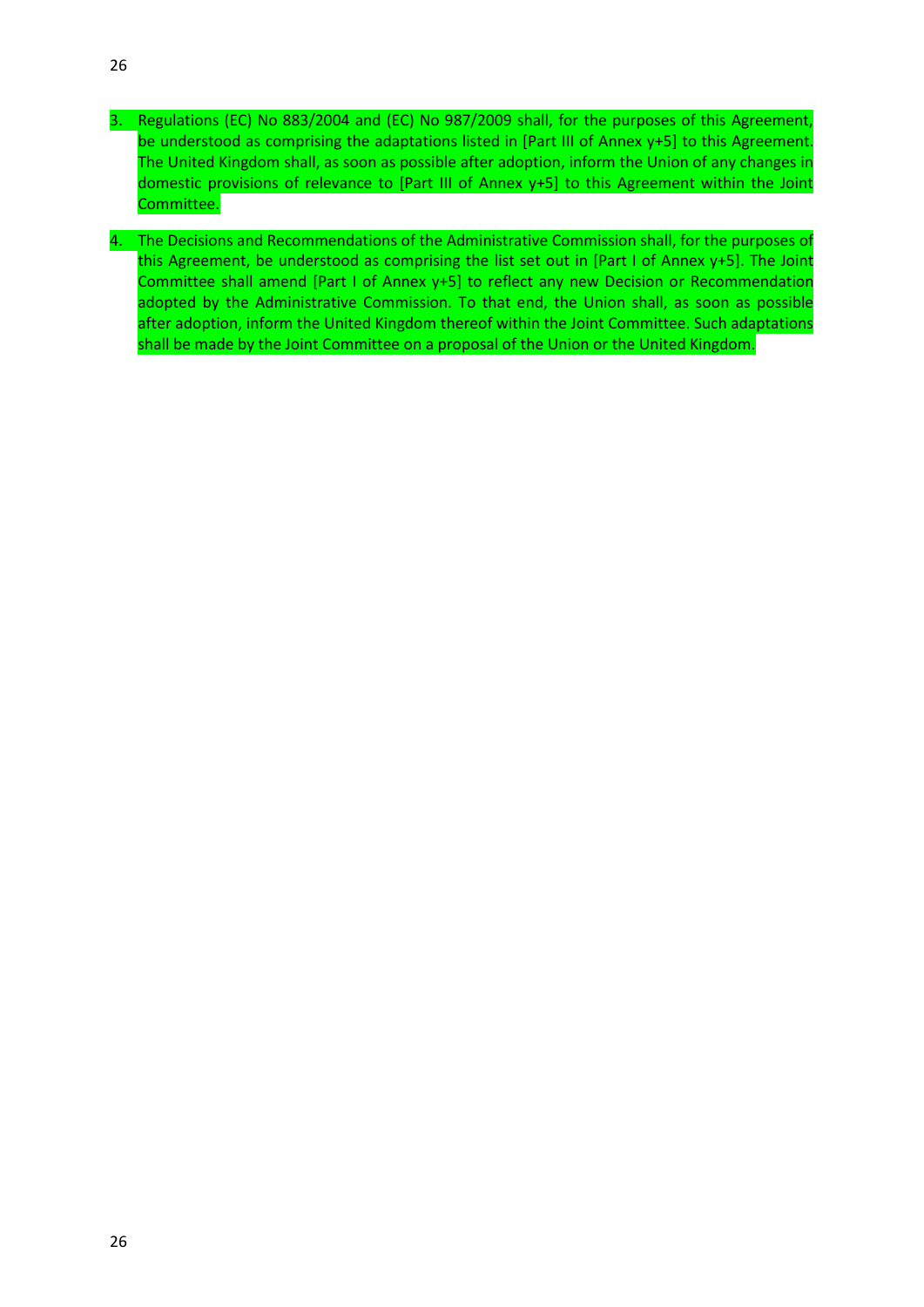3. Regulations (EC) No 883/2004 and (EC) No 987/2009 shall, for the purposes of this Agreement, be understood as comprising the adaptations listed in [Part III of Annex y+5] to this Agreement. The United Kingdom shall, as soon as possible after adoption, inform the Union of any changes in domestic provisions of relevance to [Part III of Annex y+5] to this Agreement within the Joint Committee.

4. The Decisions and Recommendations of the Administrative Commission shall, for the purposes of this Agreement, be understood as comprising the list set out in [Part I of Annex y+5]. The Joint Committee shall amend [Part I of Annex y+5] to reflect any new Decision or Recommendation adopted by the Administrative Commission. To that end, the Union shall, as soon as possible after adoption, inform the United Kingdom thereof within the Joint Committee. Such adaptations shall be made by the Joint Committee on a proposal of the Union or the United Kingdom.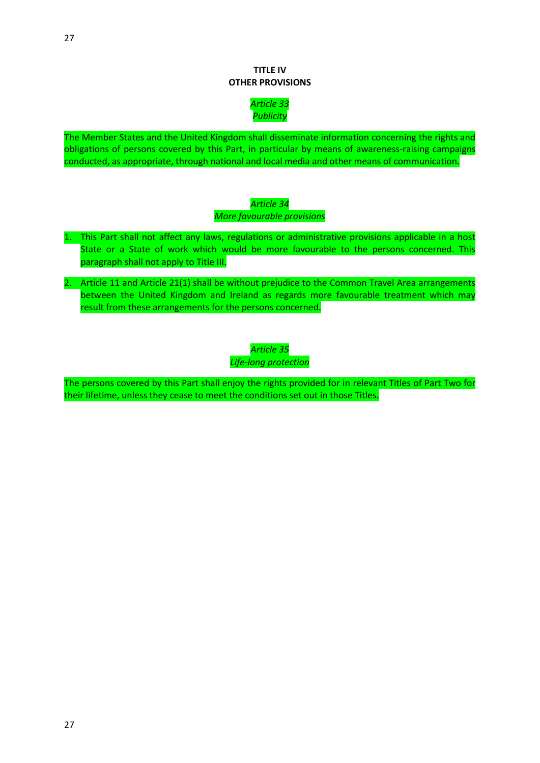## TITLE IV
## OTHER PROVISIONS

### *Article 33*
### *Publicity*

The Member States and the United Kingdom shall disseminate information concerning the rights and obligations of persons covered by this Part, in particular by means of awareness-raising campaigns conducted, as appropriate, through national and local media and other means of communication.

### *Article 34*
### *More favourable provisions*

1. This Part shall not affect any laws, regulations or administrative provisions applicable in a host State or a State of work which would be more favourable to the persons concerned. This paragraph shall not apply to Title III.

2. Article 11 and Article 21(1) shall be without prejudice to the Common Travel Area arrangements between the United Kingdom and Ireland as regards more favourable treatment which may result from these arrangements for the persons concerned.

### *Article 35*
### *Life-long protection*

The persons covered by this Part shall enjoy the rights provided for in relevant Titles of Part Two for their lifetime, unless they cease to meet the conditions set out in those Titles.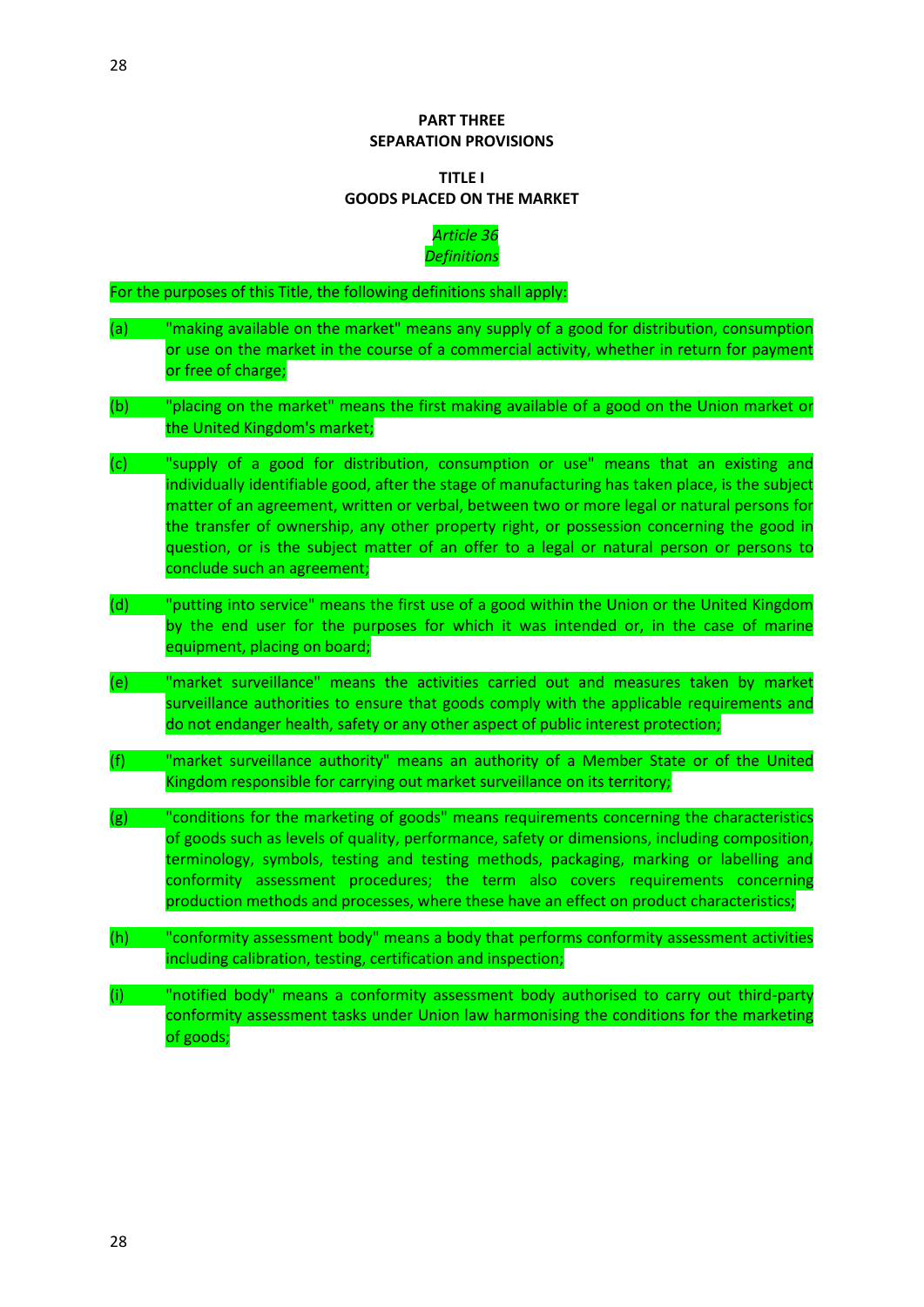## PART THREE
## SEPARATION PROVISIONS

### TITLE I
### GOODS PLACED ON THE MARKET

*Article 36*
*Definitions*

For the purposes of this Title, the following definitions shall apply:

(a) "making available on the market" means any supply of a good for distribution, consumption or use on the market in the course of a commercial activity, whether in return for payment or free of charge;

(b) "placing on the market" means the first making available of a good on the Union market or the United Kingdom's market;

(c) "supply of a good for distribution, consumption or use" means that an existing and individually identifiable good, after the stage of manufacturing has taken place, is the subject matter of an agreement, written or verbal, between two or more legal or natural persons for the transfer of ownership, any other property right, or possession concerning the good in question, or is the subject matter of an offer to a legal or natural person or persons to conclude such an agreement;

(d) "putting into service" means the first use of a good within the Union or the United Kingdom by the end user for the purposes for which it was intended or, in the case of marine equipment, placing on board;

(e) "market surveillance" means the activities carried out and measures taken by market surveillance authorities to ensure that goods comply with the applicable requirements and do not endanger health, safety or any other aspect of public interest protection;

(f) "market surveillance authority" means an authority of a Member State or of the United Kingdom responsible for carrying out market surveillance on its territory;

(g) "conditions for the marketing of goods" means requirements concerning the characteristics of goods such as levels of quality, performance, safety or dimensions, including composition, terminology, symbols, testing and testing methods, packaging, marking or labelling and conformity assessment procedures; the term also covers requirements concerning production methods and processes, where these have an effect on product characteristics;

(h) "conformity assessment body" means a body that performs conformity assessment activities including calibration, testing, certification and inspection;

(i) "notified body" means a conformity assessment body authorised to carry out third-party conformity assessment tasks under Union law harmonising the conditions for the marketing of goods;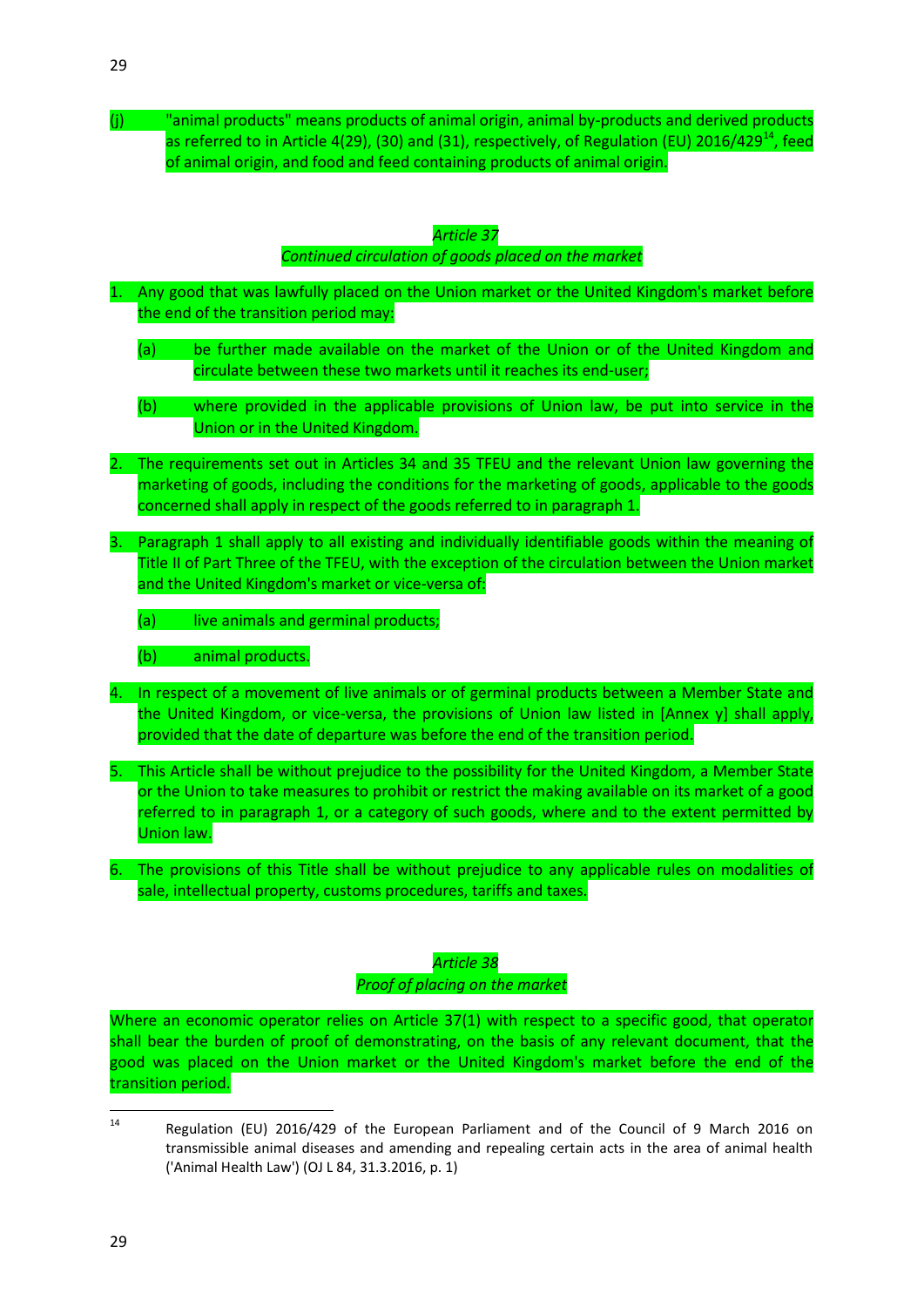(j) "animal products" means products of animal origin, animal by-products and derived products as referred to in Article 4(29), (30) and (31), respectively, of Regulation (EU) 2016/429[14], feed of animal origin, and food and feed containing products of animal origin.

*Article 37*

*Continued circulation of goods placed on the market*

1. Any good that was lawfully placed on the Union market or the United Kingdom's market before the end of the transition period may:

   (a) be further made available on the market of the Union or of the United Kingdom and circulate between these two markets until it reaches its end-user;

   (b) where provided in the applicable provisions of Union law, be put into service in the Union or in the United Kingdom.

2. The requirements set out in Articles 34 and 35 TFEU and the relevant Union law governing the marketing of goods, including the conditions for the marketing of goods, applicable to the goods concerned shall apply in respect of the goods referred to in paragraph 1.

3. Paragraph 1 shall apply to all existing and individually identifiable goods within the meaning of Title II of Part Three of the TFEU, with the exception of the circulation between the Union market and the United Kingdom's market or vice-versa of:

   (a) live animals and germinal products;

   (b) animal products.

4. In respect of a movement of live animals or of germinal products between a Member State and the United Kingdom, or vice-versa, the provisions of Union law listed in [Annex y] shall apply, provided that the date of departure was before the end of the transition period.

5. This Article shall be without prejudice to the possibility for the United Kingdom, a Member State or the Union to take measures to prohibit or restrict the making available on its market of a good referred to in paragraph 1, or a category of such goods, where and to the extent permitted by Union law.

6. The provisions of this Title shall be without prejudice to any applicable rules on modalities of sale, intellectual property, customs procedures, tariffs and taxes.

*Article 38*

*Proof of placing on the market*

Where an economic operator relies on Article 37(1) with respect to a specific good, that operator shall bear the burden of proof of demonstrating, on the basis of any relevant document, that the good was placed on the Union market or the United Kingdom's market before the end of the transition period.

---

[14] Regulation (EU) 2016/429 of the European Parliament and of the Council of 9 March 2016 on transmissible animal diseases and amending and repealing certain acts in the area of animal health ('Animal Health Law') (OJ L 84, 31.3.2016, p. 1)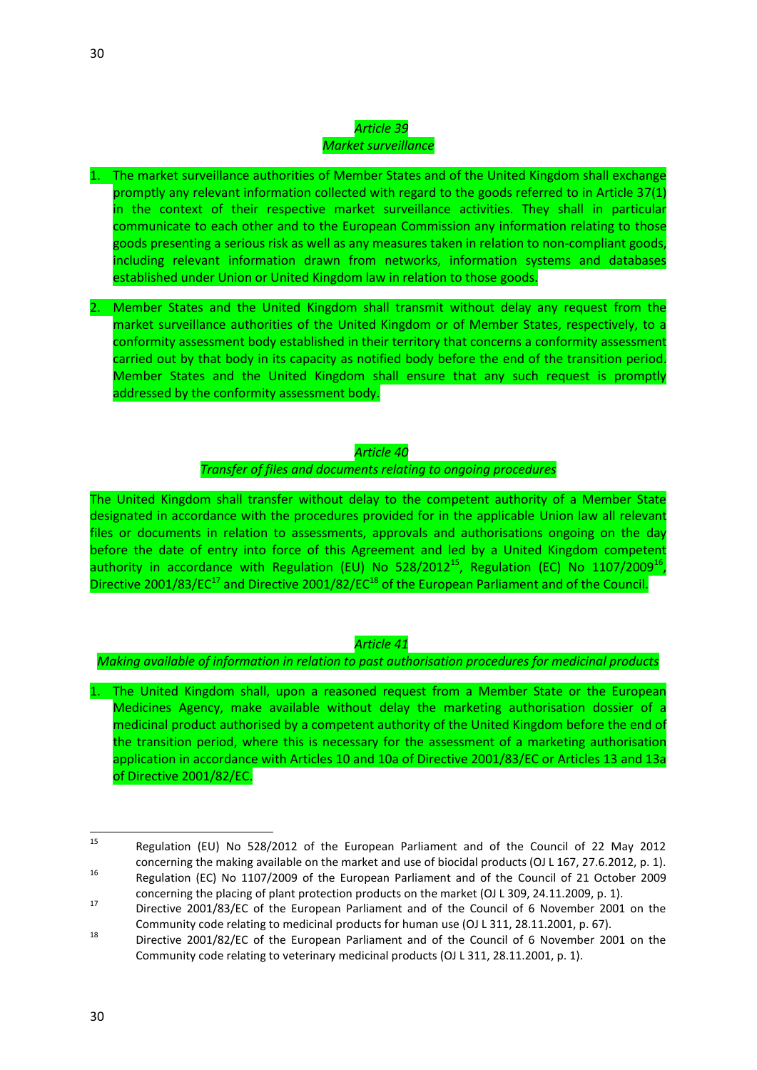*Article 39*

*Market surveillance*

1. The market surveillance authorities of Member States and of the United Kingdom shall exchange promptly any relevant information collected with regard to the goods referred to in Article 37(1) in the context of their respective market surveillance activities. They shall in particular communicate to each other and to the European Commission any information relating to those goods presenting a serious risk as well as any measures taken in relation to non-compliant goods, including relevant information drawn from networks, information systems and databases established under Union or United Kingdom law in relation to those goods.

2. Member States and the United Kingdom shall transmit without delay any request from the market surveillance authorities of the United Kingdom or of Member States, respectively, to a conformity assessment body established in their territory that concerns a conformity assessment carried out by that body in its capacity as notified body before the end of the transition period. Member States and the United Kingdom shall ensure that any such request is promptly addressed by the conformity assessment body.

*Article 40*

*Transfer of files and documents relating to ongoing procedures*

The United Kingdom shall transfer without delay to the competent authority of a Member State designated in accordance with the procedures provided for in the applicable Union law all relevant files or documents in relation to assessments, approvals and authorisations ongoing on the day before the date of entry into force of this Agreement and led by a United Kingdom competent authority in accordance with Regulation (EU) No 528/2012[15], Regulation (EC) No 1107/2009[16], Directive 2001/83/EC[17] and Directive 2001/82/EC[18] of the European Parliament and of the Council.

*Article 41*

*Making available of information in relation to past authorisation procedures for medicinal products*

1. The United Kingdom shall, upon a reasoned request from a Member State or the European Medicines Agency, make available without delay the marketing authorisation dossier of a medicinal product authorised by a competent authority of the United Kingdom before the end of the transition period, where this is necessary for the assessment of a marketing authorisation application in accordance with Articles 10 and 10a of Directive 2001/83/EC or Articles 13 and 13a of Directive 2001/82/EC.

---

[15] Regulation (EU) No 528/2012 of the European Parliament and of the Council of 22 May 2012 concerning the making available on the market and use of biocidal products (OJ L 167, 27.6.2012, p. 1).

[16] Regulation (EC) No 1107/2009 of the European Parliament and of the Council of 21 October 2009 concerning the placing of plant protection products on the market (OJ L 309, 24.11.2009, p. 1).

[17] Directive 2001/83/EC of the European Parliament and of the Council of 6 November 2001 on the Community code relating to medicinal products for human use (OJ L 311, 28.11.2001, p. 67).

[18] Directive 2001/82/EC of the European Parliament and of the Council of 6 November 2001 on the Community code relating to veterinary medicinal products (OJ L 311, 28.11.2001, p. 1).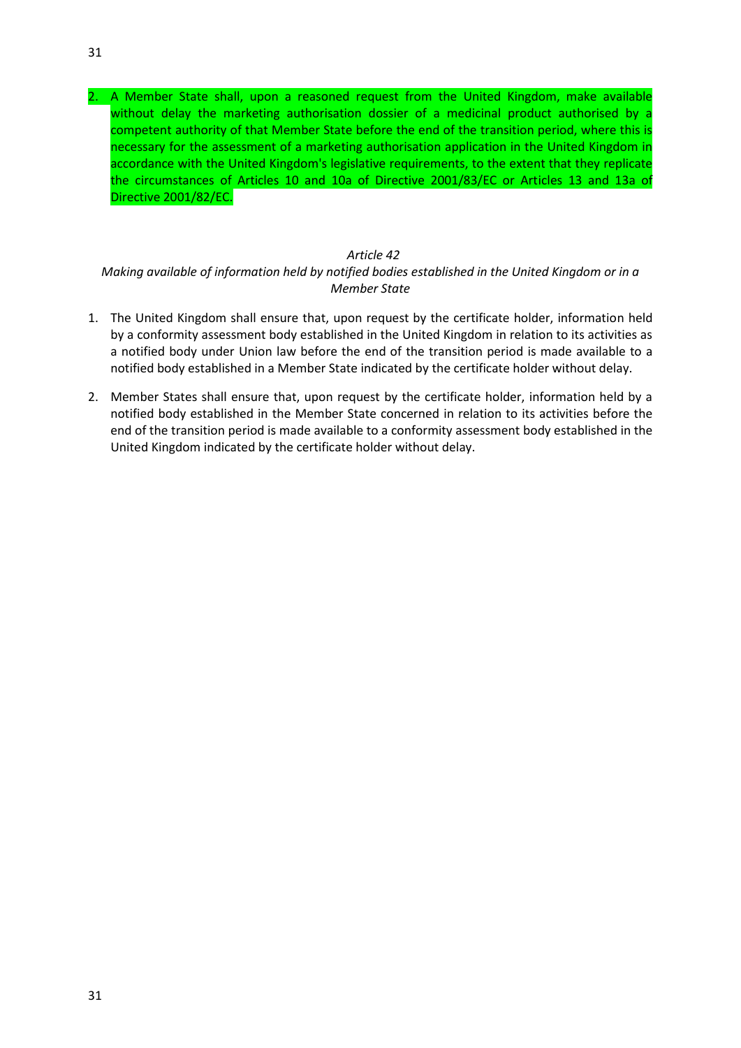2. A Member State shall, upon a reasoned request from the United Kingdom, make available without delay the marketing authorisation dossier of a medicinal product authorised by a competent authority of that Member State before the end of the transition period, where this is necessary for the assessment of a marketing authorisation application in the United Kingdom in accordance with the United Kingdom's legislative requirements, to the extent that they replicate the circumstances of Articles 10 and 10a of Directive 2001/83/EC or Articles 13 and 13a of Directive 2001/82/EC.

*Article 42*

*Making available of information held by notified bodies established in the United Kingdom or in a Member State*

1. The United Kingdom shall ensure that, upon request by the certificate holder, information held by a conformity assessment body established in the United Kingdom in relation to its activities as a notified body under Union law before the end of the transition period is made available to a notified body established in a Member State indicated by the certificate holder without delay.

2. Member States shall ensure that, upon request by the certificate holder, information held by a notified body established in the Member State concerned in relation to its activities before the end of the transition period is made available to a conformity assessment body established in the United Kingdom indicated by the certificate holder without delay.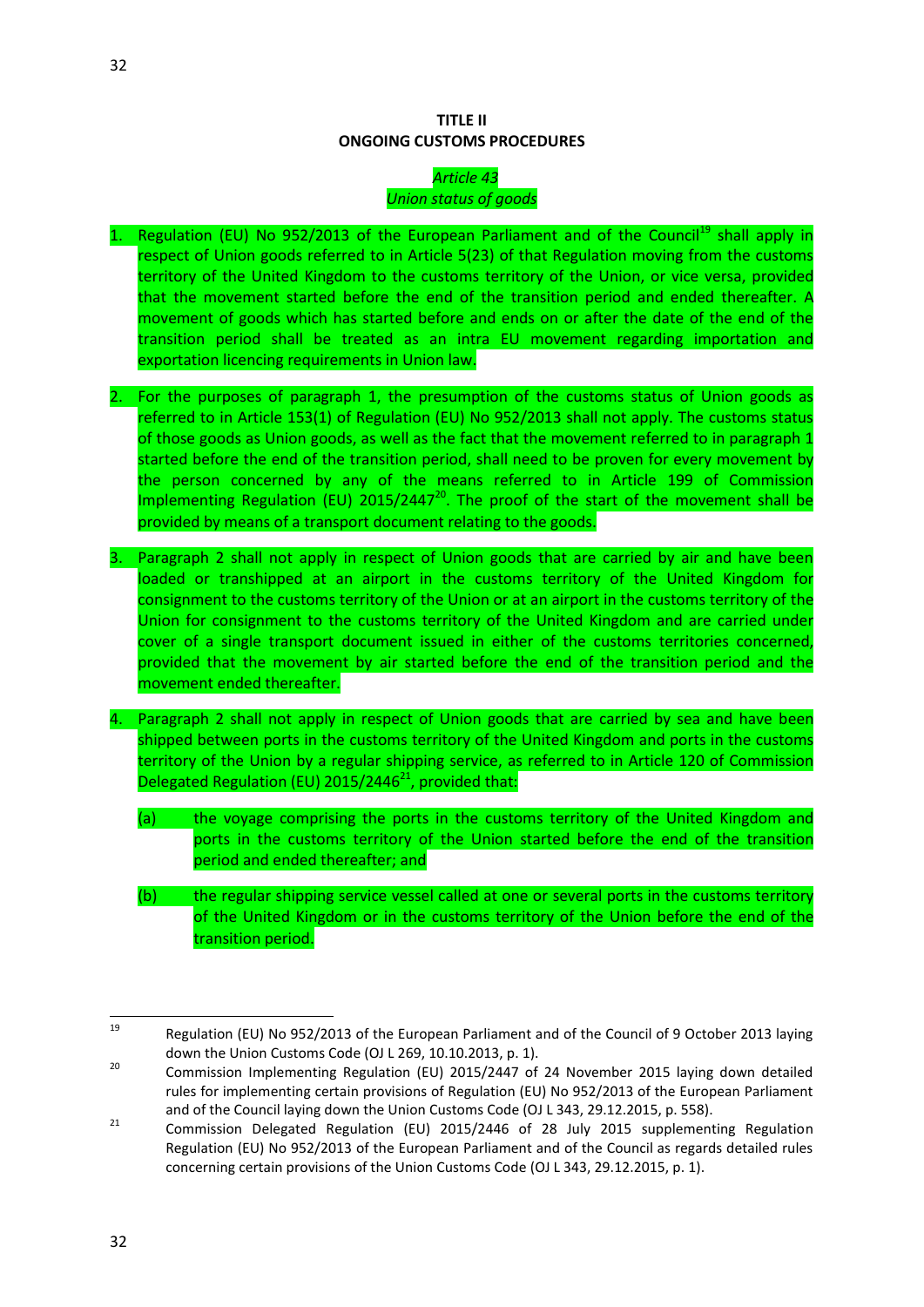# TITLE II
# ONGOING CUSTOMS PROCEDURES

*Article 43*
*Union status of goods*

1. Regulation (EU) No 952/2013 of the European Parliament and of the Council[19] shall apply in respect of Union goods referred to in Article 5(23) of that Regulation moving from the customs territory of the United Kingdom to the customs territory of the Union, or vice versa, provided that the movement started before the end of the transition period and ended thereafter. A movement of goods which has started before and ends on or after the date of the end of the transition period shall be treated as an intra EU movement regarding importation and exportation licencing requirements in Union law.

2. For the purposes of paragraph 1, the presumption of the customs status of Union goods as referred to in Article 153(1) of Regulation (EU) No 952/2013 shall not apply. The customs status of those goods as Union goods, as well as the fact that the movement referred to in paragraph 1 started before the end of the transition period, shall need to be proven for every movement by the person concerned by any of the means referred to in Article 199 of Commission Implementing Regulation (EU) 2015/2447[20]. The proof of the start of the movement shall be provided by means of a transport document relating to the goods.

3. Paragraph 2 shall not apply in respect of Union goods that are carried by air and have been loaded or transhipped at an airport in the customs territory of the United Kingdom for consignment to the customs territory of the Union or at an airport in the customs territory of the Union for consignment to the customs territory of the United Kingdom and are carried under cover of a single transport document issued in either of the customs territories concerned, provided that the movement by air started before the end of the transition period and the movement ended thereafter.

4. Paragraph 2 shall not apply in respect of Union goods that are carried by sea and have been shipped between ports in the customs territory of the United Kingdom and ports in the customs territory of the Union by a regular shipping service, as referred to in Article 120 of Commission Delegated Regulation (EU) 2015/2446[21], provided that:

   (a) the voyage comprising the ports in the customs territory of the United Kingdom and ports in the customs territory of the Union started before the end of the transition period and ended thereafter; and

   (b) the regular shipping service vessel called at one or several ports in the customs territory of the United Kingdom or in the customs territory of the Union before the end of the transition period.

---

[19] Regulation (EU) No 952/2013 of the European Parliament and of the Council of 9 October 2013 laying down the Union Customs Code (OJ L 269, 10.10.2013, p. 1).

[20] Commission Implementing Regulation (EU) 2015/2447 of 24 November 2015 laying down detailed rules for implementing certain provisions of Regulation (EU) No 952/2013 of the European Parliament and of the Council laying down the Union Customs Code (OJ L 343, 29.12.2015, p. 558).

[21] Commission Delegated Regulation (EU) 2015/2446 of 28 July 2015 supplementing Regulation Regulation (EU) No 952/2013 of the European Parliament and of the Council as regards detailed rules concerning certain provisions of the Union Customs Code (OJ L 343, 29.12.2015, p. 1).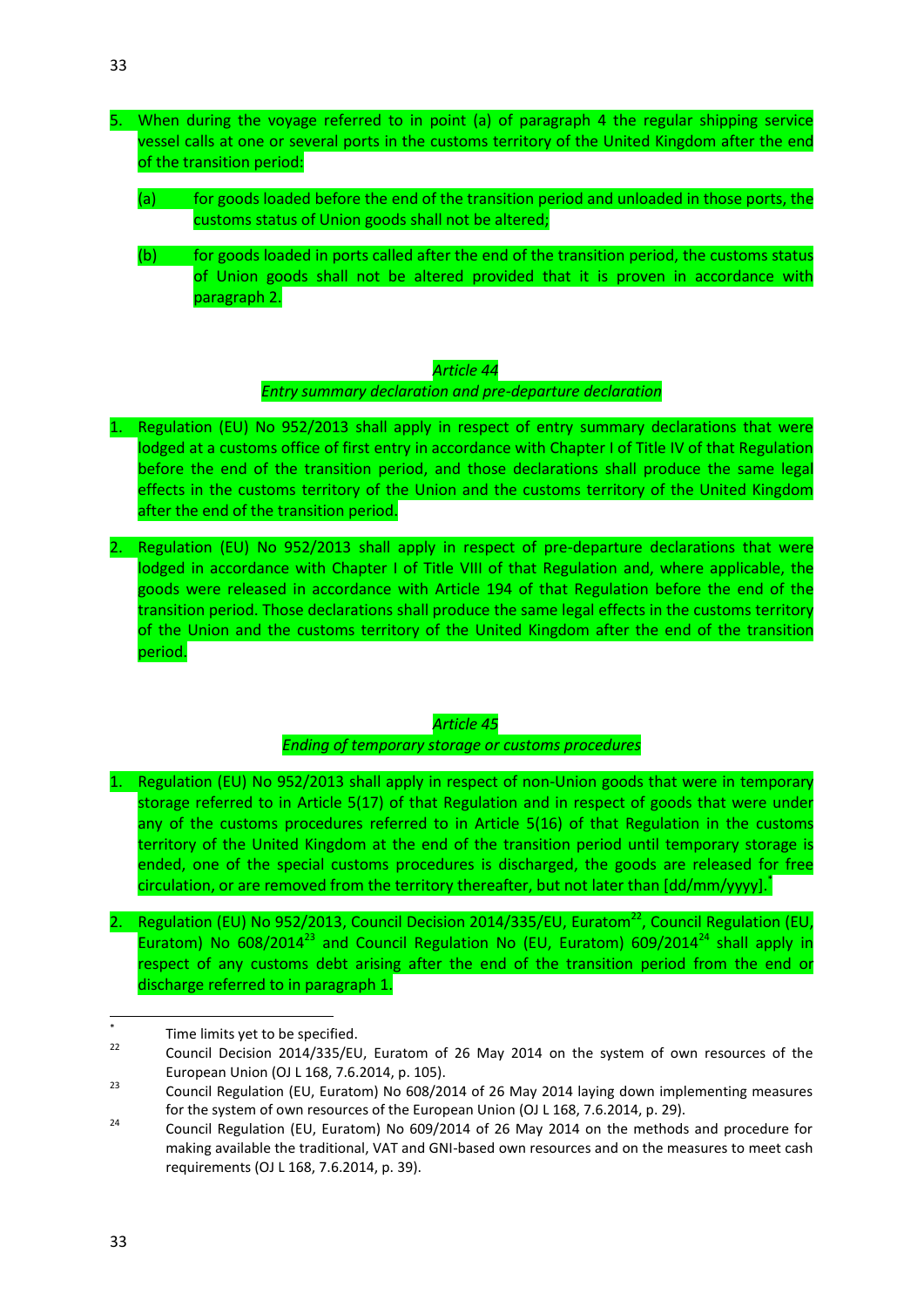5. When during the voyage referred to in point (a) of paragraph 4 the regular shipping service vessel calls at one or several ports in the customs territory of the United Kingdom after the end of the transition period:

   (a) for goods loaded before the end of the transition period and unloaded in those ports, the customs status of Union goods shall not be altered;

   (b) for goods loaded in ports called after the end of the transition period, the customs status of Union goods shall not be altered provided that it is proven in accordance with paragraph 2.

*Article 44*

*Entry summary declaration and pre-departure declaration*

1. Regulation (EU) No 952/2013 shall apply in respect of entry summary declarations that were lodged at a customs office of first entry in accordance with Chapter I of Title IV of that Regulation before the end of the transition period, and those declarations shall produce the same legal effects in the customs territory of the Union and the customs territory of the United Kingdom after the end of the transition period.

2. Regulation (EU) No 952/2013 shall apply in respect of pre-departure declarations that were lodged in accordance with Chapter I of Title VIII of that Regulation and, where applicable, the goods were released in accordance with Article 194 of that Regulation before the end of the transition period. Those declarations shall produce the same legal effects in the customs territory of the Union and the customs territory of the United Kingdom after the end of the transition period.

*Article 45*

*Ending of temporary storage or customs procedures*

1. Regulation (EU) No 952/2013 shall apply in respect of non-Union goods that were in temporary storage referred to in Article 5(17) of that Regulation and in respect of goods that were under any of the customs procedures referred to in Article 5(16) of that Regulation in the customs territory of the United Kingdom at the end of the transition period until temporary storage is ended, one of the special customs procedures is discharged, the goods are released for free circulation, or are removed from the territory thereafter, but not later than [dd/mm/yyyy].[*]

2. Regulation (EU) No 952/2013, Council Decision 2014/335/EU, Euratom[22], Council Regulation (EU, Euratom) No 608/2014[23] and Council Regulation No (EU, Euratom) 609/2014[24] shall apply in respect of any customs debt arising after the end of the transition period from the end or discharge referred to in paragraph 1.

---

[*] Time limits yet to be specified.

[22] Council Decision 2014/335/EU, Euratom of 26 May 2014 on the system of own resources of the European Union (OJ L 168, 7.6.2014, p. 105).

[23] Council Regulation (EU, Euratom) No 608/2014 of 26 May 2014 laying down implementing measures for the system of own resources of the European Union (OJ L 168, 7.6.2014, p. 29).

[24] Council Regulation (EU, Euratom) No 609/2014 of 26 May 2014 on the methods and procedure for making available the traditional, VAT and GNI-based own resources and on the measures to meet cash requirements (OJ L 168, 7.6.2014, p. 39).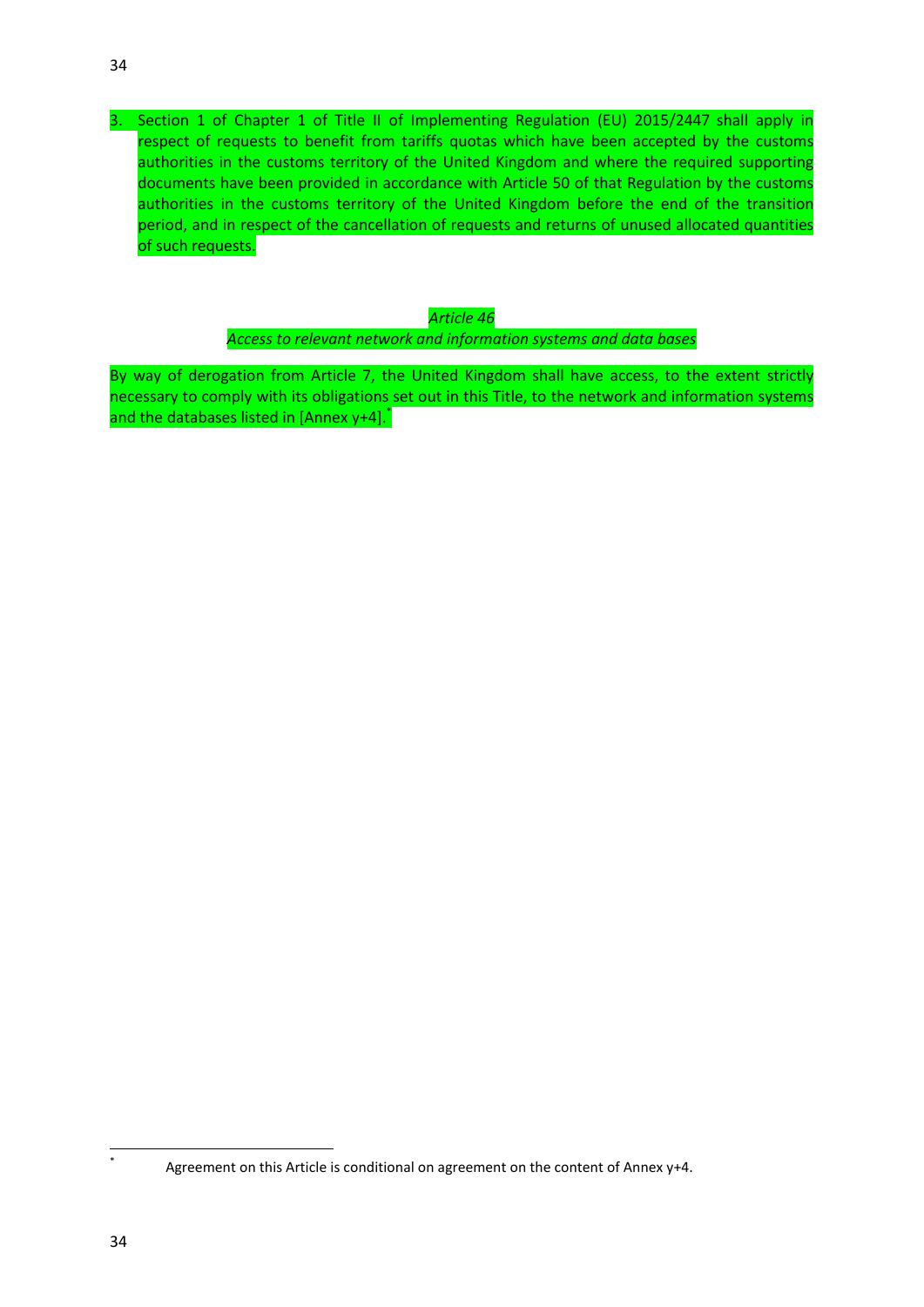3. Section 1 of Chapter 1 of Title II of Implementing Regulation (EU) 2015/2447 shall apply in respect of requests to benefit from tariffs quotas which have been accepted by the customs authorities in the customs territory of the United Kingdom and where the required supporting documents have been provided in accordance with Article 50 of that Regulation by the customs authorities in the customs territory of the United Kingdom before the end of the transition period, and in respect of the cancellation of requests and returns of unused allocated quantities of such requests.

*Article 46*

*Access to relevant network and information systems and data bases*

By way of derogation from Article 7, the United Kingdom shall have access, to the extent strictly necessary to comply with its obligations set out in this Title, to the network and information systems and the databases listed in [Annex y+4].[*]

[*] Agreement on this Article is conditional on agreement on the content of Annex y+4.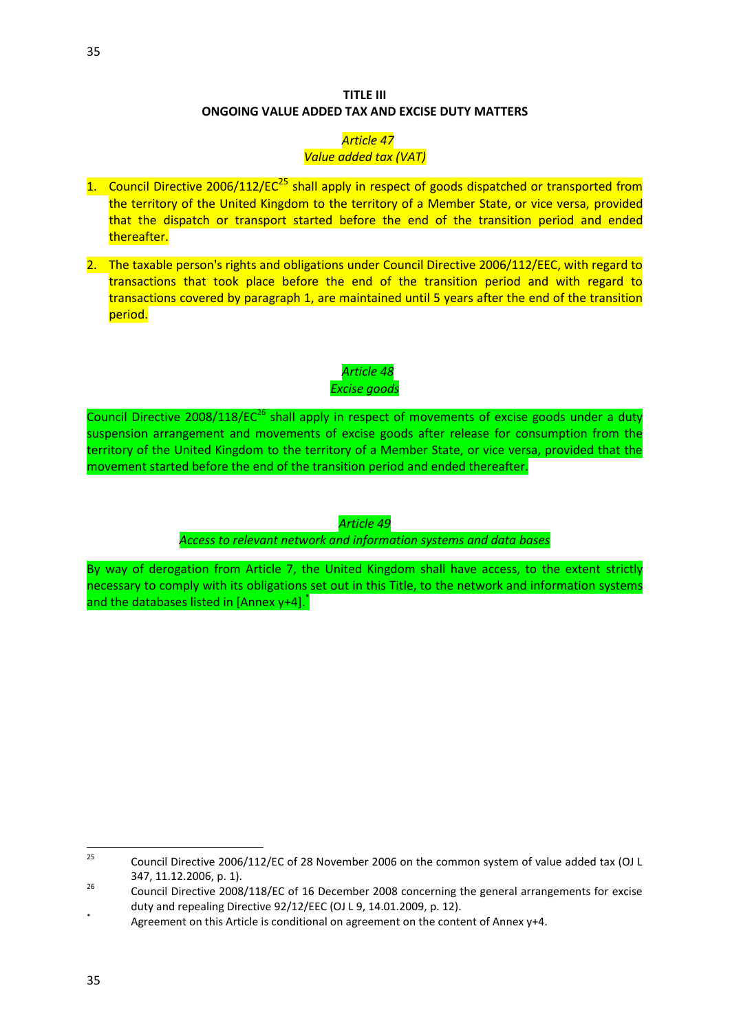## TITLE III
## ONGOING VALUE ADDED TAX AND EXCISE DUTY MATTERS

### *Article 47*
### *Value added tax (VAT)*

1. Council Directive 2006/112/EC[25] shall apply in respect of goods dispatched or transported from the territory of the United Kingdom to the territory of a Member State, or vice versa, provided that the dispatch or transport started before the end of the transition period and ended thereafter.

2. The taxable person's rights and obligations under Council Directive 2006/112/EEC, with regard to transactions that took place before the end of the transition period and with regard to transactions covered by paragraph 1, are maintained until 5 years after the end of the transition period.

### *Article 48*
### *Excise goods*

Council Directive 2008/118/EC[26] shall apply in respect of movements of excise goods under a duty suspension arrangement and movements of excise goods after release for consumption from the territory of the United Kingdom to the territory of a Member State, or vice versa, provided that the movement started before the end of the transition period and ended thereafter.

### *Article 49*
### *Access to relevant network and information systems and data bases*

By way of derogation from Article 7, the United Kingdom shall have access, to the extent strictly necessary to comply with its obligations set out in this Title, to the network and information systems and the databases listed in [Annex y+4].[*]

---

[25] Council Directive 2006/112/EC of 28 November 2006 on the common system of value added tax (OJ L 347, 11.12.2006, p. 1).

[26] Council Directive 2008/118/EC of 16 December 2008 concerning the general arrangements for excise duty and repealing Directive 92/12/EEC (OJ L 9, 14.01.2009, p. 12).

[*] Agreement on this Article is conditional on agreement on the content of Annex y+4.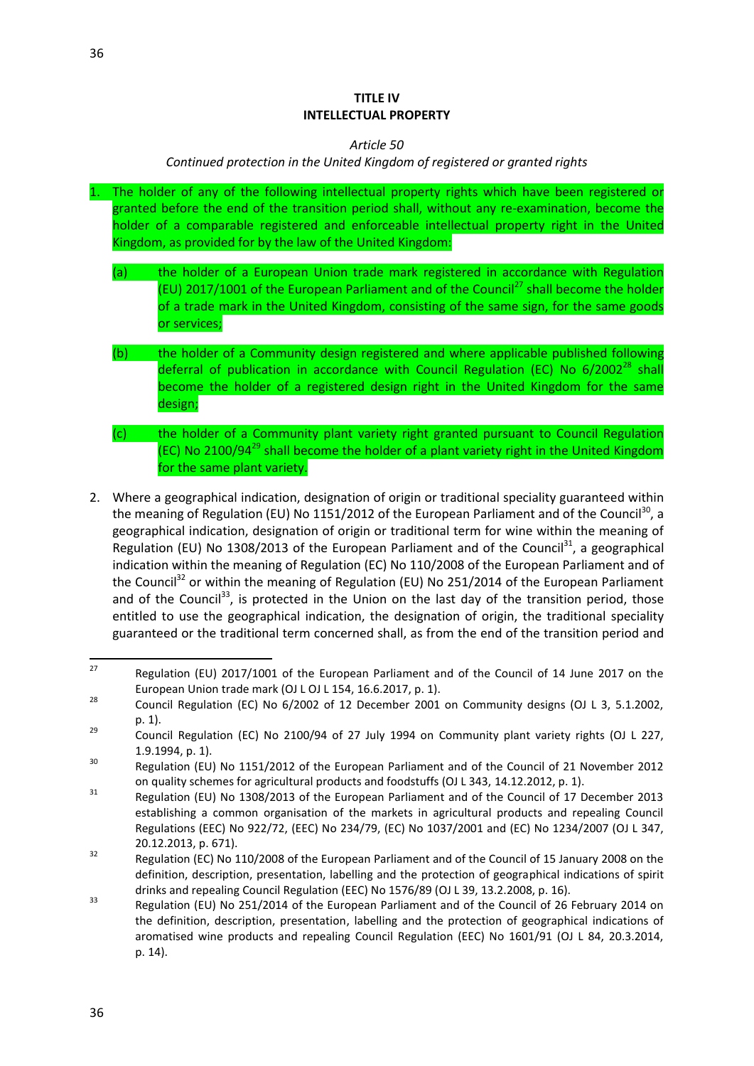**TITLE IV**
**INTELLECTUAL PROPERTY**

*Article 50*

*Continued protection in the United Kingdom of registered or granted rights*

1. The holder of any of the following intellectual property rights which have been registered or granted before the end of the transition period shall, without any re-examination, become the holder of a comparable registered and enforceable intellectual property right in the United Kingdom, as provided for by the law of the United Kingdom:

   (a) the holder of a European Union trade mark registered in accordance with Regulation (EU) 2017/1001 of the European Parliament and of the Council[27] shall become the holder of a trade mark in the United Kingdom, consisting of the same sign, for the same goods or services;

   (b) the holder of a Community design registered and where applicable published following deferral of publication in accordance with Council Regulation (EC) No 6/2002[28] shall become the holder of a registered design right in the United Kingdom for the same design;

   (c) the holder of a Community plant variety right granted pursuant to Council Regulation (EC) No 2100/94[29] shall become the holder of a plant variety right in the United Kingdom for the same plant variety.

2. Where a geographical indication, designation of origin or traditional speciality guaranteed within the meaning of Regulation (EU) No 1151/2012 of the European Parliament and of the Council[30], a geographical indication, designation of origin or traditional term for wine within the meaning of Regulation (EU) No 1308/2013 of the European Parliament and of the Council[31], a geographical indication within the meaning of Regulation (EC) No 110/2008 of the European Parliament and of the Council[32] or within the meaning of Regulation (EU) No 251/2014 of the European Parliament and of the Council[33], is protected in the Union on the last day of the transition period, those entitled to use the geographical indication, the designation of origin, the traditional speciality guaranteed or the traditional term concerned shall, as from the end of the transition period and

---

[27] Regulation (EU) 2017/1001 of the European Parliament and of the Council of 14 June 2017 on the European Union trade mark (OJ L OJ L 154, 16.6.2017, p. 1).

[28] Council Regulation (EC) No 6/2002 of 12 December 2001 on Community designs (OJ L 3, 5.1.2002, p. 1).

[29] Council Regulation (EC) No 2100/94 of 27 July 1994 on Community plant variety rights (OJ L 227, 1.9.1994, p. 1).

[30] Regulation (EU) No 1151/2012 of the European Parliament and of the Council of 21 November 2012 on quality schemes for agricultural products and foodstuffs (OJ L 343, 14.12.2012, p. 1).

[31] Regulation (EU) No 1308/2013 of the European Parliament and of the Council of 17 December 2013 establishing a common organisation of the markets in agricultural products and repealing Council Regulations (EEC) No 922/72, (EEC) No 234/79, (EC) No 1037/2001 and (EC) No 1234/2007 (OJ L 347, 20.12.2013, p. 671).

[32] Regulation (EC) No 110/2008 of the European Parliament and of the Council of 15 January 2008 on the definition, description, presentation, labelling and the protection of geographical indications of spirit drinks and repealing Council Regulation (EEC) No 1576/89 (OJ L 39, 13.2.2008, p. 16).

[33] Regulation (EU) No 251/2014 of the European Parliament and of the Council of 26 February 2014 on the definition, description, presentation, labelling and the protection of geographical indications of aromatised wine products and repealing Council Regulation (EEC) No 1601/91 (OJ L 84, 20.3.2014, p. 14).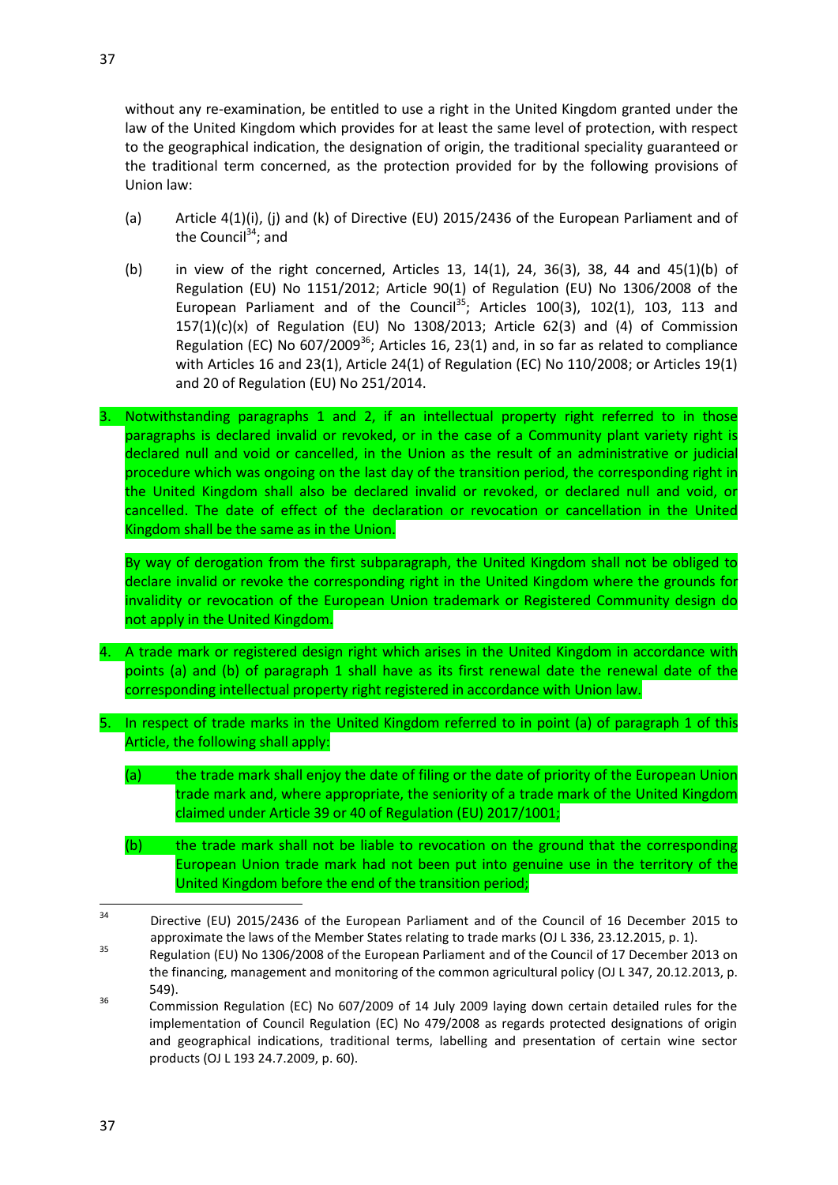without any re-examination, be entitled to use a right in the United Kingdom granted under the law of the United Kingdom which provides for at least the same level of protection, with respect to the geographical indication, the designation of origin, the traditional speciality guaranteed or the traditional term concerned, as the protection provided for by the following provisions of Union law:

(a) Article 4(1)(i), (j) and (k) of Directive (EU) 2015/2436 of the European Parliament and of the Council[34]; and

(b) in view of the right concerned, Articles 13, 14(1), 24, 36(3), 38, 44 and 45(1)(b) of Regulation (EU) No 1151/2012; Article 90(1) of Regulation (EU) No 1306/2008 of the European Parliament and of the Council[35]; Articles 100(3), 102(1), 103, 113 and 157(1)(c)(x) of Regulation (EU) No 1308/2013; Article 62(3) and (4) of Commission Regulation (EC) No 607/2009[36]; Articles 16, 23(1) and, in so far as related to compliance with Articles 16 and 23(1), Article 24(1) of Regulation (EC) No 110/2008; or Articles 19(1) and 20 of Regulation (EU) No 251/2014.

3. Notwithstanding paragraphs 1 and 2, if an intellectual property right referred to in those paragraphs is declared invalid or revoked, or in the case of a Community plant variety right is declared null and void or cancelled, in the Union as the result of an administrative or judicial procedure which was ongoing on the last day of the transition period, the corresponding right in the United Kingdom shall also be declared invalid or revoked, or declared null and void, or cancelled. The date of effect of the declaration or revocation or cancellation in the United Kingdom shall be the same as in the Union.

   By way of derogation from the first subparagraph, the United Kingdom shall not be obliged to declare invalid or revoke the corresponding right in the United Kingdom where the grounds for invalidity or revocation of the European Union trademark or Registered Community design do not apply in the United Kingdom.

4. A trade mark or registered design right which arises in the United Kingdom in accordance with points (a) and (b) of paragraph 1 shall have as its first renewal date the renewal date of the corresponding intellectual property right registered in accordance with Union law.

5. In respect of trade marks in the United Kingdom referred to in point (a) of paragraph 1 of this Article, the following shall apply:

   (a) the trade mark shall enjoy the date of filing or the date of priority of the European Union trade mark and, where appropriate, the seniority of a trade mark of the United Kingdom claimed under Article 39 or 40 of Regulation (EU) 2017/1001;

   (b) the trade mark shall not be liable to revocation on the ground that the corresponding European Union trade mark had not been put into genuine use in the territory of the United Kingdom before the end of the transition period;

---

[34] Directive (EU) 2015/2436 of the European Parliament and of the Council of 16 December 2015 to approximate the laws of the Member States relating to trade marks (OJ L 336, 23.12.2015, p. 1).

[35] Regulation (EU) No 1306/2008 of the European Parliament and of the Council of 17 December 2013 on the financing, management and monitoring of the common agricultural policy (OJ L 347, 20.12.2013, p. 549).

[36] Commission Regulation (EC) No 607/2009 of 14 July 2009 laying down certain detailed rules for the implementation of Council Regulation (EC) No 479/2008 as regards protected designations of origin and geographical indications, traditional terms, labelling and presentation of certain wine sector products (OJ L 193 24.7.2009, p. 60).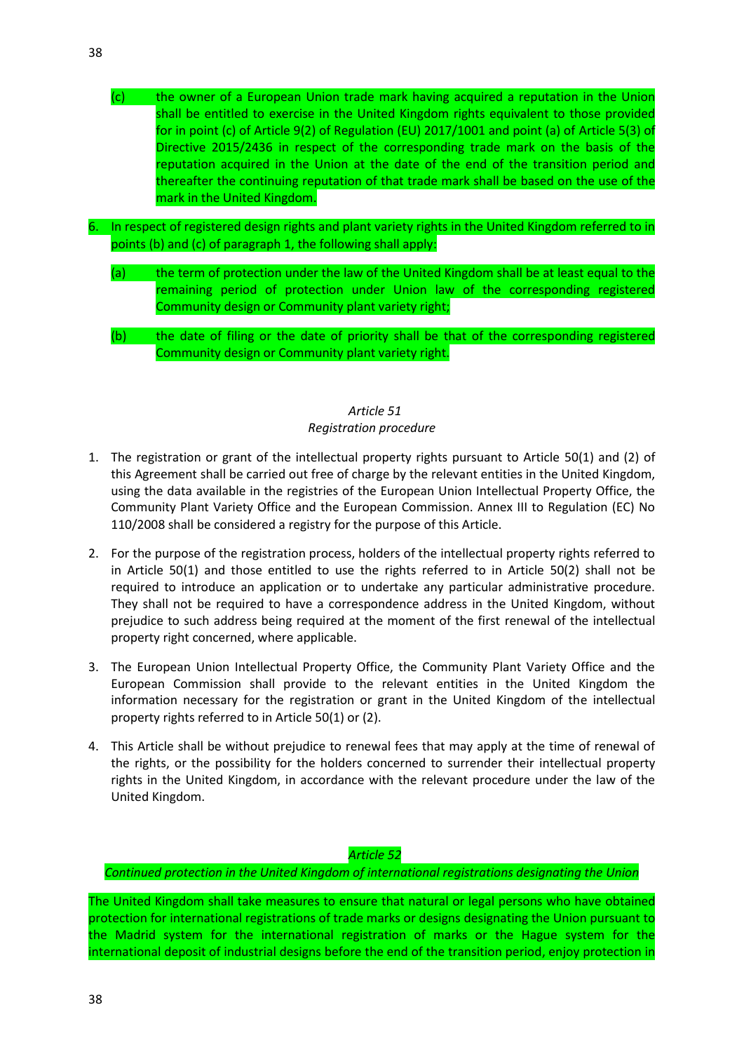(c) the owner of a European Union trade mark having acquired a reputation in the Union shall be entitled to exercise in the United Kingdom rights equivalent to those provided for in point (c) of Article 9(2) of Regulation (EU) 2017/1001 and point (a) of Article 5(3) of Directive 2015/2436 in respect of the corresponding trade mark on the basis of the reputation acquired in the Union at the date of the end of the transition period and thereafter the continuing reputation of that trade mark shall be based on the use of the mark in the United Kingdom.

6. In respect of registered design rights and plant variety rights in the United Kingdom referred to in points (b) and (c) of paragraph 1, the following shall apply:

   (a) the term of protection under the law of the United Kingdom shall be at least equal to the remaining period of protection under Union law of the corresponding registered Community design or Community plant variety right;

   (b) the date of filing or the date of priority shall be that of the corresponding registered Community design or Community plant variety right.

*Article 51*

*Registration procedure*

1. The registration or grant of the intellectual property rights pursuant to Article 50(1) and (2) of this Agreement shall be carried out free of charge by the relevant entities in the United Kingdom, using the data available in the registries of the European Union Intellectual Property Office, the Community Plant Variety Office and the European Commission. Annex III to Regulation (EC) No 110/2008 shall be considered a registry for the purpose of this Article.

2. For the purpose of the registration process, holders of the intellectual property rights referred to in Article 50(1) and those entitled to use the rights referred to in Article 50(2) shall not be required to introduce an application or to undertake any particular administrative procedure. They shall not be required to have a correspondence address in the United Kingdom, without prejudice to such address being required at the moment of the first renewal of the intellectual property right concerned, where applicable.

3. The European Union Intellectual Property Office, the Community Plant Variety Office and the European Commission shall provide to the relevant entities in the United Kingdom the information necessary for the registration or grant in the United Kingdom of the intellectual property rights referred to in Article 50(1) or (2).

4. This Article shall be without prejudice to renewal fees that may apply at the time of renewal of the rights, or the possibility for the holders concerned to surrender their intellectual property rights in the United Kingdom, in accordance with the relevant procedure under the law of the United Kingdom.

*Article 52*

*Continued protection in the United Kingdom of international registrations designating the Union*

The United Kingdom shall take measures to ensure that natural or legal persons who have obtained protection for international registrations of trade marks or designs designating the Union pursuant to the Madrid system for the international registration of marks or the Hague system for the international deposit of industrial designs before the end of the transition period, enjoy protection in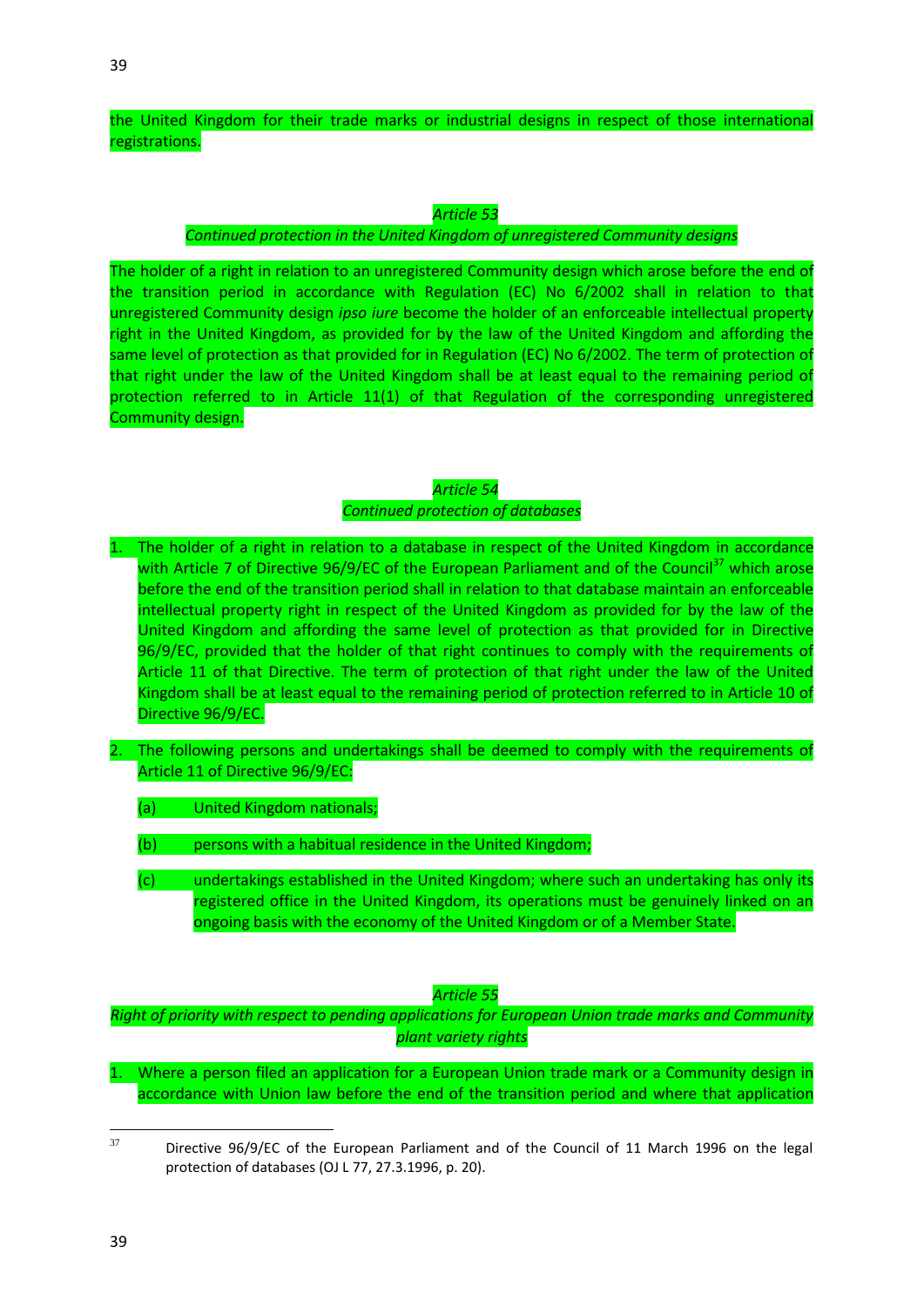the United Kingdom for their trade marks or industrial designs in respect of those international registrations.

*Article 53*

*Continued protection in the United Kingdom of unregistered Community designs*

The holder of a right in relation to an unregistered Community design which arose before the end of the transition period in accordance with Regulation (EC) No 6/2002 shall in relation to that unregistered Community design *ipso iure* become the holder of an enforceable intellectual property right in the United Kingdom, as provided for by the law of the United Kingdom and affording the same level of protection as that provided for in Regulation (EC) No 6/2002. The term of protection of that right under the law of the United Kingdom shall be at least equal to the remaining period of protection referred to in Article 11(1) of that Regulation of the corresponding unregistered Community design.

*Article 54*

*Continued protection of databases*

1. The holder of a right in relation to a database in respect of the United Kingdom in accordance with Article 7 of Directive 96/9/EC of the European Parliament and of the Council[37] which arose before the end of the transition period shall in relation to that database maintain an enforceable intellectual property right in respect of the United Kingdom as provided for by the law of the United Kingdom and affording the same level of protection as that provided for in Directive 96/9/EC, provided that the holder of that right continues to comply with the requirements of Article 11 of that Directive. The term of protection of that right under the law of the United Kingdom shall be at least equal to the remaining period of protection referred to in Article 10 of Directive 96/9/EC.

2. The following persons and undertakings shall be deemed to comply with the requirements of Article 11 of Directive 96/9/EC:

   (a) United Kingdom nationals;

   (b) persons with a habitual residence in the United Kingdom;

   (c) undertakings established in the United Kingdom; where such an undertaking has only its registered office in the United Kingdom, its operations must be genuinely linked on an ongoing basis with the economy of the United Kingdom or of a Member State.

*Article 55*

*Right of priority with respect to pending applications for European Union trade marks and Community plant variety rights*

1. Where a person filed an application for a European Union trade mark or a Community design in accordance with Union law before the end of the transition period and where that application

[37] Directive 96/9/EC of the European Parliament and of the Council of 11 March 1996 on the legal protection of databases (OJ L 77, 27.3.1996, p. 20).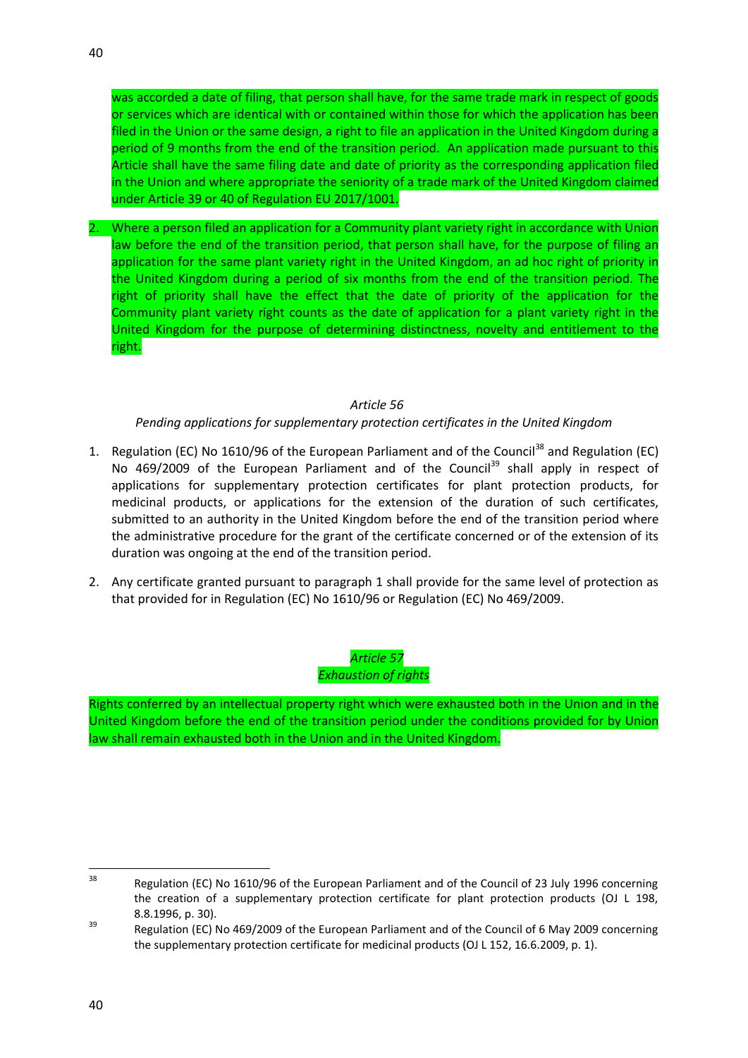was accorded a date of filing, that person shall have, for the same trade mark in respect of goods or services which are identical with or contained within those for which the application has been filed in the Union or the same design, a right to file an application in the United Kingdom during a period of 9 months from the end of the transition period. An application made pursuant to this Article shall have the same filing date and date of priority as the corresponding application filed in the Union and where appropriate the seniority of a trade mark of the United Kingdom claimed under Article 39 or 40 of Regulation EU 2017/1001.

2. Where a person filed an application for a Community plant variety right in accordance with Union law before the end of the transition period, that person shall have, for the purpose of filing an application for the same plant variety right in the United Kingdom, an ad hoc right of priority in the United Kingdom during a period of six months from the end of the transition period. The right of priority shall have the effect that the date of priority of the application for the Community plant variety right counts as the date of application for a plant variety right in the United Kingdom for the purpose of determining distinctness, novelty and entitlement to the right.

*Article 56*

*Pending applications for supplementary protection certificates in the United Kingdom*

1. Regulation (EC) No 1610/96 of the European Parliament and of the Council[38] and Regulation (EC) No 469/2009 of the European Parliament and of the Council[39] shall apply in respect of applications for supplementary protection certificates for plant protection products, for medicinal products, or applications for the extension of the duration of such certificates, submitted to an authority in the United Kingdom before the end of the transition period where the administrative procedure for the grant of the certificate concerned or of the extension of its duration was ongoing at the end of the transition period.

2. Any certificate granted pursuant to paragraph 1 shall provide for the same level of protection as that provided for in Regulation (EC) No 1610/96 or Regulation (EC) No 469/2009.

*Article 57*

*Exhaustion of rights*

Rights conferred by an intellectual property right which were exhausted both in the Union and in the United Kingdom before the end of the transition period under the conditions provided for by Union law shall remain exhausted both in the Union and in the United Kingdom.

---

[38] Regulation (EC) No 1610/96 of the European Parliament and of the Council of 23 July 1996 concerning the creation of a supplementary protection certificate for plant protection products (OJ L 198, 8.8.1996, p. 30).

[39] Regulation (EC) No 469/2009 of the European Parliament and of the Council of 6 May 2009 concerning the supplementary protection certificate for medicinal products (OJ L 152, 16.6.2009, p. 1).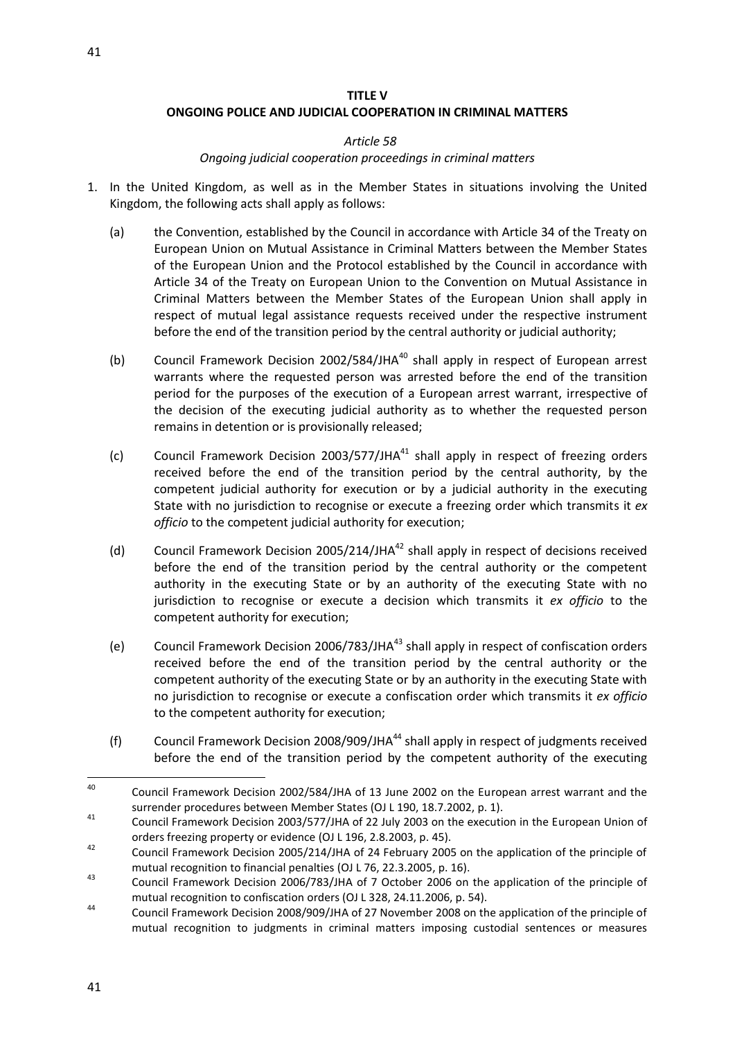**TITLE V**

**ONGOING POLICE AND JUDICIAL COOPERATION IN CRIMINAL MATTERS**

*Article 58*

*Ongoing judicial cooperation proceedings in criminal matters*

1. In the United Kingdom, as well as in the Member States in situations involving the United Kingdom, the following acts shall apply as follows:

   (a) the Convention, established by the Council in accordance with Article 34 of the Treaty on European Union on Mutual Assistance in Criminal Matters between the Member States of the European Union and the Protocol established by the Council in accordance with Article 34 of the Treaty on European Union to the Convention on Mutual Assistance in Criminal Matters between the Member States of the European Union shall apply in respect of mutual legal assistance requests received under the respective instrument before the end of the transition period by the central authority or judicial authority;

   (b) Council Framework Decision 2002/584/JHA[40] shall apply in respect of European arrest warrants where the requested person was arrested before the end of the transition period for the purposes of the execution of a European arrest warrant, irrespective of the decision of the executing judicial authority as to whether the requested person remains in detention or is provisionally released;

   (c) Council Framework Decision 2003/577/JHA[41] shall apply in respect of freezing orders received before the end of the transition period by the central authority, by the competent judicial authority for execution or by a judicial authority in the executing State with no jurisdiction to recognise or execute a freezing order which transmits it *ex officio* to the competent judicial authority for execution;

   (d) Council Framework Decision 2005/214/JHA[42] shall apply in respect of decisions received before the end of the transition period by the central authority or the competent authority in the executing State or by an authority of the executing State with no jurisdiction to recognise or execute a decision which transmits it *ex officio* to the competent authority for execution;

   (e) Council Framework Decision 2006/783/JHA[43] shall apply in respect of confiscation orders received before the end of the transition period by the central authority or the competent authority of the executing State or by an authority in the executing State with no jurisdiction to recognise or execute a confiscation order which transmits it *ex officio* to the competent authority for execution;

   (f) Council Framework Decision 2008/909/JHA[44] shall apply in respect of judgments received before the end of the transition period by the competent authority of the executing

---

[40] Council Framework Decision 2002/584/JHA of 13 June 2002 on the European arrest warrant and the surrender procedures between Member States (OJ L 190, 18.7.2002, p. 1).

[41] Council Framework Decision 2003/577/JHA of 22 July 2003 on the execution in the European Union of orders freezing property or evidence (OJ L 196, 2.8.2003, p. 45).

[42] Council Framework Decision 2005/214/JHA of 24 February 2005 on the application of the principle of mutual recognition to financial penalties (OJ L 76, 22.3.2005, p. 16).

[43] Council Framework Decision 2006/783/JHA of 7 October 2006 on the application of the principle of mutual recognition to confiscation orders (OJ L 328, 24.11.2006, p. 54).

[44] Council Framework Decision 2008/909/JHA of 27 November 2008 on the application of the principle of mutual recognition to judgments in criminal matters imposing custodial sentences or measures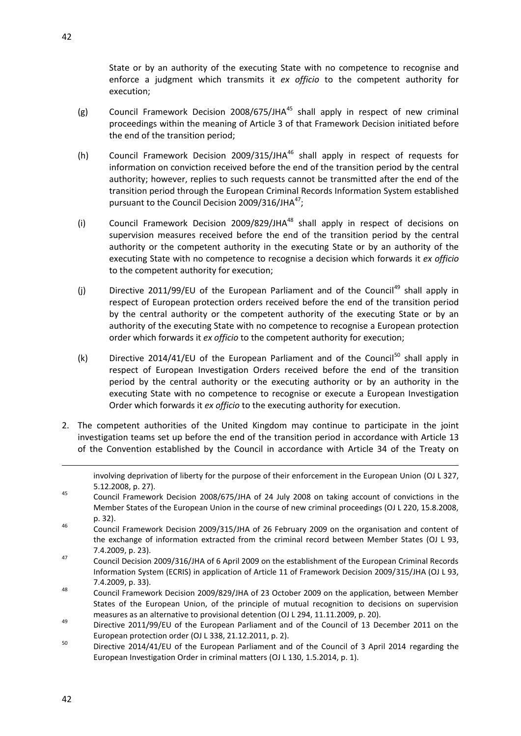State or by an authority of the executing State with no competence to recognise and enforce a judgment which transmits it *ex officio* to the competent authority for execution;

(g) Council Framework Decision 2008/675/JHA[45] shall apply in respect of new criminal proceedings within the meaning of Article 3 of that Framework Decision initiated before the end of the transition period;

(h) Council Framework Decision 2009/315/JHA[46] shall apply in respect of requests for information on conviction received before the end of the transition period by the central authority; however, replies to such requests cannot be transmitted after the end of the transition period through the European Criminal Records Information System established pursuant to the Council Decision 2009/316/JHA[47];

(i) Council Framework Decision 2009/829/JHA[48] shall apply in respect of decisions on supervision measures received before the end of the transition period by the central authority or the competent authority in the executing State or by an authority of the executing State with no competence to recognise a decision which forwards it *ex officio* to the competent authority for execution;

(j) Directive 2011/99/EU of the European Parliament and of the Council[49] shall apply in respect of European protection orders received before the end of the transition period by the central authority or the competent authority of the executing State or by an authority of the executing State with no competence to recognise a European protection order which forwards it *ex officio* to the competent authority for execution;

(k) Directive 2014/41/EU of the European Parliament and of the Council[50] shall apply in respect of European Investigation Orders received before the end of the transition period by the central authority or the executing authority or by an authority in the executing State with no competence to recognise or execute a European Investigation Order which forwards it *ex officio* to the executing authority for execution.

2. The competent authorities of the United Kingdom may continue to participate in the joint investigation teams set up before the end of the transition period in accordance with Article 13 of the Convention established by the Council in accordance with Article 34 of the Treaty on

---

involving deprivation of liberty for the purpose of their enforcement in the European Union (OJ L 327, 5.12.2008, p. 27).

[45] Council Framework Decision 2008/675/JHA of 24 July 2008 on taking account of convictions in the Member States of the European Union in the course of new criminal proceedings (OJ L 220, 15.8.2008, p. 32).

[46] Council Framework Decision 2009/315/JHA of 26 February 2009 on the organisation and content of the exchange of information extracted from the criminal record between Member States (OJ L 93, 7.4.2009, p. 23).

[47] Council Decision 2009/316/JHA of 6 April 2009 on the establishment of the European Criminal Records Information System (ECRIS) in application of Article 11 of Framework Decision 2009/315/JHA (OJ L 93, 7.4.2009, p. 33).

[48] Council Framework Decision 2009/829/JHA of 23 October 2009 on the application, between Member States of the European Union, of the principle of mutual recognition to decisions on supervision measures as an alternative to provisional detention (OJ L 294, 11.11.2009, p. 20).

[49] Directive 2011/99/EU of the European Parliament and of the Council of 13 December 2011 on the European protection order (OJ L 338, 21.12.2011, p. 2).

[50] Directive 2014/41/EU of the European Parliament and of the Council of 3 April 2014 regarding the European Investigation Order in criminal matters (OJ L 130, 1.5.2014, p. 1).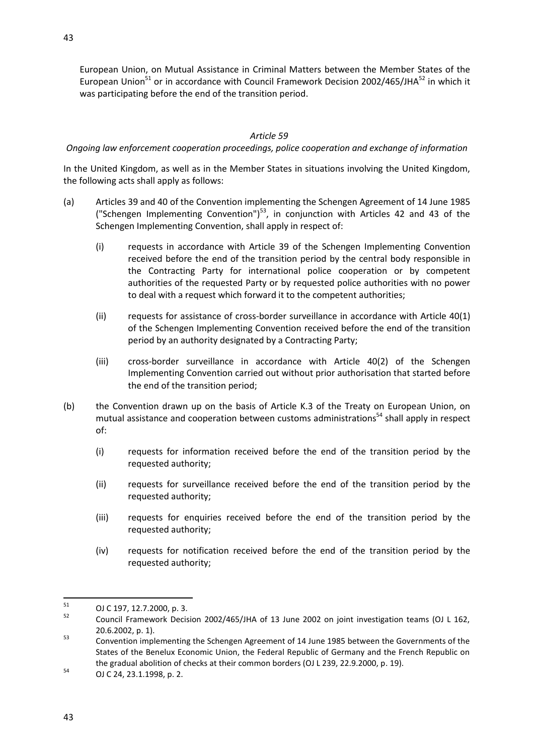European Union, on Mutual Assistance in Criminal Matters between the Member States of the European Union[51] or in accordance with Council Framework Decision 2002/465/JHA[52] in which it was participating before the end of the transition period.

*Article 59*

*Ongoing law enforcement cooperation proceedings, police cooperation and exchange of information*

In the United Kingdom, as well as in the Member States in situations involving the United Kingdom, the following acts shall apply as follows:

(a) Articles 39 and 40 of the Convention implementing the Schengen Agreement of 14 June 1985 ("Schengen Implementing Convention")[53], in conjunction with Articles 42 and 43 of the Schengen Implementing Convention, shall apply in respect of:

  (i) requests in accordance with Article 39 of the Schengen Implementing Convention received before the end of the transition period by the central body responsible in the Contracting Party for international police cooperation or by competent authorities of the requested Party or by requested police authorities with no power to deal with a request which forward it to the competent authorities;

  (ii) requests for assistance of cross-border surveillance in accordance with Article 40(1) of the Schengen Implementing Convention received before the end of the transition period by an authority designated by a Contracting Party;

  (iii) cross-border surveillance in accordance with Article 40(2) of the Schengen Implementing Convention carried out without prior authorisation that started before the end of the transition period;

(b) the Convention drawn up on the basis of Article K.3 of the Treaty on European Union, on mutual assistance and cooperation between customs administrations[54] shall apply in respect of:

  (i) requests for information received before the end of the transition period by the requested authority;

  (ii) requests for surveillance received before the end of the transition period by the requested authority;

  (iii) requests for enquiries received before the end of the transition period by the requested authority;

  (iv) requests for notification received before the end of the transition period by the requested authority;

---

[51] OJ C 197, 12.7.2000, p. 3.

[52] Council Framework Decision 2002/465/JHA of 13 June 2002 on joint investigation teams (OJ L 162, 20.6.2002, p. 1).

[53] Convention implementing the Schengen Agreement of 14 June 1985 between the Governments of the States of the Benelux Economic Union, the Federal Republic of Germany and the French Republic on the gradual abolition of checks at their common borders (OJ L 239, 22.9.2000, p. 19).

[54] OJ C 24, 23.1.1998, p. 2.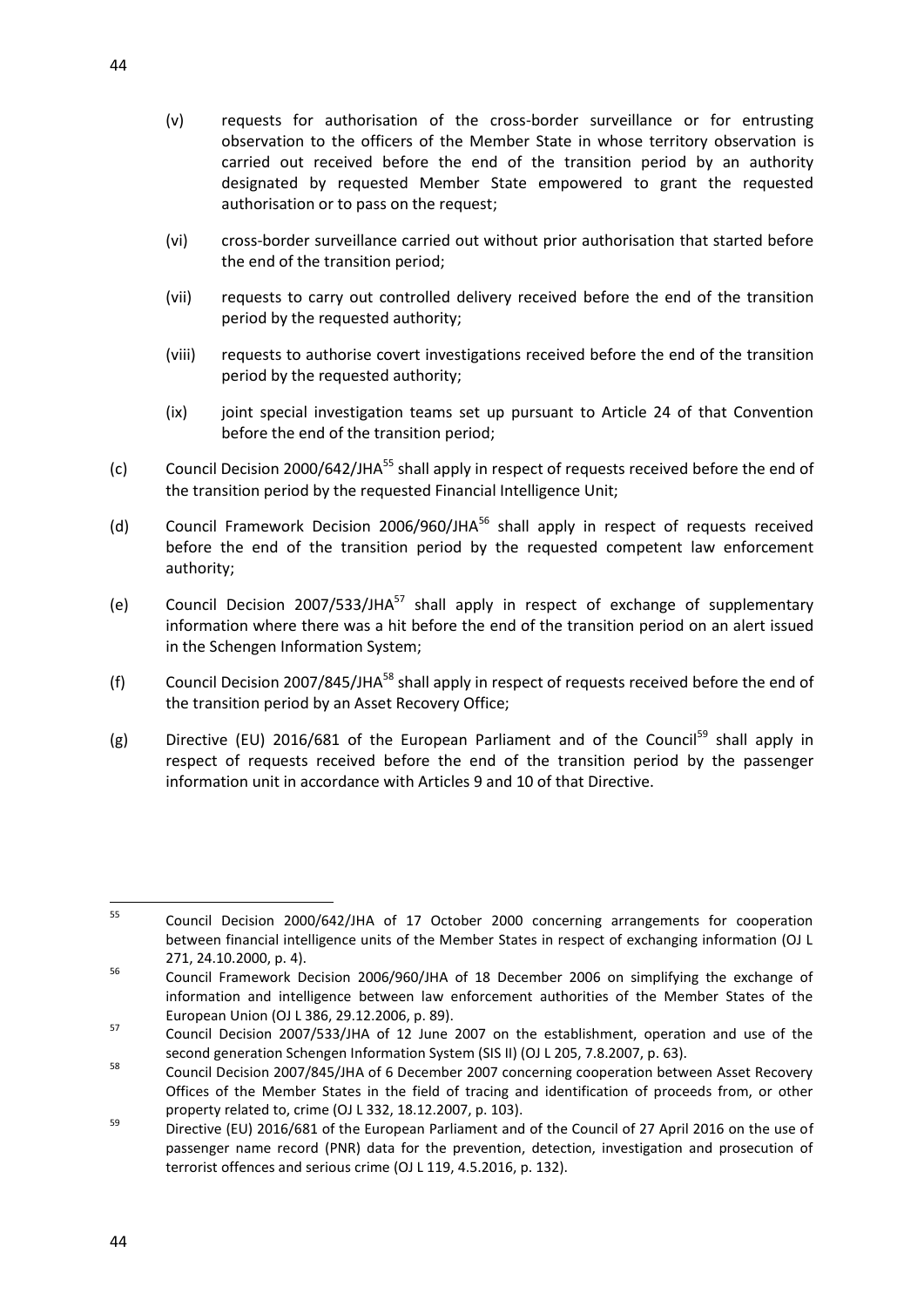(v) requests for authorisation of the cross-border surveillance or for entrusting observation to the officers of the Member State in whose territory observation is carried out received before the end of the transition period by an authority designated by requested Member State empowered to grant the requested authorisation or to pass on the request;

(vi) cross-border surveillance carried out without prior authorisation that started before the end of the transition period;

(vii) requests to carry out controlled delivery received before the end of the transition period by the requested authority;

(viii) requests to authorise covert investigations received before the end of the transition period by the requested authority;

(ix) joint special investigation teams set up pursuant to Article 24 of that Convention before the end of the transition period;

(c) Council Decision 2000/642/JHA[55] shall apply in respect of requests received before the end of the transition period by the requested Financial Intelligence Unit;

(d) Council Framework Decision 2006/960/JHA[56] shall apply in respect of requests received before the end of the transition period by the requested competent law enforcement authority;

(e) Council Decision 2007/533/JHA[57] shall apply in respect of exchange of supplementary information where there was a hit before the end of the transition period on an alert issued in the Schengen Information System;

(f) Council Decision 2007/845/JHA[58] shall apply in respect of requests received before the end of the transition period by an Asset Recovery Office;

(g) Directive (EU) 2016/681 of the European Parliament and of the Council[59] shall apply in respect of requests received before the end of the transition period by the passenger information unit in accordance with Articles 9 and 10 of that Directive.

---

[55] Council Decision 2000/642/JHA of 17 October 2000 concerning arrangements for cooperation between financial intelligence units of the Member States in respect of exchanging information (OJ L 271, 24.10.2000, p. 4).

[56] Council Framework Decision 2006/960/JHA of 18 December 2006 on simplifying the exchange of information and intelligence between law enforcement authorities of the Member States of the European Union (OJ L 386, 29.12.2006, p. 89).

[57] Council Decision 2007/533/JHA of 12 June 2007 on the establishment, operation and use of the second generation Schengen Information System (SIS II) (OJ L 205, 7.8.2007, p. 63).

[58] Council Decision 2007/845/JHA of 6 December 2007 concerning cooperation between Asset Recovery Offices of the Member States in the field of tracing and identification of proceeds from, or other property related to, crime (OJ L 332, 18.12.2007, p. 103).

[59] Directive (EU) 2016/681 of the European Parliament and of the Council of 27 April 2016 on the use of passenger name record (PNR) data for the prevention, detection, investigation and prosecution of terrorist offences and serious crime (OJ L 119, 4.5.2016, p. 132).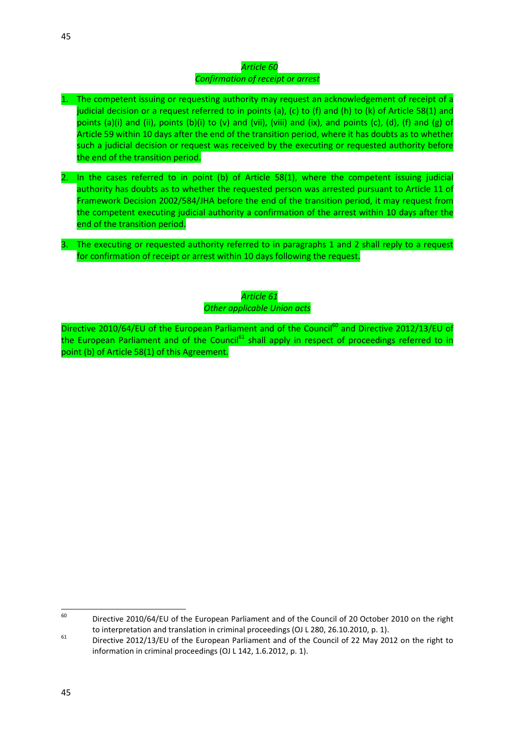*Article 60*
*Confirmation of receipt or arrest*

1. The competent issuing or requesting authority may request an acknowledgement of receipt of a judicial decision or a request referred to in points (a), (c) to (f) and (h) to (k) of Article 58(1) and points (a)(i) and (ii), points (b)(i) to (v) and (vii), (viii) and (ix), and points (c), (d), (f) and (g) of Article 59 within 10 days after the end of the transition period, where it has doubts as to whether such a judicial decision or request was received by the executing or requested authority before the end of the transition period.

2. In the cases referred to in point (b) of Article 58(1), where the competent issuing judicial authority has doubts as to whether the requested person was arrested pursuant to Article 11 of Framework Decision 2002/584/JHA before the end of the transition period, it may request from the competent executing judicial authority a confirmation of the arrest within 10 days after the end of the transition period.

3. The executing or requested authority referred to in paragraphs 1 and 2 shall reply to a request for confirmation of receipt or arrest within 10 days following the request.

*Article 61*
*Other applicable Union acts*

Directive 2010/64/EU of the European Parliament and of the Council[60] and Directive 2012/13/EU of the European Parliament and of the Council[61] shall apply in respect of proceedings referred to in point (b) of Article 58(1) of this Agreement.

---

[60] Directive 2010/64/EU of the European Parliament and of the Council of 20 October 2010 on the right to interpretation and translation in criminal proceedings (OJ L 280, 26.10.2010, p. 1).

[61] Directive 2012/13/EU of the European Parliament and of the Council of 22 May 2012 on the right to information in criminal proceedings (OJ L 142, 1.6.2012, p. 1).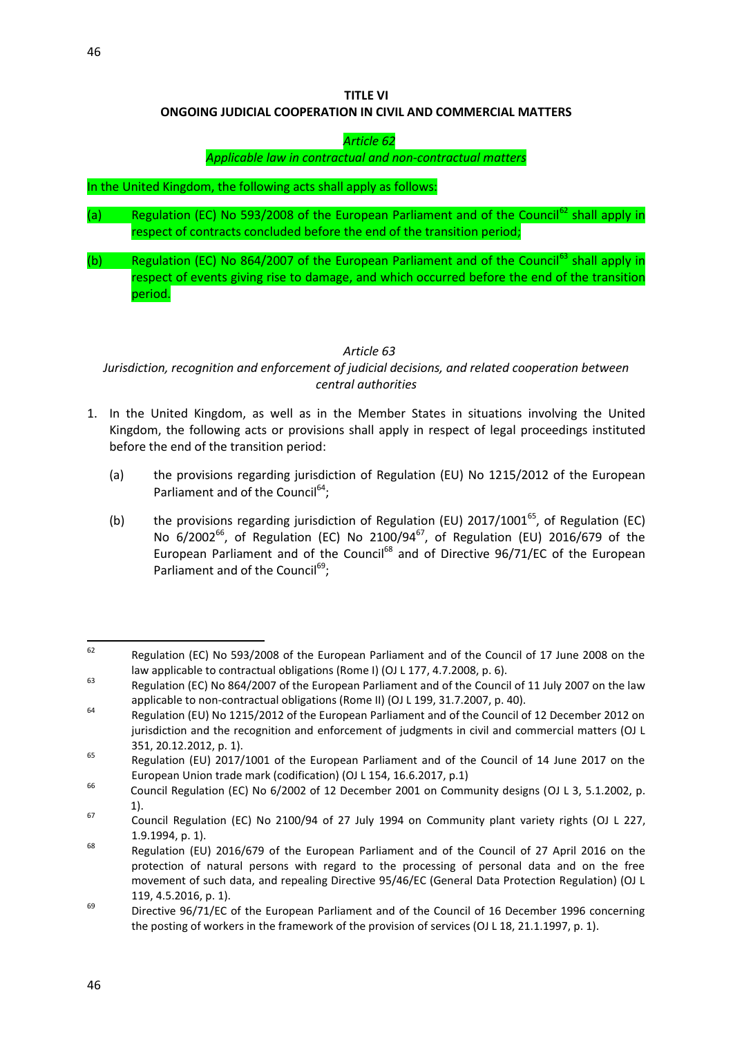# TITLE VI

## ONGOING JUDICIAL COOPERATION IN CIVIL AND COMMERCIAL MATTERS

*Article 62*

*Applicable law in contractual and non-contractual matters*

In the United Kingdom, the following acts shall apply as follows:

(a) Regulation (EC) No 593/2008 of the European Parliament and of the Council[62] shall apply in respect of contracts concluded before the end of the transition period;

(b) Regulation (EC) No 864/2007 of the European Parliament and of the Council[63] shall apply in respect of events giving rise to damage, and which occurred before the end of the transition period.

*Article 63*

*Jurisdiction, recognition and enforcement of judicial decisions, and related cooperation between central authorities*

1. In the United Kingdom, as well as in the Member States in situations involving the United Kingdom, the following acts or provisions shall apply in respect of legal proceedings instituted before the end of the transition period:

   (a) the provisions regarding jurisdiction of Regulation (EU) No 1215/2012 of the European Parliament and of the Council[64];

   (b) the provisions regarding jurisdiction of Regulation (EU) 2017/1001[65], of Regulation (EC) No 6/2002[66], of Regulation (EC) No 2100/94[67], of Regulation (EU) 2016/679 of the European Parliament and of the Council[68] and of Directive 96/71/EC of the European Parliament and of the Council[69];

---

[62] Regulation (EC) No 593/2008 of the European Parliament and of the Council of 17 June 2008 on the law applicable to contractual obligations (Rome I) (OJ L 177, 4.7.2008, p. 6).

[63] Regulation (EC) No 864/2007 of the European Parliament and of the Council of 11 July 2007 on the law applicable to non-contractual obligations (Rome II) (OJ L 199, 31.7.2007, p. 40).

[64] Regulation (EU) No 1215/2012 of the European Parliament and of the Council of 12 December 2012 on jurisdiction and the recognition and enforcement of judgments in civil and commercial matters (OJ L 351, 20.12.2012, p. 1).

[65] Regulation (EU) 2017/1001 of the European Parliament and of the Council of 14 June 2017 on the European Union trade mark (codification) (OJ L 154, 16.6.2017, p.1)

[66] Council Regulation (EC) No 6/2002 of 12 December 2001 on Community designs (OJ L 3, 5.1.2002, p. 1).

[67] Council Regulation (EC) No 2100/94 of 27 July 1994 on Community plant variety rights (OJ L 227, 1.9.1994, p. 1).

[68] Regulation (EU) 2016/679 of the European Parliament and of the Council of 27 April 2016 on the protection of natural persons with regard to the processing of personal data and on the free movement of such data, and repealing Directive 95/46/EC (General Data Protection Regulation) (OJ L 119, 4.5.2016, p. 1).

[69] Directive 96/71/EC of the European Parliament and of the Council of 16 December 1996 concerning the posting of workers in the framework of the provision of services (OJ L 18, 21.1.1997, p. 1).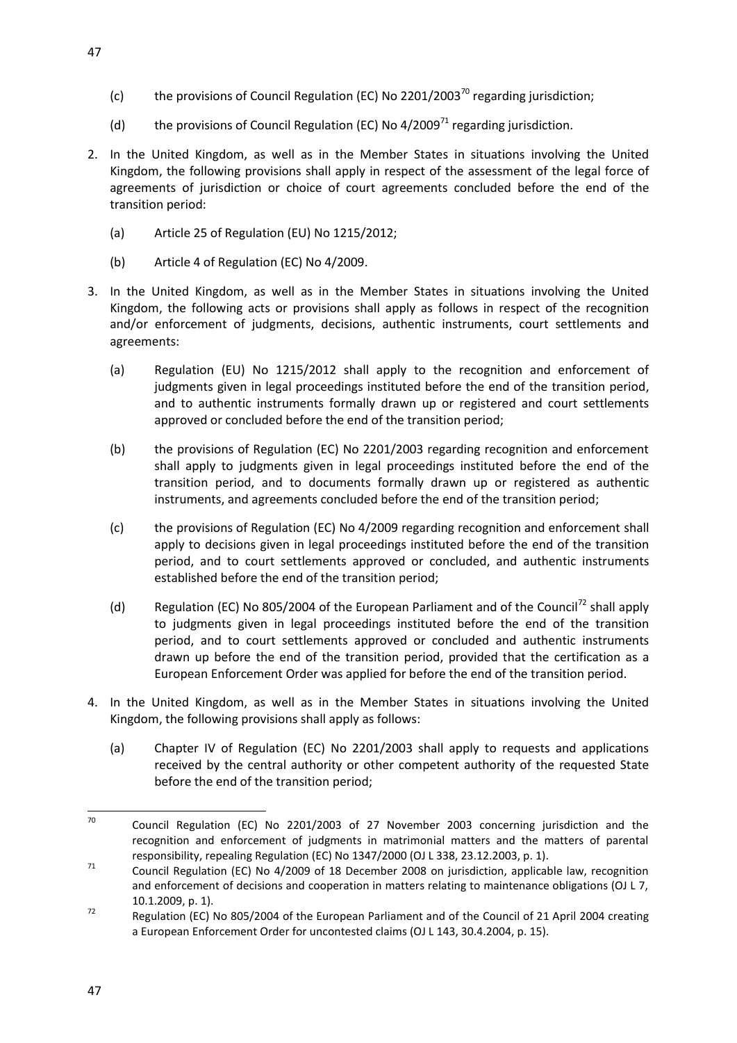(c) the provisions of Council Regulation (EC) No 2201/2003[70] regarding jurisdiction;

(d) the provisions of Council Regulation (EC) No 4/2009[71] regarding jurisdiction.

2. In the United Kingdom, as well as in the Member States in situations involving the United Kingdom, the following provisions shall apply in respect of the assessment of the legal force of agreements of jurisdiction or choice of court agreements concluded before the end of the transition period:

   (a) Article 25 of Regulation (EU) No 1215/2012;

   (b) Article 4 of Regulation (EC) No 4/2009.

3. In the United Kingdom, as well as in the Member States in situations involving the United Kingdom, the following acts or provisions shall apply as follows in respect of the recognition and/or enforcement of judgments, decisions, authentic instruments, court settlements and agreements:

   (a) Regulation (EU) No 1215/2012 shall apply to the recognition and enforcement of judgments given in legal proceedings instituted before the end of the transition period, and to authentic instruments formally drawn up or registered and court settlements approved or concluded before the end of the transition period;

   (b) the provisions of Regulation (EC) No 2201/2003 regarding recognition and enforcement shall apply to judgments given in legal proceedings instituted before the end of the transition period, and to documents formally drawn up or registered as authentic instruments, and agreements concluded before the end of the transition period;

   (c) the provisions of Regulation (EC) No 4/2009 regarding recognition and enforcement shall apply to decisions given in legal proceedings instituted before the end of the transition period, and to court settlements approved or concluded, and authentic instruments established before the end of the transition period;

   (d) Regulation (EC) No 805/2004 of the European Parliament and of the Council[72] shall apply to judgments given in legal proceedings instituted before the end of the transition period, and to court settlements approved or concluded and authentic instruments drawn up before the end of the transition period, provided that the certification as a European Enforcement Order was applied for before the end of the transition period.

4. In the United Kingdom, as well as in the Member States in situations involving the United Kingdom, the following provisions shall apply as follows:

   (a) Chapter IV of Regulation (EC) No 2201/2003 shall apply to requests and applications received by the central authority or other competent authority of the requested State before the end of the transition period;

---

[70] Council Regulation (EC) No 2201/2003 of 27 November 2003 concerning jurisdiction and the recognition and enforcement of judgments in matrimonial matters and the matters of parental responsibility, repealing Regulation (EC) No 1347/2000 (OJ L 338, 23.12.2003, p. 1).

[71] Council Regulation (EC) No 4/2009 of 18 December 2008 on jurisdiction, applicable law, recognition and enforcement of decisions and cooperation in matters relating to maintenance obligations (OJ L 7, 10.1.2009, p. 1).

[72] Regulation (EC) No 805/2004 of the European Parliament and of the Council of 21 April 2004 creating a European Enforcement Order for uncontested claims (OJ L 143, 30.4.2004, p. 15).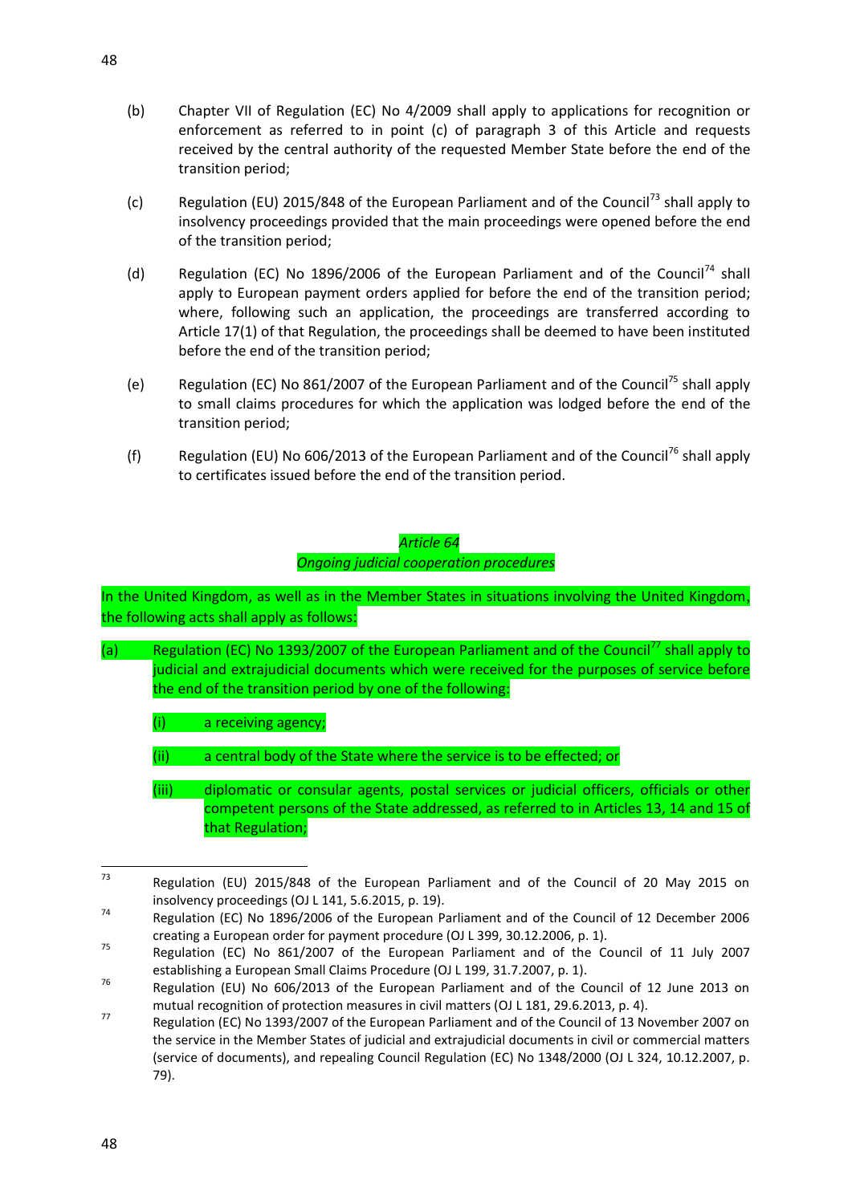(b) Chapter VII of Regulation (EC) No 4/2009 shall apply to applications for recognition or enforcement as referred to in point (c) of paragraph 3 of this Article and requests received by the central authority of the requested Member State before the end of the transition period;

(c) Regulation (EU) 2015/848 of the European Parliament and of the Council[73] shall apply to insolvency proceedings provided that the main proceedings were opened before the end of the transition period;

(d) Regulation (EC) No 1896/2006 of the European Parliament and of the Council[74] shall apply to European payment orders applied for before the end of the transition period; where, following such an application, the proceedings are transferred according to Article 17(1) of that Regulation, the proceedings shall be deemed to have been instituted before the end of the transition period;

(e) Regulation (EC) No 861/2007 of the European Parliament and of the Council[75] shall apply to small claims procedures for which the application was lodged before the end of the transition period;

(f) Regulation (EU) No 606/2013 of the European Parliament and of the Council[76] shall apply to certificates issued before the end of the transition period.

*Article 64*

*Ongoing judicial cooperation procedures*

In the United Kingdom, as well as in the Member States in situations involving the United Kingdom, the following acts shall apply as follows:

(a) Regulation (EC) No 1393/2007 of the European Parliament and of the Council[77] shall apply to judicial and extrajudicial documents which were received for the purposes of service before the end of the transition period by one of the following:

(i) a receiving agency;

(ii) a central body of the State where the service is to be effected; or

(iii) diplomatic or consular agents, postal services or judicial officers, officials or other competent persons of the State addressed, as referred to in Articles 13, 14 and 15 of that Regulation;

---

[73] Regulation (EU) 2015/848 of the European Parliament and of the Council of 20 May 2015 on insolvency proceedings (OJ L 141, 5.6.2015, p. 19).

[74] Regulation (EC) No 1896/2006 of the European Parliament and of the Council of 12 December 2006 creating a European order for payment procedure (OJ L 399, 30.12.2006, p. 1).

[75] Regulation (EC) No 861/2007 of the European Parliament and of the Council of 11 July 2007 establishing a European Small Claims Procedure (OJ L 199, 31.7.2007, p. 1).

[76] Regulation (EU) No 606/2013 of the European Parliament and of the Council of 12 June 2013 on mutual recognition of protection measures in civil matters (OJ L 181, 29.6.2013, p. 4).

[77] Regulation (EC) No 1393/2007 of the European Parliament and of the Council of 13 November 2007 on the service in the Member States of judicial and extrajudicial documents in civil or commercial matters (service of documents), and repealing Council Regulation (EC) No 1348/2000 (OJ L 324, 10.12.2007, p. 79).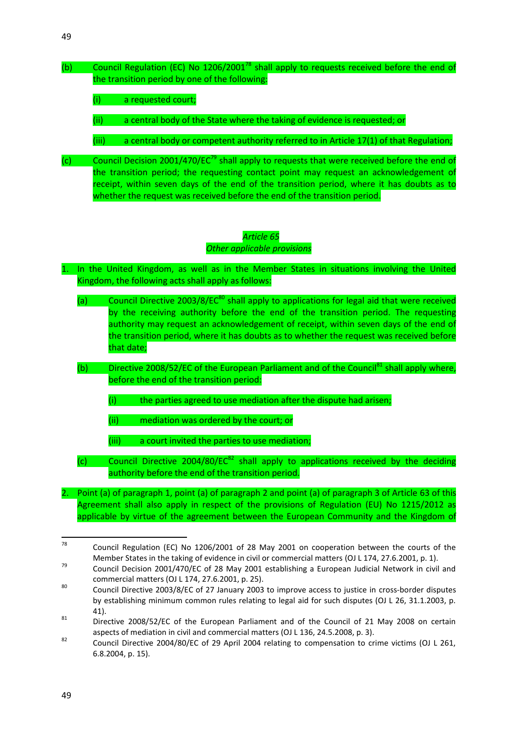(b) Council Regulation (EC) No 1206/2001[78] shall apply to requests received before the end of the transition period by one of the following:

   (i) a requested court;

   (ii) a central body of the State where the taking of evidence is requested; or

   (iii) a central body or competent authority referred to in Article 17(1) of that Regulation;

(c) Council Decision 2001/470/EC[79] shall apply to requests that were received before the end of the transition period; the requesting contact point may request an acknowledgement of receipt, within seven days of the end of the transition period, where it has doubts as to whether the request was received before the end of the transition period.

*Article 65*
*Other applicable provisions*

1. In the United Kingdom, as well as in the Member States in situations involving the United Kingdom, the following acts shall apply as follows:

   (a) Council Directive 2003/8/EC[80] shall apply to applications for legal aid that were received by the receiving authority before the end of the transition period. The requesting authority may request an acknowledgement of receipt, within seven days of the end of the transition period, where it has doubts as to whether the request was received before that date;

   (b) Directive 2008/52/EC of the European Parliament and of the Council[81] shall apply where, before the end of the transition period:

      (i) the parties agreed to use mediation after the dispute had arisen;

      (ii) mediation was ordered by the court; or

      (iii) a court invited the parties to use mediation;

   (c) Council Directive 2004/80/EC[82] shall apply to applications received by the deciding authority before the end of the transition period.

2. Point (a) of paragraph 1, point (a) of paragraph 2 and point (a) of paragraph 3 of Article 63 of this Agreement shall also apply in respect of the provisions of Regulation (EU) No 1215/2012 as applicable by virtue of the agreement between the European Community and the Kingdom of

---

[78] Council Regulation (EC) No 1206/2001 of 28 May 2001 on cooperation between the courts of the Member States in the taking of evidence in civil or commercial matters (OJ L 174, 27.6.2001, p. 1).

[79] Council Decision 2001/470/EC of 28 May 2001 establishing a European Judicial Network in civil and commercial matters (OJ L 174, 27.6.2001, p. 25).

[80] Council Directive 2003/8/EC of 27 January 2003 to improve access to justice in cross-border disputes by establishing minimum common rules relating to legal aid for such disputes (OJ L 26, 31.1.2003, p. 41).

[81] Directive 2008/52/EC of the European Parliament and of the Council of 21 May 2008 on certain aspects of mediation in civil and commercial matters (OJ L 136, 24.5.2008, p. 3).

[82] Council Directive 2004/80/EC of 29 April 2004 relating to compensation to crime victims (OJ L 261, 6.8.2004, p. 15).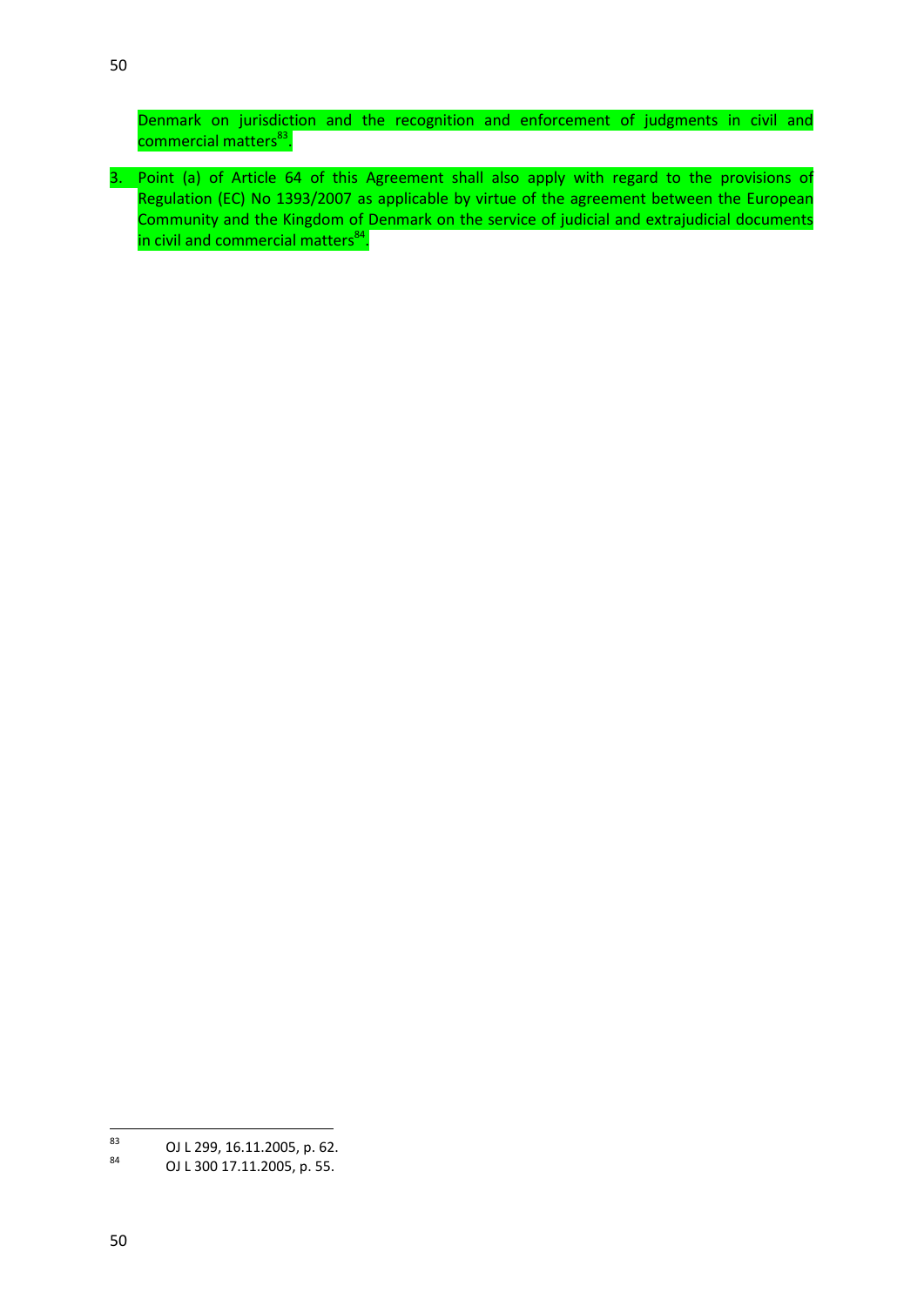Denmark on jurisdiction and the recognition and enforcement of judgments in civil and commercial matters[83].

3. Point (a) of Article 64 of this Agreement shall also apply with regard to the provisions of Regulation (EC) No 1393/2007 as applicable by virtue of the agreement between the European Community and the Kingdom of Denmark on the service of judicial and extrajudicial documents in civil and commercial matters[84].

---

[83] OJ L 299, 16.11.2005, p. 62.

[84] OJ L 300 17.11.2005, p. 55.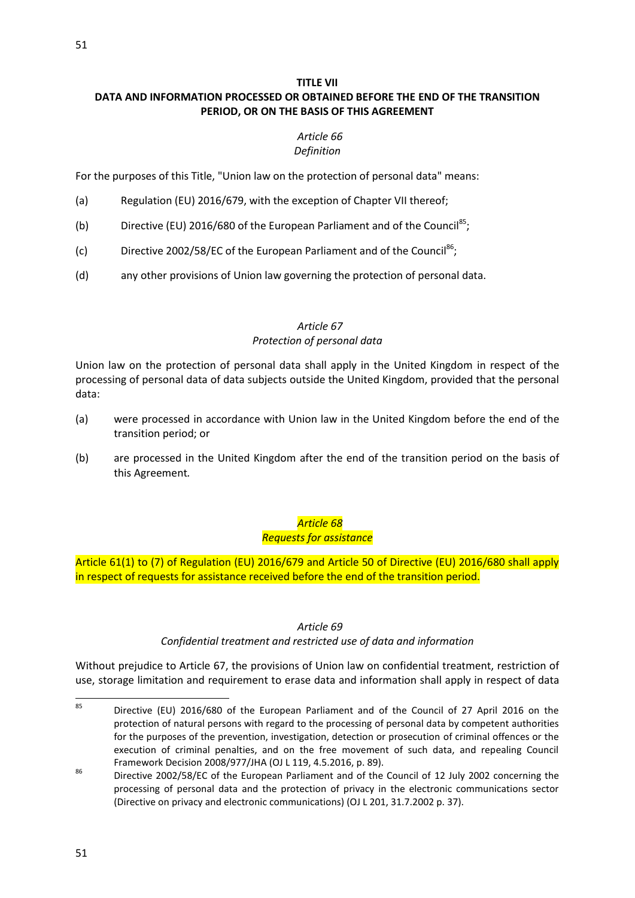**TITLE VII**

**DATA AND INFORMATION PROCESSED OR OBTAINED BEFORE THE END OF THE TRANSITION PERIOD, OR ON THE BASIS OF THIS AGREEMENT**

*Article 66*

*Definition*

For the purposes of this Title, "Union law on the protection of personal data" means:

(a) Regulation (EU) 2016/679, with the exception of Chapter VII thereof;

(b) Directive (EU) 2016/680 of the European Parliament and of the Council[85];

(c) Directive 2002/58/EC of the European Parliament and of the Council[86];

(d) any other provisions of Union law governing the protection of personal data.

*Article 67*

*Protection of personal data*

Union law on the protection of personal data shall apply in the United Kingdom in respect of the processing of personal data of data subjects outside the United Kingdom, provided that the personal data:

(a) were processed in accordance with Union law in the United Kingdom before the end of the transition period; or

(b) are processed in the United Kingdom after the end of the transition period on the basis of this Agreement.

*Article 68*

*Requests for assistance*

Article 61(1) to (7) of Regulation (EU) 2016/679 and Article 50 of Directive (EU) 2016/680 shall apply in respect of requests for assistance received before the end of the transition period.

*Article 69*

*Confidential treatment and restricted use of data and information*

Without prejudice to Article 67, the provisions of Union law on confidential treatment, restriction of use, storage limitation and requirement to erase data and information shall apply in respect of data

---

[85] Directive (EU) 2016/680 of the European Parliament and of the Council of 27 April 2016 on the protection of natural persons with regard to the processing of personal data by competent authorities for the purposes of the prevention, investigation, detection or prosecution of criminal offences or the execution of criminal penalties, and on the free movement of such data, and repealing Council Framework Decision 2008/977/JHA (OJ L 119, 4.5.2016, p. 89).

[86] Directive 2002/58/EC of the European Parliament and of the Council of 12 July 2002 concerning the processing of personal data and the protection of privacy in the electronic communications sector (Directive on privacy and electronic communications) (OJ L 201, 31.7.2002 p. 37).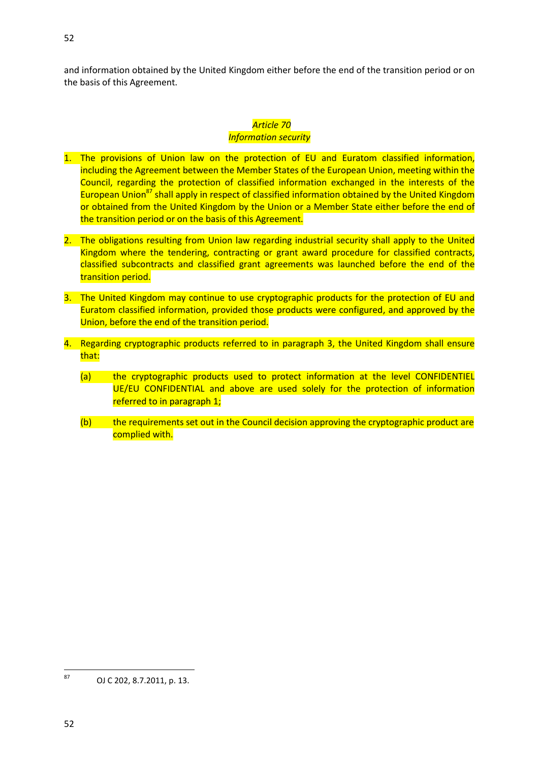and information obtained by the United Kingdom either before the end of the transition period or on the basis of this Agreement.

### *Article 70*
### *Information security*

1. The provisions of Union law on the protection of EU and Euratom classified information, including the Agreement between the Member States of the European Union, meeting within the Council, regarding the protection of classified information exchanged in the interests of the European Union[87] shall apply in respect of classified information obtained by the United Kingdom or obtained from the United Kingdom by the Union or a Member State either before the end of the transition period or on the basis of this Agreement.

2. The obligations resulting from Union law regarding industrial security shall apply to the United Kingdom where the tendering, contracting or grant award procedure for classified contracts, classified subcontracts and classified grant agreements was launched before the end of the transition period.

3. The United Kingdom may continue to use cryptographic products for the protection of EU and Euratom classified information, provided those products were configured, and approved by the Union, before the end of the transition period.

4. Regarding cryptographic products referred to in paragraph 3, the United Kingdom shall ensure that:

   (a) the cryptographic products used to protect information at the level CONFIDENTIEL UE/EU CONFIDENTIAL and above are used solely for the protection of information referred to in paragraph 1;

   (b) the requirements set out in the Council decision approving the cryptographic product are complied with.

---

[87] OJ C 202, 8.7.2011, p. 13.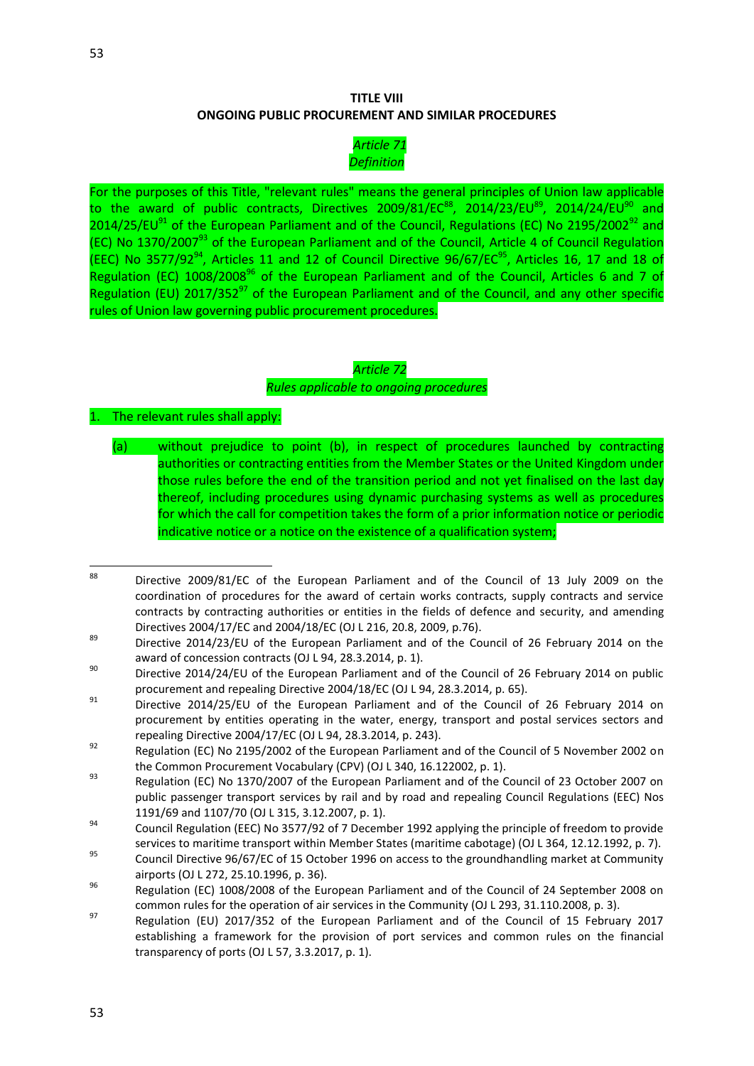## TITLE VIII
## ONGOING PUBLIC PROCUREMENT AND SIMILAR PROCEDURES

*Article 71*
*Definition*

For the purposes of this Title, "relevant rules" means the general principles of Union law applicable to the award of public contracts, Directives 2009/81/EC[88], 2014/23/EU[89], 2014/24/EU[90] and 2014/25/EU[91] of the European Parliament and of the Council, Regulations (EC) No 2195/2002[92] and (EC) No 1370/2007[93] of the European Parliament and of the Council, Article 4 of Council Regulation (EEC) No 3577/92[94], Articles 11 and 12 of Council Directive 96/67/EC[95], Articles 16, 17 and 18 of Regulation (EC) 1008/2008[96] of the European Parliament and of the Council, Articles 6 and 7 of Regulation (EU) 2017/352[97] of the European Parliament and of the Council, and any other specific rules of Union law governing public procurement procedures.

*Article 72*
*Rules applicable to ongoing procedures*

1. The relevant rules shall apply:

   (a) without prejudice to point (b), in respect of procedures launched by contracting authorities or contracting entities from the Member States or the United Kingdom under those rules before the end of the transition period and not yet finalised on the last day thereof, including procedures using dynamic purchasing systems as well as procedures for which the call for competition takes the form of a prior information notice or periodic indicative notice or a notice on the existence of a qualification system;

---

[88] Directive 2009/81/EC of the European Parliament and of the Council of 13 July 2009 on the coordination of procedures for the award of certain works contracts, supply contracts and service contracts by contracting authorities or entities in the fields of defence and security, and amending Directives 2004/17/EC and 2004/18/EC (OJ L 216, 20.8, 2009, p.76).

[89] Directive 2014/23/EU of the European Parliament and of the Council of 26 February 2014 on the award of concession contracts (OJ L 94, 28.3.2014, p. 1).

[90] Directive 2014/24/EU of the European Parliament and of the Council of 26 February 2014 on public procurement and repealing Directive 2004/18/EC (OJ L 94, 28.3.2014, p. 65).

[91] Directive 2014/25/EU of the European Parliament and of the Council of 26 February 2014 on procurement by entities operating in the water, energy, transport and postal services sectors and repealing Directive 2004/17/EC (OJ L 94, 28.3.2014, p. 243).

[92] Regulation (EC) No 2195/2002 of the European Parliament and of the Council of 5 November 2002 on the Common Procurement Vocabulary (CPV) (OJ L 340, 16.122002, p. 1).

[93] Regulation (EC) No 1370/2007 of the European Parliament and of the Council of 23 October 2007 on public passenger transport services by rail and by road and repealing Council Regulations (EEC) Nos 1191/69 and 1107/70 (OJ L 315, 3.12.2007, p. 1).

[94] Council Regulation (EEC) No 3577/92 of 7 December 1992 applying the principle of freedom to provide services to maritime transport within Member States (maritime cabotage) (OJ L 364, 12.12.1992, p. 7).

[95] Council Directive 96/67/EC of 15 October 1996 on access to the groundhandling market at Community airports (OJ L 272, 25.10.1996, p. 36).

[96] Regulation (EC) 1008/2008 of the European Parliament and of the Council of 24 September 2008 on common rules for the operation of air services in the Community (OJ L 293, 31.110.2008, p. 3).

[97] Regulation (EU) 2017/352 of the European Parliament and of the Council of 15 February 2017 establishing a framework for the provision of port services and common rules on the financial transparency of ports (OJ L 57, 3.3.2017, p. 1).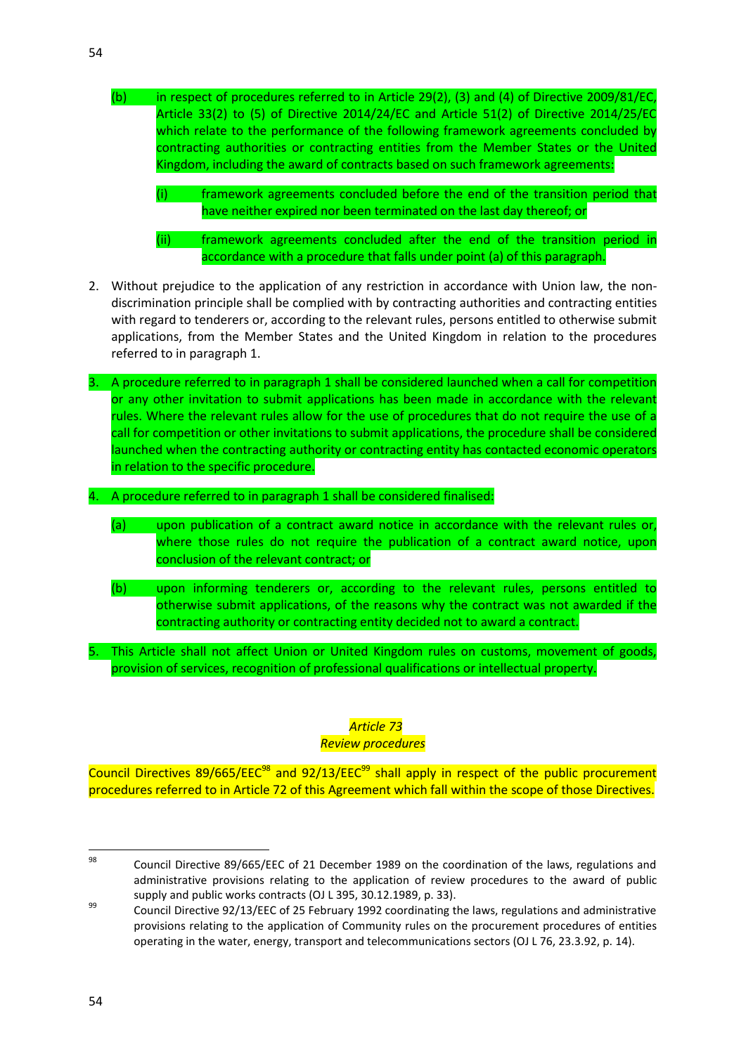(b) in respect of procedures referred to in Article 29(2), (3) and (4) of Directive 2009/81/EC, Article 33(2) to (5) of Directive 2014/24/EC and Article 51(2) of Directive 2014/25/EC which relate to the performance of the following framework agreements concluded by contracting authorities or contracting entities from the Member States or the United Kingdom, including the award of contracts based on such framework agreements:

   (i) framework agreements concluded before the end of the transition period that have neither expired nor been terminated on the last day thereof; or

   (ii) framework agreements concluded after the end of the transition period in accordance with a procedure that falls under point (a) of this paragraph.

2. Without prejudice to the application of any restriction in accordance with Union law, the non-discrimination principle shall be complied with by contracting authorities and contracting entities with regard to tenderers or, according to the relevant rules, persons entitled to otherwise submit applications, from the Member States and the United Kingdom in relation to the procedures referred to in paragraph 1.

3. A procedure referred to in paragraph 1 shall be considered launched when a call for competition or any other invitation to submit applications has been made in accordance with the relevant rules. Where the relevant rules allow for the use of procedures that do not require the use of a call for competition or other invitations to submit applications, the procedure shall be considered launched when the contracting authority or contracting entity has contacted economic operators in relation to the specific procedure.

4. A procedure referred to in paragraph 1 shall be considered finalised:

   (a) upon publication of a contract award notice in accordance with the relevant rules or, where those rules do not require the publication of a contract award notice, upon conclusion of the relevant contract; or

   (b) upon informing tenderers or, according to the relevant rules, persons entitled to otherwise submit applications, of the reasons why the contract was not awarded if the contracting authority or contracting entity decided not to award a contract.

5. This Article shall not affect Union or United Kingdom rules on customs, movement of goods, provision of services, recognition of professional qualifications or intellectual property.

*Article 73*
*Review procedures*

Council Directives 89/665/EEC[98] and 92/13/EEC[99] shall apply in respect of the public procurement procedures referred to in Article 72 of this Agreement which fall within the scope of those Directives.

---

[98] Council Directive 89/665/EEC of 21 December 1989 on the coordination of the laws, regulations and administrative provisions relating to the application of review procedures to the award of public supply and public works contracts (OJ L 395, 30.12.1989, p. 33).

[99] Council Directive 92/13/EEC of 25 February 1992 coordinating the laws, regulations and administrative provisions relating to the application of Community rules on the procurement procedures of entities operating in the water, energy, transport and telecommunications sectors (OJ L 76, 23.3.92, p. 14).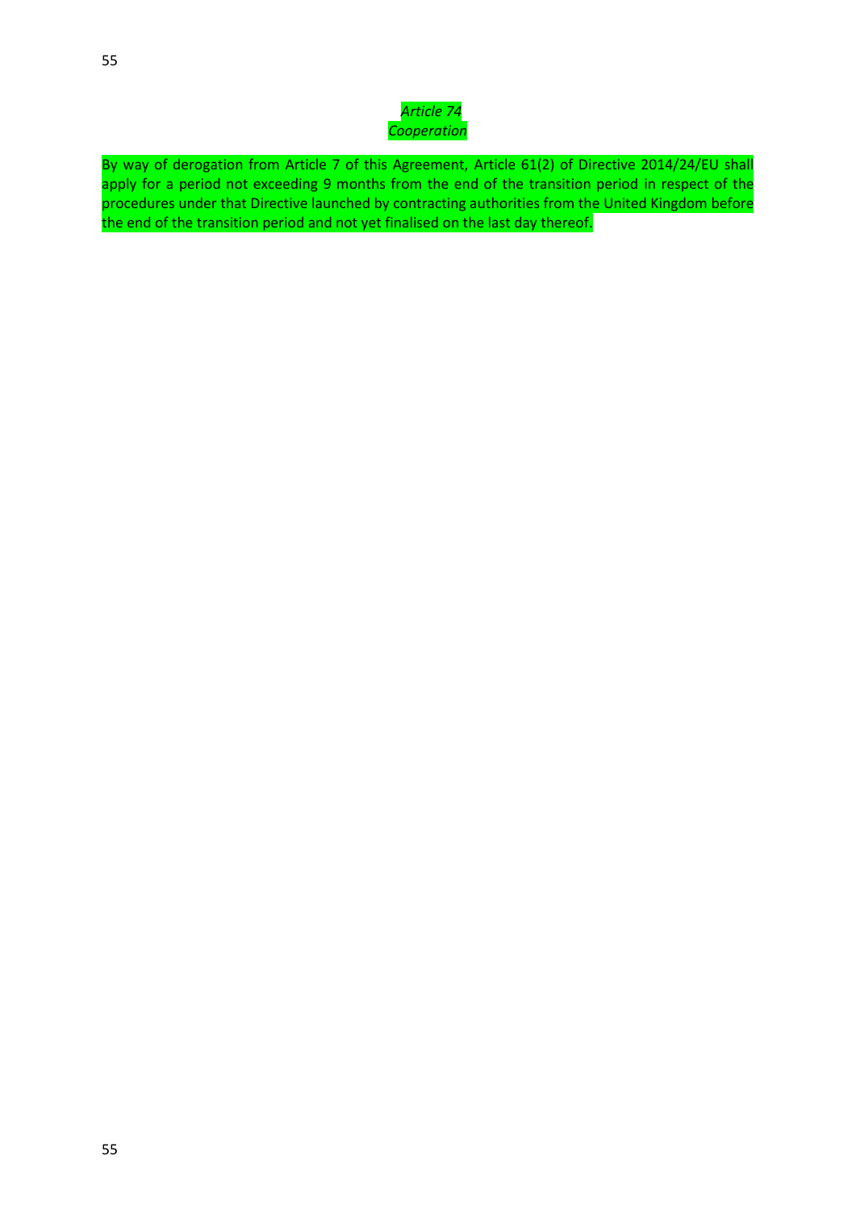*Article 74*
*Cooperation*

By way of derogation from Article 7 of this Agreement, Article 61(2) of Directive 2014/24/EU shall apply for a period not exceeding 9 months from the end of the transition period in respect of the procedures under that Directive launched by contracting authorities from the United Kingdom before the end of the transition period and not yet finalised on the last day thereof.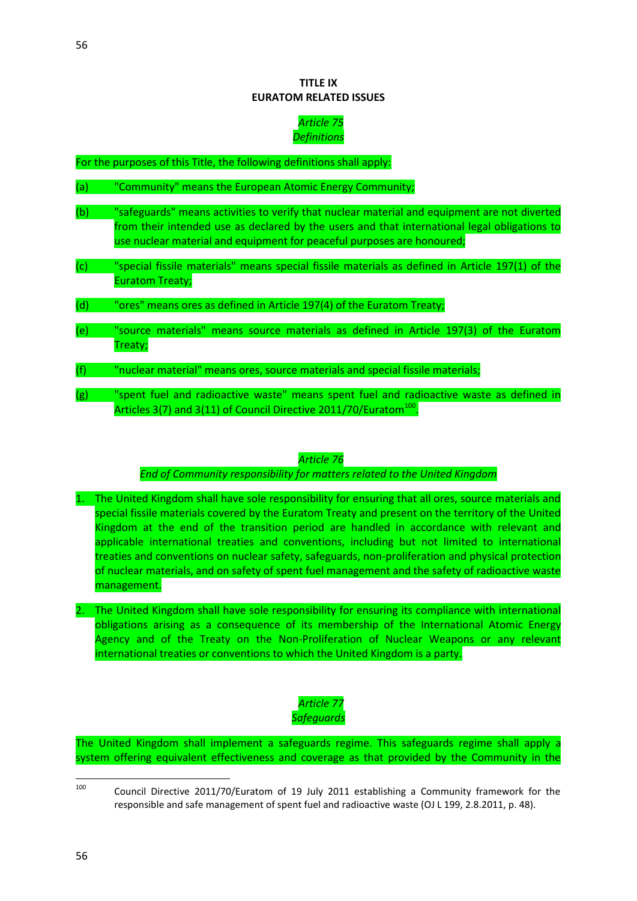# TITLE IX
# EURATOM RELATED ISSUES

*Article 75*
*Definitions*

For the purposes of this Title, the following definitions shall apply:

(a) "Community" means the European Atomic Energy Community;

(b) "safeguards" means activities to verify that nuclear material and equipment are not diverted from their intended use as declared by the users and that international legal obligations to use nuclear material and equipment for peaceful purposes are honoured;

(c) "special fissile materials" means special fissile materials as defined in Article 197(1) of the Euratom Treaty;

(d) "ores" means ores as defined in Article 197(4) of the Euratom Treaty;

(e) "source materials" means source materials as defined in Article 197(3) of the Euratom Treaty;

(f) "nuclear material" means ores, source materials and special fissile materials;

(g) "spent fuel and radioactive waste" means spent fuel and radioactive waste as defined in Articles 3(7) and 3(11) of Council Directive 2011/70/Euratom[100].

*Article 76*
*End of Community responsibility for matters related to the United Kingdom*

1. The United Kingdom shall have sole responsibility for ensuring that all ores, source materials and special fissile materials covered by the Euratom Treaty and present on the territory of the United Kingdom at the end of the transition period are handled in accordance with relevant and applicable international treaties and conventions, including but not limited to international treaties and conventions on nuclear safety, safeguards, non-proliferation and physical protection of nuclear materials, and on safety of spent fuel management and the safety of radioactive waste management.

2. The United Kingdom shall have sole responsibility for ensuring its compliance with international obligations arising as a consequence of its membership of the International Atomic Energy Agency and of the Treaty on the Non-Proliferation of Nuclear Weapons or any relevant international treaties or conventions to which the United Kingdom is a party.

*Article 77*
*Safeguards*

The United Kingdom shall implement a safeguards regime. This safeguards regime shall apply a system offering equivalent effectiveness and coverage as that provided by the Community in the

[100] Council Directive 2011/70/Euratom of 19 July 2011 establishing a Community framework for the responsible and safe management of spent fuel and radioactive waste (OJ L 199, 2.8.2011, p. 48).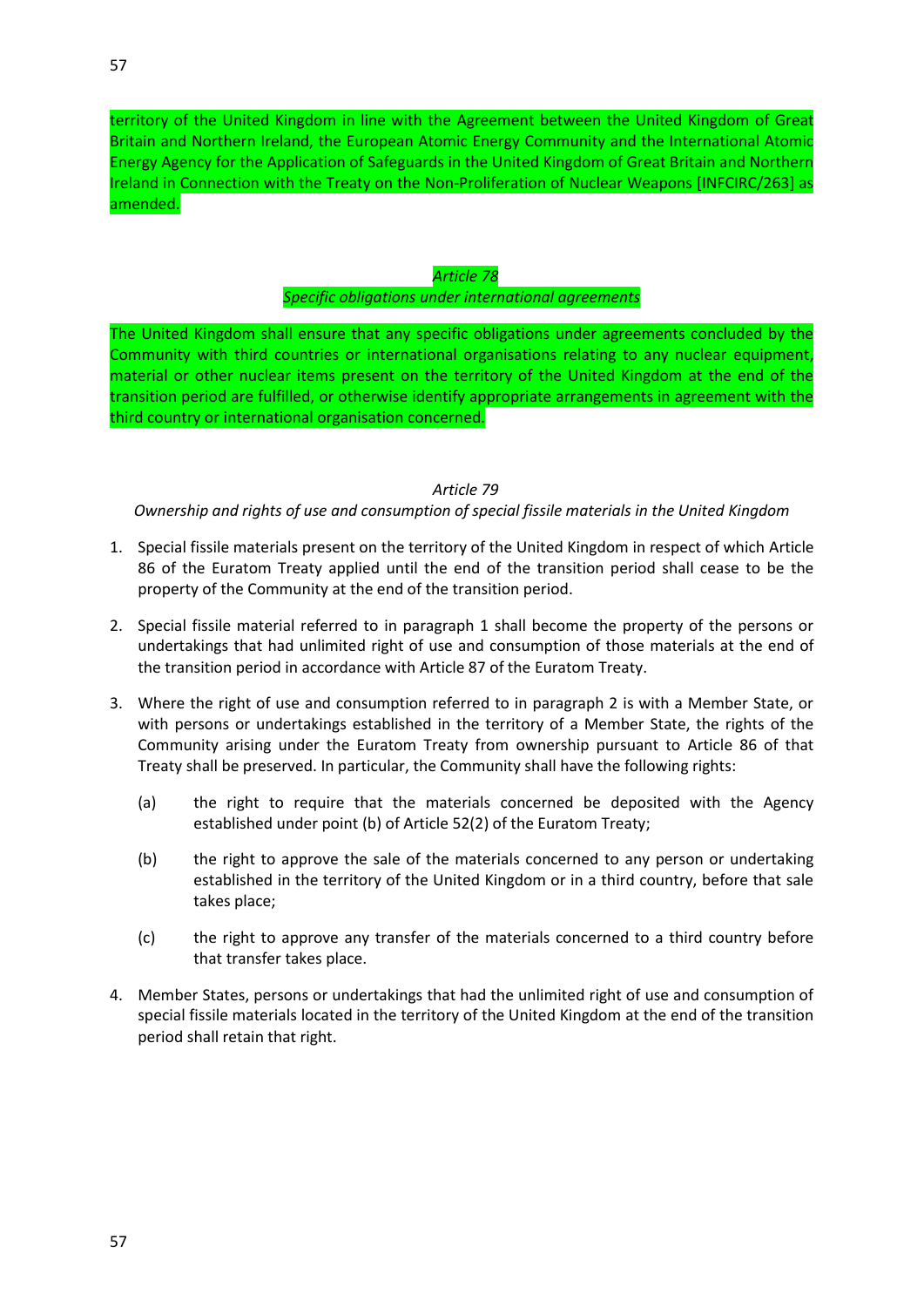territory of the United Kingdom in line with the Agreement between the United Kingdom of Great Britain and Northern Ireland, the European Atomic Energy Community and the International Atomic Energy Agency for the Application of Safeguards in the United Kingdom of Great Britain and Northern Ireland in Connection with the Treaty on the Non-Proliferation of Nuclear Weapons [INFCIRC/263] as amended.

*Article 78*

*Specific obligations under international agreements*

The United Kingdom shall ensure that any specific obligations under agreements concluded by the Community with third countries or international organisations relating to any nuclear equipment, material or other nuclear items present on the territory of the United Kingdom at the end of the transition period are fulfilled, or otherwise identify appropriate arrangements in agreement with the third country or international organisation concerned.

*Article 79*

*Ownership and rights of use and consumption of special fissile materials in the United Kingdom*

1. Special fissile materials present on the territory of the United Kingdom in respect of which Article 86 of the Euratom Treaty applied until the end of the transition period shall cease to be the property of the Community at the end of the transition period.

2. Special fissile material referred to in paragraph 1 shall become the property of the persons or undertakings that had unlimited right of use and consumption of those materials at the end of the transition period in accordance with Article 87 of the Euratom Treaty.

3. Where the right of use and consumption referred to in paragraph 2 is with a Member State, or with persons or undertakings established in the territory of a Member State, the rights of the Community arising under the Euratom Treaty from ownership pursuant to Article 86 of that Treaty shall be preserved. In particular, the Community shall have the following rights:

   (a) the right to require that the materials concerned be deposited with the Agency established under point (b) of Article 52(2) of the Euratom Treaty;

   (b) the right to approve the sale of the materials concerned to any person or undertaking established in the territory of the United Kingdom or in a third country, before that sale takes place;

   (c) the right to approve any transfer of the materials concerned to a third country before that transfer takes place.

4. Member States, persons or undertakings that had the unlimited right of use and consumption of special fissile materials located in the territory of the United Kingdom at the end of the transition period shall retain that right.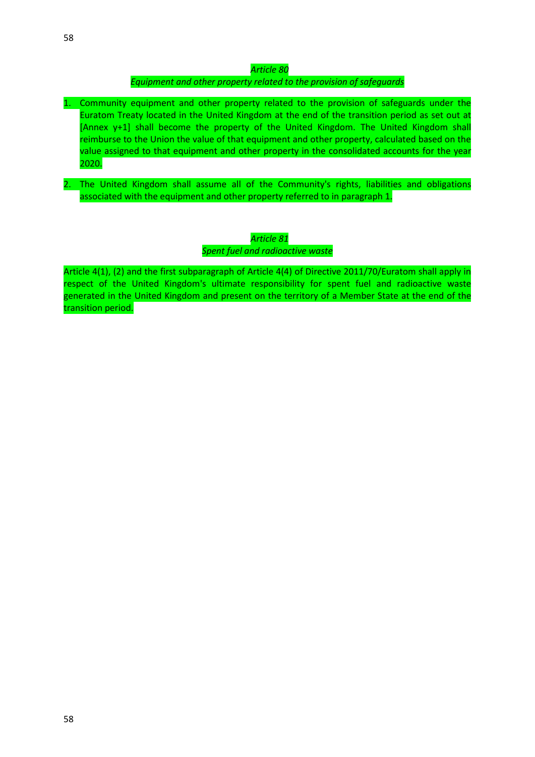*Article 80*

*Equipment and other property related to the provision of safeguards*

1. Community equipment and other property related to the provision of safeguards under the Euratom Treaty located in the United Kingdom at the end of the transition period as set out at [Annex y+1] shall become the property of the United Kingdom. The United Kingdom shall reimburse to the Union the value of that equipment and other property, calculated based on the value assigned to that equipment and other property in the consolidated accounts for the year 2020.

2. The United Kingdom shall assume all of the Community's rights, liabilities and obligations associated with the equipment and other property referred to in paragraph 1.

*Article 81*

*Spent fuel and radioactive waste*

Article 4(1), (2) and the first subparagraph of Article 4(4) of Directive 2011/70/Euratom shall apply in respect of the United Kingdom's ultimate responsibility for spent fuel and radioactive waste generated in the United Kingdom and present on the territory of a Member State at the end of the transition period.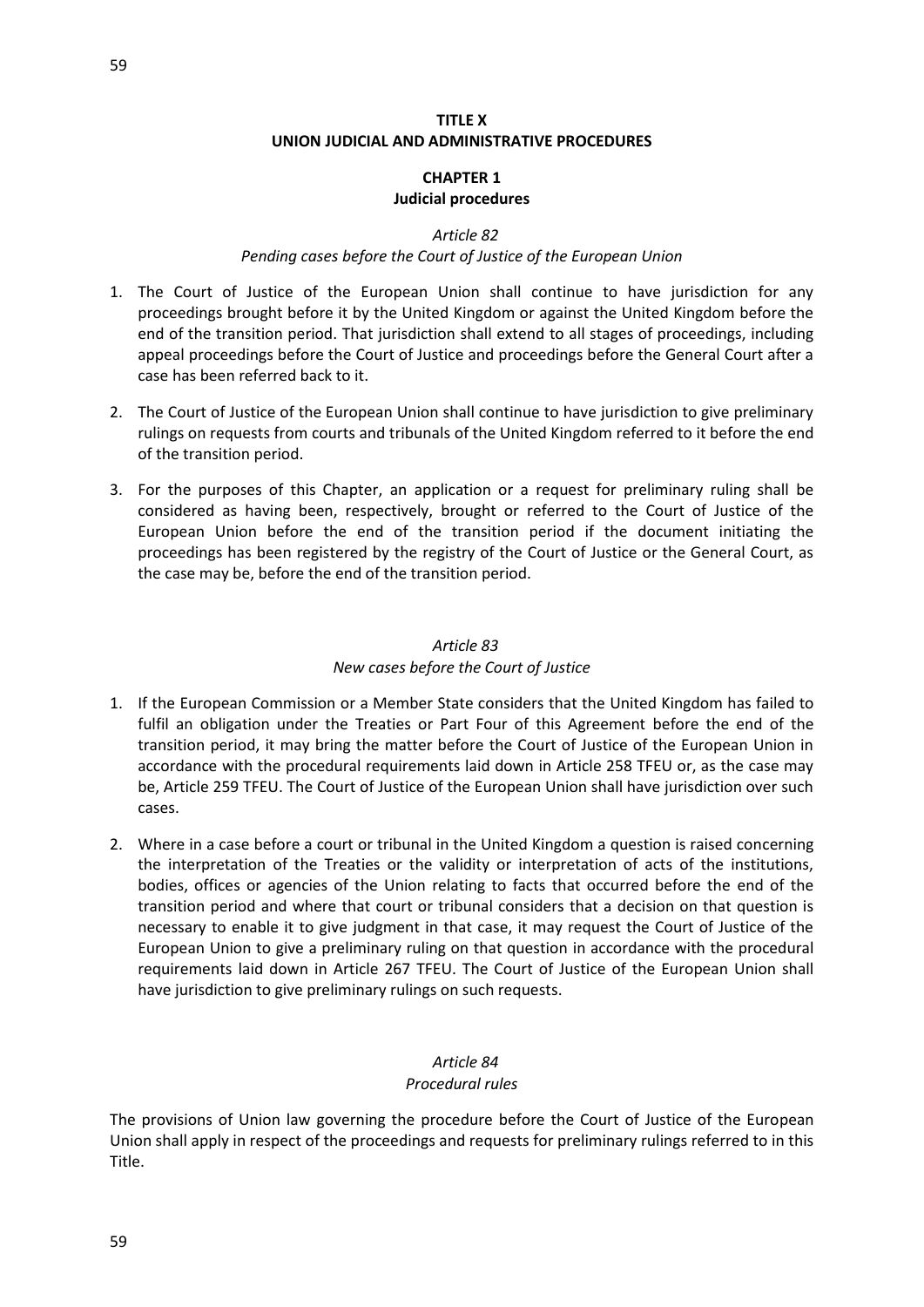# TITLE X
# UNION JUDICIAL AND ADMINISTRATIVE PROCEDURES

## CHAPTER 1
## Judicial procedures

### *Article 82*
### *Pending cases before the Court of Justice of the European Union*

1. The Court of Justice of the European Union shall continue to have jurisdiction for any proceedings brought before it by the United Kingdom or against the United Kingdom before the end of the transition period. That jurisdiction shall extend to all stages of proceedings, including appeal proceedings before the Court of Justice and proceedings before the General Court after a case has been referred back to it.

2. The Court of Justice of the European Union shall continue to have jurisdiction to give preliminary rulings on requests from courts and tribunals of the United Kingdom referred to it before the end of the transition period.

3. For the purposes of this Chapter, an application or a request for preliminary ruling shall be considered as having been, respectively, brought or referred to the Court of Justice of the European Union before the end of the transition period if the document initiating the proceedings has been registered by the registry of the Court of Justice or the General Court, as the case may be, before the end of the transition period.

### *Article 83*
### *New cases before the Court of Justice*

1. If the European Commission or a Member State considers that the United Kingdom has failed to fulfil an obligation under the Treaties or Part Four of this Agreement before the end of the transition period, it may bring the matter before the Court of Justice of the European Union in accordance with the procedural requirements laid down in Article 258 TFEU or, as the case may be, Article 259 TFEU. The Court of Justice of the European Union shall have jurisdiction over such cases.

2. Where in a case before a court or tribunal in the United Kingdom a question is raised concerning the interpretation of the Treaties or the validity or interpretation of acts of the institutions, bodies, offices or agencies of the Union relating to facts that occurred before the end of the transition period and where that court or tribunal considers that a decision on that question is necessary to enable it to give judgment in that case, it may request the Court of Justice of the European Union to give a preliminary ruling on that question in accordance with the procedural requirements laid down in Article 267 TFEU. The Court of Justice of the European Union shall have jurisdiction to give preliminary rulings on such requests.

### *Article 84*
### *Procedural rules*

The provisions of Union law governing the procedure before the Court of Justice of the European Union shall apply in respect of the proceedings and requests for preliminary rulings referred to in this Title.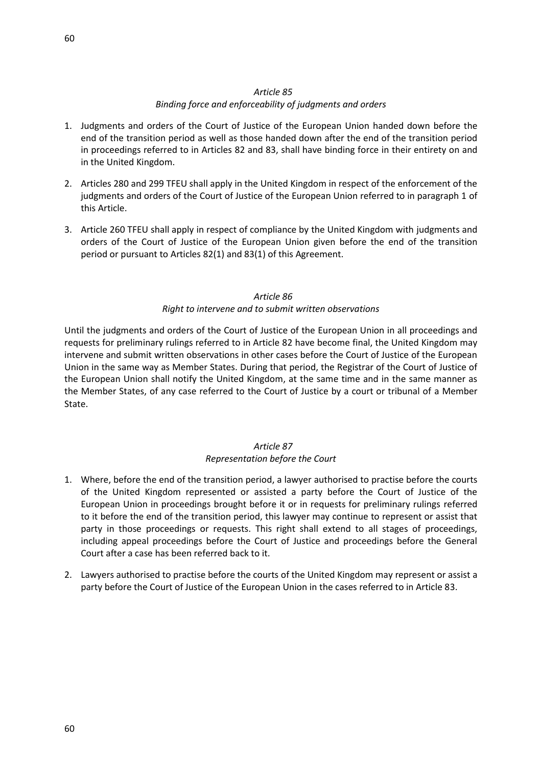*Article 85*
*Binding force and enforceability of judgments and orders*

1. Judgments and orders of the Court of Justice of the European Union handed down before the end of the transition period as well as those handed down after the end of the transition period in proceedings referred to in Articles 82 and 83, shall have binding force in their entirety on and in the United Kingdom.

2. Articles 280 and 299 TFEU shall apply in the United Kingdom in respect of the enforcement of the judgments and orders of the Court of Justice of the European Union referred to in paragraph 1 of this Article.

3. Article 260 TFEU shall apply in respect of compliance by the United Kingdom with judgments and orders of the Court of Justice of the European Union given before the end of the transition period or pursuant to Articles 82(1) and 83(1) of this Agreement.

*Article 86*
*Right to intervene and to submit written observations*

Until the judgments and orders of the Court of Justice of the European Union in all proceedings and requests for preliminary rulings referred to in Article 82 have become final, the United Kingdom may intervene and submit written observations in other cases before the Court of Justice of the European Union in the same way as Member States. During that period, the Registrar of the Court of Justice of the European Union shall notify the United Kingdom, at the same time and in the same manner as the Member States, of any case referred to the Court of Justice by a court or tribunal of a Member State.

*Article 87*
*Representation before the Court*

1. Where, before the end of the transition period, a lawyer authorised to practise before the courts of the United Kingdom represented or assisted a party before the Court of Justice of the European Union in proceedings brought before it or in requests for preliminary rulings referred to it before the end of the transition period, this lawyer may continue to represent or assist that party in those proceedings or requests. This right shall extend to all stages of proceedings, including appeal proceedings before the Court of Justice and proceedings before the General Court after a case has been referred back to it.

2. Lawyers authorised to practise before the courts of the United Kingdom may represent or assist a party before the Court of Justice of the European Union in the cases referred to in Article 83.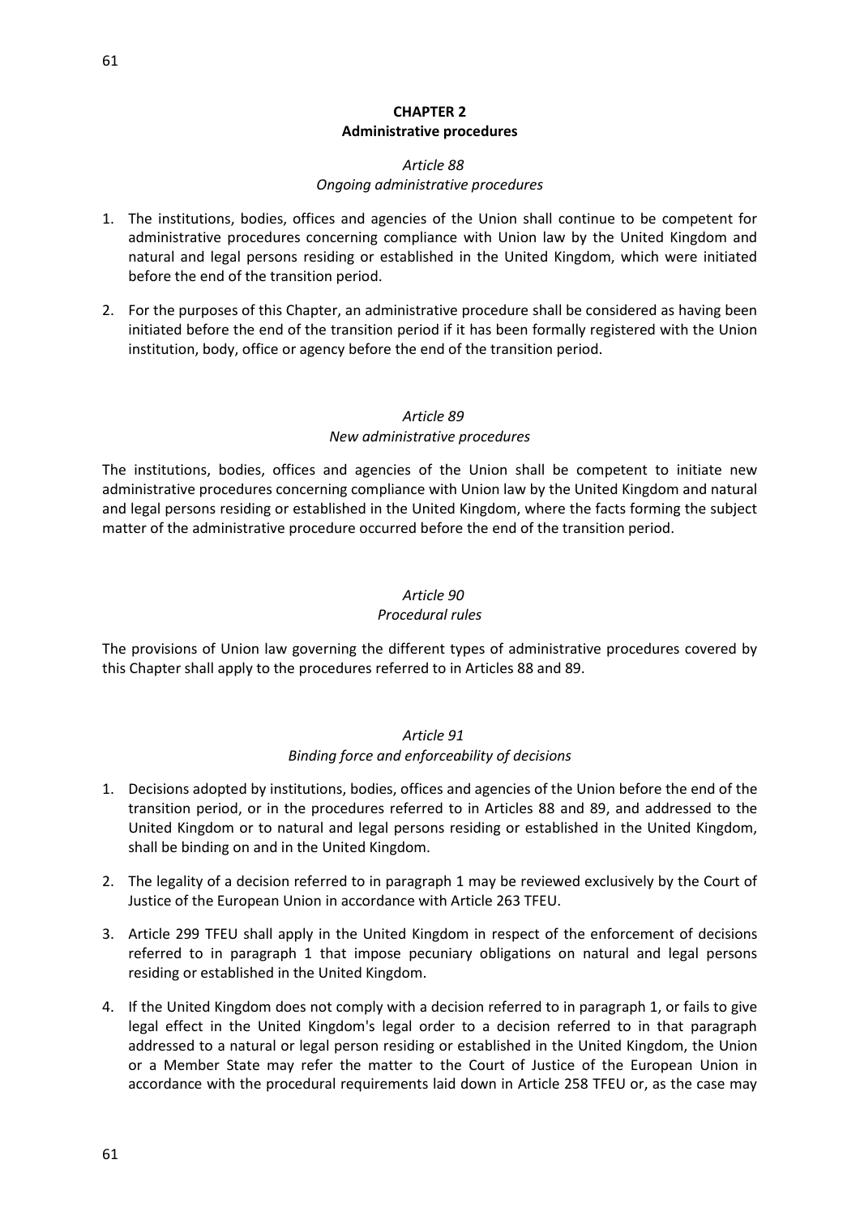## CHAPTER 2
## Administrative procedures

### *Article 88*
### *Ongoing administrative procedures*

1. The institutions, bodies, offices and agencies of the Union shall continue to be competent for administrative procedures concerning compliance with Union law by the United Kingdom and natural and legal persons residing or established in the United Kingdom, which were initiated before the end of the transition period.

2. For the purposes of this Chapter, an administrative procedure shall be considered as having been initiated before the end of the transition period if it has been formally registered with the Union institution, body, office or agency before the end of the transition period.

### *Article 89*
### *New administrative procedures*

The institutions, bodies, offices and agencies of the Union shall be competent to initiate new administrative procedures concerning compliance with Union law by the United Kingdom and natural and legal persons residing or established in the United Kingdom, where the facts forming the subject matter of the administrative procedure occurred before the end of the transition period.

### *Article 90*
### *Procedural rules*

The provisions of Union law governing the different types of administrative procedures covered by this Chapter shall apply to the procedures referred to in Articles 88 and 89.

### *Article 91*
### *Binding force and enforceability of decisions*

1. Decisions adopted by institutions, bodies, offices and agencies of the Union before the end of the transition period, or in the procedures referred to in Articles 88 and 89, and addressed to the United Kingdom or to natural and legal persons residing or established in the United Kingdom, shall be binding on and in the United Kingdom.

2. The legality of a decision referred to in paragraph 1 may be reviewed exclusively by the Court of Justice of the European Union in accordance with Article 263 TFEU.

3. Article 299 TFEU shall apply in the United Kingdom in respect of the enforcement of decisions referred to in paragraph 1 that impose pecuniary obligations on natural and legal persons residing or established in the United Kingdom.

4. If the United Kingdom does not comply with a decision referred to in paragraph 1, or fails to give legal effect in the United Kingdom's legal order to a decision referred to in that paragraph addressed to a natural or legal person residing or established in the United Kingdom, the Union or a Member State may refer the matter to the Court of Justice of the European Union in accordance with the procedural requirements laid down in Article 258 TFEU or, as the case may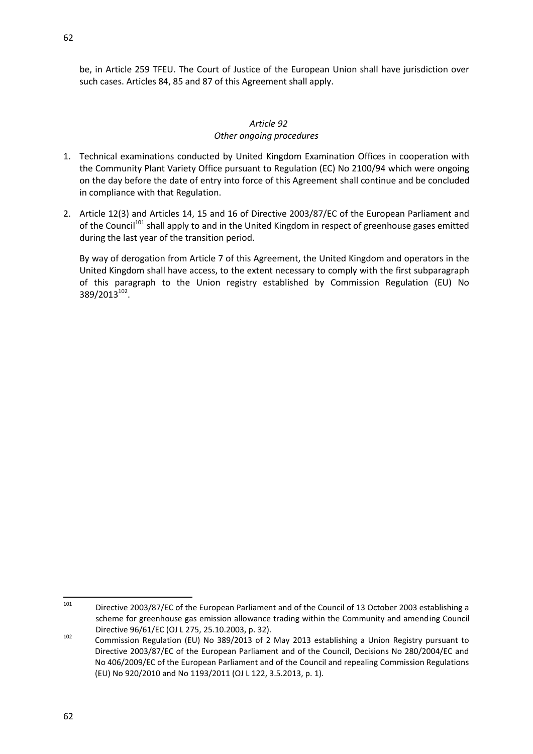be, in Article 259 TFEU. The Court of Justice of the European Union shall have jurisdiction over such cases. Articles 84, 85 and 87 of this Agreement shall apply.

*Article 92*

*Other ongoing procedures*

1. Technical examinations conducted by United Kingdom Examination Offices in cooperation with the Community Plant Variety Office pursuant to Regulation (EC) No 2100/94 which were ongoing on the day before the date of entry into force of this Agreement shall continue and be concluded in compliance with that Regulation.

2. Article 12(3) and Articles 14, 15 and 16 of Directive 2003/87/EC of the European Parliament and of the Council[101] shall apply to and in the United Kingdom in respect of greenhouse gases emitted during the last year of the transition period.

   By way of derogation from Article 7 of this Agreement, the United Kingdom and operators in the United Kingdom shall have access, to the extent necessary to comply with the first subparagraph of this paragraph to the Union registry established by Commission Regulation (EU) No 389/2013[102].

---

[101] Directive 2003/87/EC of the European Parliament and of the Council of 13 October 2003 establishing a scheme for greenhouse gas emission allowance trading within the Community and amending Council Directive 96/61/EC (OJ L 275, 25.10.2003, p. 32).

[102] Commission Regulation (EU) No 389/2013 of 2 May 2013 establishing a Union Registry pursuant to Directive 2003/87/EC of the European Parliament and of the Council, Decisions No 280/2004/EC and No 406/2009/EC of the European Parliament and of the Council and repealing Commission Regulations (EU) No 920/2010 and No 1193/2011 (OJ L 122, 3.5.2013, p. 1).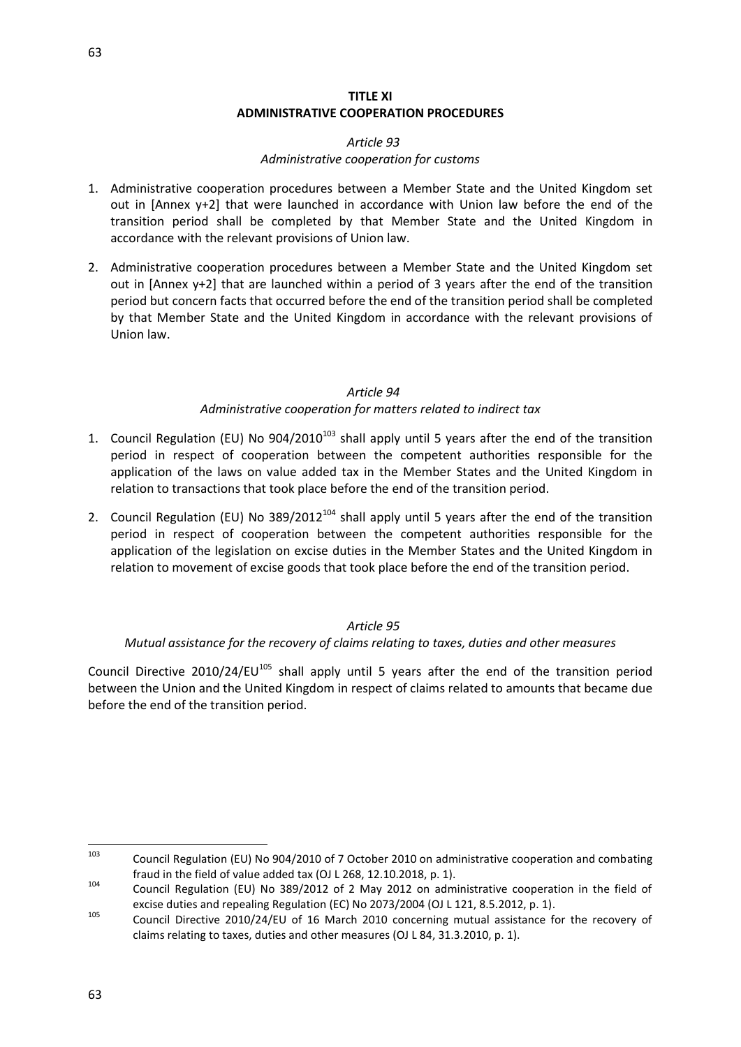## TITLE XI
## ADMINISTRATIVE COOPERATION PROCEDURES

*Article 93*

*Administrative cooperation for customs*

1. Administrative cooperation procedures between a Member State and the United Kingdom set out in [Annex y+2] that were launched in accordance with Union law before the end of the transition period shall be completed by that Member State and the United Kingdom in accordance with the relevant provisions of Union law.

2. Administrative cooperation procedures between a Member State and the United Kingdom set out in [Annex y+2] that are launched within a period of 3 years after the end of the transition period but concern facts that occurred before the end of the transition period shall be completed by that Member State and the United Kingdom in accordance with the relevant provisions of Union law.

*Article 94*

*Administrative cooperation for matters related to indirect tax*

1. Council Regulation (EU) No 904/2010[103] shall apply until 5 years after the end of the transition period in respect of cooperation between the competent authorities responsible for the application of the laws on value added tax in the Member States and the United Kingdom in relation to transactions that took place before the end of the transition period.

2. Council Regulation (EU) No 389/2012[104] shall apply until 5 years after the end of the transition period in respect of cooperation between the competent authorities responsible for the application of the legislation on excise duties in the Member States and the United Kingdom in relation to movement of excise goods that took place before the end of the transition period.

*Article 95*

*Mutual assistance for the recovery of claims relating to taxes, duties and other measures*

Council Directive 2010/24/EU[105] shall apply until 5 years after the end of the transition period between the Union and the United Kingdom in respect of claims related to amounts that became due before the end of the transition period.

---

[103] Council Regulation (EU) No 904/2010 of 7 October 2010 on administrative cooperation and combating fraud in the field of value added tax (OJ L 268, 12.10.2018, p. 1).

[104] Council Regulation (EU) No 389/2012 of 2 May 2012 on administrative cooperation in the field of excise duties and repealing Regulation (EC) No 2073/2004 (OJ L 121, 8.5.2012, p. 1).

[105] Council Directive 2010/24/EU of 16 March 2010 concerning mutual assistance for the recovery of claims relating to taxes, duties and other measures (OJ L 84, 31.3.2010, p. 1).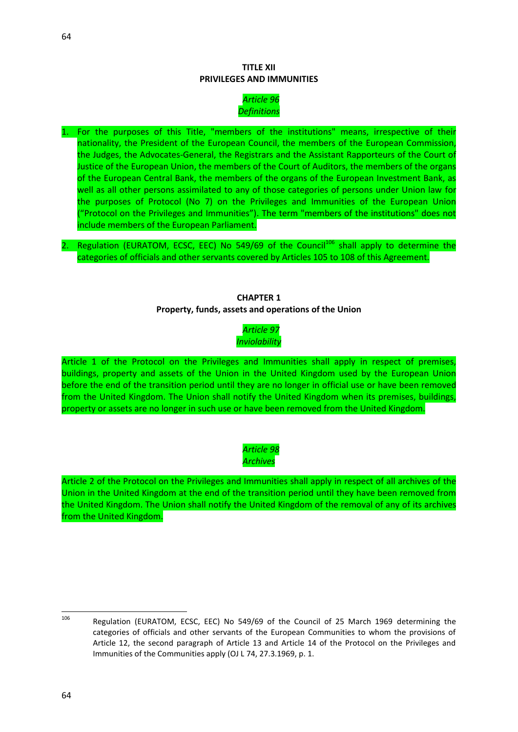# TITLE XII
# PRIVILEGES AND IMMUNITIES

*Article 96*
*Definitions*

1. For the purposes of this Title, "members of the institutions" means, irrespective of their nationality, the President of the European Council, the members of the European Commission, the Judges, the Advocates-General, the Registrars and the Assistant Rapporteurs of the Court of Justice of the European Union, the members of the Court of Auditors, the members of the organs of the European Central Bank, the members of the organs of the European Investment Bank, as well as all other persons assimilated to any of those categories of persons under Union law for the purposes of Protocol (No 7) on the Privileges and Immunities of the European Union ("Protocol on the Privileges and Immunities"). The term "members of the institutions" does not include members of the European Parliament.

2. Regulation (EURATOM, ECSC, EEC) No 549/69 of the Council[106] shall apply to determine the categories of officials and other servants covered by Articles 105 to 108 of this Agreement.

## CHAPTER 1
## Property, funds, assets and operations of the Union

*Article 97*
*Inviolability*

Article 1 of the Protocol on the Privileges and Immunities shall apply in respect of premises, buildings, property and assets of the Union in the United Kingdom used by the European Union before the end of the transition period until they are no longer in official use or have been removed from the United Kingdom. The Union shall notify the United Kingdom when its premises, buildings, property or assets are no longer in such use or have been removed from the United Kingdom.

*Article 98*
*Archives*

Article 2 of the Protocol on the Privileges and Immunities shall apply in respect of all archives of the Union in the United Kingdom at the end of the transition period until they have been removed from the United Kingdom. The Union shall notify the United Kingdom of the removal of any of its archives from the United Kingdom.

---

[106] Regulation (EURATOM, ECSC, EEC) No 549/69 of the Council of 25 March 1969 determining the categories of officials and other servants of the European Communities to whom the provisions of Article 12, the second paragraph of Article 13 and Article 14 of the Protocol on the Privileges and Immunities of the Communities apply (OJ L 74, 27.3.1969, p. 1.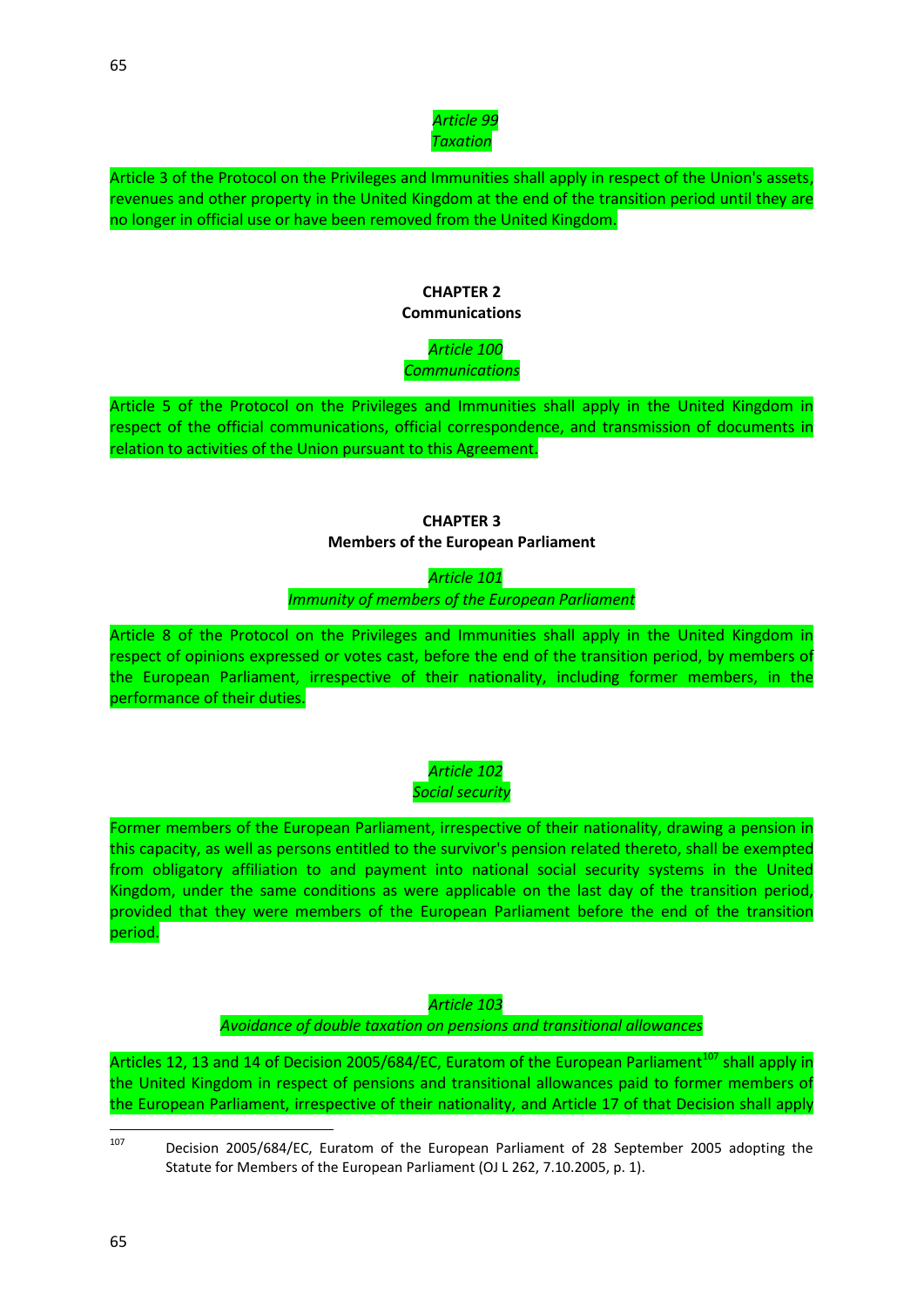*Article 99*
*Taxation*

Article 3 of the Protocol on the Privileges and Immunities shall apply in respect of the Union's assets, revenues and other property in the United Kingdom at the end of the transition period until they are no longer in official use or have been removed from the United Kingdom.

**CHAPTER 2**
**Communications**

*Article 100*
*Communications*

Article 5 of the Protocol on the Privileges and Immunities shall apply in the United Kingdom in respect of the official communications, official correspondence, and transmission of documents in relation to activities of the Union pursuant to this Agreement.

**CHAPTER 3**
**Members of the European Parliament**

*Article 101*
*Immunity of members of the European Parliament*

Article 8 of the Protocol on the Privileges and Immunities shall apply in the United Kingdom in respect of opinions expressed or votes cast, before the end of the transition period, by members of the European Parliament, irrespective of their nationality, including former members, in the performance of their duties.

*Article 102*
*Social security*

Former members of the European Parliament, irrespective of their nationality, drawing a pension in this capacity, as well as persons entitled to the survivor's pension related thereto, shall be exempted from obligatory affiliation to and payment into national social security systems in the United Kingdom, under the same conditions as were applicable on the last day of the transition period, provided that they were members of the European Parliament before the end of the transition period.

*Article 103*
*Avoidance of double taxation on pensions and transitional allowances*

Articles 12, 13 and 14 of Decision 2005/684/EC, Euratom of the European Parliament[107] shall apply in the United Kingdom in respect of pensions and transitional allowances paid to former members of the European Parliament, irrespective of their nationality, and Article 17 of that Decision shall apply

[107] Decision 2005/684/EC, Euratom of the European Parliament of 28 September 2005 adopting the Statute for Members of the European Parliament (OJ L 262, 7.10.2005, p. 1).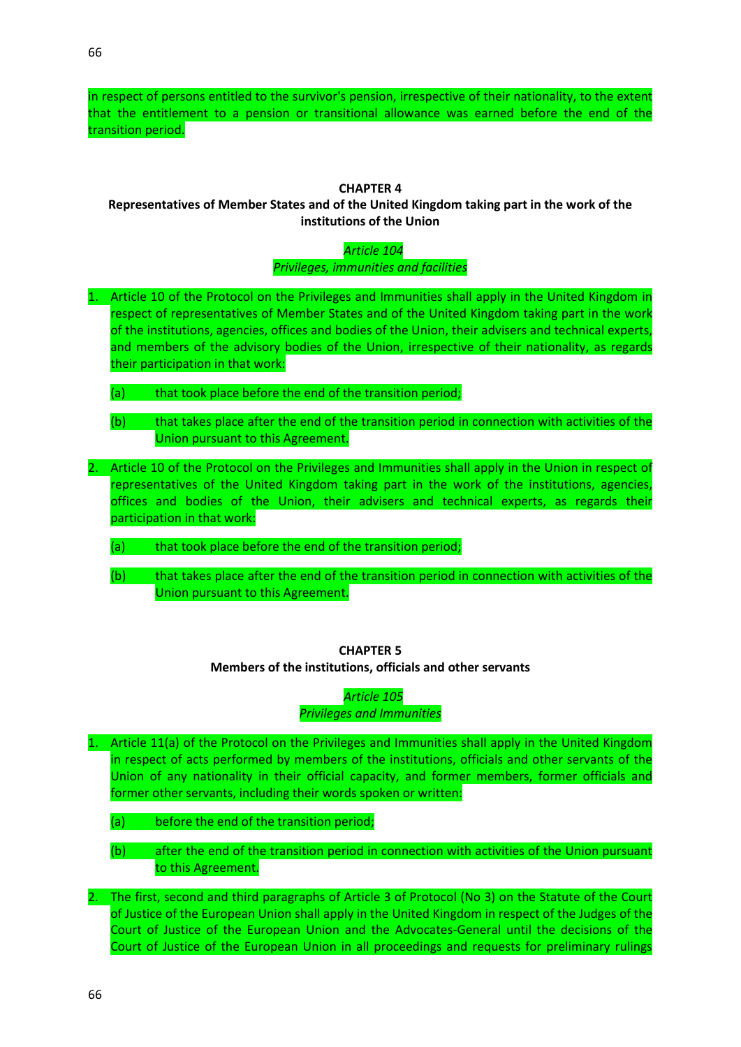in respect of persons entitled to the survivor's pension, irrespective of their nationality, to the extent that the entitlement to a pension or transitional allowance was earned before the end of the transition period.

## CHAPTER 4
## Representatives of Member States and of the United Kingdom taking part in the work of the institutions of the Union

*Article 104*
*Privileges, immunities and facilities*

1. Article 10 of the Protocol on the Privileges and Immunities shall apply in the United Kingdom in respect of representatives of Member States and of the United Kingdom taking part in the work of the institutions, agencies, offices and bodies of the Union, their advisers and technical experts, and members of the advisory bodies of the Union, irrespective of their nationality, as regards their participation in that work:

   (a) that took place before the end of the transition period;

   (b) that takes place after the end of the transition period in connection with activities of the Union pursuant to this Agreement.

2. Article 10 of the Protocol on the Privileges and Immunities shall apply in the Union in respect of representatives of the United Kingdom taking part in the work of the institutions, agencies, offices and bodies of the Union, their advisers and technical experts, as regards their participation in that work:

   (a) that took place before the end of the transition period;

   (b) that takes place after the end of the transition period in connection with activities of the Union pursuant to this Agreement.

## CHAPTER 5
## Members of the institutions, officials and other servants

*Article 105*
*Privileges and Immunities*

1. Article 11(a) of the Protocol on the Privileges and Immunities shall apply in the United Kingdom in respect of acts performed by members of the institutions, officials and other servants of the Union of any nationality in their official capacity, and former members, former officials and former other servants, including their words spoken or written:

   (a) before the end of the transition period;

   (b) after the end of the transition period in connection with activities of the Union pursuant to this Agreement.

2. The first, second and third paragraphs of Article 3 of Protocol (No 3) on the Statute of the Court of Justice of the European Union shall apply in the United Kingdom in respect of the Judges of the Court of Justice of the European Union and the Advocates-General until the decisions of the Court of Justice of the European Union in all proceedings and requests for preliminary rulings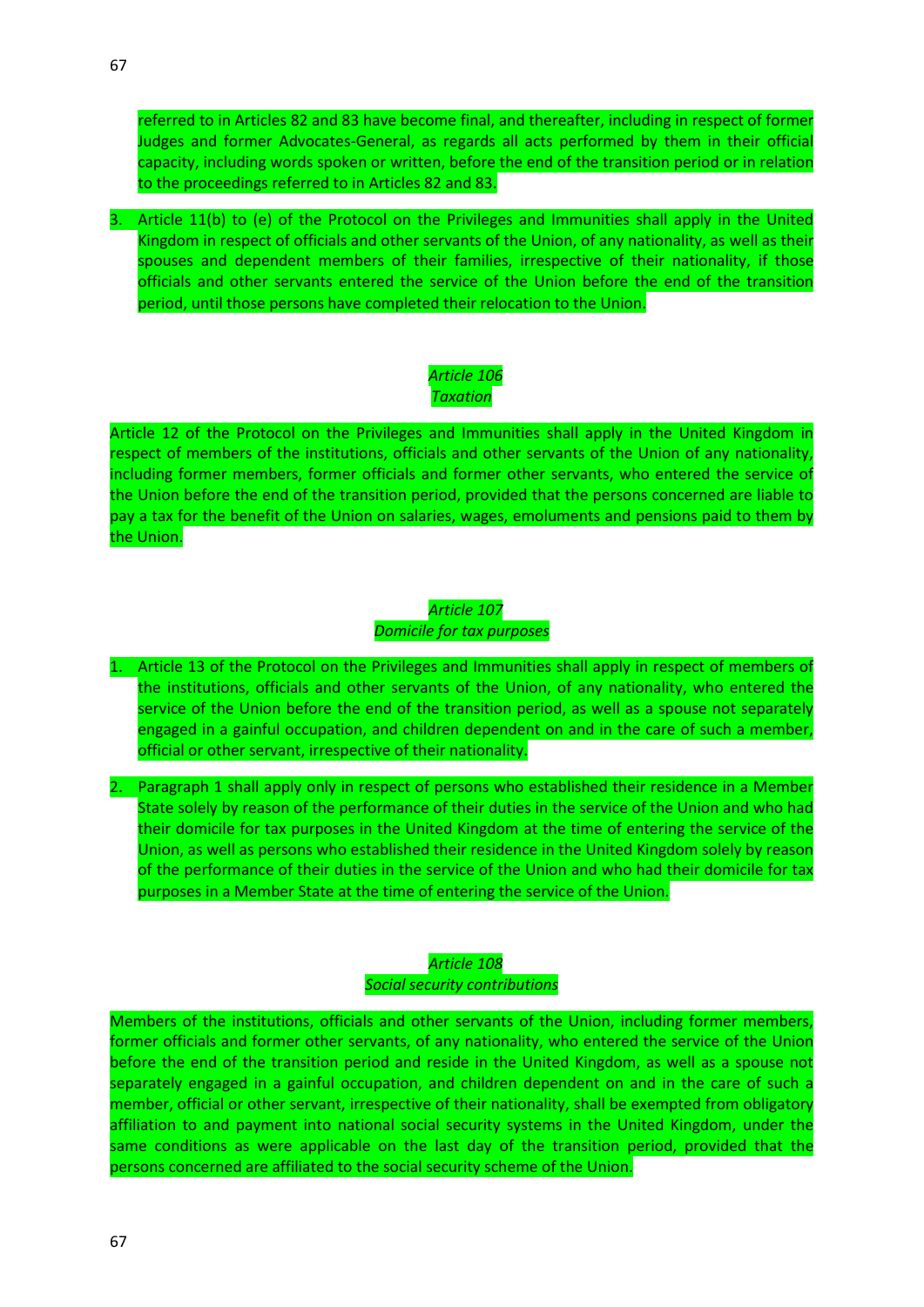referred to in Articles 82 and 83 have become final, and thereafter, including in respect of former Judges and former Advocates-General, as regards all acts performed by them in their official capacity, including words spoken or written, before the end of the transition period or in relation to the proceedings referred to in Articles 82 and 83.

3. Article 11(b) to (e) of the Protocol on the Privileges and Immunities shall apply in the United Kingdom in respect of officials and other servants of the Union, of any nationality, as well as their spouses and dependent members of their families, irrespective of their nationality, if those officials and other servants entered the service of the Union before the end of the transition period, until those persons have completed their relocation to the Union.

*Article 106*
*Taxation*

Article 12 of the Protocol on the Privileges and Immunities shall apply in the United Kingdom in respect of members of the institutions, officials and other servants of the Union of any nationality, including former members, former officials and former other servants, who entered the service of the Union before the end of the transition period, provided that the persons concerned are liable to pay a tax for the benefit of the Union on salaries, wages, emoluments and pensions paid to them by the Union.

*Article 107*
*Domicile for tax purposes*

1. Article 13 of the Protocol on the Privileges and Immunities shall apply in respect of members of the institutions, officials and other servants of the Union, of any nationality, who entered the service of the Union before the end of the transition period, as well as a spouse not separately engaged in a gainful occupation, and children dependent on and in the care of such a member, official or other servant, irrespective of their nationality.

2. Paragraph 1 shall apply only in respect of persons who established their residence in a Member State solely by reason of the performance of their duties in the service of the Union and who had their domicile for tax purposes in the United Kingdom at the time of entering the service of the Union, as well as persons who established their residence in the United Kingdom solely by reason of the performance of their duties in the service of the Union and who had their domicile for tax purposes in a Member State at the time of entering the service of the Union.

*Article 108*
*Social security contributions*

Members of the institutions, officials and other servants of the Union, including former members, former officials and former other servants, of any nationality, who entered the service of the Union before the end of the transition period and reside in the United Kingdom, as well as a spouse not separately engaged in a gainful occupation, and children dependent on and in the care of such a member, official or other servant, irrespective of their nationality, shall be exempted from obligatory affiliation to and payment into national social security systems in the United Kingdom, under the same conditions as were applicable on the last day of the transition period, provided that the persons concerned are affiliated to the social security scheme of the Union.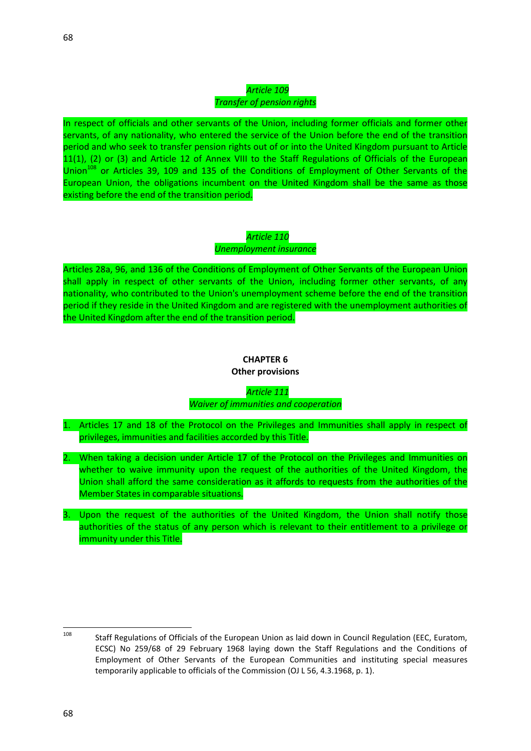*Article 109*
*Transfer of pension rights*

In respect of officials and other servants of the Union, including former officials and former other servants, of any nationality, who entered the service of the Union before the end of the transition period and who seek to transfer pension rights out of or into the United Kingdom pursuant to Article 11(1), (2) or (3) and Article 12 of Annex VIII to the Staff Regulations of Officials of the European Union[108] or Articles 39, 109 and 135 of the Conditions of Employment of Other Servants of the European Union, the obligations incumbent on the United Kingdom shall be the same as those existing before the end of the transition period.

*Article 110*
*Unemployment insurance*

Articles 28a, 96, and 136 of the Conditions of Employment of Other Servants of the European Union shall apply in respect of other servants of the Union, including former other servants, of any nationality, who contributed to the Union's unemployment scheme before the end of the transition period if they reside in the United Kingdom and are registered with the unemployment authorities of the United Kingdom after the end of the transition period.

## CHAPTER 6
## Other provisions

*Article 111*
*Waiver of immunities and cooperation*

1. Articles 17 and 18 of the Protocol on the Privileges and Immunities shall apply in respect of privileges, immunities and facilities accorded by this Title.

2. When taking a decision under Article 17 of the Protocol on the Privileges and Immunities on whether to waive immunity upon the request of the authorities of the United Kingdom, the Union shall afford the same consideration as it affords to requests from the authorities of the Member States in comparable situations.

3. Upon the request of the authorities of the United Kingdom, the Union shall notify those authorities of the status of any person which is relevant to their entitlement to a privilege or immunity under this Title.

---

[108] Staff Regulations of Officials of the European Union as laid down in Council Regulation (EEC, Euratom, ECSC) No 259/68 of 29 February 1968 laying down the Staff Regulations and the Conditions of Employment of Other Servants of the European Communities and instituting special measures temporarily applicable to officials of the Commission (OJ L 56, 4.3.1968, p. 1).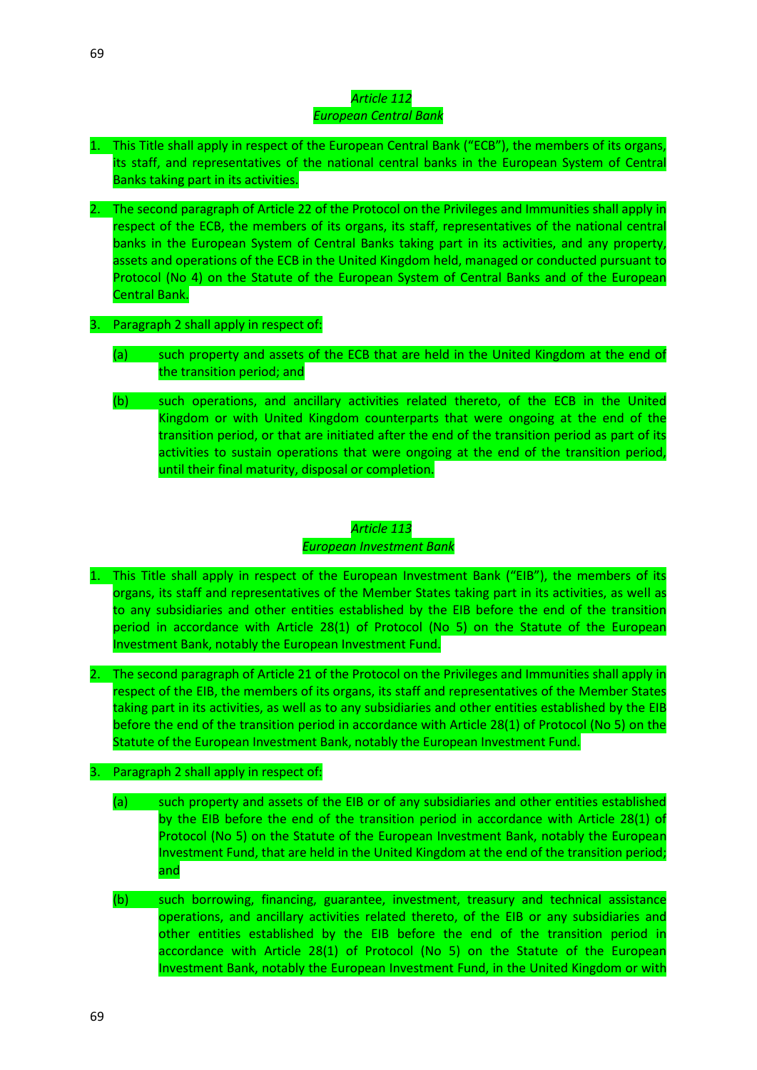*Article 112*
*European Central Bank*

1. This Title shall apply in respect of the European Central Bank ("ECB"), the members of its organs, its staff, and representatives of the national central banks in the European System of Central Banks taking part in its activities.

2. The second paragraph of Article 22 of the Protocol on the Privileges and Immunities shall apply in respect of the ECB, the members of its organs, its staff, representatives of the national central banks in the European System of Central Banks taking part in its activities, and any property, assets and operations of the ECB in the United Kingdom held, managed or conducted pursuant to Protocol (No 4) on the Statute of the European System of Central Banks and of the European Central Bank.

3. Paragraph 2 shall apply in respect of:

   (a) such property and assets of the ECB that are held in the United Kingdom at the end of the transition period; and

   (b) such operations, and ancillary activities related thereto, of the ECB in the United Kingdom or with United Kingdom counterparts that were ongoing at the end of the transition period, or that are initiated after the end of the transition period as part of its activities to sustain operations that were ongoing at the end of the transition period, until their final maturity, disposal or completion.

*Article 113*
*European Investment Bank*

1. This Title shall apply in respect of the European Investment Bank ("EIB"), the members of its organs, its staff and representatives of the Member States taking part in its activities, as well as to any subsidiaries and other entities established by the EIB before the end of the transition period in accordance with Article 28(1) of Protocol (No 5) on the Statute of the European Investment Bank, notably the European Investment Fund.

2. The second paragraph of Article 21 of the Protocol on the Privileges and Immunities shall apply in respect of the EIB, the members of its organs, its staff and representatives of the Member States taking part in its activities, as well as to any subsidiaries and other entities established by the EIB before the end of the transition period in accordance with Article 28(1) of Protocol (No 5) on the Statute of the European Investment Bank, notably the European Investment Fund.

3. Paragraph 2 shall apply in respect of:

   (a) such property and assets of the EIB or of any subsidiaries and other entities established by the EIB before the end of the transition period in accordance with Article 28(1) of Protocol (No 5) on the Statute of the European Investment Bank, notably the European Investment Fund, that are held in the United Kingdom at the end of the transition period; and

   (b) such borrowing, financing, guarantee, investment, treasury and technical assistance operations, and ancillary activities related thereto, of the EIB or any subsidiaries and other entities established by the EIB before the end of the transition period in accordance with Article 28(1) of Protocol (No 5) on the Statute of the European Investment Bank, notably the European Investment Fund, in the United Kingdom or with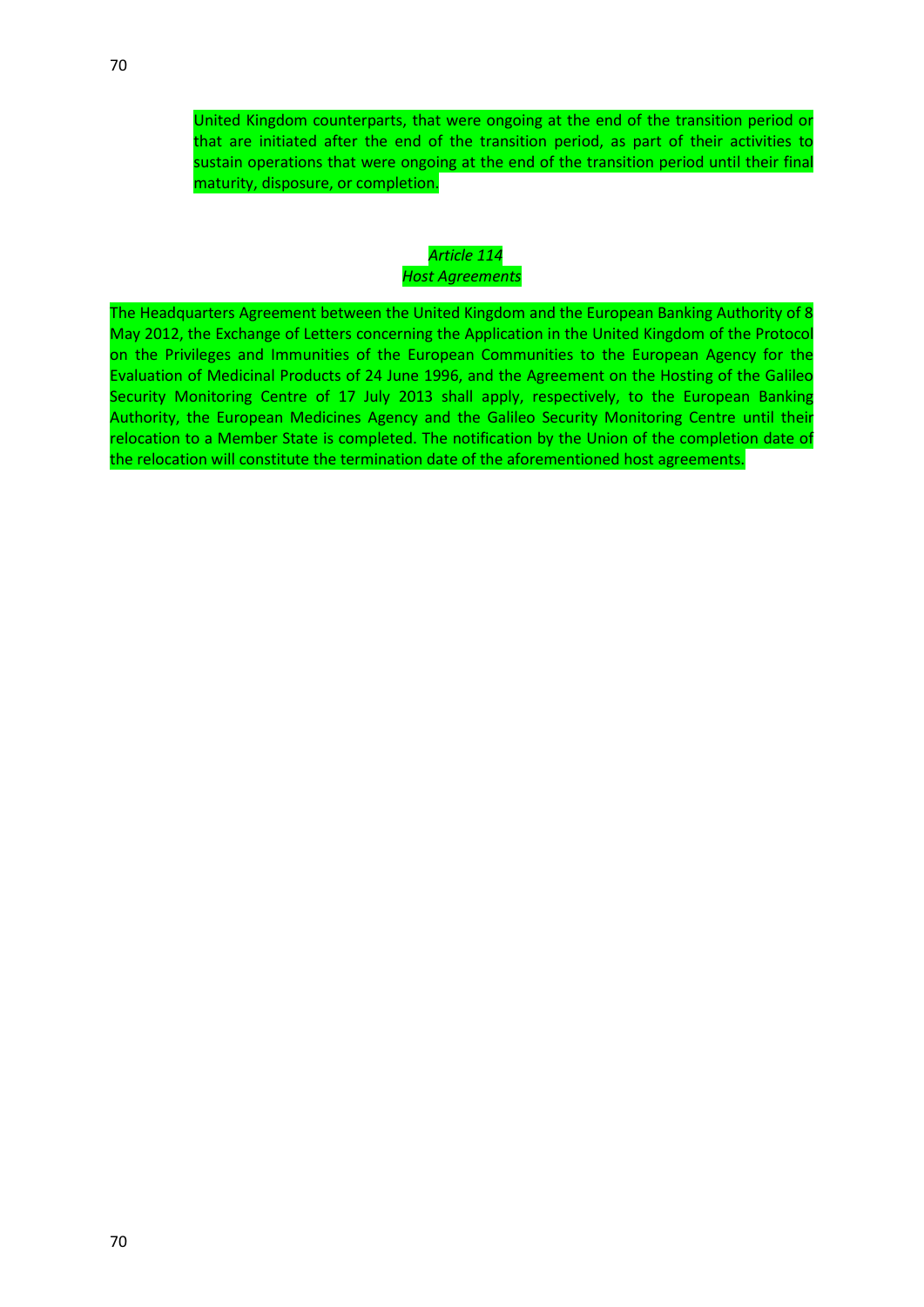United Kingdom counterparts, that were ongoing at the end of the transition period or that are initiated after the end of the transition period, as part of their activities to sustain operations that were ongoing at the end of the transition period until their final maturity, disposure, or completion.

*Article 114*
*Host Agreements*

The Headquarters Agreement between the United Kingdom and the European Banking Authority of 8 May 2012, the Exchange of Letters concerning the Application in the United Kingdom of the Protocol on the Privileges and Immunities of the European Communities to the European Agency for the Evaluation of Medicinal Products of 24 June 1996, and the Agreement on the Hosting of the Galileo Security Monitoring Centre of 17 July 2013 shall apply, respectively, to the European Banking Authority, the European Medicines Agency and the Galileo Security Monitoring Centre until their relocation to a Member State is completed. The notification by the Union of the completion date of the relocation will constitute the termination date of the aforementioned host agreements.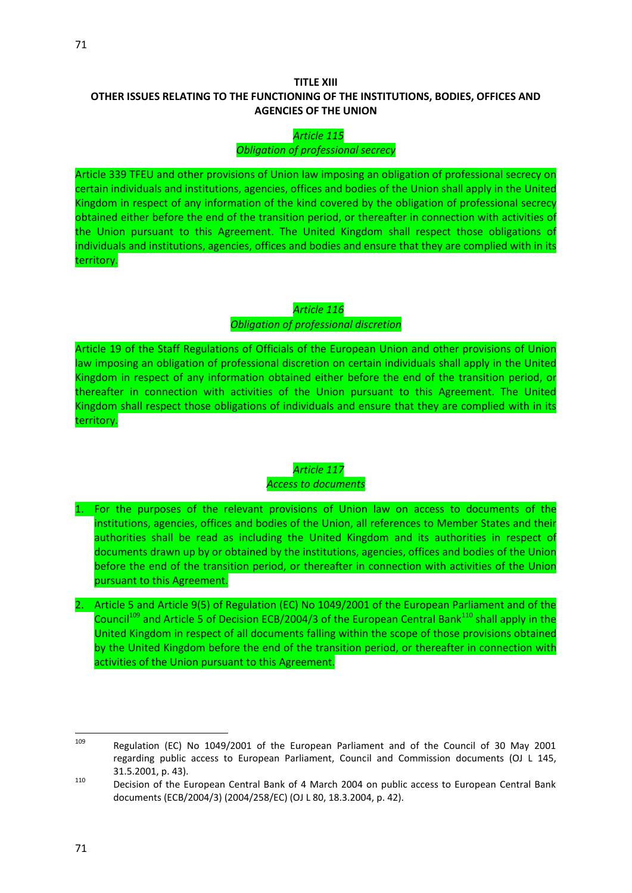## TITLE XIII
## OTHER ISSUES RELATING TO THE FUNCTIONING OF THE INSTITUTIONS, BODIES, OFFICES AND AGENCIES OF THE UNION

### *Article 115*
### *Obligation of professional secrecy*

Article 339 TFEU and other provisions of Union law imposing an obligation of professional secrecy on certain individuals and institutions, agencies, offices and bodies of the Union shall apply in the United Kingdom in respect of any information of the kind covered by the obligation of professional secrecy obtained either before the end of the transition period, or thereafter in connection with activities of the Union pursuant to this Agreement. The United Kingdom shall respect those obligations of individuals and institutions, agencies, offices and bodies and ensure that they are complied with in its territory.

### *Article 116*
### *Obligation of professional discretion*

Article 19 of the Staff Regulations of Officials of the European Union and other provisions of Union law imposing an obligation of professional discretion on certain individuals shall apply in the United Kingdom in respect of any information obtained either before the end of the transition period, or thereafter in connection with activities of the Union pursuant to this Agreement. The United Kingdom shall respect those obligations of individuals and ensure that they are complied with in its territory.

### *Article 117*
### *Access to documents*

1. For the purposes of the relevant provisions of Union law on access to documents of the institutions, agencies, offices and bodies of the Union, all references to Member States and their authorities shall be read as including the United Kingdom and its authorities in respect of documents drawn up by or obtained by the institutions, agencies, offices and bodies of the Union before the end of the transition period, or thereafter in connection with activities of the Union pursuant to this Agreement.

2. Article 5 and Article 9(5) of Regulation (EC) No 1049/2001 of the European Parliament and of the Council[109] and Article 5 of Decision ECB/2004/3 of the European Central Bank[110] shall apply in the United Kingdom in respect of all documents falling within the scope of those provisions obtained by the United Kingdom before the end of the transition period, or thereafter in connection with activities of the Union pursuant to this Agreement.

---

[109] Regulation (EC) No 1049/2001 of the European Parliament and of the Council of 30 May 2001 regarding public access to European Parliament, Council and Commission documents (OJ L 145, 31.5.2001, p. 43).

[110] Decision of the European Central Bank of 4 March 2004 on public access to European Central Bank documents (ECB/2004/3) (2004/258/EC) (OJ L 80, 18.3.2004, p. 42).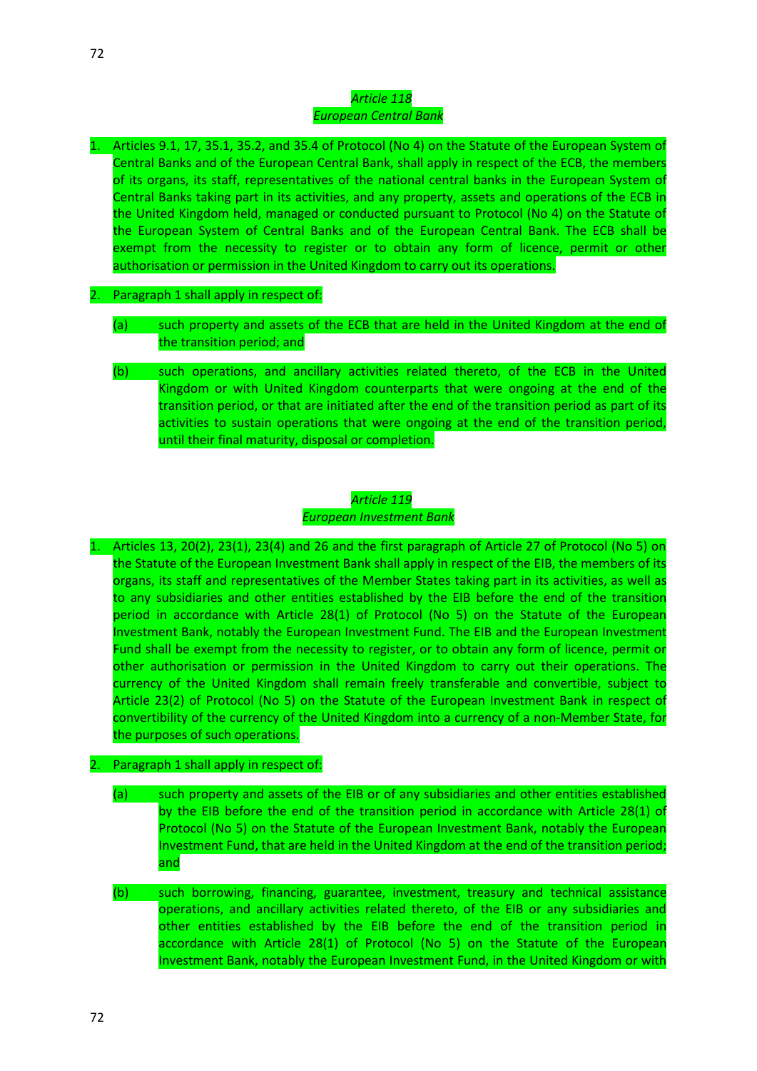*Article 118*
*European Central Bank*

1. Articles 9.1, 17, 35.1, 35.2, and 35.4 of Protocol (No 4) on the Statute of the European System of Central Banks and of the European Central Bank, shall apply in respect of the ECB, the members of its organs, its staff, representatives of the national central banks in the European System of Central Banks taking part in its activities, and any property, assets and operations of the ECB in the United Kingdom held, managed or conducted pursuant to Protocol (No 4) on the Statute of the European System of Central Banks and of the European Central Bank. The ECB shall be exempt from the necessity to register or to obtain any form of licence, permit or other authorisation or permission in the United Kingdom to carry out its operations.

2. Paragraph 1 shall apply in respect of:

   (a) such property and assets of the ECB that are held in the United Kingdom at the end of the transition period; and

   (b) such operations, and ancillary activities related thereto, of the ECB in the United Kingdom or with United Kingdom counterparts that were ongoing at the end of the transition period, or that are initiated after the end of the transition period as part of its activities to sustain operations that were ongoing at the end of the transition period, until their final maturity, disposal or completion.

*Article 119*
*European Investment Bank*

1. Articles 13, 20(2), 23(1), 23(4) and 26 and the first paragraph of Article 27 of Protocol (No 5) on the Statute of the European Investment Bank shall apply in respect of the EIB, the members of its organs, its staff and representatives of the Member States taking part in its activities, as well as to any subsidiaries and other entities established by the EIB before the end of the transition period in accordance with Article 28(1) of Protocol (No 5) on the Statute of the European Investment Bank, notably the European Investment Fund. The EIB and the European Investment Fund shall be exempt from the necessity to register, or to obtain any form of licence, permit or other authorisation or permission in the United Kingdom to carry out their operations. The currency of the United Kingdom shall remain freely transferable and convertible, subject to Article 23(2) of Protocol (No 5) on the Statute of the European Investment Bank in respect of convertibility of the currency of the United Kingdom into a currency of a non-Member State, for the purposes of such operations.

2. Paragraph 1 shall apply in respect of:

   (a) such property and assets of the EIB or of any subsidiaries and other entities established by the EIB before the end of the transition period in accordance with Article 28(1) of Protocol (No 5) on the Statute of the European Investment Bank, notably the European Investment Fund, that are held in the United Kingdom at the end of the transition period; and

   (b) such borrowing, financing, guarantee, investment, treasury and technical assistance operations, and ancillary activities related thereto, of the EIB or any subsidiaries and other entities established by the EIB before the end of the transition period in accordance with Article 28(1) of Protocol (No 5) on the Statute of the European Investment Bank, notably the European Investment Fund, in the United Kingdom or with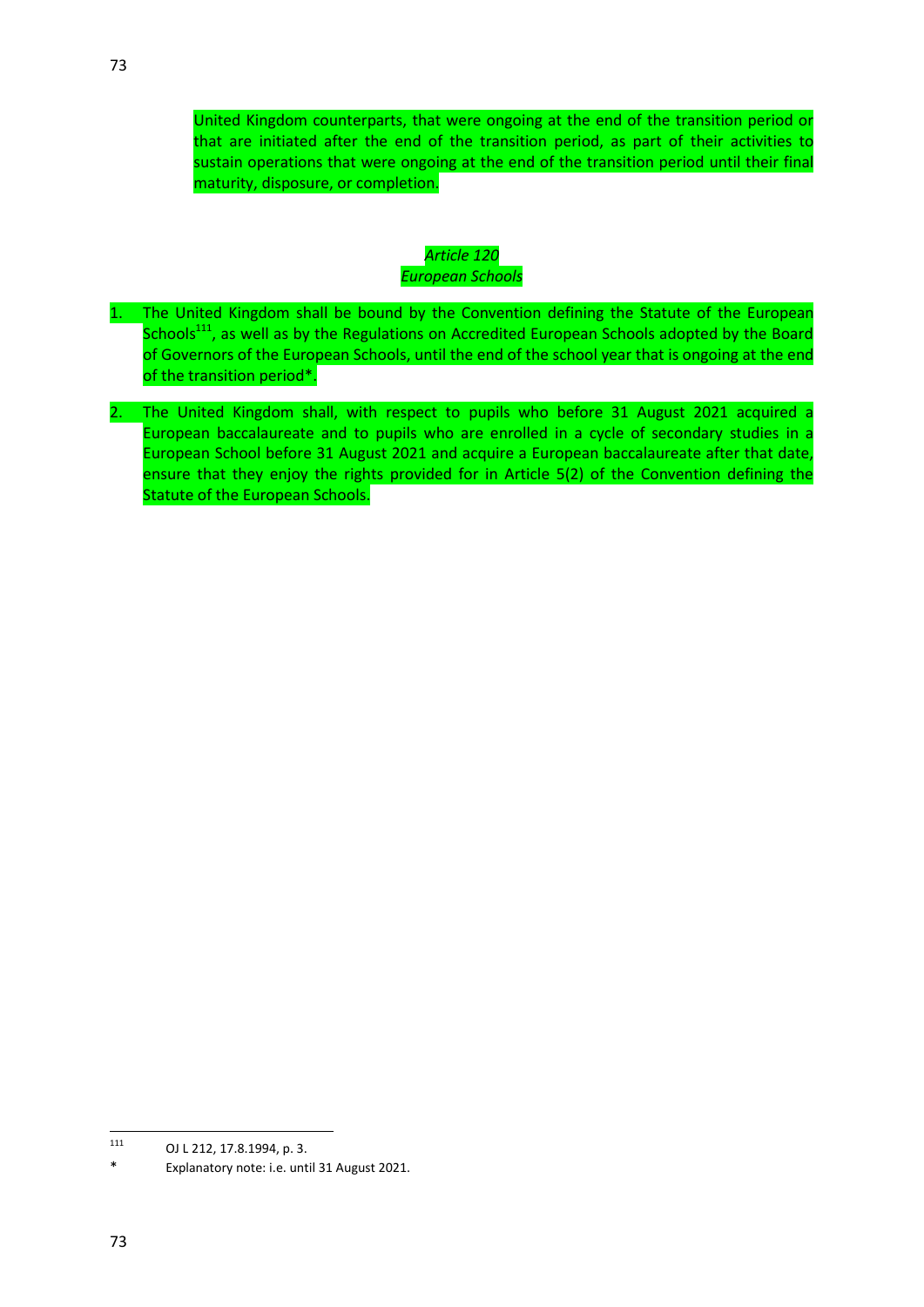United Kingdom counterparts, that were ongoing at the end of the transition period or that are initiated after the end of the transition period, as part of their activities to sustain operations that were ongoing at the end of the transition period until their final maturity, disposure, or completion.

*Article 120*
*European Schools*

1. The United Kingdom shall be bound by the Convention defining the Statute of the European Schools[111], as well as by the Regulations on Accredited European Schools adopted by the Board of Governors of the European Schools, until the end of the school year that is ongoing at the end of the transition period*.

2. The United Kingdom shall, with respect to pupils who before 31 August 2021 acquired a European baccalaureate and to pupils who are enrolled in a cycle of secondary studies in a European School before 31 August 2021 and acquire a European baccalaureate after that date, ensure that they enjoy the rights provided for in Article 5(2) of the Convention defining the Statute of the European Schools.

---

[111] OJ L 212, 17.8.1994, p. 3.

\* Explanatory note: i.e. until 31 August 2021.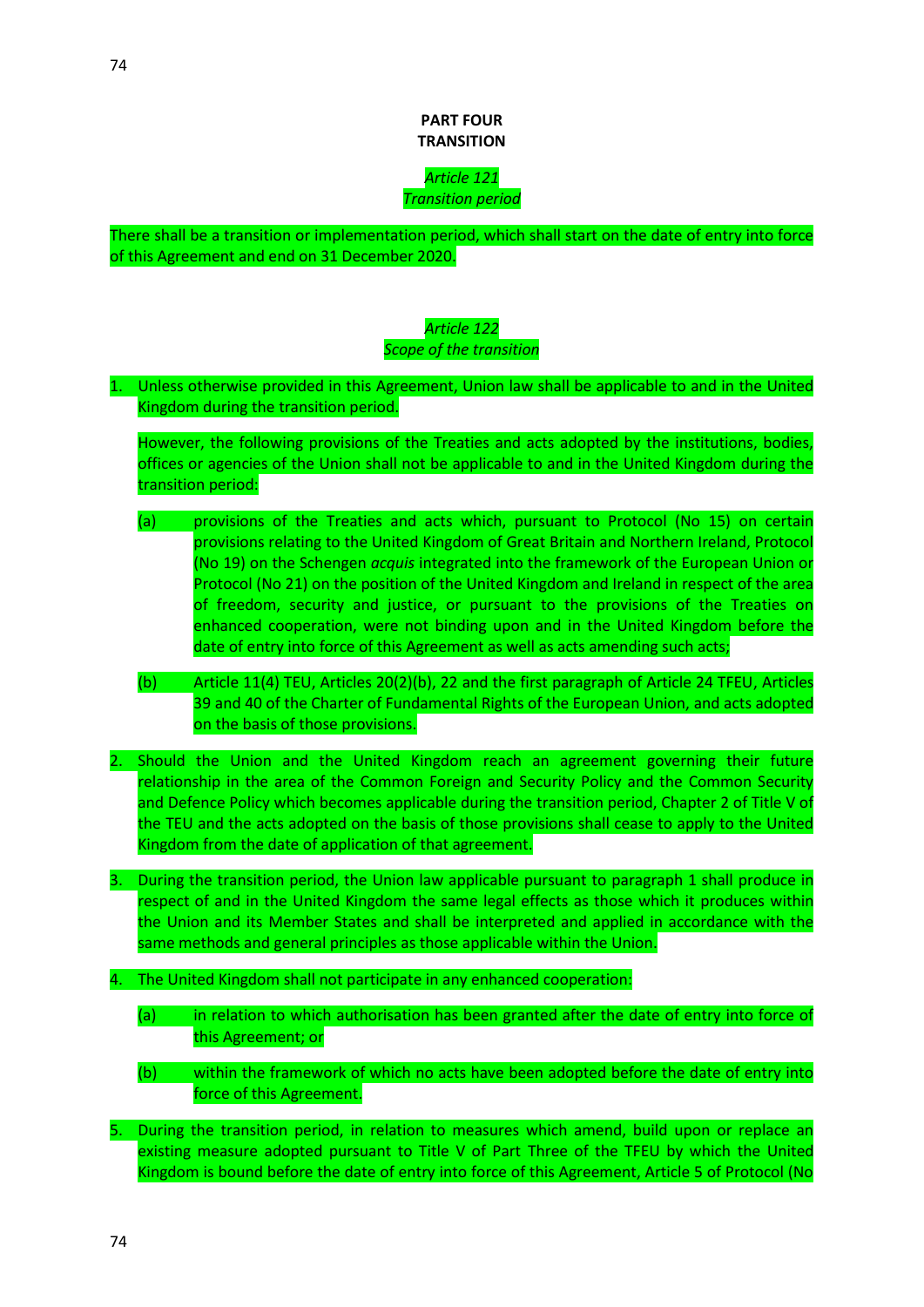# PART FOUR
# TRANSITION

### *Article 121*
### *Transition period*

There shall be a transition or implementation period, which shall start on the date of entry into force of this Agreement and end on 31 December 2020.

### *Article 122*
### *Scope of the transition*

1. Unless otherwise provided in this Agreement, Union law shall be applicable to and in the United Kingdom during the transition period.

   However, the following provisions of the Treaties and acts adopted by the institutions, bodies, offices or agencies of the Union shall not be applicable to and in the United Kingdom during the transition period:

   (a) provisions of the Treaties and acts which, pursuant to Protocol (No 15) on certain provisions relating to the United Kingdom of Great Britain and Northern Ireland, Protocol (No 19) on the Schengen *acquis* integrated into the framework of the European Union or Protocol (No 21) on the position of the United Kingdom and Ireland in respect of the area of freedom, security and justice, or pursuant to the provisions of the Treaties on enhanced cooperation, were not binding upon and in the United Kingdom before the date of entry into force of this Agreement as well as acts amending such acts;

   (b) Article 11(4) TEU, Articles 20(2)(b), 22 and the first paragraph of Article 24 TFEU, Articles 39 and 40 of the Charter of Fundamental Rights of the European Union, and acts adopted on the basis of those provisions.

2. Should the Union and the United Kingdom reach an agreement governing their future relationship in the area of the Common Foreign and Security Policy and the Common Security and Defence Policy which becomes applicable during the transition period, Chapter 2 of Title V of the TEU and the acts adopted on the basis of those provisions shall cease to apply to the United Kingdom from the date of application of that agreement.

3. During the transition period, the Union law applicable pursuant to paragraph 1 shall produce in respect of and in the United Kingdom the same legal effects as those which it produces within the Union and its Member States and shall be interpreted and applied in accordance with the same methods and general principles as those applicable within the Union.

4. The United Kingdom shall not participate in any enhanced cooperation:

   (a) in relation to which authorisation has been granted after the date of entry into force of this Agreement; or

   (b) within the framework of which no acts have been adopted before the date of entry into force of this Agreement.

5. During the transition period, in relation to measures which amend, build upon or replace an existing measure adopted pursuant to Title V of Part Three of the TFEU by which the United Kingdom is bound before the date of entry into force of this Agreement, Article 5 of Protocol (No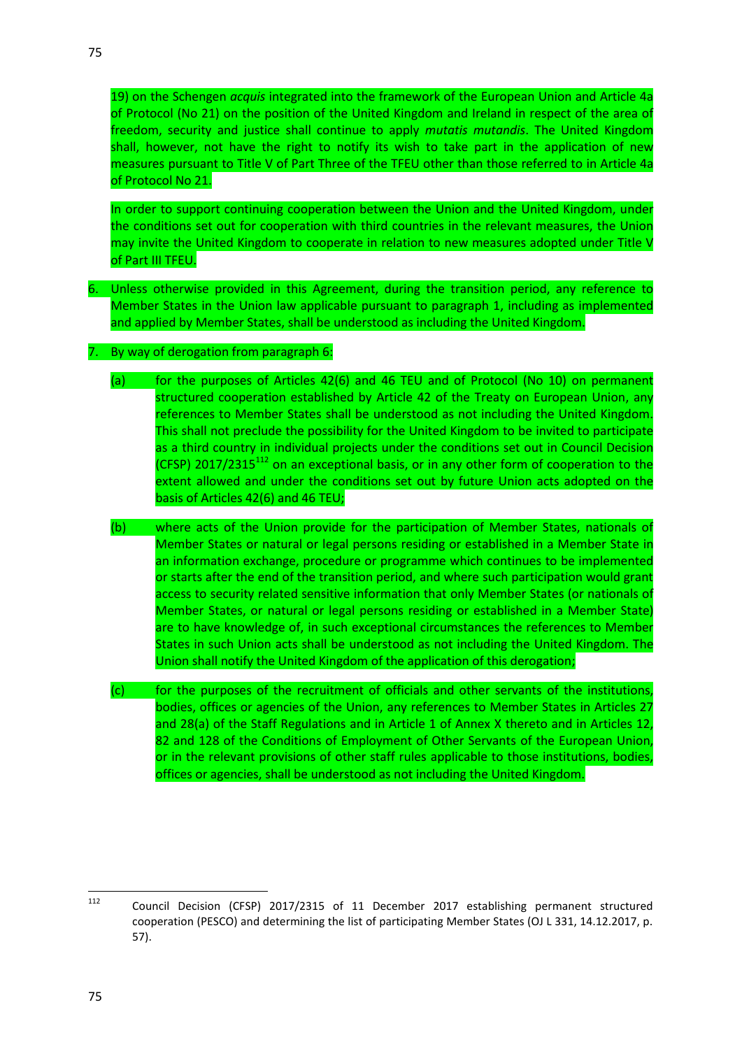19) on the Schengen *acquis* integrated into the framework of the European Union and Article 4a of Protocol (No 21) on the position of the United Kingdom and Ireland in respect of the area of freedom, security and justice shall continue to apply *mutatis mutandis*. The United Kingdom shall, however, not have the right to notify its wish to take part in the application of new measures pursuant to Title V of Part Three of the TFEU other than those referred to in Article 4a of Protocol No 21.

In order to support continuing cooperation between the Union and the United Kingdom, under the conditions set out for cooperation with third countries in the relevant measures, the Union may invite the United Kingdom to cooperate in relation to new measures adopted under Title V of Part III TFEU.

6. Unless otherwise provided in this Agreement, during the transition period, any reference to Member States in the Union law applicable pursuant to paragraph 1, including as implemented and applied by Member States, shall be understood as including the United Kingdom.

7. By way of derogation from paragraph 6:

   (a) for the purposes of Articles 42(6) and 46 TEU and of Protocol (No 10) on permanent structured cooperation established by Article 42 of the Treaty on European Union, any references to Member States shall be understood as not including the United Kingdom. This shall not preclude the possibility for the United Kingdom to be invited to participate as a third country in individual projects under the conditions set out in Council Decision (CFSP) 2017/2315[112] on an exceptional basis, or in any other form of cooperation to the extent allowed and under the conditions set out by future Union acts adopted on the basis of Articles 42(6) and 46 TEU;

   (b) where acts of the Union provide for the participation of Member States, nationals of Member States or natural or legal persons residing or established in a Member State in an information exchange, procedure or programme which continues to be implemented or starts after the end of the transition period, and where such participation would grant access to security related sensitive information that only Member States (or nationals of Member States, or natural or legal persons residing or established in a Member State) are to have knowledge of, in such exceptional circumstances the references to Member States in such Union acts shall be understood as not including the United Kingdom. The Union shall notify the United Kingdom of the application of this derogation;

   (c) for the purposes of the recruitment of officials and other servants of the institutions, bodies, offices or agencies of the Union, any references to Member States in Articles 27 and 28(a) of the Staff Regulations and in Article 1 of Annex X thereto and in Articles 12, 82 and 128 of the Conditions of Employment of Other Servants of the European Union, or in the relevant provisions of other staff rules applicable to those institutions, bodies, offices or agencies, shall be understood as not including the United Kingdom.

---

[112] Council Decision (CFSP) 2017/2315 of 11 December 2017 establishing permanent structured cooperation (PESCO) and determining the list of participating Member States (OJ L 331, 14.12.2017, p. 57).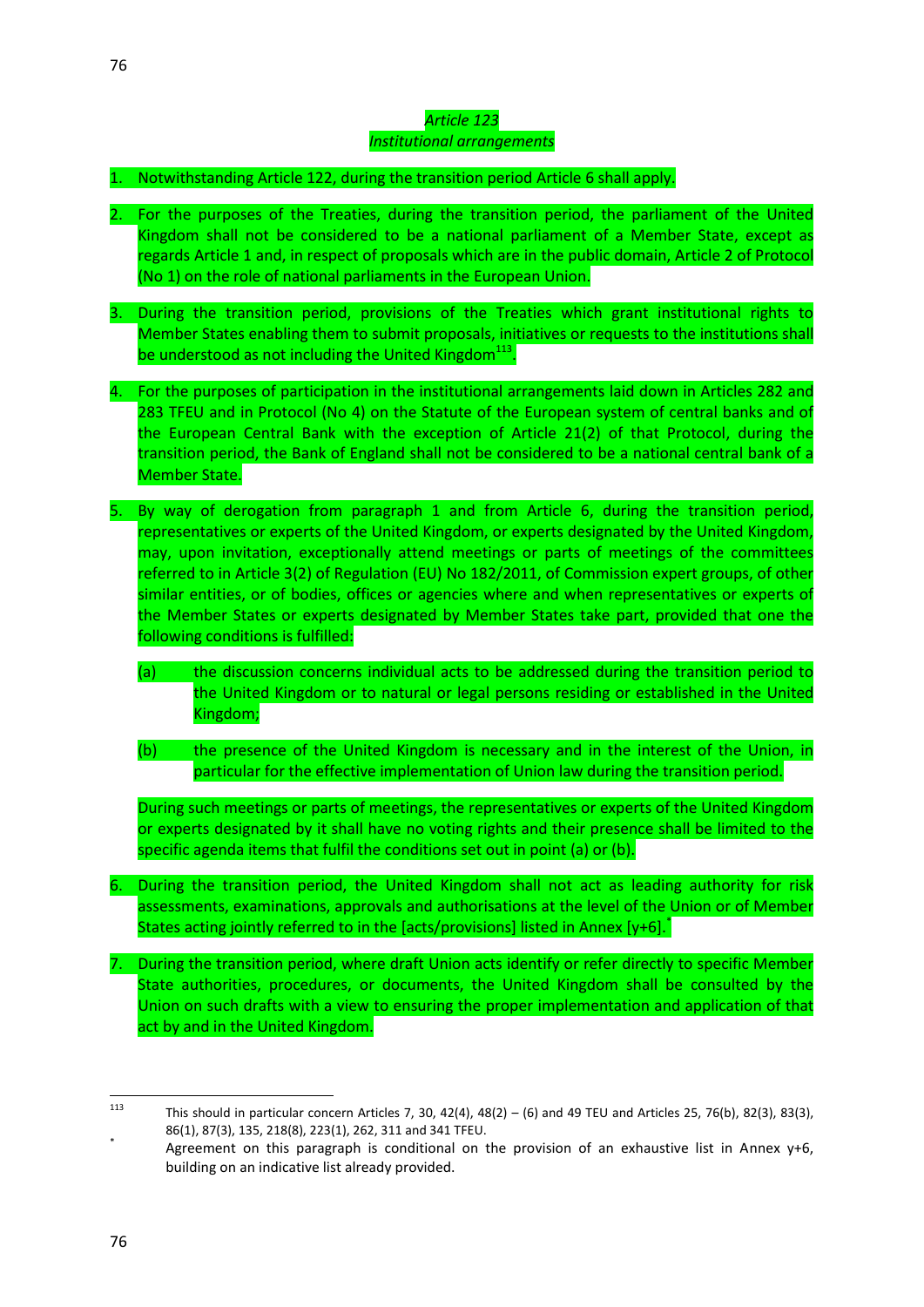*Article 123*
*Institutional arrangements*

1. Notwithstanding Article 122, during the transition period Article 6 shall apply.

2. For the purposes of the Treaties, during the transition period, the parliament of the United Kingdom shall not be considered to be a national parliament of a Member State, except as regards Article 1 and, in respect of proposals which are in the public domain, Article 2 of Protocol (No 1) on the role of national parliaments in the European Union.

3. During the transition period, provisions of the Treaties which grant institutional rights to Member States enabling them to submit proposals, initiatives or requests to the institutions shall be understood as not including the United Kingdom[113].

4. For the purposes of participation in the institutional arrangements laid down in Articles 282 and 283 TFEU and in Protocol (No 4) on the Statute of the European system of central banks and of the European Central Bank with the exception of Article 21(2) of that Protocol, during the transition period, the Bank of England shall not be considered to be a national central bank of a Member State.

5. By way of derogation from paragraph 1 and from Article 6, during the transition period, representatives or experts of the United Kingdom, or experts designated by the United Kingdom, may, upon invitation, exceptionally attend meetings or parts of meetings of the committees referred to in Article 3(2) of Regulation (EU) No 182/2011, of Commission expert groups, of other similar entities, or of bodies, offices or agencies where and when representatives or experts of the Member States or experts designated by Member States take part, provided that one the following conditions is fulfilled:

   (a) the discussion concerns individual acts to be addressed during the transition period to the United Kingdom or to natural or legal persons residing or established in the United Kingdom;

   (b) the presence of the United Kingdom is necessary and in the interest of the Union, in particular for the effective implementation of Union law during the transition period.

   During such meetings or parts of meetings, the representatives or experts of the United Kingdom or experts designated by it shall have no voting rights and their presence shall be limited to the specific agenda items that fulfil the conditions set out in point (a) or (b).

6. During the transition period, the United Kingdom shall not act as leading authority for risk assessments, examinations, approvals and authorisations at the level of the Union or of Member States acting jointly referred to in the [acts/provisions] listed in Annex [y+6].*

7. During the transition period, where draft Union acts identify or refer directly to specific Member State authorities, procedures, or documents, the United Kingdom shall be consulted by the Union on such drafts with a view to ensuring the proper implementation and application of that act by and in the United Kingdom.

---

[113] This should in particular concern Articles 7, 30, 42(4), 48(2) – (6) and 49 TEU and Articles 25, 76(b), 82(3), 83(3), 86(1), 87(3), 135, 218(8), 223(1), 262, 311 and 341 TFEU.

* Agreement on this paragraph is conditional on the provision of an exhaustive list in Annex y+6, building on an indicative list already provided.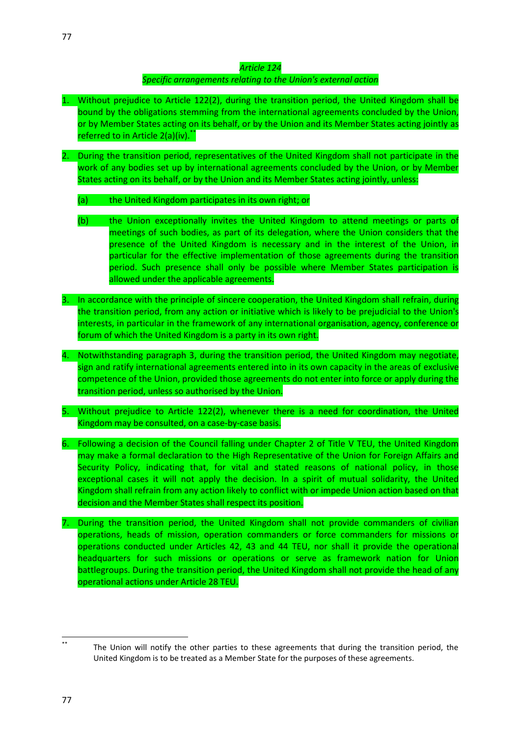*Article 124*

*Specific arrangements relating to the Union's external action*

1. Without prejudice to Article 122(2), during the transition period, the United Kingdom shall be bound by the obligations stemming from the international agreements concluded by the Union, or by Member States acting on its behalf, or by the Union and its Member States acting jointly as referred to in Article 2(a)(iv).[**]

2. During the transition period, representatives of the United Kingdom shall not participate in the work of any bodies set up by international agreements concluded by the Union, or by Member States acting on its behalf, or by the Union and its Member States acting jointly, unless:

   (a) the United Kingdom participates in its own right; or

   (b) the Union exceptionally invites the United Kingdom to attend meetings or parts of meetings of such bodies, as part of its delegation, where the Union considers that the presence of the United Kingdom is necessary and in the interest of the Union, in particular for the effective implementation of those agreements during the transition period. Such presence shall only be possible where Member States participation is allowed under the applicable agreements.

3. In accordance with the principle of sincere cooperation, the United Kingdom shall refrain, during the transition period, from any action or initiative which is likely to be prejudicial to the Union's interests, in particular in the framework of any international organisation, agency, conference or forum of which the United Kingdom is a party in its own right.

4. Notwithstanding paragraph 3, during the transition period, the United Kingdom may negotiate, sign and ratify international agreements entered into in its own capacity in the areas of exclusive competence of the Union, provided those agreements do not enter into force or apply during the transition period, unless so authorised by the Union.

5. Without prejudice to Article 122(2), whenever there is a need for coordination, the United Kingdom may be consulted, on a case-by-case basis.

6. Following a decision of the Council falling under Chapter 2 of Title V TEU, the United Kingdom may make a formal declaration to the High Representative of the Union for Foreign Affairs and Security Policy, indicating that, for vital and stated reasons of national policy, in those exceptional cases it will not apply the decision. In a spirit of mutual solidarity, the United Kingdom shall refrain from any action likely to conflict with or impede Union action based on that decision and the Member States shall respect its position.

7. During the transition period, the United Kingdom shall not provide commanders of civilian operations, heads of mission, operation commanders or force commanders for missions or operations conducted under Articles 42, 43 and 44 TEU, nor shall it provide the operational headquarters for such missions or operations or serve as framework nation for Union battlegroups. During the transition period, the United Kingdom shall not provide the head of any operational actions under Article 28 TEU.

---

[**] The Union will notify the other parties to these agreements that during the transition period, the United Kingdom is to be treated as a Member State for the purposes of these agreements.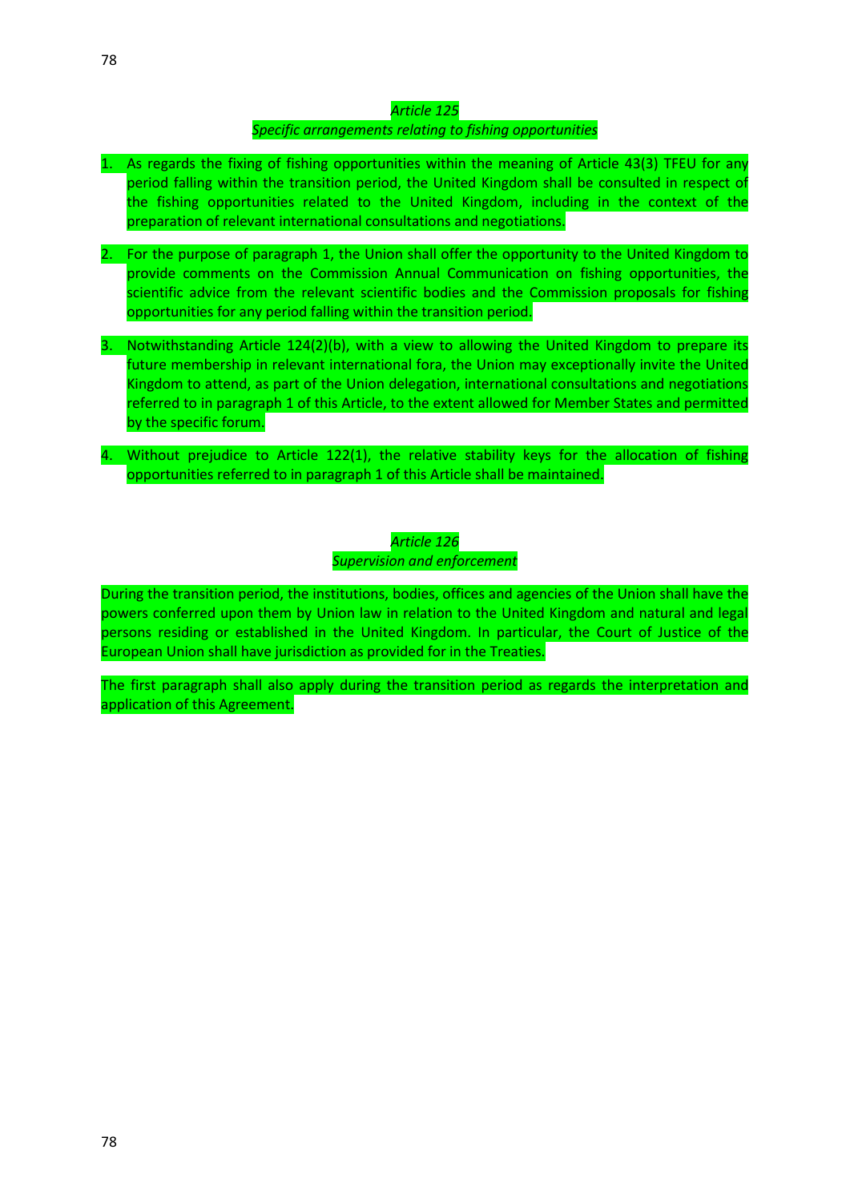*Article 125*

*Specific arrangements relating to fishing opportunities*

1. As regards the fixing of fishing opportunities within the meaning of Article 43(3) TFEU for any period falling within the transition period, the United Kingdom shall be consulted in respect of the fishing opportunities related to the United Kingdom, including in the context of the preparation of relevant international consultations and negotiations.

2. For the purpose of paragraph 1, the Union shall offer the opportunity to the United Kingdom to provide comments on the Commission Annual Communication on fishing opportunities, the scientific advice from the relevant scientific bodies and the Commission proposals for fishing opportunities for any period falling within the transition period.

3. Notwithstanding Article 124(2)(b), with a view to allowing the United Kingdom to prepare its future membership in relevant international fora, the Union may exceptionally invite the United Kingdom to attend, as part of the Union delegation, international consultations and negotiations referred to in paragraph 1 of this Article, to the extent allowed for Member States and permitted by the specific forum.

4. Without prejudice to Article 122(1), the relative stability keys for the allocation of fishing opportunities referred to in paragraph 1 of this Article shall be maintained.

*Article 126*

*Supervision and enforcement*

During the transition period, the institutions, bodies, offices and agencies of the Union shall have the powers conferred upon them by Union law in relation to the United Kingdom and natural and legal persons residing or established in the United Kingdom. In particular, the Court of Justice of the European Union shall have jurisdiction as provided for in the Treaties.

The first paragraph shall also apply during the transition period as regards the interpretation and application of this Agreement.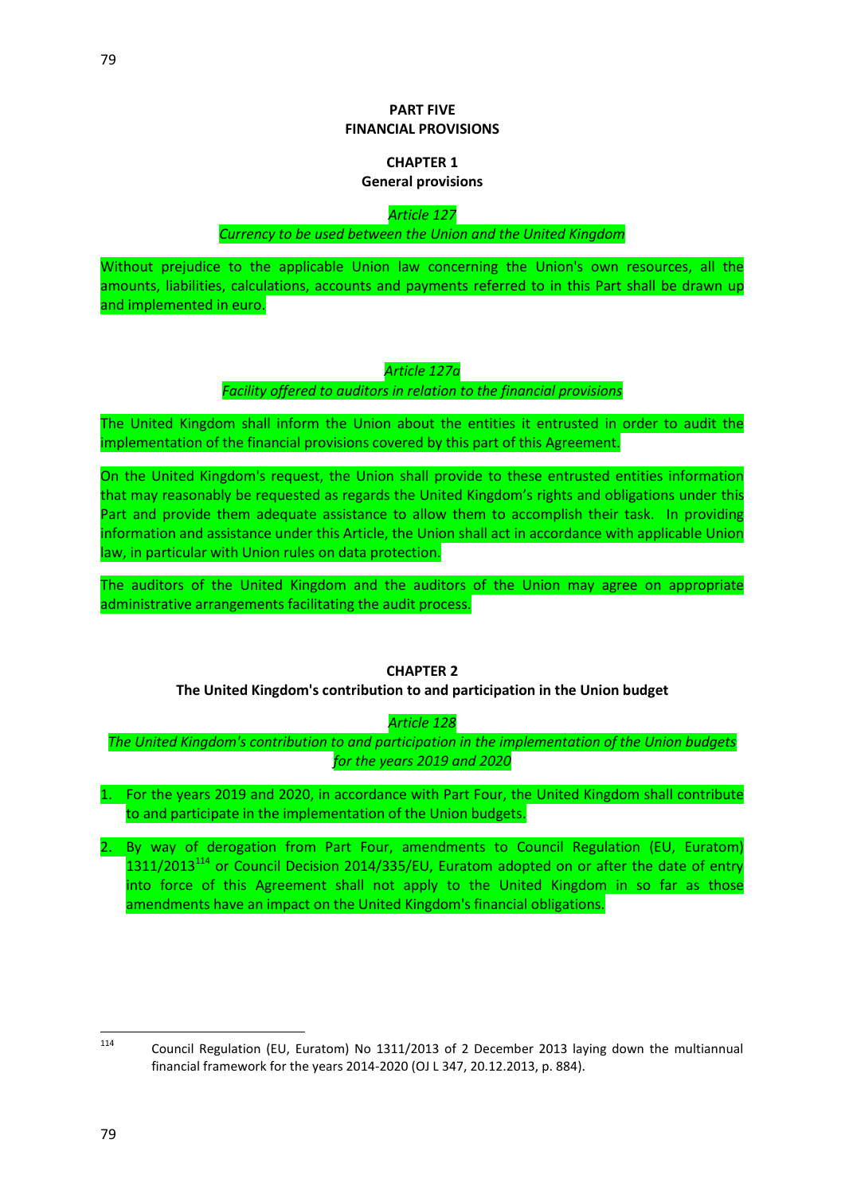# PART FIVE
# FINANCIAL PROVISIONS

## CHAPTER 1
## General provisions

### *Article 127*
### *Currency to be used between the Union and the United Kingdom*

Without prejudice to the applicable Union law concerning the Union's own resources, all the amounts, liabilities, calculations, accounts and payments referred to in this Part shall be drawn up and implemented in euro.

### *Article 127a*
### *Facility offered to auditors in relation to the financial provisions*

The United Kingdom shall inform the Union about the entities it entrusted in order to audit the implementation of the financial provisions covered by this part of this Agreement.

On the United Kingdom's request, the Union shall provide to these entrusted entities information that may reasonably be requested as regards the United Kingdom's rights and obligations under this Part and provide them adequate assistance to allow them to accomplish their task. In providing information and assistance under this Article, the Union shall act in accordance with applicable Union law, in particular with Union rules on data protection.

The auditors of the United Kingdom and the auditors of the Union may agree on appropriate administrative arrangements facilitating the audit process.

## CHAPTER 2
## The United Kingdom's contribution to and participation in the Union budget

### *Article 128*
### *The United Kingdom's contribution to and participation in the implementation of the Union budgets for the years 2019 and 2020*

1. For the years 2019 and 2020, in accordance with Part Four, the United Kingdom shall contribute to and participate in the implementation of the Union budgets.

2. By way of derogation from Part Four, amendments to Council Regulation (EU, Euratom) 1311/2013[114] or Council Decision 2014/335/EU, Euratom adopted on or after the date of entry into force of this Agreement shall not apply to the United Kingdom in so far as those amendments have an impact on the United Kingdom's financial obligations.

---

[114] Council Regulation (EU, Euratom) No 1311/2013 of 2 December 2013 laying down the multiannual financial framework for the years 2014-2020 (OJ L 347, 20.12.2013, p. 884).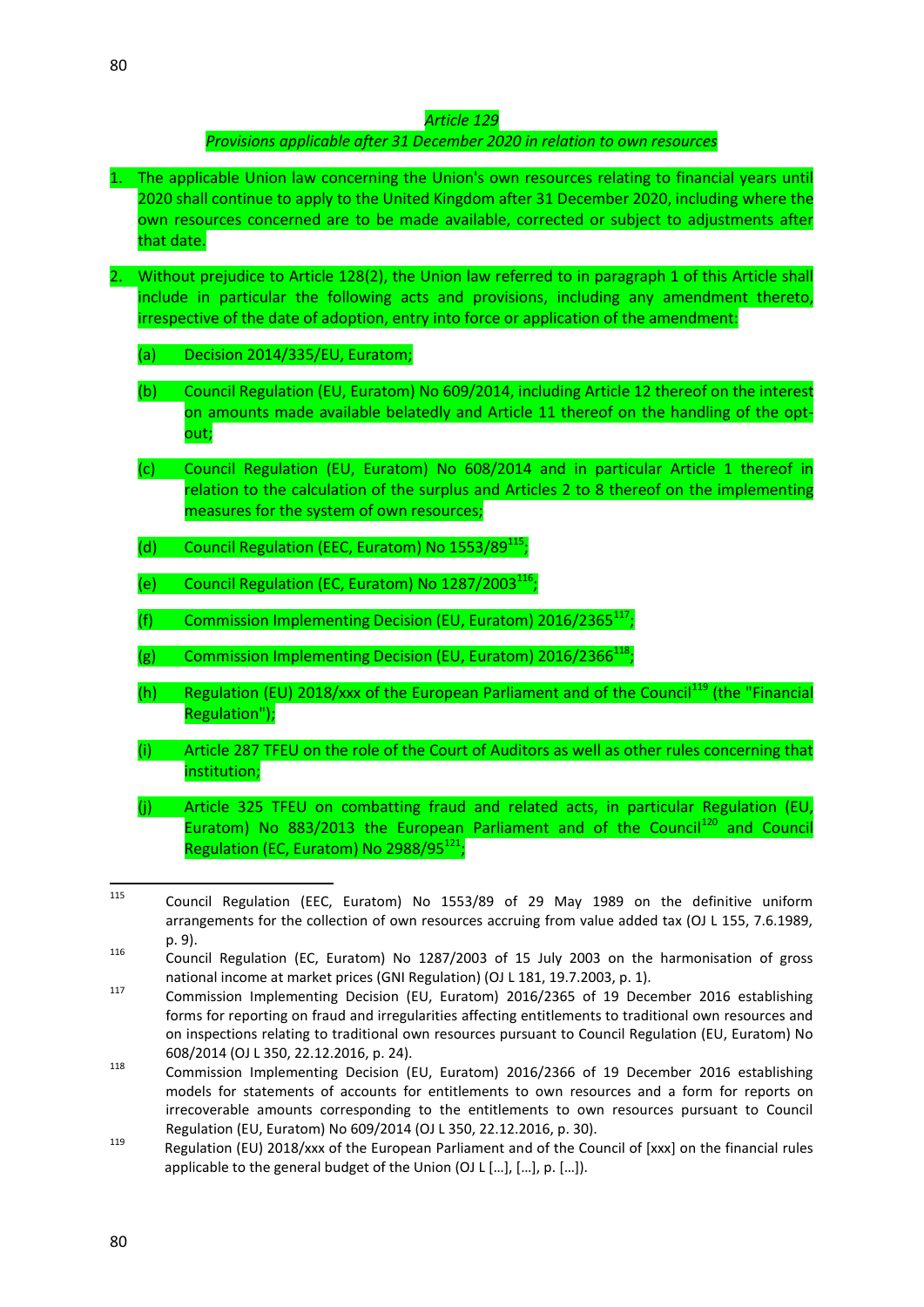*Article 129*

*Provisions applicable after 31 December 2020 in relation to own resources*

1. The applicable Union law concerning the Union's own resources relating to financial years until 2020 shall continue to apply to the United Kingdom after 31 December 2020, including where the own resources concerned are to be made available, corrected or subject to adjustments after that date.

2. Without prejudice to Article 128(2), the Union law referred to in paragraph 1 of this Article shall include in particular the following acts and provisions, including any amendment thereto, irrespective of the date of adoption, entry into force or application of the amendment:

   (a) Decision 2014/335/EU, Euratom;

   (b) Council Regulation (EU, Euratom) No 609/2014, including Article 12 thereof on the interest on amounts made available belatedly and Article 11 thereof on the handling of the opt-out;

   (c) Council Regulation (EU, Euratom) No 608/2014 and in particular Article 1 thereof in relation to the calculation of the surplus and Articles 2 to 8 thereof on the implementing measures for the system of own resources;

   (d) Council Regulation (EEC, Euratom) No 1553/89[115];

   (e) Council Regulation (EC, Euratom) No 1287/2003[116];

   (f) Commission Implementing Decision (EU, Euratom) 2016/2365[117];

   (g) Commission Implementing Decision (EU, Euratom) 2016/2366[118];

   (h) Regulation (EU) 2018/xxx of the European Parliament and of the Council[119] (the "Financial Regulation");

   (i) Article 287 TFEU on the role of the Court of Auditors as well as other rules concerning that institution;

   (j) Article 325 TFEU on combatting fraud and related acts, in particular Regulation (EU, Euratom) No 883/2013 the European Parliament and of the Council[120] and Council Regulation (EC, Euratom) No 2988/95[121];

---

[115] Council Regulation (EEC, Euratom) No 1553/89 of 29 May 1989 on the definitive uniform arrangements for the collection of own resources accruing from value added tax (OJ L 155, 7.6.1989, p. 9).

[116] Council Regulation (EC, Euratom) No 1287/2003 of 15 July 2003 on the harmonisation of gross national income at market prices (GNI Regulation) (OJ L 181, 19.7.2003, p. 1).

[117] Commission Implementing Decision (EU, Euratom) 2016/2365 of 19 December 2016 establishing forms for reporting on fraud and irregularities affecting entitlements to traditional own resources and on inspections relating to traditional own resources pursuant to Council Regulation (EU, Euratom) No 608/2014 (OJ L 350, 22.12.2016, p. 24).

[118] Commission Implementing Decision (EU, Euratom) 2016/2366 of 19 December 2016 establishing models for statements of accounts for entitlements to own resources and a form for reports on irrecoverable amounts corresponding to the entitlements to own resources pursuant to Council Regulation (EU, Euratom) No 609/2014 (OJ L 350, 22.12.2016, p. 30).

[119] Regulation (EU) 2018/xxx of the European Parliament and of the Council of [xxx] on the financial rules applicable to the general budget of the Union (OJ L […], […], p. […]).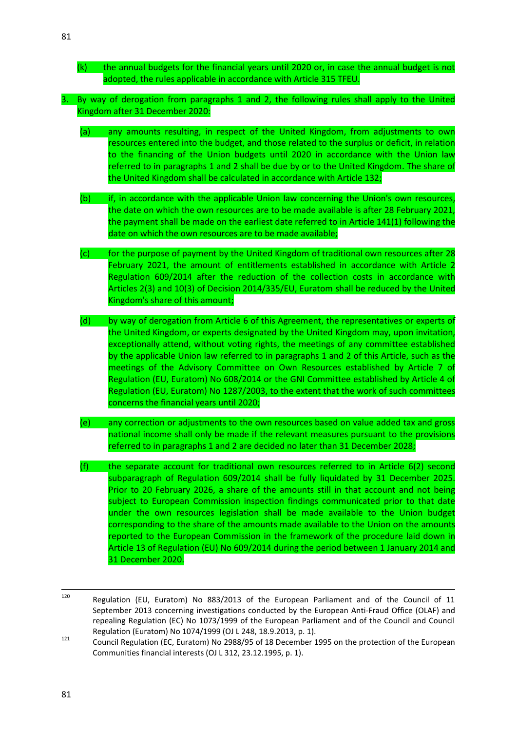(k) the annual budgets for the financial years until 2020 or, in case the annual budget is not adopted, the rules applicable in accordance with Article 315 TFEU.

3. By way of derogation from paragraphs 1 and 2, the following rules shall apply to the United Kingdom after 31 December 2020:

   (a) any amounts resulting, in respect of the United Kingdom, from adjustments to own resources entered into the budget, and those related to the surplus or deficit, in relation to the financing of the Union budgets until 2020 in accordance with the Union law referred to in paragraphs 1 and 2 shall be due by or to the United Kingdom. The share of the United Kingdom shall be calculated in accordance with Article 132;

   (b) if, in accordance with the applicable Union law concerning the Union's own resources, the date on which the own resources are to be made available is after 28 February 2021, the payment shall be made on the earliest date referred to in Article 141(1) following the date on which the own resources are to be made available;

   (c) for the purpose of payment by the United Kingdom of traditional own resources after 28 February 2021, the amount of entitlements established in accordance with Article 2 Regulation 609/2014 after the reduction of the collection costs in accordance with Articles 2(3) and 10(3) of Decision 2014/335/EU, Euratom shall be reduced by the United Kingdom's share of this amount;

   (d) by way of derogation from Article 6 of this Agreement, the representatives or experts of the United Kingdom, or experts designated by the United Kingdom may, upon invitation, exceptionally attend, without voting rights, the meetings of any committee established by the applicable Union law referred to in paragraphs 1 and 2 of this Article, such as the meetings of the Advisory Committee on Own Resources established by Article 7 of Regulation (EU, Euratom) No 608/2014 or the GNI Committee established by Article 4 of Regulation (EU, Euratom) No 1287/2003, to the extent that the work of such committees concerns the financial years until 2020;

   (e) any correction or adjustments to the own resources based on value added tax and gross national income shall only be made if the relevant measures pursuant to the provisions referred to in paragraphs 1 and 2 are decided no later than 31 December 2028;

   (f) the separate account for traditional own resources referred to in Article 6(2) second subparagraph of Regulation 609/2014 shall be fully liquidated by 31 December 2025. Prior to 20 February 2026, a share of the amounts still in that account and not being subject to European Commission inspection findings communicated prior to that date under the own resources legislation shall be made available to the Union budget corresponding to the share of the amounts made available to the Union on the amounts reported to the European Commission in the framework of the procedure laid down in Article 13 of Regulation (EU) No 609/2014 during the period between 1 January 2014 and 31 December 2020.

---

[120] Regulation (EU, Euratom) No 883/2013 of the European Parliament and of the Council of 11 September 2013 concerning investigations conducted by the European Anti-Fraud Office (OLAF) and repealing Regulation (EC) No 1073/1999 of the European Parliament and of the Council and Council Regulation (Euratom) No 1074/1999 (OJ L 248, 18.9.2013, p. 1).

[121] Council Regulation (EC, Euratom) No 2988/95 of 18 December 1995 on the protection of the European Communities financial interests (OJ L 312, 23.12.1995, p. 1).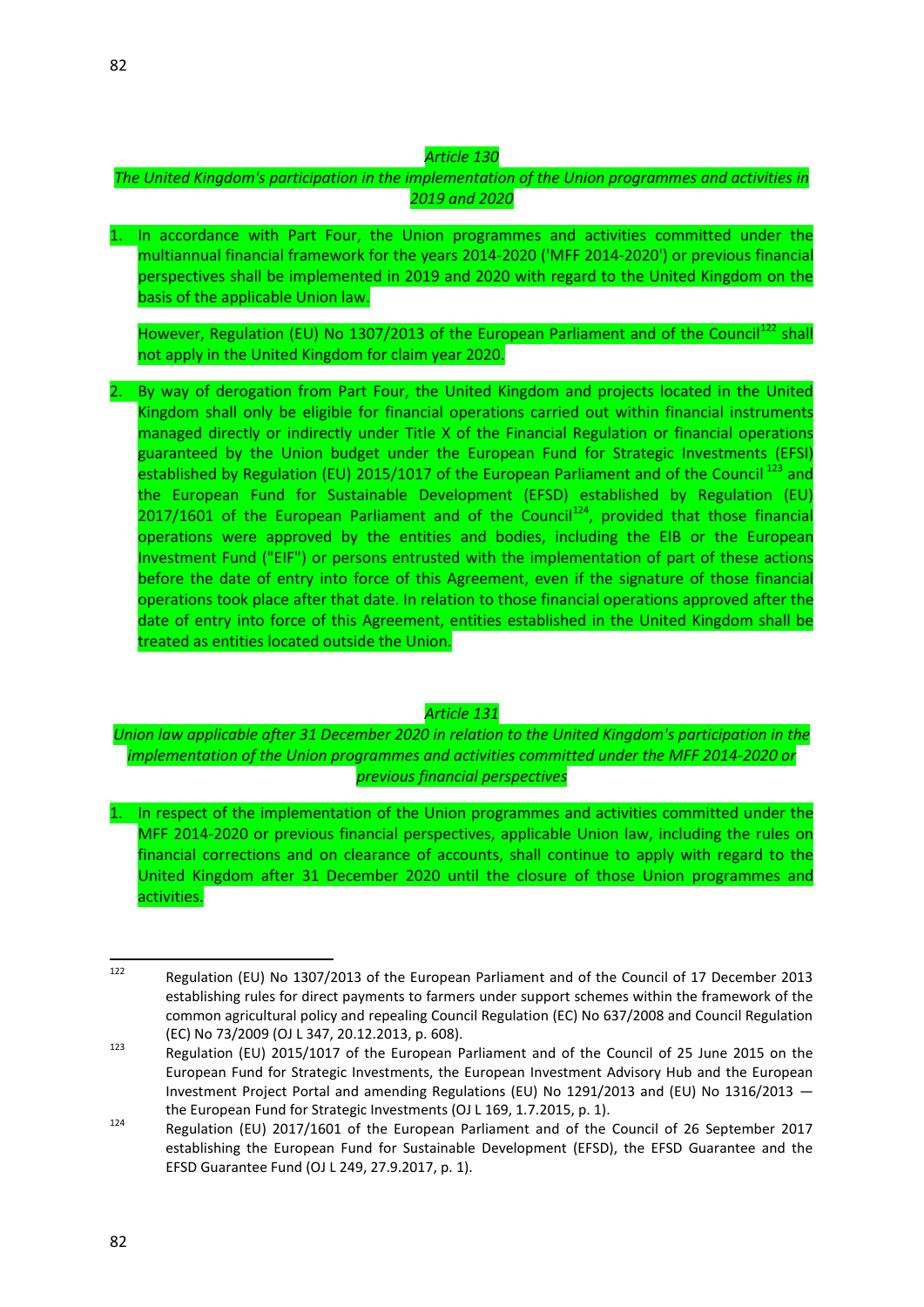*Article 130*

*The United Kingdom's participation in the implementation of the Union programmes and activities in 2019 and 2020*

1. In accordance with Part Four, the Union programmes and activities committed under the multiannual financial framework for the years 2014-2020 ('MFF 2014-2020') or previous financial perspectives shall be implemented in 2019 and 2020 with regard to the United Kingdom on the basis of the applicable Union law.

   However, Regulation (EU) No 1307/2013 of the European Parliament and of the Council[122] shall not apply in the United Kingdom for claim year 2020.

2. By way of derogation from Part Four, the United Kingdom and projects located in the United Kingdom shall only be eligible for financial operations carried out within financial instruments managed directly or indirectly under Title X of the Financial Regulation or financial operations guaranteed by the Union budget under the European Fund for Strategic Investments (EFSI) established by Regulation (EU) 2015/1017 of the European Parliament and of the Council [123] and the European Fund for Sustainable Development (EFSD) established by Regulation (EU) 2017/1601 of the European Parliament and of the Council[124], provided that those financial operations were approved by the entities and bodies, including the EIB or the European Investment Fund ("EIF") or persons entrusted with the implementation of part of these actions before the date of entry into force of this Agreement, even if the signature of those financial operations took place after that date. In relation to those financial operations approved after the date of entry into force of this Agreement, entities established in the United Kingdom shall be treated as entities located outside the Union.

*Article 131*

*Union law applicable after 31 December 2020 in relation to the United Kingdom's participation in the implementation of the Union programmes and activities committed under the MFF 2014-2020 or previous financial perspectives*

1. In respect of the implementation of the Union programmes and activities committed under the MFF 2014-2020 or previous financial perspectives, applicable Union law, including the rules on financial corrections and on clearance of accounts, shall continue to apply with regard to the United Kingdom after 31 December 2020 until the closure of those Union programmes and activities.

---

[122] Regulation (EU) No 1307/2013 of the European Parliament and of the Council of 17 December 2013 establishing rules for direct payments to farmers under support schemes within the framework of the common agricultural policy and repealing Council Regulation (EC) No 637/2008 and Council Regulation (EC) No 73/2009 (OJ L 347, 20.12.2013, p. 608).

[123] Regulation (EU) 2015/1017 of the European Parliament and of the Council of 25 June 2015 on the European Fund for Strategic Investments, the European Investment Advisory Hub and the European Investment Project Portal and amending Regulations (EU) No 1291/2013 and (EU) No 1316/2013 — the European Fund for Strategic Investments (OJ L 169, 1.7.2015, p. 1).

[124] Regulation (EU) 2017/1601 of the European Parliament and of the Council of 26 September 2017 establishing the European Fund for Sustainable Development (EFSD), the EFSD Guarantee and the EFSD Guarantee Fund (OJ L 249, 27.9.2017, p. 1).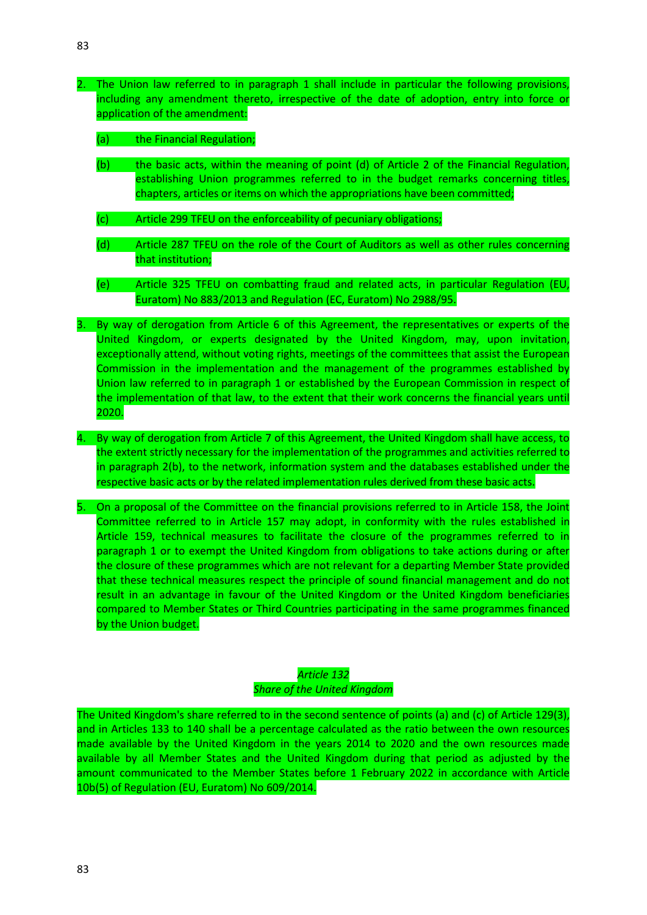2. The Union law referred to in paragraph 1 shall include in particular the following provisions, including any amendment thereto, irrespective of the date of adoption, entry into force or application of the amendment:

   (a) the Financial Regulation;

   (b) the basic acts, within the meaning of point (d) of Article 2 of the Financial Regulation, establishing Union programmes referred to in the budget remarks concerning titles, chapters, articles or items on which the appropriations have been committed;

   (c) Article 299 TFEU on the enforceability of pecuniary obligations;

   (d) Article 287 TFEU on the role of the Court of Auditors as well as other rules concerning that institution;

   (e) Article 325 TFEU on combatting fraud and related acts, in particular Regulation (EU, Euratom) No 883/2013 and Regulation (EC, Euratom) No 2988/95.

3. By way of derogation from Article 6 of this Agreement, the representatives or experts of the United Kingdom, or experts designated by the United Kingdom, may, upon invitation, exceptionally attend, without voting rights, meetings of the committees that assist the European Commission in the implementation and the management of the programmes established by Union law referred to in paragraph 1 or established by the European Commission in respect of the implementation of that law, to the extent that their work concerns the financial years until 2020.

4. By way of derogation from Article 7 of this Agreement, the United Kingdom shall have access, to the extent strictly necessary for the implementation of the programmes and activities referred to in paragraph 2(b), to the network, information system and the databases established under the respective basic acts or by the related implementation rules derived from these basic acts.

5. On a proposal of the Committee on the financial provisions referred to in Article 158, the Joint Committee referred to in Article 157 may adopt, in conformity with the rules established in Article 159, technical measures to facilitate the closure of the programmes referred to in paragraph 1 or to exempt the United Kingdom from obligations to take actions during or after the closure of these programmes which are not relevant for a departing Member State provided that these technical measures respect the principle of sound financial management and do not result in an advantage in favour of the United Kingdom or the United Kingdom beneficiaries compared to Member States or Third Countries participating in the same programmes financed by the Union budget.

*Article 132*
*Share of the United Kingdom*

The United Kingdom's share referred to in the second sentence of points (a) and (c) of Article 129(3), and in Articles 133 to 140 shall be a percentage calculated as the ratio between the own resources made available by the United Kingdom in the years 2014 to 2020 and the own resources made available by all Member States and the United Kingdom during that period as adjusted by the amount communicated to the Member States before 1 February 2022 in accordance with Article 10b(5) of Regulation (EU, Euratom) No 609/2014.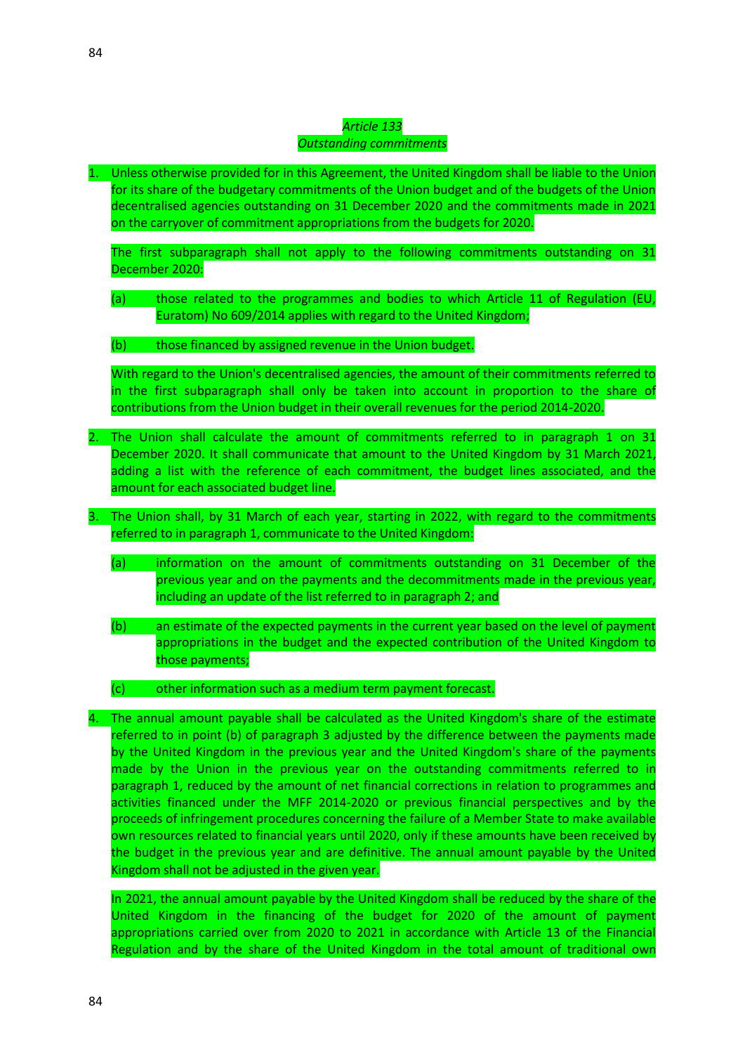*Article 133*
*Outstanding commitments*

1. Unless otherwise provided for in this Agreement, the United Kingdom shall be liable to the Union for its share of the budgetary commitments of the Union budget and of the budgets of the Union decentralised agencies outstanding on 31 December 2020 and the commitments made in 2021 on the carryover of commitment appropriations from the budgets for 2020.

   The first subparagraph shall not apply to the following commitments outstanding on 31 December 2020:

   (a) those related to the programmes and bodies to which Article 11 of Regulation (EU, Euratom) No 609/2014 applies with regard to the United Kingdom;

   (b) those financed by assigned revenue in the Union budget.

   With regard to the Union's decentralised agencies, the amount of their commitments referred to in the first subparagraph shall only be taken into account in proportion to the share of contributions from the Union budget in their overall revenues for the period 2014-2020.

2. The Union shall calculate the amount of commitments referred to in paragraph 1 on 31 December 2020. It shall communicate that amount to the United Kingdom by 31 March 2021, adding a list with the reference of each commitment, the budget lines associated, and the amount for each associated budget line.

3. The Union shall, by 31 March of each year, starting in 2022, with regard to the commitments referred to in paragraph 1, communicate to the United Kingdom:

   (a) information on the amount of commitments outstanding on 31 December of the previous year and on the payments and the decommitments made in the previous year, including an update of the list referred to in paragraph 2; and

   (b) an estimate of the expected payments in the current year based on the level of payment appropriations in the budget and the expected contribution of the United Kingdom to those payments;

   (c) other information such as a medium term payment forecast.

4. The annual amount payable shall be calculated as the United Kingdom's share of the estimate referred to in point (b) of paragraph 3 adjusted by the difference between the payments made by the United Kingdom in the previous year and the United Kingdom's share of the payments made by the Union in the previous year on the outstanding commitments referred to in paragraph 1, reduced by the amount of net financial corrections in relation to programmes and activities financed under the MFF 2014-2020 or previous financial perspectives and by the proceeds of infringement procedures concerning the failure of a Member State to make available own resources related to financial years until 2020, only if these amounts have been received by the budget in the previous year and are definitive. The annual amount payable by the United Kingdom shall not be adjusted in the given year.

   In 2021, the annual amount payable by the United Kingdom shall be reduced by the share of the United Kingdom in the financing of the budget for 2020 of the amount of payment appropriations carried over from 2020 to 2021 in accordance with Article 13 of the Financial Regulation and by the share of the United Kingdom in the total amount of traditional own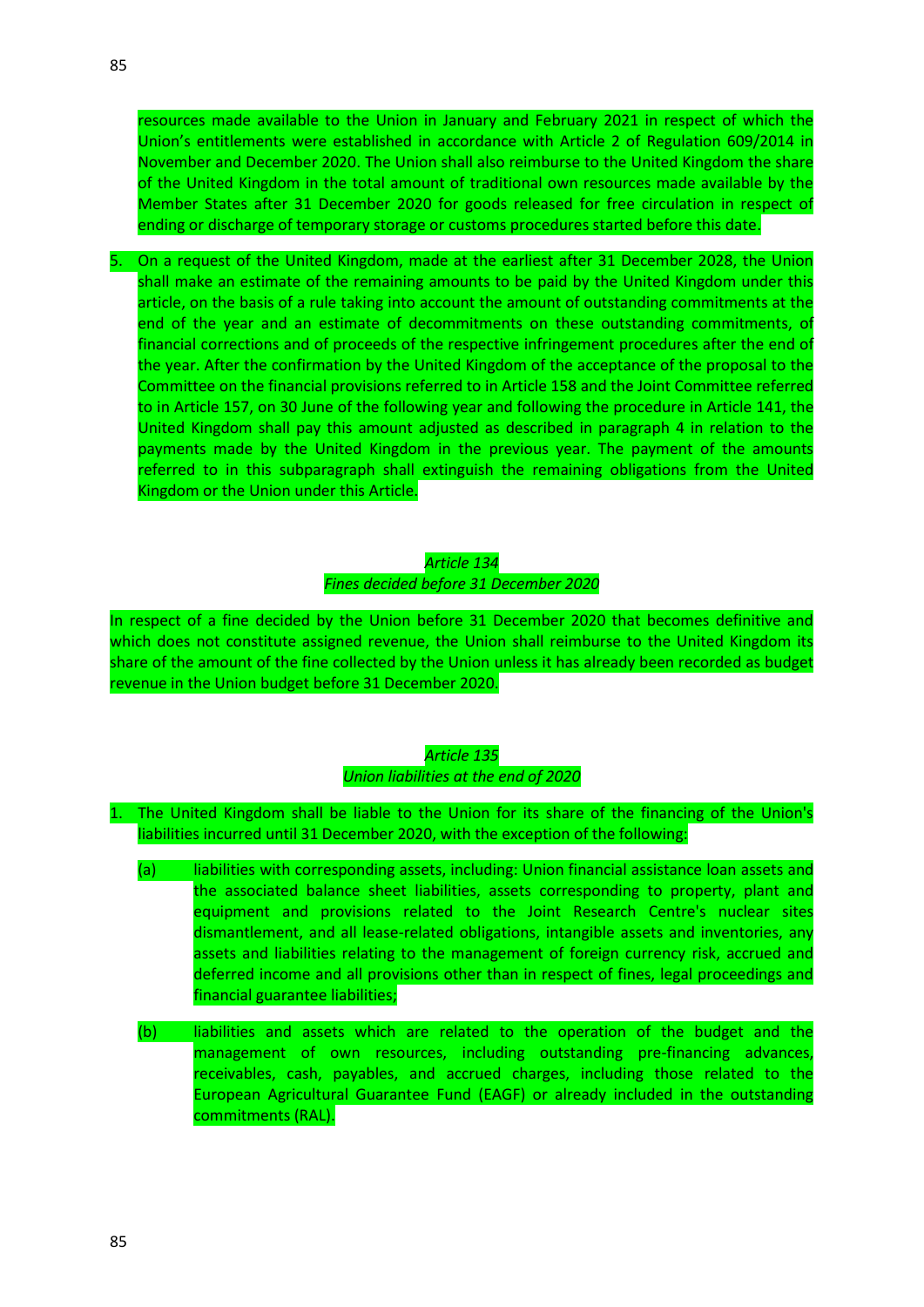resources made available to the Union in January and February 2021 in respect of which the Union's entitlements were established in accordance with Article 2 of Regulation 609/2014 in November and December 2020. The Union shall also reimburse to the United Kingdom the share of the United Kingdom in the total amount of traditional own resources made available by the Member States after 31 December 2020 for goods released for free circulation in respect of ending or discharge of temporary storage or customs procedures started before this date.

5. On a request of the United Kingdom, made at the earliest after 31 December 2028, the Union shall make an estimate of the remaining amounts to be paid by the United Kingdom under this article, on the basis of a rule taking into account the amount of outstanding commitments at the end of the year and an estimate of decommitments on these outstanding commitments, of financial corrections and of proceeds of the respective infringement procedures after the end of the year. After the confirmation by the United Kingdom of the acceptance of the proposal to the Committee on the financial provisions referred to in Article 158 and the Joint Committee referred to in Article 157, on 30 June of the following year and following the procedure in Article 141, the United Kingdom shall pay this amount adjusted as described in paragraph 4 in relation to the payments made by the United Kingdom in the previous year. The payment of the amounts referred to in this subparagraph shall extinguish the remaining obligations from the United Kingdom or the Union under this Article.

*Article 134*
*Fines decided before 31 December 2020*

In respect of a fine decided by the Union before 31 December 2020 that becomes definitive and which does not constitute assigned revenue, the Union shall reimburse to the United Kingdom its share of the amount of the fine collected by the Union unless it has already been recorded as budget revenue in the Union budget before 31 December 2020.

*Article 135*
*Union liabilities at the end of 2020*

1. The United Kingdom shall be liable to the Union for its share of the financing of the Union's liabilities incurred until 31 December 2020, with the exception of the following:

   (a) liabilities with corresponding assets, including: Union financial assistance loan assets and the associated balance sheet liabilities, assets corresponding to property, plant and equipment and provisions related to the Joint Research Centre's nuclear sites dismantlement, and all lease-related obligations, intangible assets and inventories, any assets and liabilities relating to the management of foreign currency risk, accrued and deferred income and all provisions other than in respect of fines, legal proceedings and financial guarantee liabilities;

   (b) liabilities and assets which are related to the operation of the budget and the management of own resources, including outstanding pre-financing advances, receivables, cash, payables, and accrued charges, including those related to the European Agricultural Guarantee Fund (EAGF) or already included in the outstanding commitments (RAL).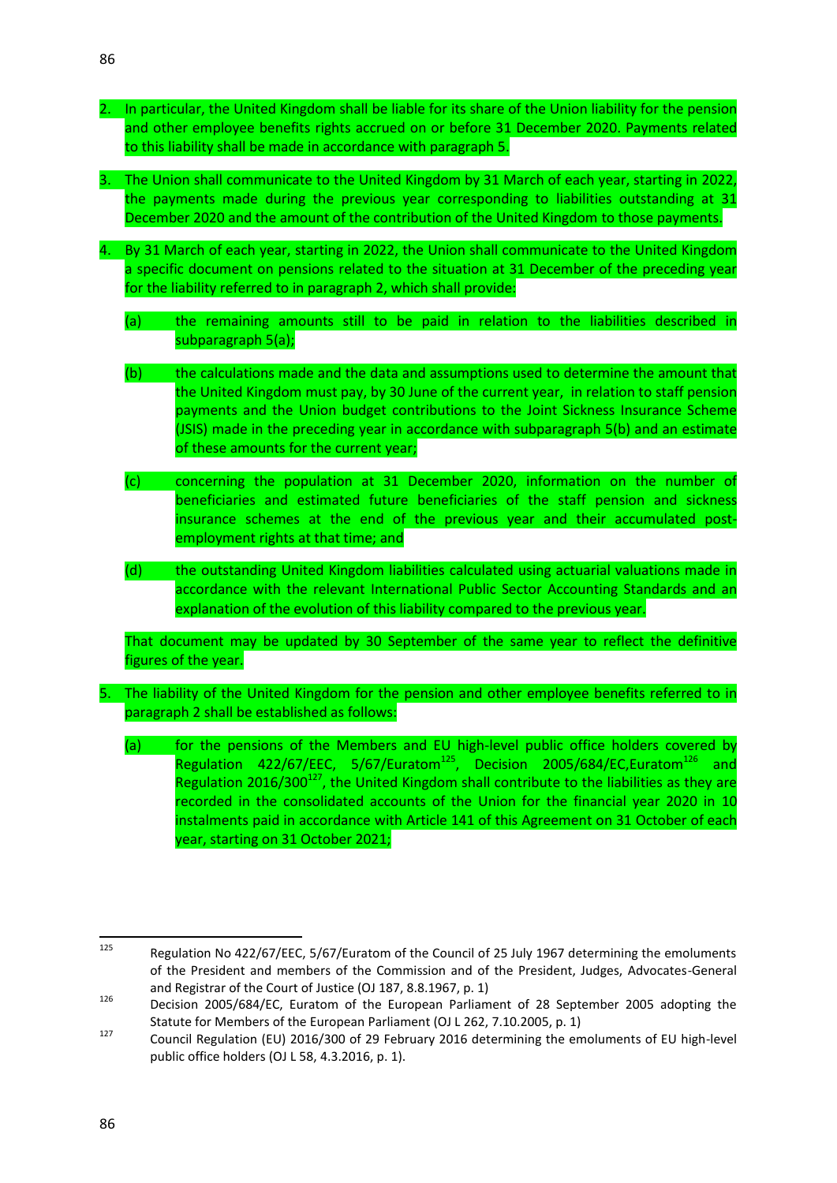2. In particular, the United Kingdom shall be liable for its share of the Union liability for the pension and other employee benefits rights accrued on or before 31 December 2020. Payments related to this liability shall be made in accordance with paragraph 5.

3. The Union shall communicate to the United Kingdom by 31 March of each year, starting in 2022, the payments made during the previous year corresponding to liabilities outstanding at 31 December 2020 and the amount of the contribution of the United Kingdom to those payments.

4. By 31 March of each year, starting in 2022, the Union shall communicate to the United Kingdom a specific document on pensions related to the situation at 31 December of the preceding year for the liability referred to in paragraph 2, which shall provide:

   (a) the remaining amounts still to be paid in relation to the liabilities described in subparagraph 5(a);

   (b) the calculations made and the data and assumptions used to determine the amount that the United Kingdom must pay, by 30 June of the current year, in relation to staff pension payments and the Union budget contributions to the Joint Sickness Insurance Scheme (JSIS) made in the preceding year in accordance with subparagraph 5(b) and an estimate of these amounts for the current year;

   (c) concerning the population at 31 December 2020, information on the number of beneficiaries and estimated future beneficiaries of the staff pension and sickness insurance schemes at the end of the previous year and their accumulated post-employment rights at that time; and

   (d) the outstanding United Kingdom liabilities calculated using actuarial valuations made in accordance with the relevant International Public Sector Accounting Standards and an explanation of the evolution of this liability compared to the previous year.

   That document may be updated by 30 September of the same year to reflect the definitive figures of the year.

5. The liability of the United Kingdom for the pension and other employee benefits referred to in paragraph 2 shall be established as follows:

   (a) for the pensions of the Members and EU high-level public office holders covered by Regulation 422/67/EEC, 5/67/Euratom[125], Decision 2005/684/EC,Euratom[126] and Regulation 2016/300[127], the United Kingdom shall contribute to the liabilities as they are recorded in the consolidated accounts of the Union for the financial year 2020 in 10 instalments paid in accordance with Article 141 of this Agreement on 31 October of each year, starting on 31 October 2021;

---

[125] Regulation No 422/67/EEC, 5/67/Euratom of the Council of 25 July 1967 determining the emoluments of the President and members of the Commission and of the President, Judges, Advocates-General and Registrar of the Court of Justice (OJ 187, 8.8.1967, p. 1)

[126] Decision 2005/684/EC, Euratom of the European Parliament of 28 September 2005 adopting the Statute for Members of the European Parliament (OJ L 262, 7.10.2005, p. 1)

[127] Council Regulation (EU) 2016/300 of 29 February 2016 determining the emoluments of EU high-level public office holders (OJ L 58, 4.3.2016, p. 1).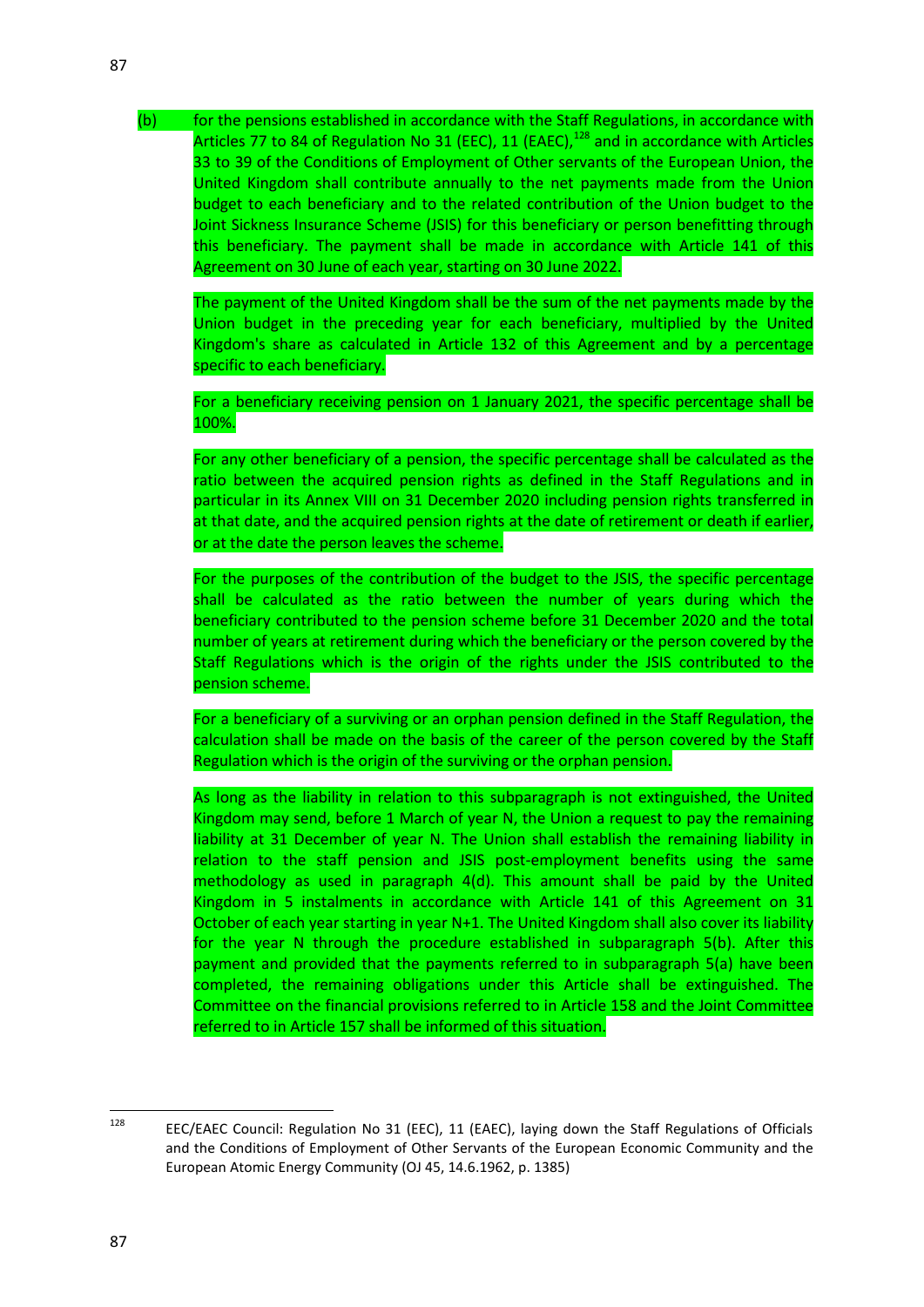(b) for the pensions established in accordance with the Staff Regulations, in accordance with Articles 77 to 84 of Regulation No 31 (EEC), 11 (EAEC),[128] and in accordance with Articles 33 to 39 of the Conditions of Employment of Other servants of the European Union, the United Kingdom shall contribute annually to the net payments made from the Union budget to each beneficiary and to the related contribution of the Union budget to the Joint Sickness Insurance Scheme (JSIS) for this beneficiary or person benefitting through this beneficiary. The payment shall be made in accordance with Article 141 of this Agreement on 30 June of each year, starting on 30 June 2022.

The payment of the United Kingdom shall be the sum of the net payments made by the Union budget in the preceding year for each beneficiary, multiplied by the United Kingdom's share as calculated in Article 132 of this Agreement and by a percentage specific to each beneficiary.

For a beneficiary receiving pension on 1 January 2021, the specific percentage shall be 100%.

For any other beneficiary of a pension, the specific percentage shall be calculated as the ratio between the acquired pension rights as defined in the Staff Regulations and in particular in its Annex VIII on 31 December 2020 including pension rights transferred in at that date, and the acquired pension rights at the date of retirement or death if earlier, or at the date the person leaves the scheme.

For the purposes of the contribution of the budget to the JSIS, the specific percentage shall be calculated as the ratio between the number of years during which the beneficiary contributed to the pension scheme before 31 December 2020 and the total number of years at retirement during which the beneficiary or the person covered by the Staff Regulations which is the origin of the rights under the JSIS contributed to the pension scheme.

For a beneficiary of a surviving or an orphan pension defined in the Staff Regulation, the calculation shall be made on the basis of the career of the person covered by the Staff Regulation which is the origin of the surviving or the orphan pension.

As long as the liability in relation to this subparagraph is not extinguished, the United Kingdom may send, before 1 March of year N, the Union a request to pay the remaining liability at 31 December of year N. The Union shall establish the remaining liability in relation to the staff pension and JSIS post-employment benefits using the same methodology as used in paragraph 4(d). This amount shall be paid by the United Kingdom in 5 instalments in accordance with Article 141 of this Agreement on 31 October of each year starting in year N+1. The United Kingdom shall also cover its liability for the year N through the procedure established in subparagraph 5(b). After this payment and provided that the payments referred to in subparagraph 5(a) have been completed, the remaining obligations under this Article shall be extinguished. The Committee on the financial provisions referred to in Article 158 and the Joint Committee referred to in Article 157 shall be informed of this situation.

---

[128] EEC/EAEC Council: Regulation No 31 (EEC), 11 (EAEC), laying down the Staff Regulations of Officials and the Conditions of Employment of Other Servants of the European Economic Community and the European Atomic Energy Community (OJ 45, 14.6.1962, p. 1385)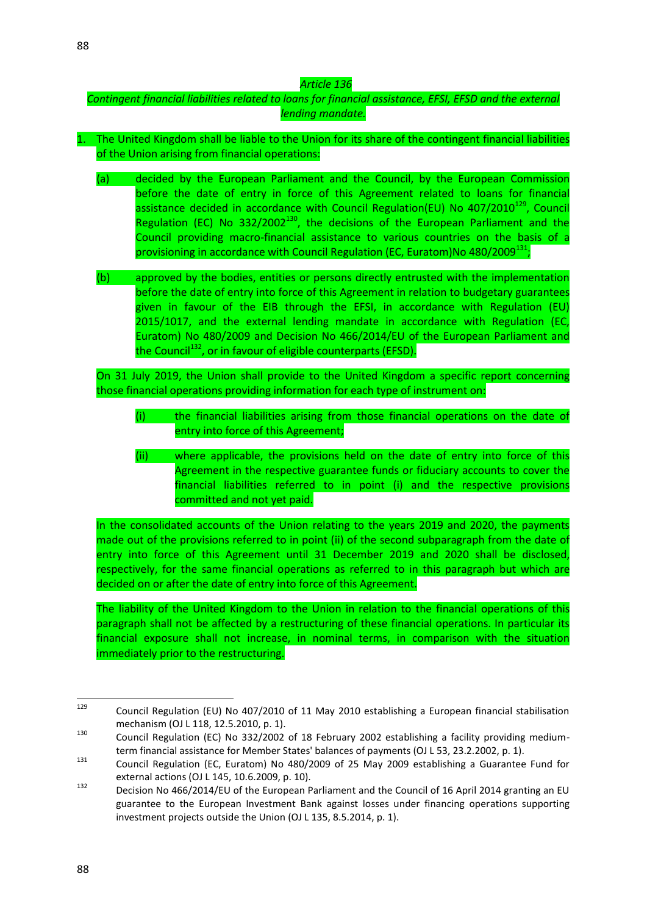*Article 136*

*Contingent financial liabilities related to loans for financial assistance, EFSI, EFSD and the external lending mandate.*

1. The United Kingdom shall be liable to the Union for its share of the contingent financial liabilities of the Union arising from financial operations:

   (a) decided by the European Parliament and the Council, by the European Commission before the date of entry in force of this Agreement related to loans for financial assistance decided in accordance with Council Regulation(EU) No 407/2010[129], Council Regulation (EC) No 332/2002[130], the decisions of the European Parliament and the Council providing macro-financial assistance to various countries on the basis of a provisioning in accordance with Council Regulation (EC, Euratom)No 480/2009[131];

   (b) approved by the bodies, entities or persons directly entrusted with the implementation before the date of entry into force of this Agreement in relation to budgetary guarantees given in favour of the EIB through the EFSI, in accordance with Regulation (EU) 2015/1017, and the external lending mandate in accordance with Regulation (EC, Euratom) No 480/2009 and Decision No 466/2014/EU of the European Parliament and the Council[132], or in favour of eligible counterparts (EFSD).

   On 31 July 2019, the Union shall provide to the United Kingdom a specific report concerning those financial operations providing information for each type of instrument on:

   (i) the financial liabilities arising from those financial operations on the date of entry into force of this Agreement;

   (ii) where applicable, the provisions held on the date of entry into force of this Agreement in the respective guarantee funds or fiduciary accounts to cover the financial liabilities referred to in point (i) and the respective provisions committed and not yet paid.

   In the consolidated accounts of the Union relating to the years 2019 and 2020, the payments made out of the provisions referred to in point (ii) of the second subparagraph from the date of entry into force of this Agreement until 31 December 2019 and 2020 shall be disclosed, respectively, for the same financial operations as referred to in this paragraph but which are decided on or after the date of entry into force of this Agreement.

   The liability of the United Kingdom to the Union in relation to the financial operations of this paragraph shall not be affected by a restructuring of these financial operations. In particular its financial exposure shall not increase, in nominal terms, in comparison with the situation immediately prior to the restructuring.

---

[129] Council Regulation (EU) No 407/2010 of 11 May 2010 establishing a European financial stabilisation mechanism (OJ L 118, 12.5.2010, p. 1).

[130] Council Regulation (EC) No 332/2002 of 18 February 2002 establishing a facility providing medium-term financial assistance for Member States' balances of payments (OJ L 53, 23.2.2002, p. 1).

[131] Council Regulation (EC, Euratom) No 480/2009 of 25 May 2009 establishing a Guarantee Fund for external actions (OJ L 145, 10.6.2009, p. 10).

[132] Decision No 466/2014/EU of the European Parliament and the Council of 16 April 2014 granting an EU guarantee to the European Investment Bank against losses under financing operations supporting investment projects outside the Union (OJ L 135, 8.5.2014, p. 1).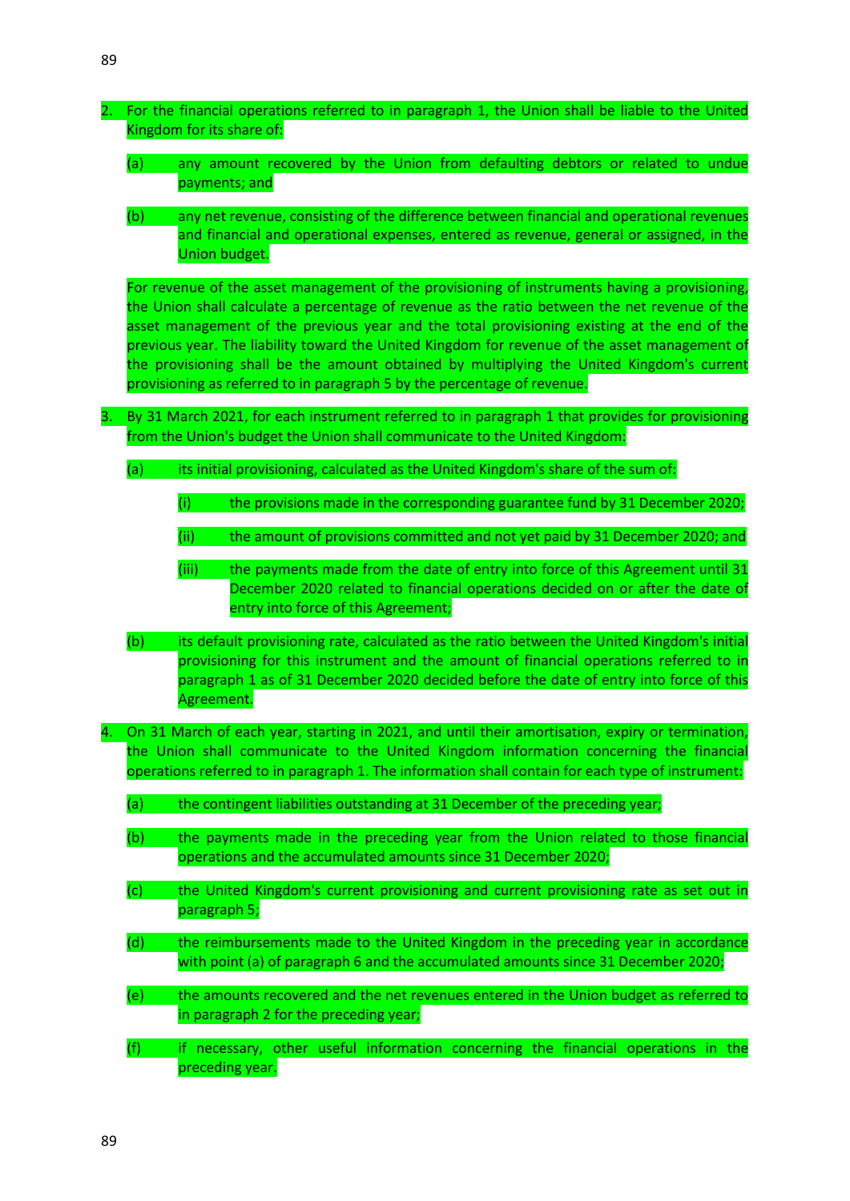2. For the financial operations referred to in paragraph 1, the Union shall be liable to the United Kingdom for its share of:

   (a) any amount recovered by the Union from defaulting debtors or related to undue payments; and

   (b) any net revenue, consisting of the difference between financial and operational revenues and financial and operational expenses, entered as revenue, general or assigned, in the Union budget.

   For revenue of the asset management of the provisioning of instruments having a provisioning, the Union shall calculate a percentage of revenue as the ratio between the net revenue of the asset management of the previous year and the total provisioning existing at the end of the previous year. The liability toward the United Kingdom for revenue of the asset management of the provisioning shall be the amount obtained by multiplying the United Kingdom's current provisioning as referred to in paragraph 5 by the percentage of revenue.

3. By 31 March 2021, for each instrument referred to in paragraph 1 that provides for provisioning from the Union's budget the Union shall communicate to the United Kingdom:

   (a) its initial provisioning, calculated as the United Kingdom's share of the sum of:

      (i) the provisions made in the corresponding guarantee fund by 31 December 2020;

      (ii) the amount of provisions committed and not yet paid by 31 December 2020; and

      (iii) the payments made from the date of entry into force of this Agreement until 31 December 2020 related to financial operations decided on or after the date of entry into force of this Agreement;

   (b) its default provisioning rate, calculated as the ratio between the United Kingdom's initial provisioning for this instrument and the amount of financial operations referred to in paragraph 1 as of 31 December 2020 decided before the date of entry into force of this Agreement.

4. On 31 March of each year, starting in 2021, and until their amortisation, expiry or termination, the Union shall communicate to the United Kingdom information concerning the financial operations referred to in paragraph 1. The information shall contain for each type of instrument:

   (a) the contingent liabilities outstanding at 31 December of the preceding year;

   (b) the payments made in the preceding year from the Union related to those financial operations and the accumulated amounts since 31 December 2020;

   (c) the United Kingdom's current provisioning and current provisioning rate as set out in paragraph 5;

   (d) the reimbursements made to the United Kingdom in the preceding year in accordance with point (a) of paragraph 6 and the accumulated amounts since 31 December 2020;

   (e) the amounts recovered and the net revenues entered in the Union budget as referred to in paragraph 2 for the preceding year;

   (f) if necessary, other useful information concerning the financial operations in the preceding year.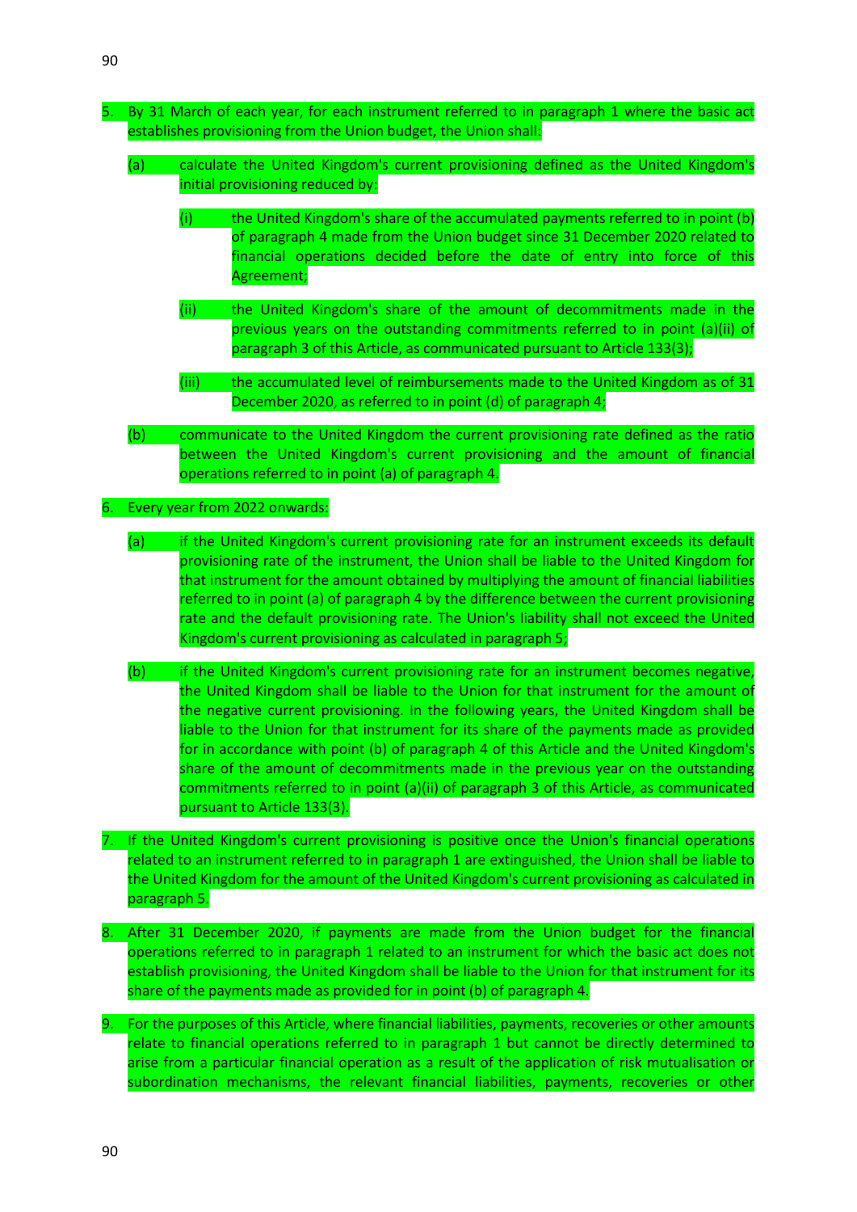5. By 31 March of each year, for each instrument referred to in paragraph 1 where the basic act establishes provisioning from the Union budget, the Union shall:

   (a) calculate the United Kingdom's current provisioning defined as the United Kingdom's initial provisioning reduced by:

      (i) the United Kingdom's share of the accumulated payments referred to in point (b) of paragraph 4 made from the Union budget since 31 December 2020 related to financial operations decided before the date of entry into force of this Agreement;

      (ii) the United Kingdom's share of the amount of decommitments made in the previous years on the outstanding commitments referred to in point (a)(ii) of paragraph 3 of this Article, as communicated pursuant to Article 133(3);

      (iii) the accumulated level of reimbursements made to the United Kingdom as of 31 December 2020, as referred to in point (d) of paragraph 4;

   (b) communicate to the United Kingdom the current provisioning rate defined as the ratio between the United Kingdom's current provisioning and the amount of financial operations referred to in point (a) of paragraph 4.

6. Every year from 2022 onwards:

   (a) if the United Kingdom's current provisioning rate for an instrument exceeds its default provisioning rate of the instrument, the Union shall be liable to the United Kingdom for that instrument for the amount obtained by multiplying the amount of financial liabilities referred to in point (a) of paragraph 4 by the difference between the current provisioning rate and the default provisioning rate. The Union's liability shall not exceed the United Kingdom's current provisioning as calculated in paragraph 5;

   (b) if the United Kingdom's current provisioning rate for an instrument becomes negative, the United Kingdom shall be liable to the Union for that instrument for the amount of the negative current provisioning. In the following years, the United Kingdom shall be liable to the Union for that instrument for its share of the payments made as provided for in accordance with point (b) of paragraph 4 of this Article and the United Kingdom's share of the amount of decommitments made in the previous year on the outstanding commitments referred to in point (a)(ii) of paragraph 3 of this Article, as communicated pursuant to Article 133(3).

7. If the United Kingdom's current provisioning is positive once the Union's financial operations related to an instrument referred to in paragraph 1 are extinguished, the Union shall be liable to the United Kingdom for the amount of the United Kingdom's current provisioning as calculated in paragraph 5.

8. After 31 December 2020, if payments are made from the Union budget for the financial operations referred to in paragraph 1 related to an instrument for which the basic act does not establish provisioning, the United Kingdom shall be liable to the Union for that instrument for its share of the payments made as provided for in point (b) of paragraph 4.

9. For the purposes of this Article, where financial liabilities, payments, recoveries or other amounts relate to financial operations referred to in paragraph 1 but cannot be directly determined to arise from a particular financial operation as a result of the application of risk mutualisation or subordination mechanisms, the relevant financial liabilities, payments, recoveries or other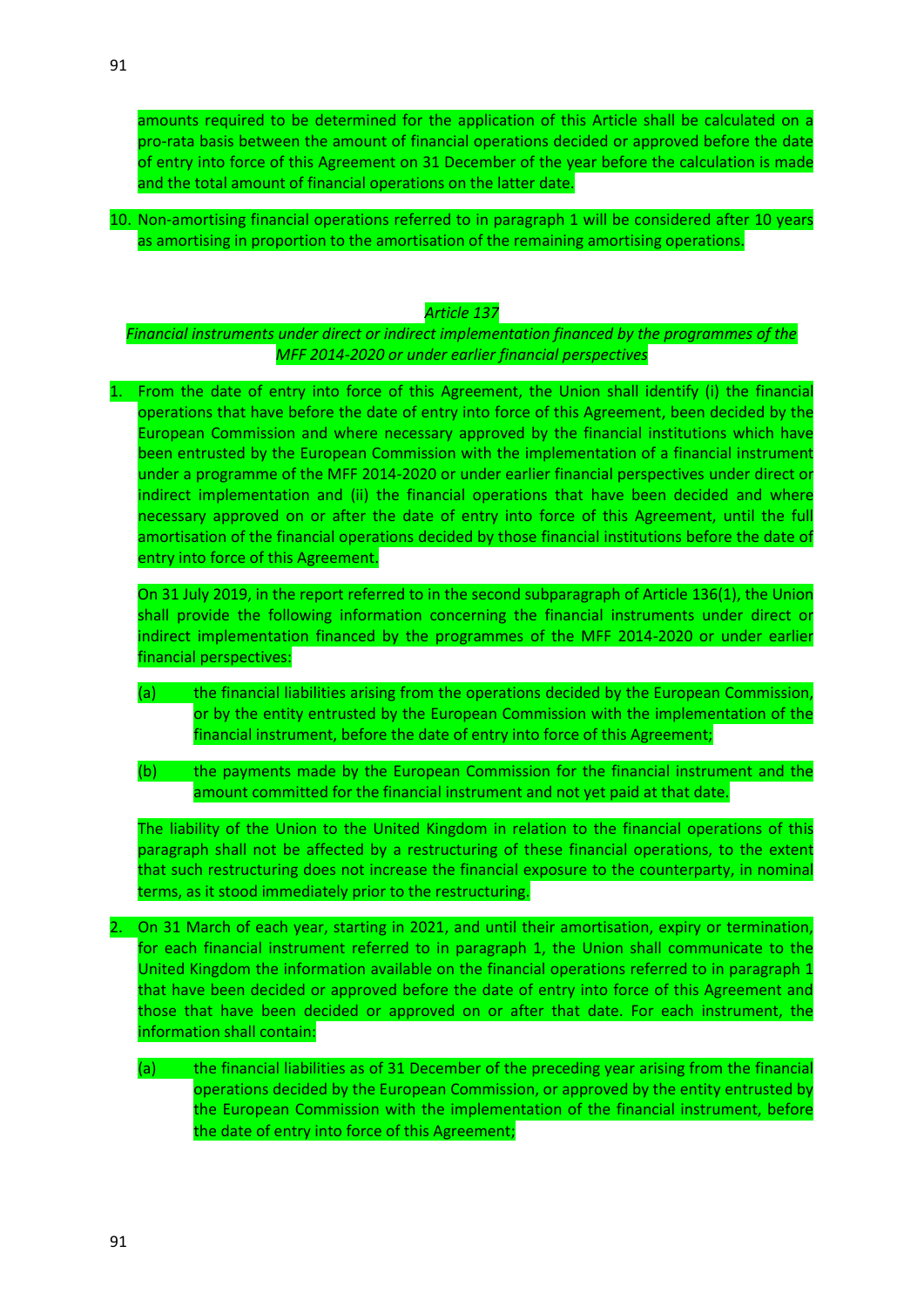amounts required to be determined for the application of this Article shall be calculated on a pro-rata basis between the amount of financial operations decided or approved before the date of entry into force of this Agreement on 31 December of the year before the calculation is made and the total amount of financial operations on the latter date.

10. Non-amortising financial operations referred to in paragraph 1 will be considered after 10 years as amortising in proportion to the amortisation of the remaining amortising operations.

*Article 137*

*Financial instruments under direct or indirect implementation financed by the programmes of the MFF 2014-2020 or under earlier financial perspectives*

1. From the date of entry into force of this Agreement, the Union shall identify (i) the financial operations that have before the date of entry into force of this Agreement, been decided by the European Commission and where necessary approved by the financial institutions which have been entrusted by the European Commission with the implementation of a financial instrument under a programme of the MFF 2014-2020 or under earlier financial perspectives under direct or indirect implementation and (ii) the financial operations that have been decided and where necessary approved on or after the date of entry into force of this Agreement, until the full amortisation of the financial operations decided by those financial institutions before the date of entry into force of this Agreement.

   On 31 July 2019, in the report referred to in the second subparagraph of Article 136(1), the Union shall provide the following information concerning the financial instruments under direct or indirect implementation financed by the programmes of the MFF 2014-2020 or under earlier financial perspectives:

   (a) the financial liabilities arising from the operations decided by the European Commission, or by the entity entrusted by the European Commission with the implementation of the financial instrument, before the date of entry into force of this Agreement;

   (b) the payments made by the European Commission for the financial instrument and the amount committed for the financial instrument and not yet paid at that date.

   The liability of the Union to the United Kingdom in relation to the financial operations of this paragraph shall not be affected by a restructuring of these financial operations, to the extent that such restructuring does not increase the financial exposure to the counterparty, in nominal terms, as it stood immediately prior to the restructuring.

2. On 31 March of each year, starting in 2021, and until their amortisation, expiry or termination, for each financial instrument referred to in paragraph 1, the Union shall communicate to the United Kingdom the information available on the financial operations referred to in paragraph 1 that have been decided or approved before the date of entry into force of this Agreement and those that have been decided or approved on or after that date. For each instrument, the information shall contain:

   (a) the financial liabilities as of 31 December of the preceding year arising from the financial operations decided by the European Commission, or approved by the entity entrusted by the European Commission with the implementation of the financial instrument, before the date of entry into force of this Agreement;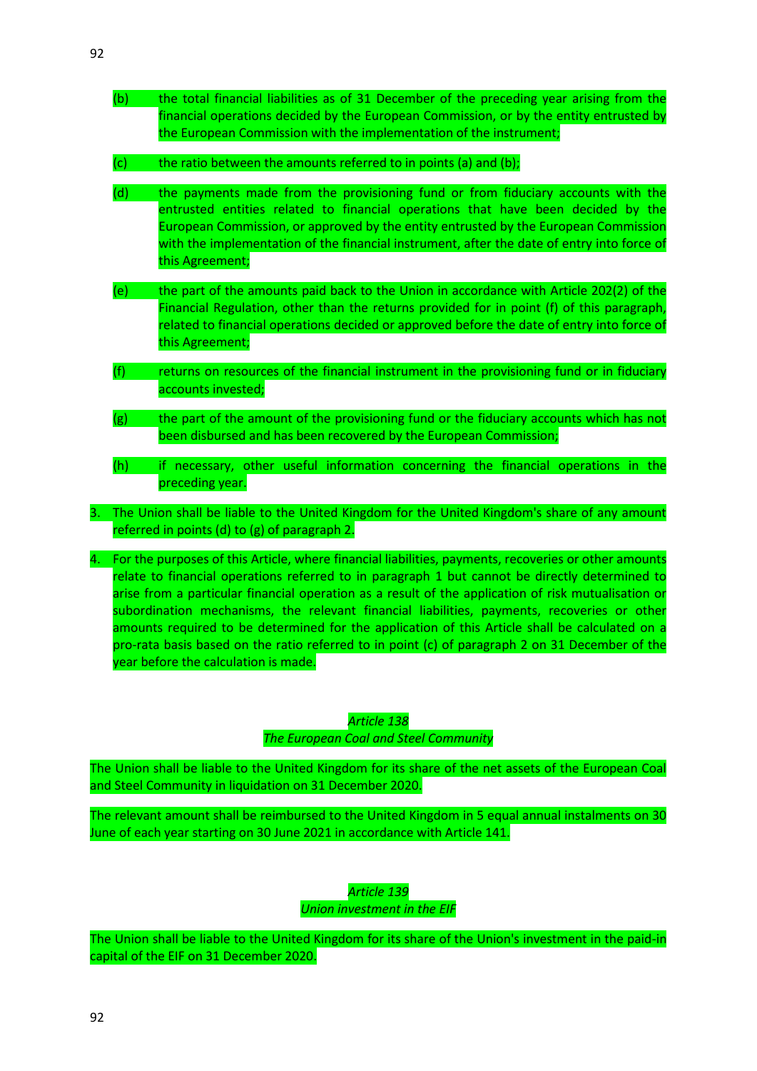(b) the total financial liabilities as of 31 December of the preceding year arising from the financial operations decided by the European Commission, or by the entity entrusted by the European Commission with the implementation of the instrument;

(c) the ratio between the amounts referred to in points (a) and (b);

(d) the payments made from the provisioning fund or from fiduciary accounts with the entrusted entities related to financial operations that have been decided by the European Commission, or approved by the entity entrusted by the European Commission with the implementation of the financial instrument, after the date of entry into force of this Agreement;

(e) the part of the amounts paid back to the Union in accordance with Article 202(2) of the Financial Regulation, other than the returns provided for in point (f) of this paragraph, related to financial operations decided or approved before the date of entry into force of this Agreement;

(f) returns on resources of the financial instrument in the provisioning fund or in fiduciary accounts invested;

(g) the part of the amount of the provisioning fund or the fiduciary accounts which has not been disbursed and has been recovered by the European Commission;

(h) if necessary, other useful information concerning the financial operations in the preceding year.

3. The Union shall be liable to the United Kingdom for the United Kingdom's share of any amount referred in points (d) to (g) of paragraph 2.

4. For the purposes of this Article, where financial liabilities, payments, recoveries or other amounts relate to financial operations referred to in paragraph 1 but cannot be directly determined to arise from a particular financial operation as a result of the application of risk mutualisation or subordination mechanisms, the relevant financial liabilities, payments, recoveries or other amounts required to be determined for the application of this Article shall be calculated on a pro-rata basis based on the ratio referred to in point (c) of paragraph 2 on 31 December of the year before the calculation is made.

*Article 138*
*The European Coal and Steel Community*

The Union shall be liable to the United Kingdom for its share of the net assets of the European Coal and Steel Community in liquidation on 31 December 2020.

The relevant amount shall be reimbursed to the United Kingdom in 5 equal annual instalments on 30 June of each year starting on 30 June 2021 in accordance with Article 141.

*Article 139*
*Union investment in the EIF*

The Union shall be liable to the United Kingdom for its share of the Union's investment in the paid-in capital of the EIF on 31 December 2020.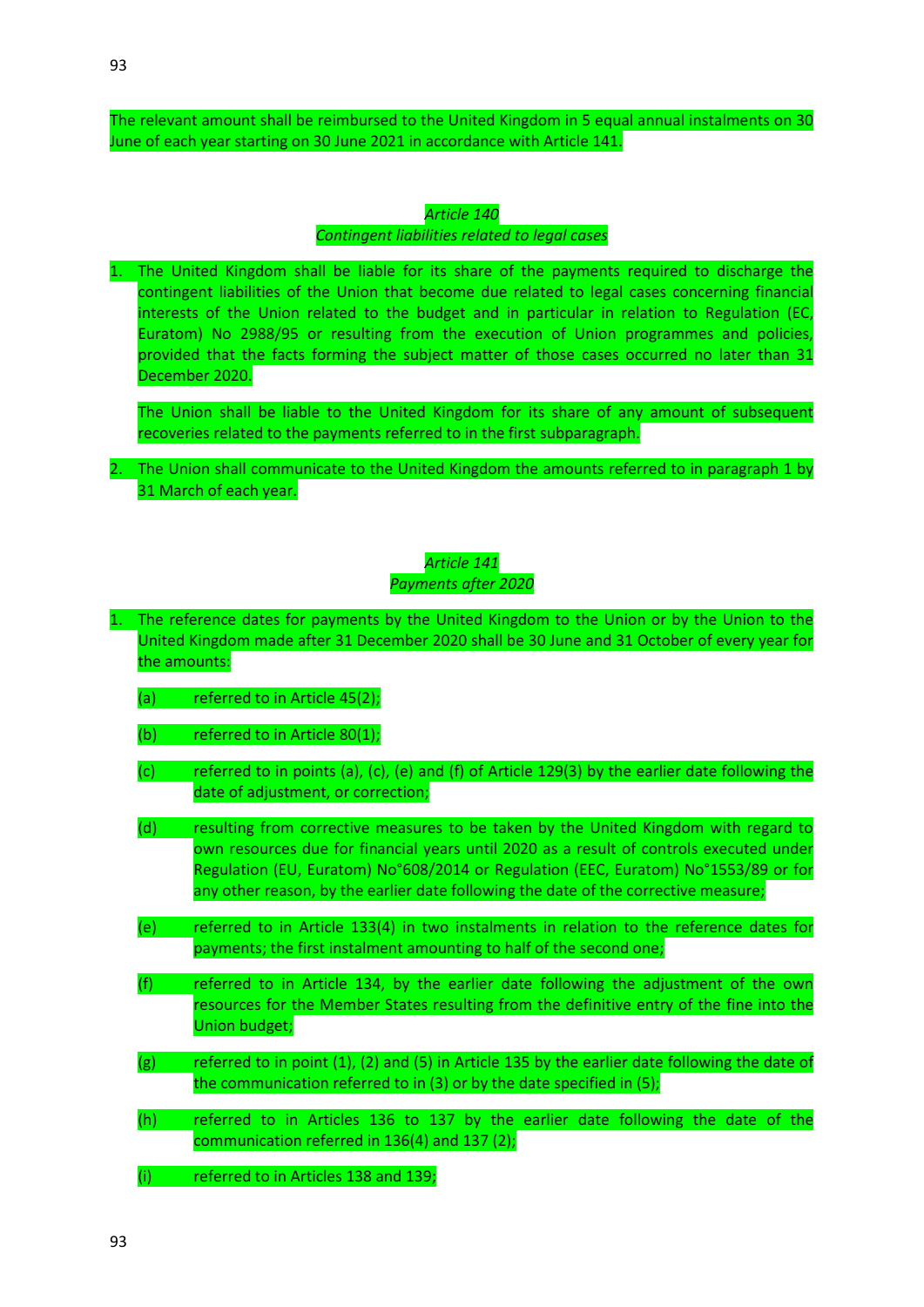The relevant amount shall be reimbursed to the United Kingdom in 5 equal annual instalments on 30 June of each year starting on 30 June 2021 in accordance with Article 141.

*Article 140*
*Contingent liabilities related to legal cases*

1. The United Kingdom shall be liable for its share of the payments required to discharge the contingent liabilities of the Union that become due related to legal cases concerning financial interests of the Union related to the budget and in particular in relation to Regulation (EC, Euratom) No 2988/95 or resulting from the execution of Union programmes and policies, provided that the facts forming the subject matter of those cases occurred no later than 31 December 2020.

   The Union shall be liable to the United Kingdom for its share of any amount of subsequent recoveries related to the payments referred to in the first subparagraph.

2. The Union shall communicate to the United Kingdom the amounts referred to in paragraph 1 by 31 March of each year.

*Article 141*
*Payments after 2020*

1. The reference dates for payments by the United Kingdom to the Union or by the Union to the United Kingdom made after 31 December 2020 shall be 30 June and 31 October of every year for the amounts:

   (a) referred to in Article 45(2);

   (b) referred to in Article 80(1);

   (c) referred to in points (a), (c), (e) and (f) of Article 129(3) by the earlier date following the date of adjustment, or correction;

   (d) resulting from corrective measures to be taken by the United Kingdom with regard to own resources due for financial years until 2020 as a result of controls executed under Regulation (EU, Euratom) No°608/2014 or Regulation (EEC, Euratom) No°1553/89 or for any other reason, by the earlier date following the date of the corrective measure;

   (e) referred to in Article 133(4) in two instalments in relation to the reference dates for payments; the first instalment amounting to half of the second one;

   (f) referred to in Article 134, by the earlier date following the adjustment of the own resources for the Member States resulting from the definitive entry of the fine into the Union budget;

   (g) referred to in point (1), (2) and (5) in Article 135 by the earlier date following the date of the communication referred to in (3) or by the date specified in (5);

   (h) referred to in Articles 136 to 137 by the earlier date following the date of the communication referred in 136(4) and 137 (2);

   (i) referred to in Articles 138 and 139;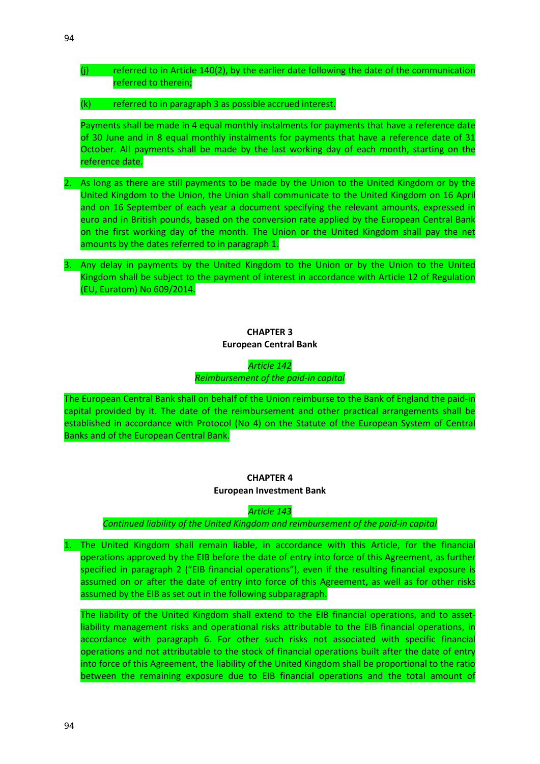(j) referred to in Article 140(2), by the earlier date following the date of the communication referred to therein;

(k) referred to in paragraph 3 as possible accrued interest.

Payments shall be made in 4 equal monthly instalments for payments that have a reference date of 30 June and in 8 equal monthly instalments for payments that have a reference date of 31 October. All payments shall be made by the last working day of each month, starting on the reference date.

2. As long as there are still payments to be made by the Union to the United Kingdom or by the United Kingdom to the Union, the Union shall communicate to the United Kingdom on 16 April and on 16 September of each year a document specifying the relevant amounts, expressed in euro and in British pounds, based on the conversion rate applied by the European Central Bank on the first working day of the month. The Union or the United Kingdom shall pay the net amounts by the dates referred to in paragraph 1.

3. Any delay in payments by the United Kingdom to the Union or by the Union to the United Kingdom shall be subject to the payment of interest in accordance with Article 12 of Regulation (EU, Euratom) No 609/2014.

## CHAPTER 3
## European Central Bank

*Article 142*

*Reimbursement of the paid-in capital*

The European Central Bank shall on behalf of the Union reimburse to the Bank of England the paid-in capital provided by it. The date of the reimbursement and other practical arrangements shall be established in accordance with Protocol (No 4) on the Statute of the European System of Central Banks and of the European Central Bank.

## CHAPTER 4
## European Investment Bank

*Article 143*

*Continued liability of the United Kingdom and reimbursement of the paid-in capital*

1. The United Kingdom shall remain liable, in accordance with this Article, for the financial operations approved by the EIB before the date of entry into force of this Agreement, as further specified in paragraph 2 ("EIB financial operations"), even if the resulting financial exposure is assumed on or after the date of entry into force of this Agreement, as well as for other risks assumed by the EIB as set out in the following subparagraph.

   The liability of the United Kingdom shall extend to the EIB financial operations, and to asset-liability management risks and operational risks attributable to the EIB financial operations, in accordance with paragraph 6. For other such risks not associated with specific financial operations and not attributable to the stock of financial operations built after the date of entry into force of this Agreement, the liability of the United Kingdom shall be proportional to the ratio between the remaining exposure due to EIB financial operations and the total amount of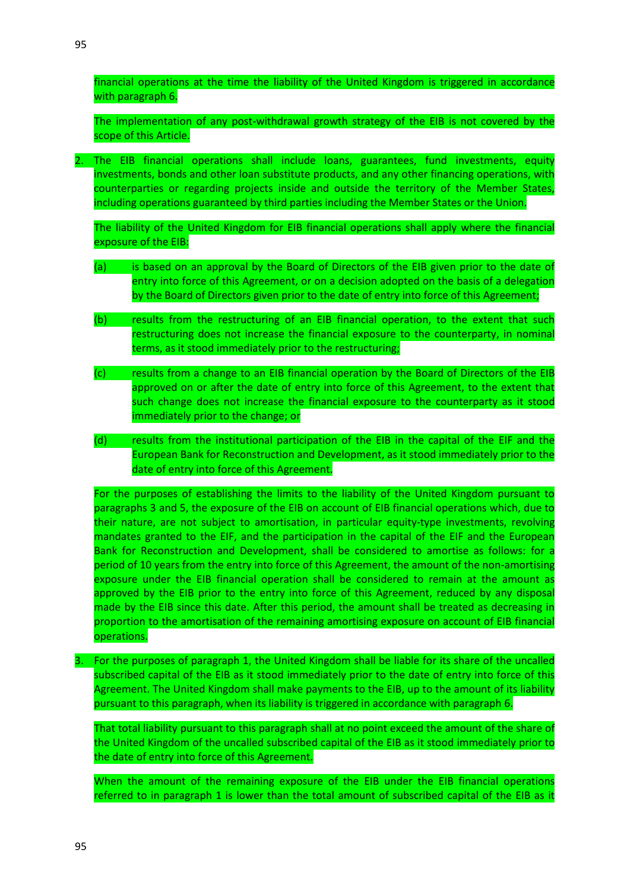financial operations at the time the liability of the United Kingdom is triggered in accordance with paragraph 6.

The implementation of any post-withdrawal growth strategy of the EIB is not covered by the scope of this Article.

2. The EIB financial operations shall include loans, guarantees, fund investments, equity investments, bonds and other loan substitute products, and any other financing operations, with counterparties or regarding projects inside and outside the territory of the Member States, including operations guaranteed by third parties including the Member States or the Union.

   The liability of the United Kingdom for EIB financial operations shall apply where the financial exposure of the EIB:

   (a) is based on an approval by the Board of Directors of the EIB given prior to the date of entry into force of this Agreement, or on a decision adopted on the basis of a delegation by the Board of Directors given prior to the date of entry into force of this Agreement;

   (b) results from the restructuring of an EIB financial operation, to the extent that such restructuring does not increase the financial exposure to the counterparty, in nominal terms, as it stood immediately prior to the restructuring;

   (c) results from a change to an EIB financial operation by the Board of Directors of the EIB approved on or after the date of entry into force of this Agreement, to the extent that such change does not increase the financial exposure to the counterparty as it stood immediately prior to the change; or

   (d) results from the institutional participation of the EIB in the capital of the EIF and the European Bank for Reconstruction and Development, as it stood immediately prior to the date of entry into force of this Agreement.

   For the purposes of establishing the limits to the liability of the United Kingdom pursuant to paragraphs 3 and 5, the exposure of the EIB on account of EIB financial operations which, due to their nature, are not subject to amortisation, in particular equity-type investments, revolving mandates granted to the EIF, and the participation in the capital of the EIF and the European Bank for Reconstruction and Development, shall be considered to amortise as follows: for a period of 10 years from the entry into force of this Agreement, the amount of the non-amortising exposure under the EIB financial operation shall be considered to remain at the amount as approved by the EIB prior to the entry into force of this Agreement, reduced by any disposal made by the EIB since this date. After this period, the amount shall be treated as decreasing in proportion to the amortisation of the remaining amortising exposure on account of EIB financial operations.

3. For the purposes of paragraph 1, the United Kingdom shall be liable for its share of the uncalled subscribed capital of the EIB as it stood immediately prior to the date of entry into force of this Agreement. The United Kingdom shall make payments to the EIB, up to the amount of its liability pursuant to this paragraph, when its liability is triggered in accordance with paragraph 6.

   That total liability pursuant to this paragraph shall at no point exceed the amount of the share of the United Kingdom of the uncalled subscribed capital of the EIB as it stood immediately prior to the date of entry into force of this Agreement.

   When the amount of the remaining exposure of the EIB under the EIB financial operations referred to in paragraph 1 is lower than the total amount of subscribed capital of the EIB as it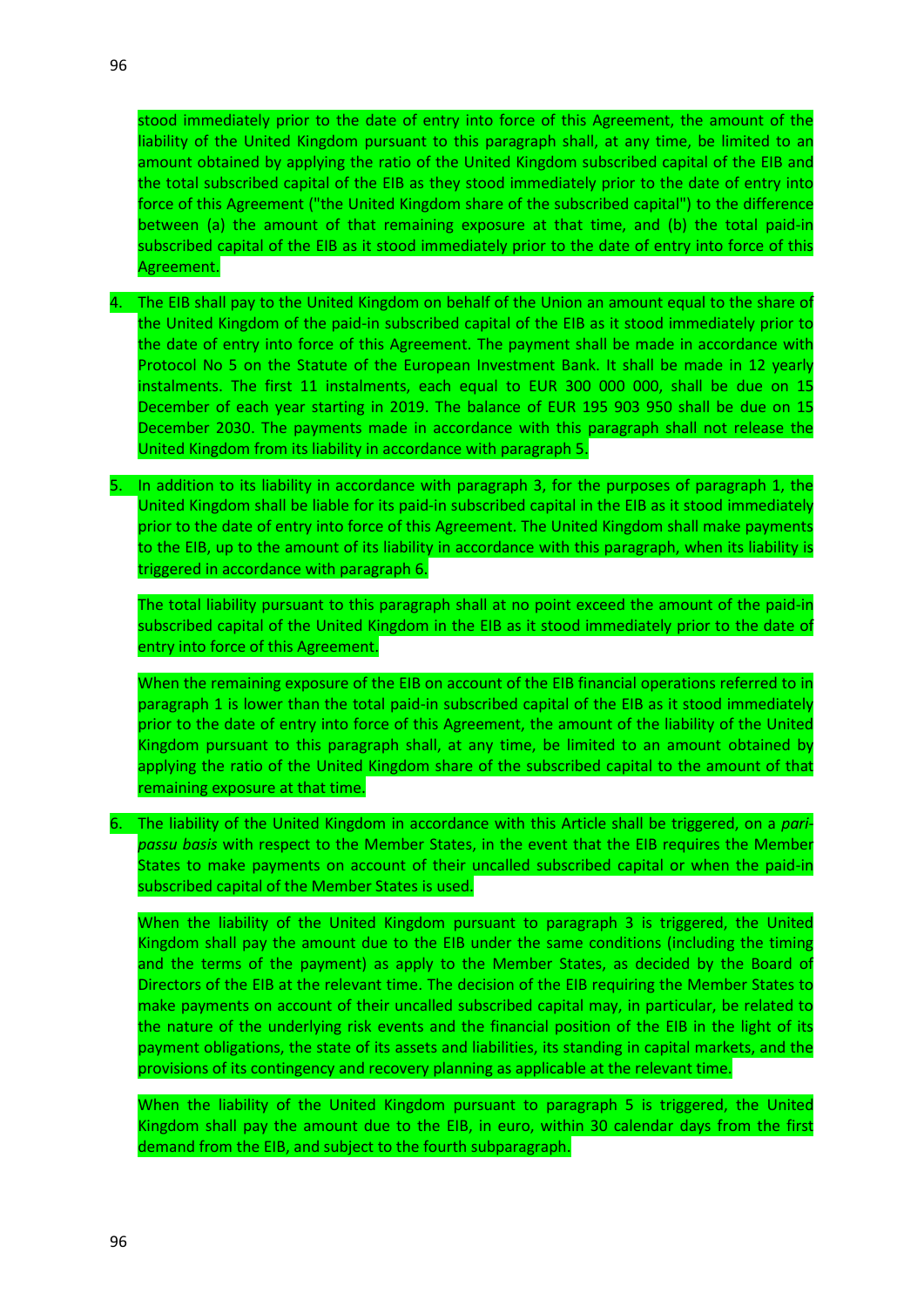stood immediately prior to the date of entry into force of this Agreement, the amount of the liability of the United Kingdom pursuant to this paragraph shall, at any time, be limited to an amount obtained by applying the ratio of the United Kingdom subscribed capital of the EIB and the total subscribed capital of the EIB as they stood immediately prior to the date of entry into force of this Agreement ("the United Kingdom share of the subscribed capital") to the difference between (a) the amount of that remaining exposure at that time, and (b) the total paid-in subscribed capital of the EIB as it stood immediately prior to the date of entry into force of this Agreement.

4. The EIB shall pay to the United Kingdom on behalf of the Union an amount equal to the share of the United Kingdom of the paid-in subscribed capital of the EIB as it stood immediately prior to the date of entry into force of this Agreement. The payment shall be made in accordance with Protocol No 5 on the Statute of the European Investment Bank. It shall be made in 12 yearly instalments. The first 11 instalments, each equal to EUR 300 000 000, shall be due on 15 December of each year starting in 2019. The balance of EUR 195 903 950 shall be due on 15 December 2030. The payments made in accordance with this paragraph shall not release the United Kingdom from its liability in accordance with paragraph 5.

5. In addition to its liability in accordance with paragraph 3, for the purposes of paragraph 1, the United Kingdom shall be liable for its paid-in subscribed capital in the EIB as it stood immediately prior to the date of entry into force of this Agreement. The United Kingdom shall make payments to the EIB, up to the amount of its liability in accordance with this paragraph, when its liability is triggered in accordance with paragraph 6.

   The total liability pursuant to this paragraph shall at no point exceed the amount of the paid-in subscribed capital of the United Kingdom in the EIB as it stood immediately prior to the date of entry into force of this Agreement.

   When the remaining exposure of the EIB on account of the EIB financial operations referred to in paragraph 1 is lower than the total paid-in subscribed capital of the EIB as it stood immediately prior to the date of entry into force of this Agreement, the amount of the liability of the United Kingdom pursuant to this paragraph shall, at any time, be limited to an amount obtained by applying the ratio of the United Kingdom share of the subscribed capital to the amount of that remaining exposure at that time.

6. The liability of the United Kingdom in accordance with this Article shall be triggered, on a *pari-passu basis* with respect to the Member States, in the event that the EIB requires the Member States to make payments on account of their uncalled subscribed capital or when the paid-in subscribed capital of the Member States is used.

   When the liability of the United Kingdom pursuant to paragraph 3 is triggered, the United Kingdom shall pay the amount due to the EIB under the same conditions (including the timing and the terms of the payment) as apply to the Member States, as decided by the Board of Directors of the EIB at the relevant time. The decision of the EIB requiring the Member States to make payments on account of their uncalled subscribed capital may, in particular, be related to the nature of the underlying risk events and the financial position of the EIB in the light of its payment obligations, the state of its assets and liabilities, its standing in capital markets, and the provisions of its contingency and recovery planning as applicable at the relevant time.

   When the liability of the United Kingdom pursuant to paragraph 5 is triggered, the United Kingdom shall pay the amount due to the EIB, in euro, within 30 calendar days from the first demand from the EIB, and subject to the fourth subparagraph.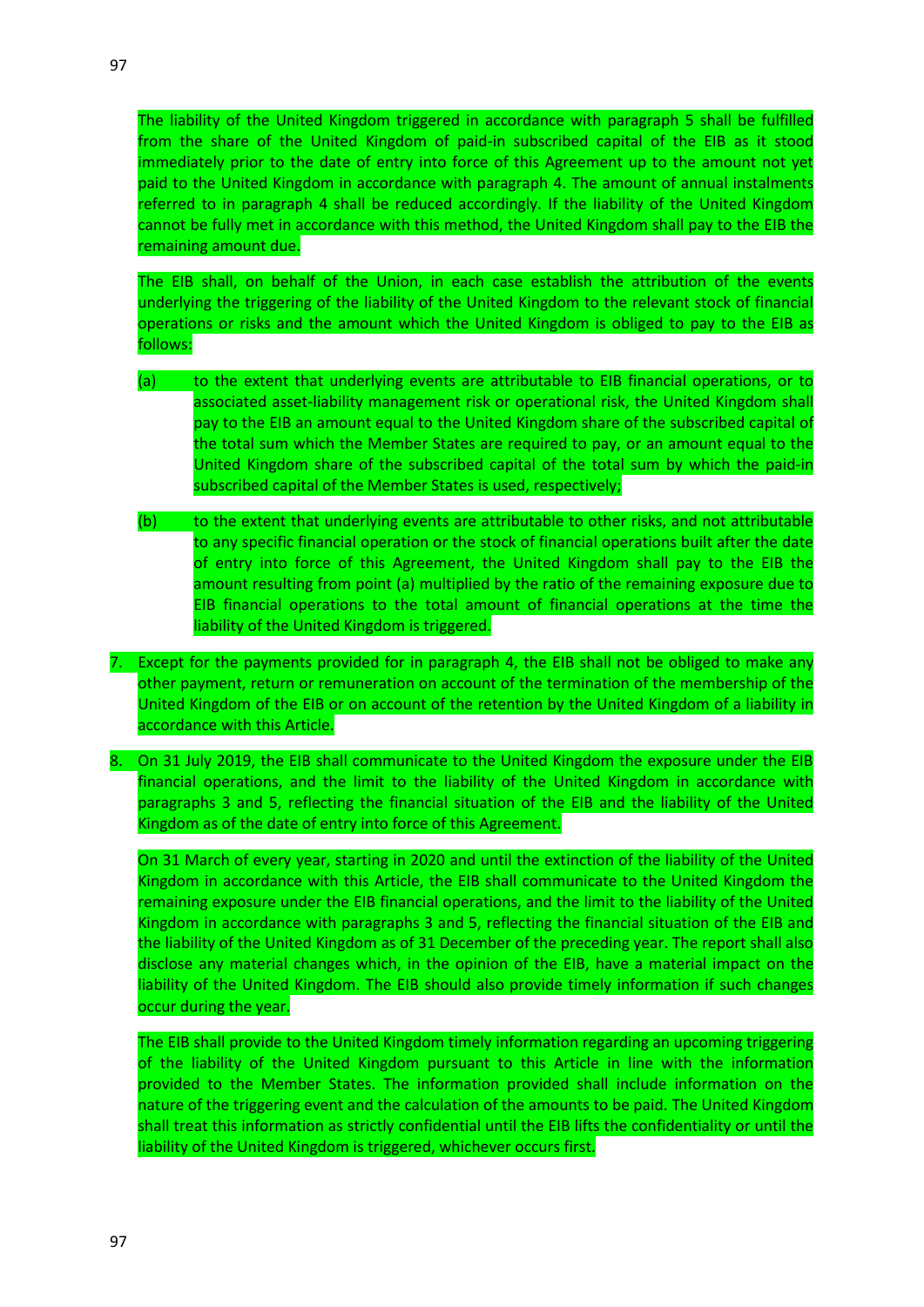The liability of the United Kingdom triggered in accordance with paragraph 5 shall be fulfilled from the share of the United Kingdom of paid-in subscribed capital of the EIB as it stood immediately prior to the date of entry into force of this Agreement up to the amount not yet paid to the United Kingdom in accordance with paragraph 4. The amount of annual instalments referred to in paragraph 4 shall be reduced accordingly. If the liability of the United Kingdom cannot be fully met in accordance with this method, the United Kingdom shall pay to the EIB the remaining amount due.

The EIB shall, on behalf of the Union, in each case establish the attribution of the events underlying the triggering of the liability of the United Kingdom to the relevant stock of financial operations or risks and the amount which the United Kingdom is obliged to pay to the EIB as follows:

(a) to the extent that underlying events are attributable to EIB financial operations, or to associated asset-liability management risk or operational risk, the United Kingdom shall pay to the EIB an amount equal to the United Kingdom share of the subscribed capital of the total sum which the Member States are required to pay, or an amount equal to the United Kingdom share of the subscribed capital of the total sum by which the paid-in subscribed capital of the Member States is used, respectively;

(b) to the extent that underlying events are attributable to other risks, and not attributable to any specific financial operation or the stock of financial operations built after the date of entry into force of this Agreement, the United Kingdom shall pay to the EIB the amount resulting from point (a) multiplied by the ratio of the remaining exposure due to EIB financial operations to the total amount of financial operations at the time the liability of the United Kingdom is triggered.

7. Except for the payments provided for in paragraph 4, the EIB shall not be obliged to make any other payment, return or remuneration on account of the termination of the membership of the United Kingdom of the EIB or on account of the retention by the United Kingdom of a liability in accordance with this Article.

8. On 31 July 2019, the EIB shall communicate to the United Kingdom the exposure under the EIB financial operations, and the limit to the liability of the United Kingdom in accordance with paragraphs 3 and 5, reflecting the financial situation of the EIB and the liability of the United Kingdom as of the date of entry into force of this Agreement.

   On 31 March of every year, starting in 2020 and until the extinction of the liability of the United Kingdom in accordance with this Article, the EIB shall communicate to the United Kingdom the remaining exposure under the EIB financial operations, and the limit to the liability of the United Kingdom in accordance with paragraphs 3 and 5, reflecting the financial situation of the EIB and the liability of the United Kingdom as of 31 December of the preceding year. The report shall also disclose any material changes which, in the opinion of the EIB, have a material impact on the liability of the United Kingdom. The EIB should also provide timely information if such changes occur during the year.

   The EIB shall provide to the United Kingdom timely information regarding an upcoming triggering of the liability of the United Kingdom pursuant to this Article in line with the information provided to the Member States. The information provided shall include information on the nature of the triggering event and the calculation of the amounts to be paid. The United Kingdom shall treat this information as strictly confidential until the EIB lifts the confidentiality or until the liability of the United Kingdom is triggered, whichever occurs first.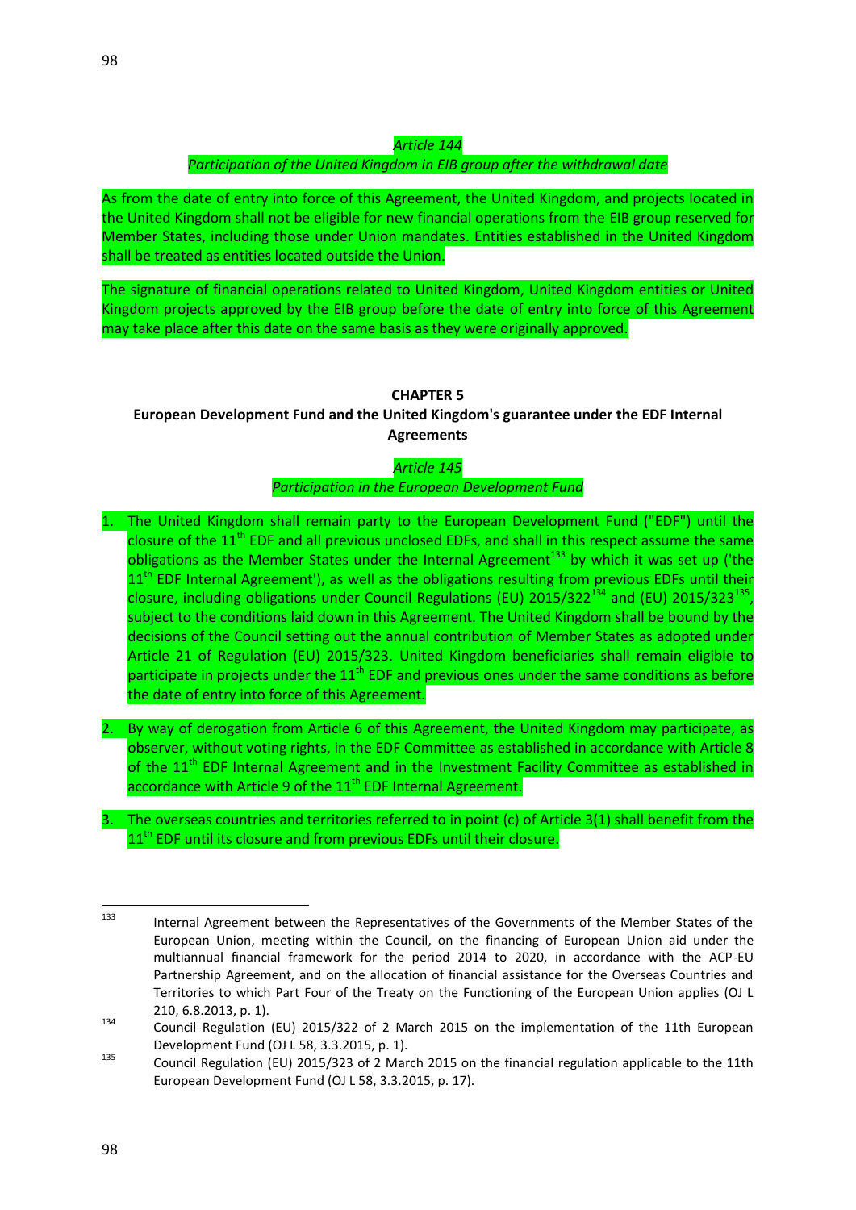*Article 144*

*Participation of the United Kingdom in EIB group after the withdrawal date*

As from the date of entry into force of this Agreement, the United Kingdom, and projects located in the United Kingdom shall not be eligible for new financial operations from the EIB group reserved for Member States, including those under Union mandates. Entities established in the United Kingdom shall be treated as entities located outside the Union.

The signature of financial operations related to United Kingdom, United Kingdom entities or United Kingdom projects approved by the EIB group before the date of entry into force of this Agreement may take place after this date on the same basis as they were originally approved.

**CHAPTER 5**

**European Development Fund and the United Kingdom's guarantee under the EDF Internal Agreements**

*Article 145*

*Participation in the European Development Fund*

1. The United Kingdom shall remain party to the European Development Fund ("EDF") until the closure of the 11th EDF and all previous unclosed EDFs, and shall in this respect assume the same obligations as the Member States under the Internal Agreement[133] by which it was set up ('the 11th EDF Internal Agreement'), as well as the obligations resulting from previous EDFs until their closure, including obligations under Council Regulations (EU) 2015/322[134] and (EU) 2015/323[135], subject to the conditions laid down in this Agreement. The United Kingdom shall be bound by the decisions of the Council setting out the annual contribution of Member States as adopted under Article 21 of Regulation (EU) 2015/323. United Kingdom beneficiaries shall remain eligible to participate in projects under the 11th EDF and previous ones under the same conditions as before the date of entry into force of this Agreement.

2. By way of derogation from Article 6 of this Agreement, the United Kingdom may participate, as observer, without voting rights, in the EDF Committee as established in accordance with Article 8 of the 11th EDF Internal Agreement and in the Investment Facility Committee as established in accordance with Article 9 of the 11th EDF Internal Agreement.

3. The overseas countries and territories referred to in point (c) of Article 3(1) shall benefit from the 11th EDF until its closure and from previous EDFs until their closure.

---

[133] Internal Agreement between the Representatives of the Governments of the Member States of the European Union, meeting within the Council, on the financing of European Union aid under the multiannual financial framework for the period 2014 to 2020, in accordance with the ACP-EU Partnership Agreement, and on the allocation of financial assistance for the Overseas Countries and Territories to which Part Four of the Treaty on the Functioning of the European Union applies (OJ L 210, 6.8.2013, p. 1).

[134] Council Regulation (EU) 2015/322 of 2 March 2015 on the implementation of the 11th European Development Fund (OJ L 58, 3.3.2015, p. 1).

[135] Council Regulation (EU) 2015/323 of 2 March 2015 on the financial regulation applicable to the 11th European Development Fund (OJ L 58, 3.3.2015, p. 17).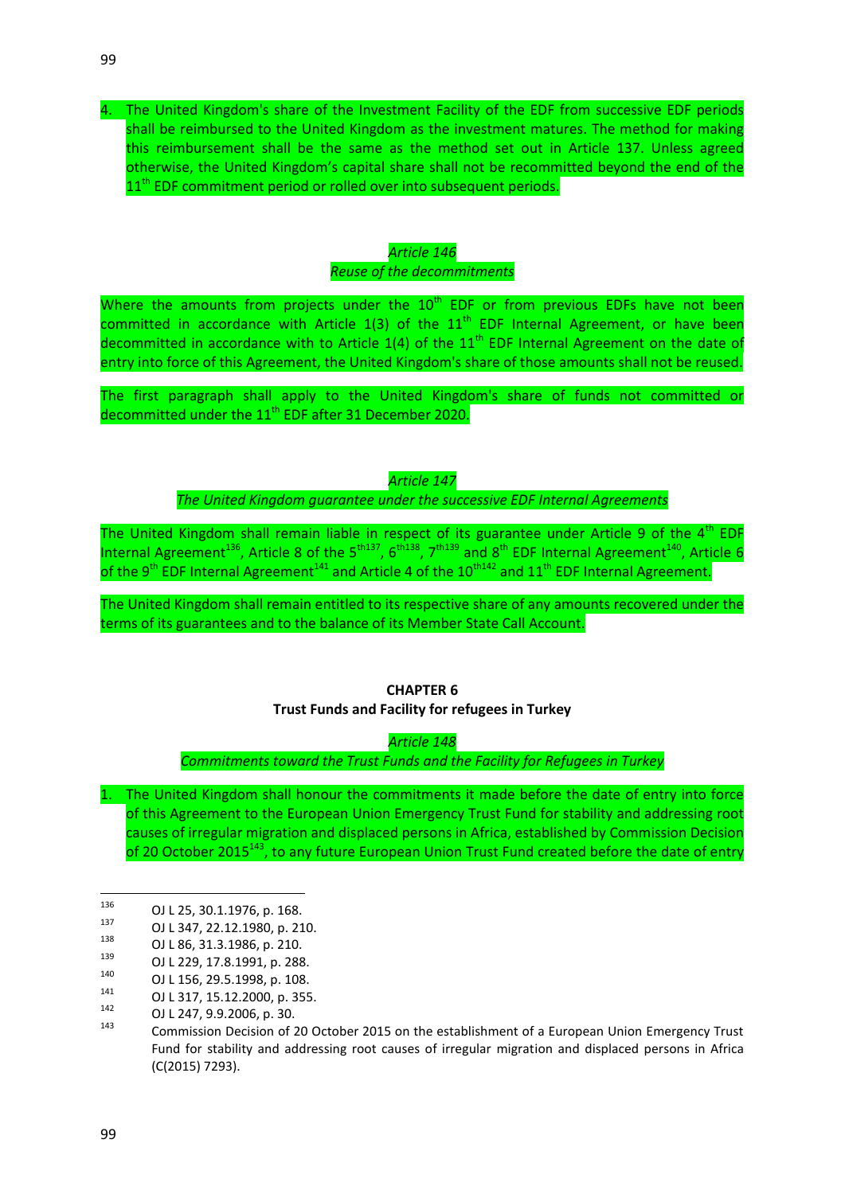4. The United Kingdom's share of the Investment Facility of the EDF from successive EDF periods shall be reimbursed to the United Kingdom as the investment matures. The method for making this reimbursement shall be the same as the method set out in Article 137. Unless agreed otherwise, the United Kingdom's capital share shall not be recommitted beyond the end of the 11th EDF commitment period or rolled over into subsequent periods.

*Article 146*

*Reuse of the decommitments*

Where the amounts from projects under the 10th EDF or from previous EDFs have not been committed in accordance with Article 1(3) of the 11th EDF Internal Agreement, or have been decommitted in accordance with to Article 1(4) of the 11th EDF Internal Agreement on the date of entry into force of this Agreement, the United Kingdom's share of those amounts shall not be reused.

The first paragraph shall apply to the United Kingdom's share of funds not committed or decommitted under the 11th EDF after 31 December 2020.

*Article 147*

*The United Kingdom guarantee under the successive EDF Internal Agreements*

The United Kingdom shall remain liable in respect of its guarantee under Article 9 of the 4th EDF Internal Agreement[136], Article 8 of the 5th[137], 6th[138], 7th[139] and 8th EDF Internal Agreement[140], Article 6 of the 9th EDF Internal Agreement[141] and Article 4 of the 10th[142] and 11th EDF Internal Agreement.

The United Kingdom shall remain entitled to its respective share of any amounts recovered under the terms of its guarantees and to the balance of its Member State Call Account.

**CHAPTER 6**

**Trust Funds and Facility for refugees in Turkey**

*Article 148*

*Commitments toward the Trust Funds and the Facility for Refugees in Turkey*

1. The United Kingdom shall honour the commitments it made before the date of entry into force of this Agreement to the European Union Emergency Trust Fund for stability and addressing root causes of irregular migration and displaced persons in Africa, established by Commission Decision of 20 October 2015[143], to any future European Union Trust Fund created before the date of entry

---

[136] OJ L 25, 30.1.1976, p. 168.

[137] OJ L 347, 22.12.1980, p. 210.

[138] OJ L 86, 31.3.1986, p. 210.

[139] OJ L 229, 17.8.1991, p. 288.

[140] OJ L 156, 29.5.1998, p. 108.

[141] OJ L 317, 15.12.2000, p. 355.

[142] OJ L 247, 9.9.2006, p. 30.

[143] Commission Decision of 20 October 2015 on the establishment of a European Union Emergency Trust Fund for stability and addressing root causes of irregular migration and displaced persons in Africa (C(2015) 7293).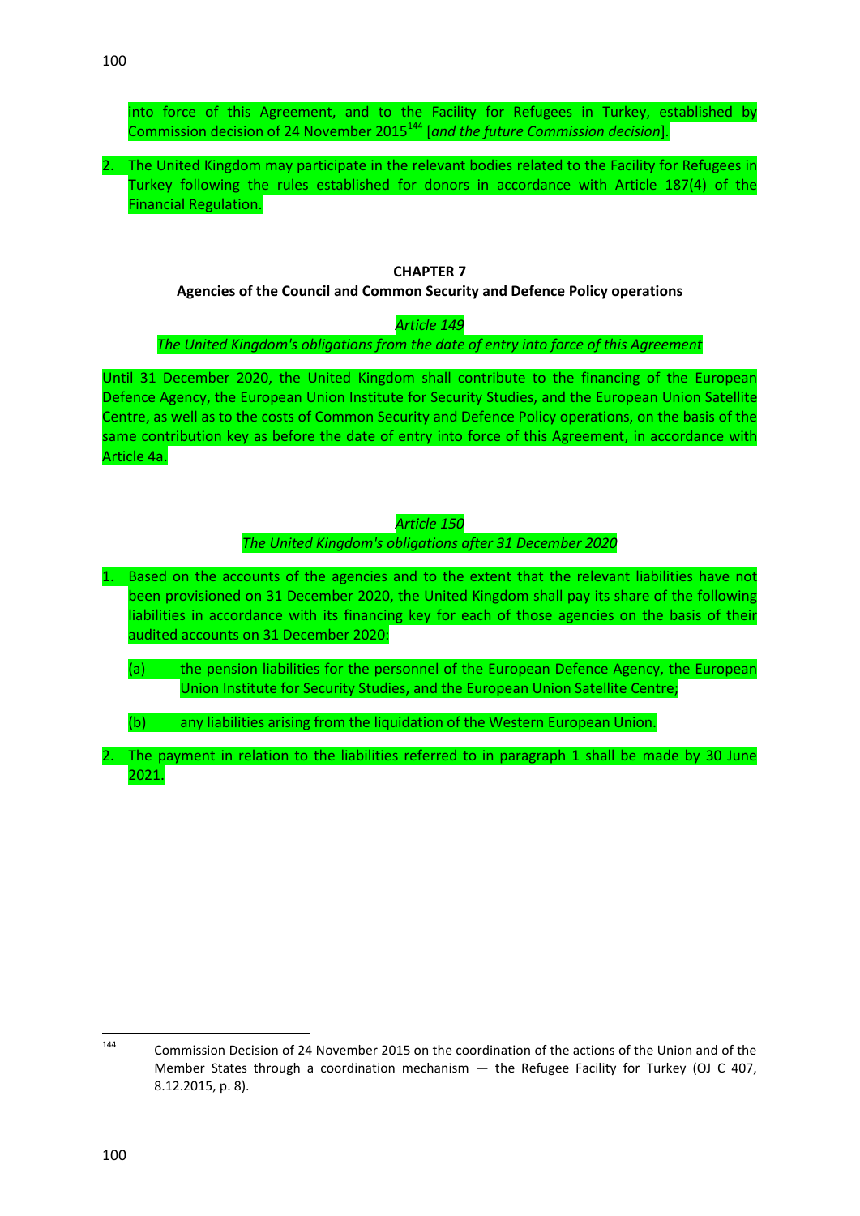into force of this Agreement, and to the Facility for Refugees in Turkey, established by Commission decision of 24 November 2015[144] [*and the future Commission decision*].

2. The United Kingdom may participate in the relevant bodies related to the Facility for Refugees in Turkey following the rules established for donors in accordance with Article 187(4) of the Financial Regulation.

## CHAPTER 7
## Agencies of the Council and Common Security and Defence Policy operations

*Article 149*

*The United Kingdom's obligations from the date of entry into force of this Agreement*

Until 31 December 2020, the United Kingdom shall contribute to the financing of the European Defence Agency, the European Union Institute for Security Studies, and the European Union Satellite Centre, as well as to the costs of Common Security and Defence Policy operations, on the basis of the same contribution key as before the date of entry into force of this Agreement, in accordance with Article 4a.

*Article 150*

*The United Kingdom's obligations after 31 December 2020*

1. Based on the accounts of the agencies and to the extent that the relevant liabilities have not been provisioned on 31 December 2020, the United Kingdom shall pay its share of the following liabilities in accordance with its financing key for each of those agencies on the basis of their audited accounts on 31 December 2020:

   (a) the pension liabilities for the personnel of the European Defence Agency, the European Union Institute for Security Studies, and the European Union Satellite Centre;

   (b) any liabilities arising from the liquidation of the Western European Union.

2. The payment in relation to the liabilities referred to in paragraph 1 shall be made by 30 June 2021.

---

[144] Commission Decision of 24 November 2015 on the coordination of the actions of the Union and of the Member States through a coordination mechanism — the Refugee Facility for Turkey (OJ C 407, 8.12.2015, p. 8).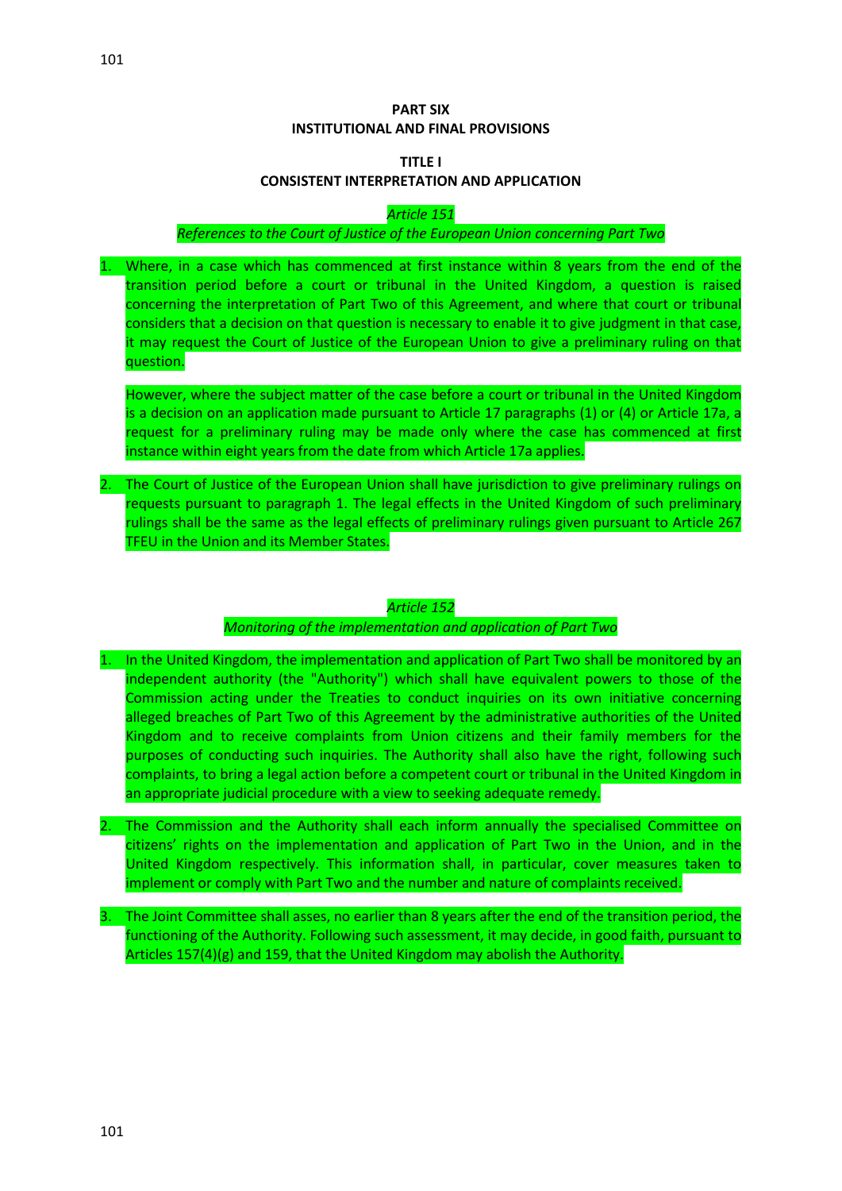## PART SIX
## INSTITUTIONAL AND FINAL PROVISIONS

### TITLE I
### CONSISTENT INTERPRETATION AND APPLICATION

*Article 151*

*References to the Court of Justice of the European Union concerning Part Two*

1. Where, in a case which has commenced at first instance within 8 years from the end of the transition period before a court or tribunal in the United Kingdom, a question is raised concerning the interpretation of Part Two of this Agreement, and where that court or tribunal considers that a decision on that question is necessary to enable it to give judgment in that case, it may request the Court of Justice of the European Union to give a preliminary ruling on that question.

   However, where the subject matter of the case before a court or tribunal in the United Kingdom is a decision on an application made pursuant to Article 17 paragraphs (1) or (4) or Article 17a, a request for a preliminary ruling may be made only where the case has commenced at first instance within eight years from the date from which Article 17a applies.

2. The Court of Justice of the European Union shall have jurisdiction to give preliminary rulings on requests pursuant to paragraph 1. The legal effects in the United Kingdom of such preliminary rulings shall be the same as the legal effects of preliminary rulings given pursuant to Article 267 TFEU in the Union and its Member States.

*Article 152*

*Monitoring of the implementation and application of Part Two*

1. In the United Kingdom, the implementation and application of Part Two shall be monitored by an independent authority (the "Authority") which shall have equivalent powers to those of the Commission acting under the Treaties to conduct inquiries on its own initiative concerning alleged breaches of Part Two of this Agreement by the administrative authorities of the United Kingdom and to receive complaints from Union citizens and their family members for the purposes of conducting such inquiries. The Authority shall also have the right, following such complaints, to bring a legal action before a competent court or tribunal in the United Kingdom in an appropriate judicial procedure with a view to seeking adequate remedy.

2. The Commission and the Authority shall each inform annually the specialised Committee on citizens' rights on the implementation and application of Part Two in the Union, and in the United Kingdom respectively. This information shall, in particular, cover measures taken to implement or comply with Part Two and the number and nature of complaints received.

3. The Joint Committee shall asses, no earlier than 8 years after the end of the transition period, the functioning of the Authority. Following such assessment, it may decide, in good faith, pursuant to Articles 157(4)(g) and 159, that the United Kingdom may abolish the Authority.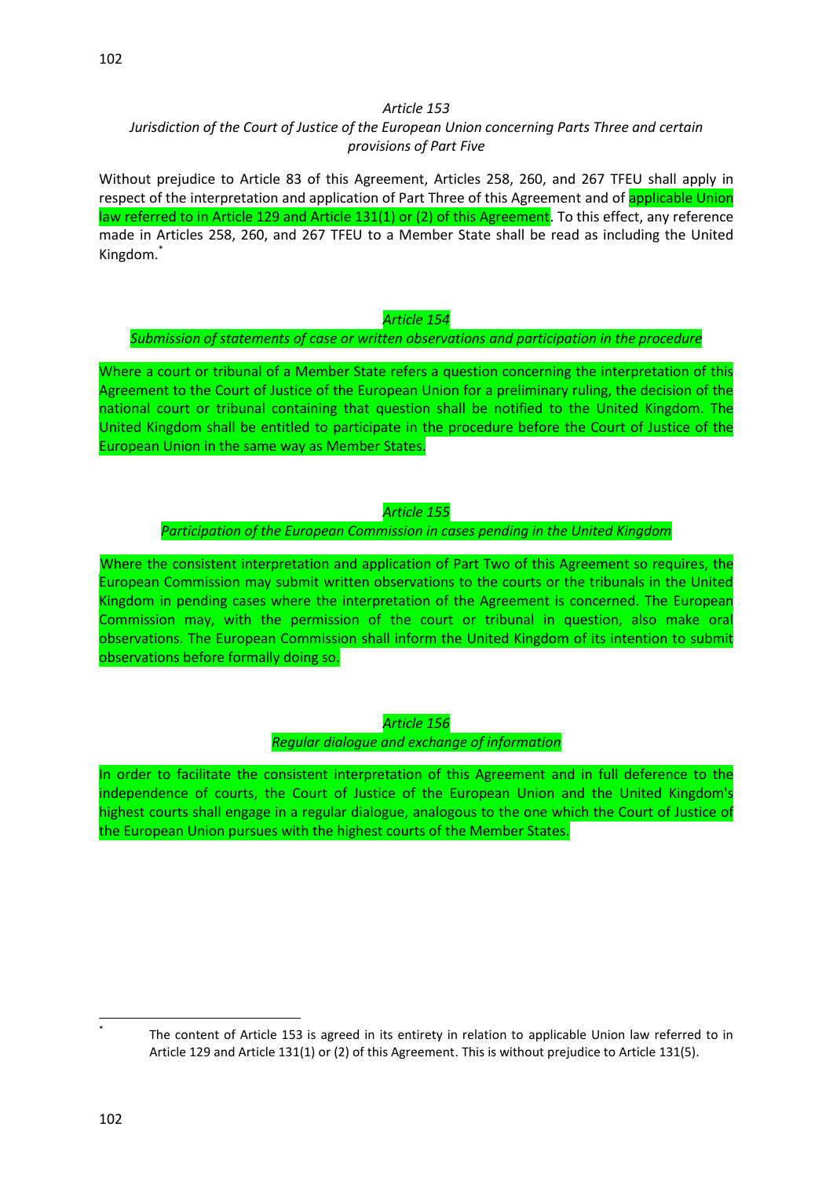*Article 153*

*Jurisdiction of the Court of Justice of the European Union concerning Parts Three and certain provisions of Part Five*

Without prejudice to Article 83 of this Agreement, Articles 258, 260, and 267 TFEU shall apply in respect of the interpretation and application of Part Three of this Agreement and of applicable Union law referred to in Article 129 and Article 131(1) or (2) of this Agreement. To this effect, any reference made in Articles 258, 260, and 267 TFEU to a Member State shall be read as including the United Kingdom.[*]

*Article 154*

*Submission of statements of case or written observations and participation in the procedure*

Where a court or tribunal of a Member State refers a question concerning the interpretation of this Agreement to the Court of Justice of the European Union for a preliminary ruling, the decision of the national court or tribunal containing that question shall be notified to the United Kingdom. The United Kingdom shall be entitled to participate in the procedure before the Court of Justice of the European Union in the same way as Member States.

*Article 155*

*Participation of the European Commission in cases pending in the United Kingdom*

Where the consistent interpretation and application of Part Two of this Agreement so requires, the European Commission may submit written observations to the courts or the tribunals in the United Kingdom in pending cases where the interpretation of the Agreement is concerned. The European Commission may, with the permission of the court or tribunal in question, also make oral observations. The European Commission shall inform the United Kingdom of its intention to submit observations before formally doing so.

*Article 156*

*Regular dialogue and exchange of information*

In order to facilitate the consistent interpretation of this Agreement and in full deference to the independence of courts, the Court of Justice of the European Union and the United Kingdom's highest courts shall engage in a regular dialogue, analogous to the one which the Court of Justice of the European Union pursues with the highest courts of the Member States.

---

[*] The content of Article 153 is agreed in its entirety in relation to applicable Union law referred to in Article 129 and Article 131(1) or (2) of this Agreement. This is without prejudice to Article 131(5).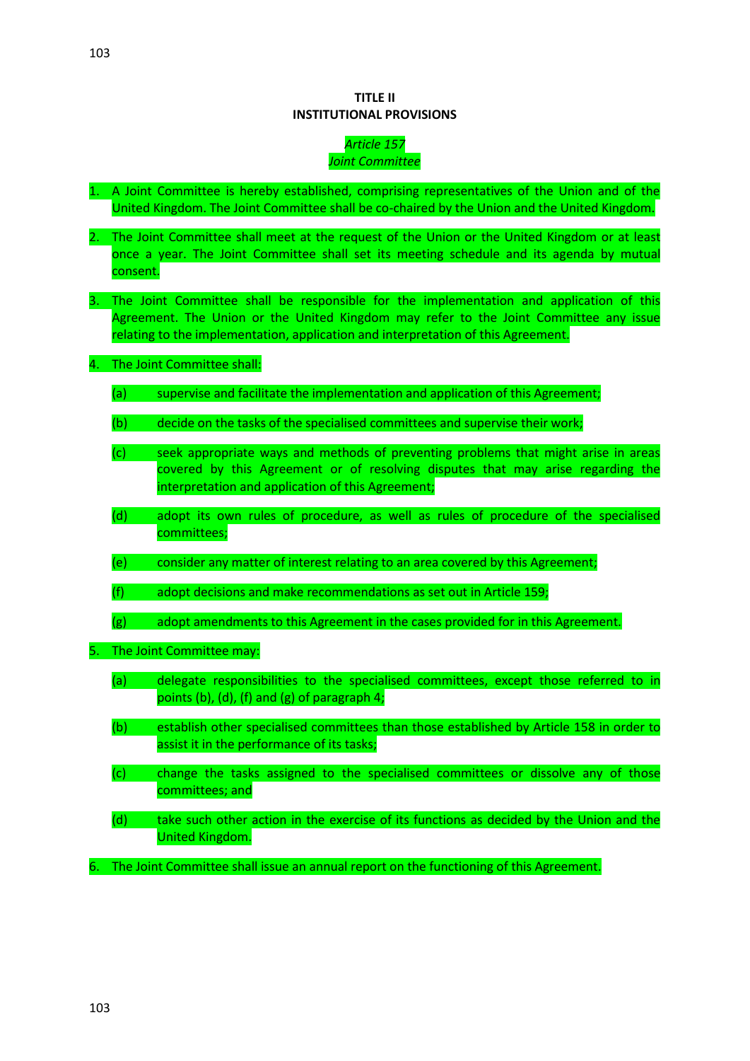## TITLE II
## INSTITUTIONAL PROVISIONS

*Article 157*
*Joint Committee*

1. A Joint Committee is hereby established, comprising representatives of the Union and of the United Kingdom. The Joint Committee shall be co-chaired by the Union and the United Kingdom.

2. The Joint Committee shall meet at the request of the Union or the United Kingdom or at least once a year. The Joint Committee shall set its meeting schedule and its agenda by mutual consent.

3. The Joint Committee shall be responsible for the implementation and application of this Agreement. The Union or the United Kingdom may refer to the Joint Committee any issue relating to the implementation, application and interpretation of this Agreement.

4. The Joint Committee shall:

   (a) supervise and facilitate the implementation and application of this Agreement;

   (b) decide on the tasks of the specialised committees and supervise their work;

   (c) seek appropriate ways and methods of preventing problems that might arise in areas covered by this Agreement or of resolving disputes that may arise regarding the interpretation and application of this Agreement;

   (d) adopt its own rules of procedure, as well as rules of procedure of the specialised committees;

   (e) consider any matter of interest relating to an area covered by this Agreement;

   (f) adopt decisions and make recommendations as set out in Article 159;

   (g) adopt amendments to this Agreement in the cases provided for in this Agreement.

5. The Joint Committee may:

   (a) delegate responsibilities to the specialised committees, except those referred to in points (b), (d), (f) and (g) of paragraph 4;

   (b) establish other specialised committees than those established by Article 158 in order to assist it in the performance of its tasks;

   (c) change the tasks assigned to the specialised committees or dissolve any of those committees; and

   (d) take such other action in the exercise of its functions as decided by the Union and the United Kingdom.

6. The Joint Committee shall issue an annual report on the functioning of this Agreement.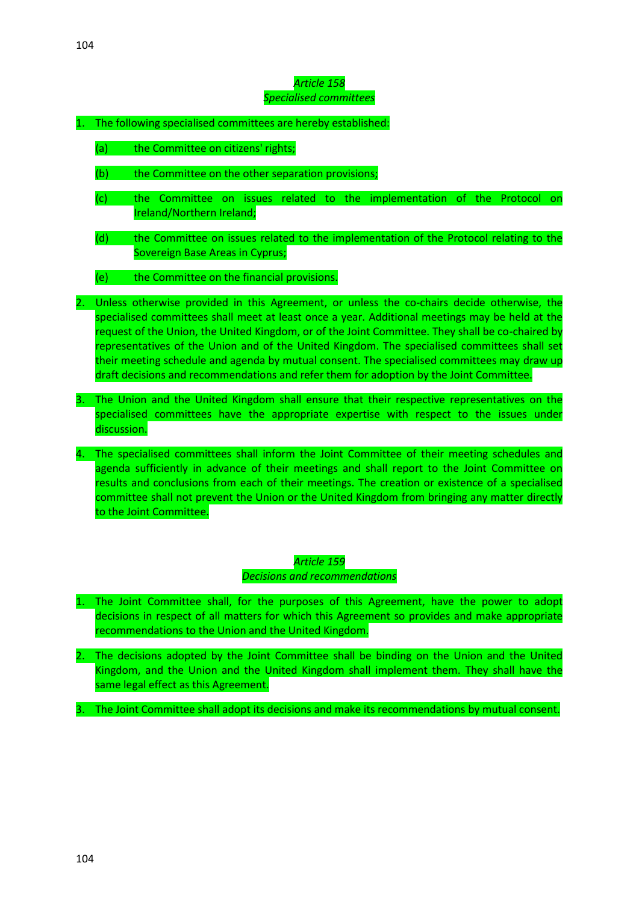*Article 158*
*Specialised committees*

1. The following specialised committees are hereby established:

   (a) the Committee on citizens' rights;

   (b) the Committee on the other separation provisions;

   (c) the Committee on issues related to the implementation of the Protocol on Ireland/Northern Ireland;

   (d) the Committee on issues related to the implementation of the Protocol relating to the Sovereign Base Areas in Cyprus;

   (e) the Committee on the financial provisions.

2. Unless otherwise provided in this Agreement, or unless the co-chairs decide otherwise, the specialised committees shall meet at least once a year. Additional meetings may be held at the request of the Union, the United Kingdom, or of the Joint Committee. They shall be co-chaired by representatives of the Union and of the United Kingdom. The specialised committees shall set their meeting schedule and agenda by mutual consent. The specialised committees may draw up draft decisions and recommendations and refer them for adoption by the Joint Committee.

3. The Union and the United Kingdom shall ensure that their respective representatives on the specialised committees have the appropriate expertise with respect to the issues under discussion.

4. The specialised committees shall inform the Joint Committee of their meeting schedules and agenda sufficiently in advance of their meetings and shall report to the Joint Committee on results and conclusions from each of their meetings. The creation or existence of a specialised committee shall not prevent the Union or the United Kingdom from bringing any matter directly to the Joint Committee.

*Article 159*
*Decisions and recommendations*

1. The Joint Committee shall, for the purposes of this Agreement, have the power to adopt decisions in respect of all matters for which this Agreement so provides and make appropriate recommendations to the Union and the United Kingdom.

2. The decisions adopted by the Joint Committee shall be binding on the Union and the United Kingdom, and the Union and the United Kingdom shall implement them. They shall have the same legal effect as this Agreement.

3. The Joint Committee shall adopt its decisions and make its recommendations by mutual consent.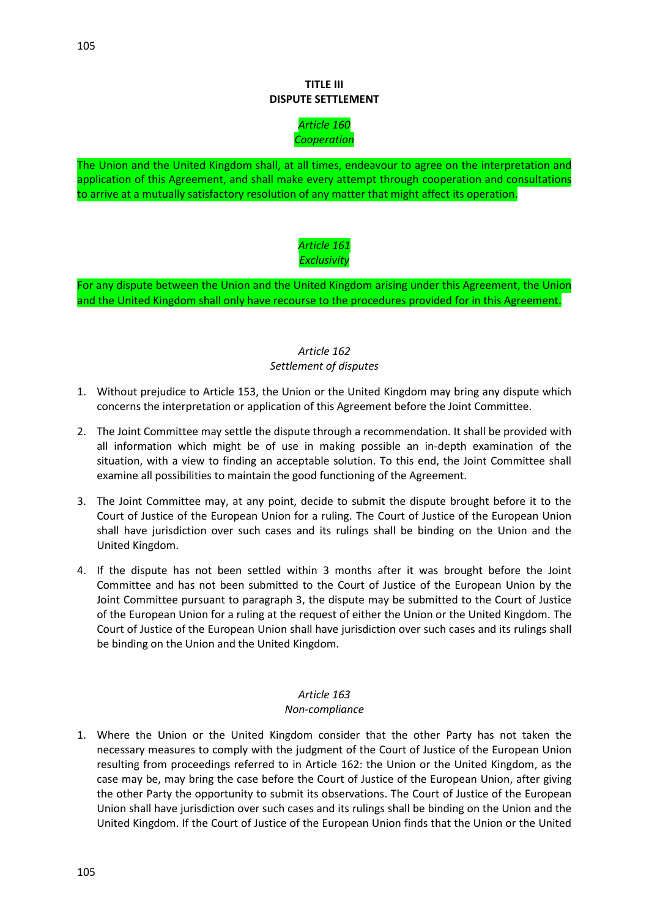# TITLE III
# DISPUTE SETTLEMENT

*Article 160*
*Cooperation*

The Union and the United Kingdom shall, at all times, endeavour to agree on the interpretation and application of this Agreement, and shall make every attempt through cooperation and consultations to arrive at a mutually satisfactory resolution of any matter that might affect its operation.

*Article 161*
*Exclusivity*

For any dispute between the Union and the United Kingdom arising under this Agreement, the Union and the United Kingdom shall only have recourse to the procedures provided for in this Agreement.

*Article 162*
*Settlement of disputes*

1. Without prejudice to Article 153, the Union or the United Kingdom may bring any dispute which concerns the interpretation or application of this Agreement before the Joint Committee.

2. The Joint Committee may settle the dispute through a recommendation. It shall be provided with all information which might be of use in making possible an in-depth examination of the situation, with a view to finding an acceptable solution. To this end, the Joint Committee shall examine all possibilities to maintain the good functioning of the Agreement.

3. The Joint Committee may, at any point, decide to submit the dispute brought before it to the Court of Justice of the European Union for a ruling. The Court of Justice of the European Union shall have jurisdiction over such cases and its rulings shall be binding on the Union and the United Kingdom.

4. If the dispute has not been settled within 3 months after it was brought before the Joint Committee and has not been submitted to the Court of Justice of the European Union by the Joint Committee pursuant to paragraph 3, the dispute may be submitted to the Court of Justice of the European Union for a ruling at the request of either the Union or the United Kingdom. The Court of Justice of the European Union shall have jurisdiction over such cases and its rulings shall be binding on the Union and the United Kingdom.

*Article 163*
*Non-compliance*

1. Where the Union or the United Kingdom consider that the other Party has not taken the necessary measures to comply with the judgment of the Court of Justice of the European Union resulting from proceedings referred to in Article 162: the Union or the United Kingdom, as the case may be, may bring the case before the Court of Justice of the European Union, after giving the other Party the opportunity to submit its observations. The Court of Justice of the European Union shall have jurisdiction over such cases and its rulings shall be binding on the Union and the United Kingdom. If the Court of Justice of the European Union finds that the Union or the United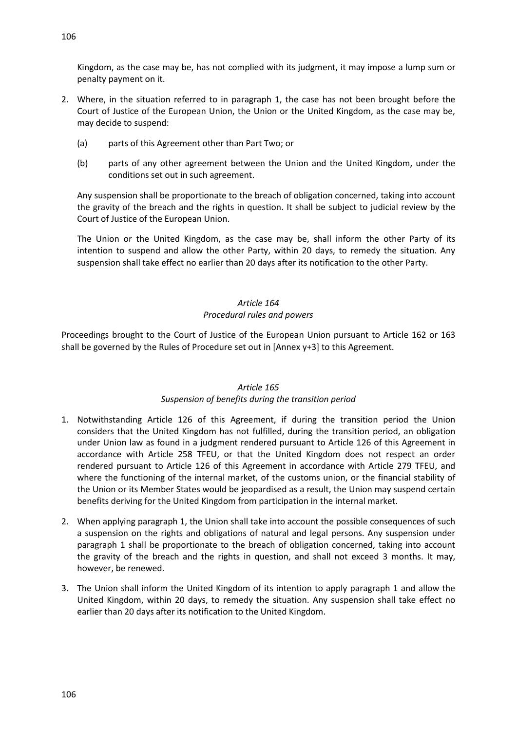Kingdom, as the case may be, has not complied with its judgment, it may impose a lump sum or penalty payment on it.

2. Where, in the situation referred to in paragraph 1, the case has not been brought before the Court of Justice of the European Union, the Union or the United Kingdom, as the case may be, may decide to suspend:

   (a) parts of this Agreement other than Part Two; or

   (b) parts of any other agreement between the Union and the United Kingdom, under the conditions set out in such agreement.

   Any suspension shall be proportionate to the breach of obligation concerned, taking into account the gravity of the breach and the rights in question. It shall be subject to judicial review by the Court of Justice of the European Union.

   The Union or the United Kingdom, as the case may be, shall inform the other Party of its intention to suspend and allow the other Party, within 20 days, to remedy the situation. Any suspension shall take effect no earlier than 20 days after its notification to the other Party.

### *Article 164*
### *Procedural rules and powers*

Proceedings brought to the Court of Justice of the European Union pursuant to Article 162 or 163 shall be governed by the Rules of Procedure set out in [Annex y+3] to this Agreement.

### *Article 165*
### *Suspension of benefits during the transition period*

1. Notwithstanding Article 126 of this Agreement, if during the transition period the Union considers that the United Kingdom has not fulfilled, during the transition period, an obligation under Union law as found in a judgment rendered pursuant to Article 126 of this Agreement in accordance with Article 258 TFEU, or that the United Kingdom does not respect an order rendered pursuant to Article 126 of this Agreement in accordance with Article 279 TFEU, and where the functioning of the internal market, of the customs union, or the financial stability of the Union or its Member States would be jeopardised as a result, the Union may suspend certain benefits deriving for the United Kingdom from participation in the internal market.

2. When applying paragraph 1, the Union shall take into account the possible consequences of such a suspension on the rights and obligations of natural and legal persons. Any suspension under paragraph 1 shall be proportionate to the breach of obligation concerned, taking into account the gravity of the breach and the rights in question, and shall not exceed 3 months. It may, however, be renewed.

3. The Union shall inform the United Kingdom of its intention to apply paragraph 1 and allow the United Kingdom, within 20 days, to remedy the situation. Any suspension shall take effect no earlier than 20 days after its notification to the United Kingdom.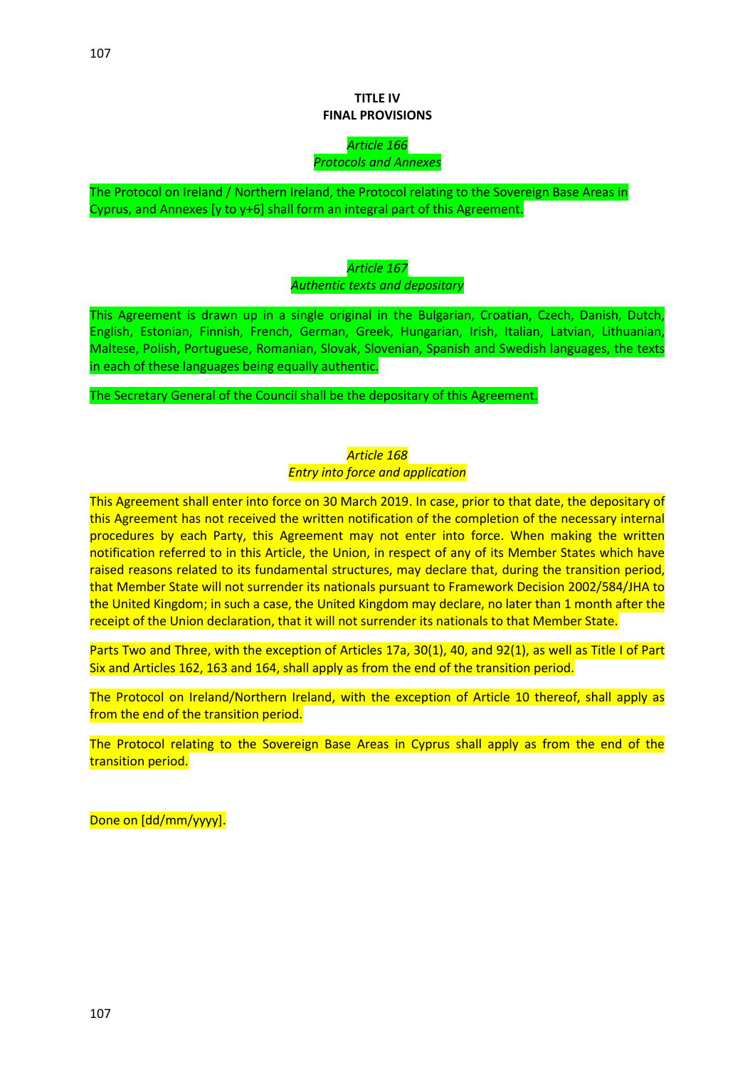**TITLE IV**
**FINAL PROVISIONS**

*Article 166*
*Protocols and Annexes*

The Protocol on Ireland / Northern Ireland, the Protocol relating to the Sovereign Base Areas in Cyprus, and Annexes [y to y+6] shall form an integral part of this Agreement.

*Article 167*
*Authentic texts and depositary*

This Agreement is drawn up in a single original in the Bulgarian, Croatian, Czech, Danish, Dutch, English, Estonian, Finnish, French, German, Greek, Hungarian, Irish, Italian, Latvian, Lithuanian, Maltese, Polish, Portuguese, Romanian, Slovak, Slovenian, Spanish and Swedish languages, the texts in each of these languages being equally authentic.

The Secretary General of the Council shall be the depositary of this Agreement.

*Article 168*
*Entry into force and application*

This Agreement shall enter into force on 30 March 2019. In case, prior to that date, the depositary of this Agreement has not received the written notification of the completion of the necessary internal procedures by each Party, this Agreement may not enter into force. When making the written notification referred to in this Article, the Union, in respect of any of its Member States which have raised reasons related to its fundamental structures, may declare that, during the transition period, that Member State will not surrender its nationals pursuant to Framework Decision 2002/584/JHA to the United Kingdom; in such a case, the United Kingdom may declare, no later than 1 month after the receipt of the Union declaration, that it will not surrender its nationals to that Member State.

Parts Two and Three, with the exception of Articles 17a, 30(1), 40, and 92(1), as well as Title I of Part Six and Articles 162, 163 and 164, shall apply as from the end of the transition period.

The Protocol on Ireland/Northern Ireland, with the exception of Article 10 thereof, shall apply as from the end of the transition period.

The Protocol relating to the Sovereign Base Areas in Cyprus shall apply as from the end of the transition period.

Done on [dd/mm/yyyy].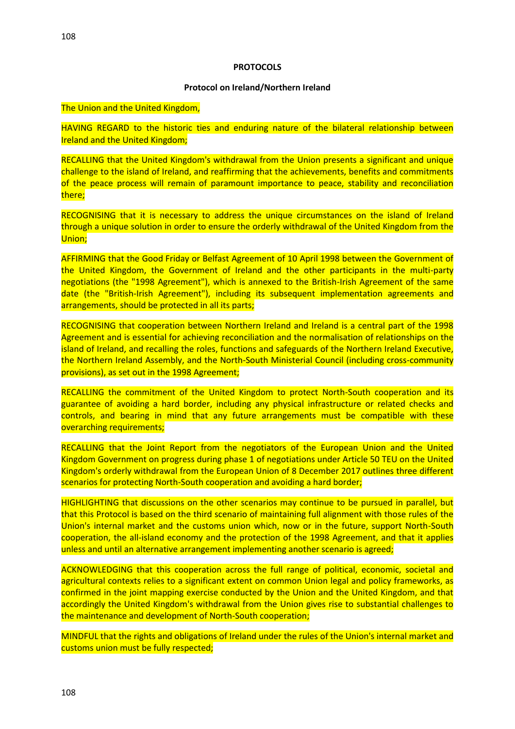**PROTOCOLS**

**Protocol on Ireland/Northern Ireland**

The Union and the United Kingdom,

HAVING REGARD to the historic ties and enduring nature of the bilateral relationship between Ireland and the United Kingdom;

RECALLING that the United Kingdom's withdrawal from the Union presents a significant and unique challenge to the island of Ireland, and reaffirming that the achievements, benefits and commitments of the peace process will remain of paramount importance to peace, stability and reconciliation there;

RECOGNISING that it is necessary to address the unique circumstances on the island of Ireland through a unique solution in order to ensure the orderly withdrawal of the United Kingdom from the Union;

AFFIRMING that the Good Friday or Belfast Agreement of 10 April 1998 between the Government of the United Kingdom, the Government of Ireland and the other participants in the multi-party negotiations (the "1998 Agreement"), which is annexed to the British-Irish Agreement of the same date (the "British-Irish Agreement"), including its subsequent implementation agreements and arrangements, should be protected in all its parts;

RECOGNISING that cooperation between Northern Ireland and Ireland is a central part of the 1998 Agreement and is essential for achieving reconciliation and the normalisation of relationships on the island of Ireland, and recalling the roles, functions and safeguards of the Northern Ireland Executive, the Northern Ireland Assembly, and the North-South Ministerial Council (including cross-community provisions), as set out in the 1998 Agreement;

RECALLING the commitment of the United Kingdom to protect North-South cooperation and its guarantee of avoiding a hard border, including any physical infrastructure or related checks and controls, and bearing in mind that any future arrangements must be compatible with these overarching requirements;

RECALLING that the Joint Report from the negotiators of the European Union and the United Kingdom Government on progress during phase 1 of negotiations under Article 50 TEU on the United Kingdom's orderly withdrawal from the European Union of 8 December 2017 outlines three different scenarios for protecting North-South cooperation and avoiding a hard border;

HIGHLIGHTING that discussions on the other scenarios may continue to be pursued in parallel, but that this Protocol is based on the third scenario of maintaining full alignment with those rules of the Union's internal market and the customs union which, now or in the future, support North-South cooperation, the all-island economy and the protection of the 1998 Agreement, and that it applies unless and until an alternative arrangement implementing another scenario is agreed;

ACKNOWLEDGING that this cooperation across the full range of political, economic, societal and agricultural contexts relies to a significant extent on common Union legal and policy frameworks, as confirmed in the joint mapping exercise conducted by the Union and the United Kingdom, and that accordingly the United Kingdom's withdrawal from the Union gives rise to substantial challenges to the maintenance and development of North-South cooperation;

MINDFUL that the rights and obligations of Ireland under the rules of the Union's internal market and customs union must be fully respected;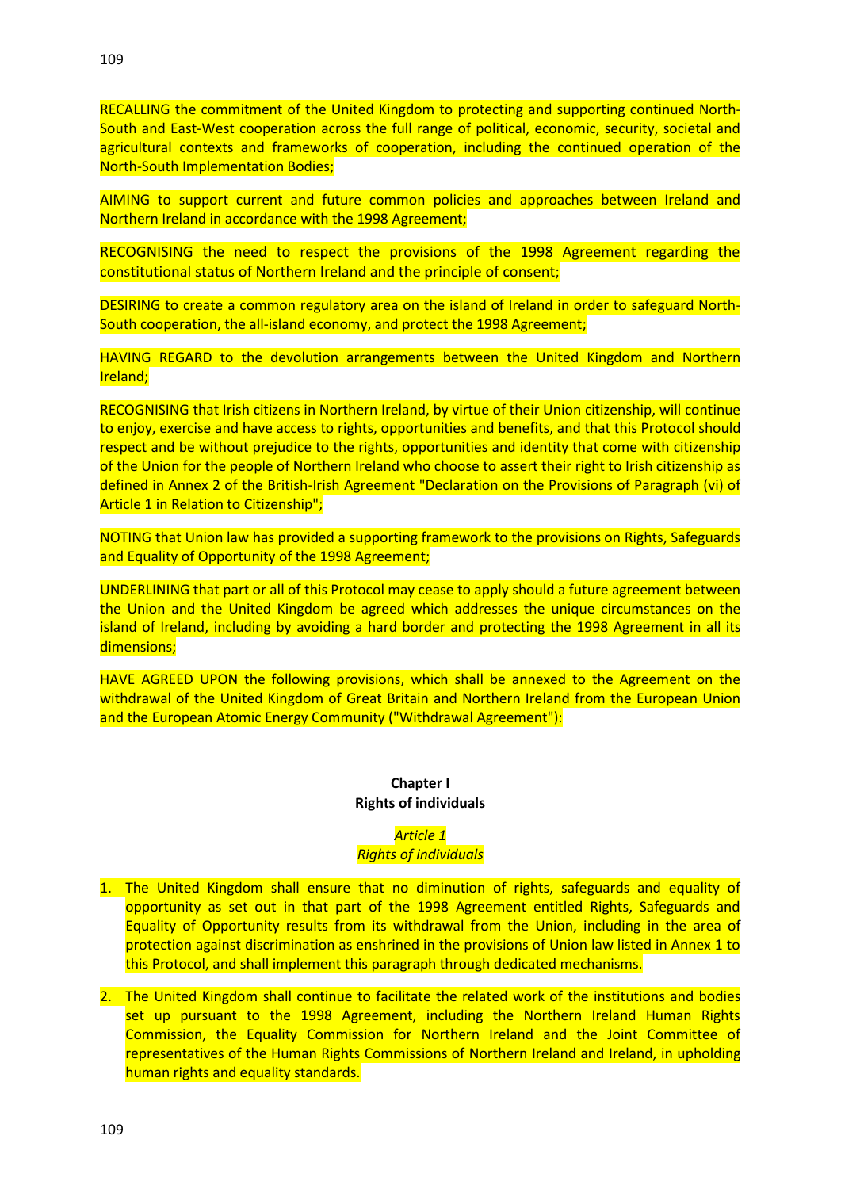RECALLING the commitment of the United Kingdom to protecting and supporting continued North-South and East-West cooperation across the full range of political, economic, security, societal and agricultural contexts and frameworks of cooperation, including the continued operation of the North-South Implementation Bodies;

AIMING to support current and future common policies and approaches between Ireland and Northern Ireland in accordance with the 1998 Agreement;

RECOGNISING the need to respect the provisions of the 1998 Agreement regarding the constitutional status of Northern Ireland and the principle of consent;

DESIRING to create a common regulatory area on the island of Ireland in order to safeguard North-South cooperation, the all-island economy, and protect the 1998 Agreement;

HAVING REGARD to the devolution arrangements between the United Kingdom and Northern Ireland;

RECOGNISING that Irish citizens in Northern Ireland, by virtue of their Union citizenship, will continue to enjoy, exercise and have access to rights, opportunities and benefits, and that this Protocol should respect and be without prejudice to the rights, opportunities and identity that come with citizenship of the Union for the people of Northern Ireland who choose to assert their right to Irish citizenship as defined in Annex 2 of the British-Irish Agreement "Declaration on the Provisions of Paragraph (vi) of Article 1 in Relation to Citizenship";

NOTING that Union law has provided a supporting framework to the provisions on Rights, Safeguards and Equality of Opportunity of the 1998 Agreement;

UNDERLINING that part or all of this Protocol may cease to apply should a future agreement between the Union and the United Kingdom be agreed which addresses the unique circumstances on the island of Ireland, including by avoiding a hard border and protecting the 1998 Agreement in all its dimensions;

HAVE AGREED UPON the following provisions, which shall be annexed to the Agreement on the withdrawal of the United Kingdom of Great Britain and Northern Ireland from the European Union and the European Atomic Energy Community ("Withdrawal Agreement"):

## Chapter I
## Rights of individuals

### *Article 1*
### *Rights of individuals*

1. The United Kingdom shall ensure that no diminution of rights, safeguards and equality of opportunity as set out in that part of the 1998 Agreement entitled Rights, Safeguards and Equality of Opportunity results from its withdrawal from the Union, including in the area of protection against discrimination as enshrined in the provisions of Union law listed in Annex 1 to this Protocol, and shall implement this paragraph through dedicated mechanisms.

2. The United Kingdom shall continue to facilitate the related work of the institutions and bodies set up pursuant to the 1998 Agreement, including the Northern Ireland Human Rights Commission, the Equality Commission for Northern Ireland and the Joint Committee of representatives of the Human Rights Commissions of Northern Ireland and Ireland, in upholding human rights and equality standards.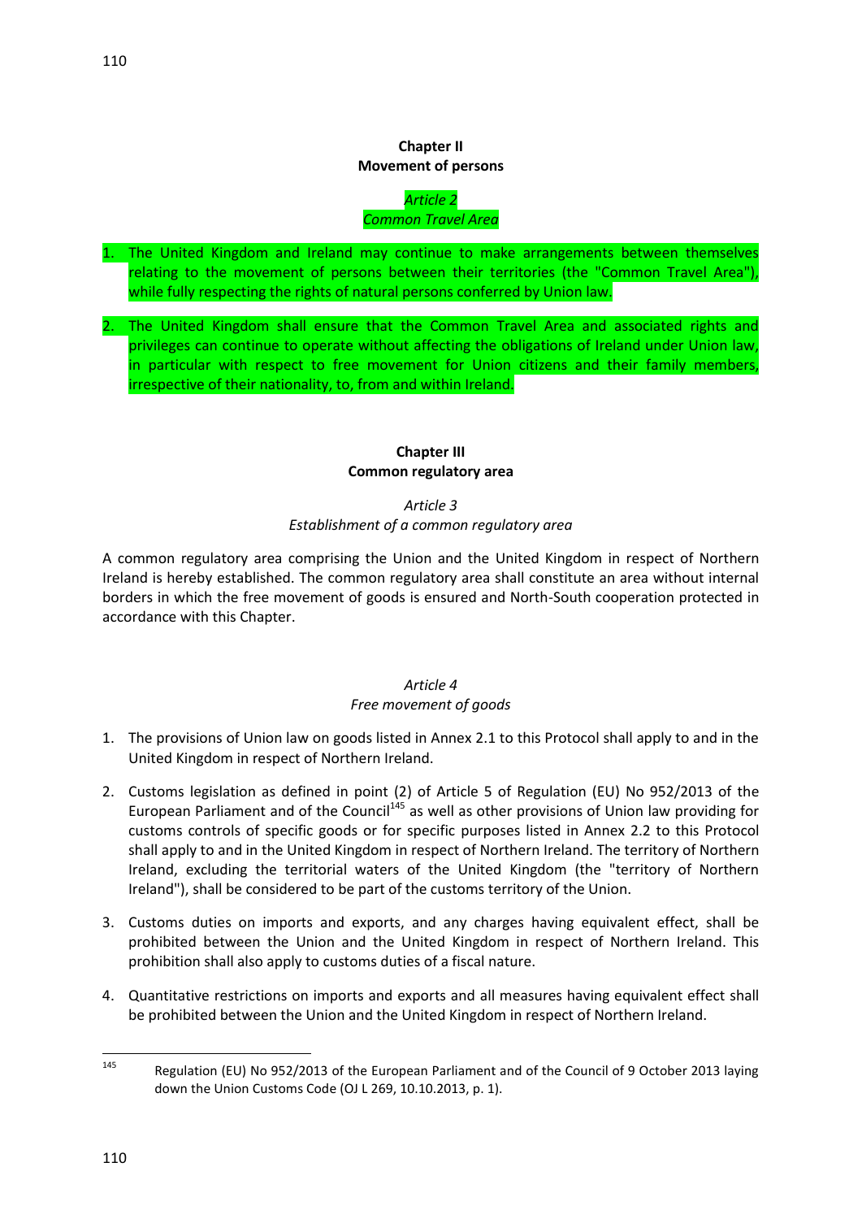## Chapter II
## Movement of persons

*Article 2*
*Common Travel Area*

1. The United Kingdom and Ireland may continue to make arrangements between themselves relating to the movement of persons between their territories (the "Common Travel Area"), while fully respecting the rights of natural persons conferred by Union law.

2. The United Kingdom shall ensure that the Common Travel Area and associated rights and privileges can continue to operate without affecting the obligations of Ireland under Union law, in particular with respect to free movement for Union citizens and their family members, irrespective of their nationality, to, from and within Ireland.

## Chapter III
## Common regulatory area

*Article 3*
*Establishment of a common regulatory area*

A common regulatory area comprising the Union and the United Kingdom in respect of Northern Ireland is hereby established. The common regulatory area shall constitute an area without internal borders in which the free movement of goods is ensured and North-South cooperation protected in accordance with this Chapter.

*Article 4*
*Free movement of goods*

1. The provisions of Union law on goods listed in Annex 2.1 to this Protocol shall apply to and in the United Kingdom in respect of Northern Ireland.

2. Customs legislation as defined in point (2) of Article 5 of Regulation (EU) No 952/2013 of the European Parliament and of the Council[145] as well as other provisions of Union law providing for customs controls of specific goods or for specific purposes listed in Annex 2.2 to this Protocol shall apply to and in the United Kingdom in respect of Northern Ireland. The territory of Northern Ireland, excluding the territorial waters of the United Kingdom (the "territory of Northern Ireland"), shall be considered to be part of the customs territory of the Union.

3. Customs duties on imports and exports, and any charges having equivalent effect, shall be prohibited between the Union and the United Kingdom in respect of Northern Ireland. This prohibition shall also apply to customs duties of a fiscal nature.

4. Quantitative restrictions on imports and exports and all measures having equivalent effect shall be prohibited between the Union and the United Kingdom in respect of Northern Ireland.

---

[145] Regulation (EU) No 952/2013 of the European Parliament and of the Council of 9 October 2013 laying down the Union Customs Code (OJ L 269, 10.10.2013, p. 1).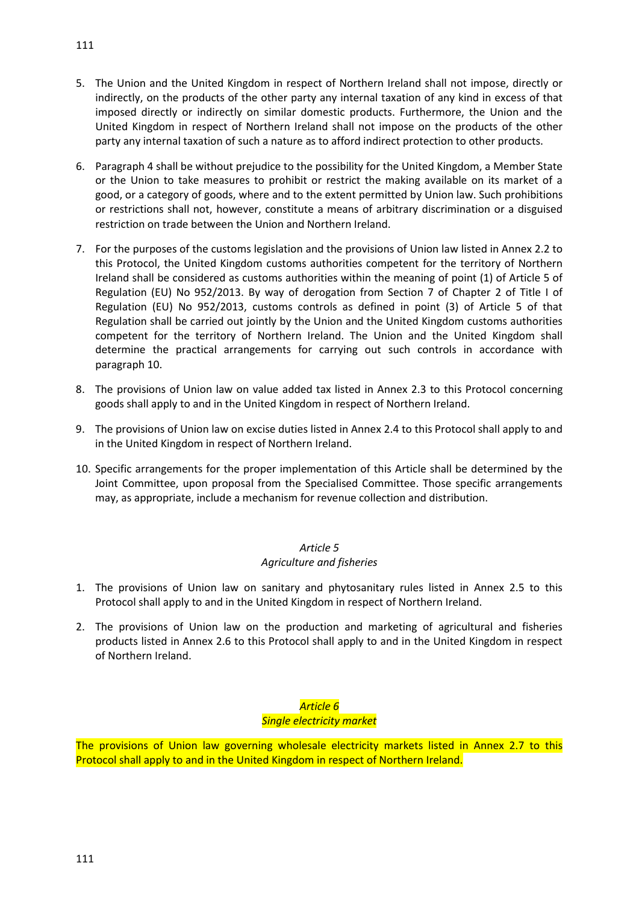5. The Union and the United Kingdom in respect of Northern Ireland shall not impose, directly or indirectly, on the products of the other party any internal taxation of any kind in excess of that imposed directly or indirectly on similar domestic products. Furthermore, the Union and the United Kingdom in respect of Northern Ireland shall not impose on the products of the other party any internal taxation of such a nature as to afford indirect protection to other products.

6. Paragraph 4 shall be without prejudice to the possibility for the United Kingdom, a Member State or the Union to take measures to prohibit or restrict the making available on its market of a good, or a category of goods, where and to the extent permitted by Union law. Such prohibitions or restrictions shall not, however, constitute a means of arbitrary discrimination or a disguised restriction on trade between the Union and Northern Ireland.

7. For the purposes of the customs legislation and the provisions of Union law listed in Annex 2.2 to this Protocol, the United Kingdom customs authorities competent for the territory of Northern Ireland shall be considered as customs authorities within the meaning of point (1) of Article 5 of Regulation (EU) No 952/2013. By way of derogation from Section 7 of Chapter 2 of Title I of Regulation (EU) No 952/2013, customs controls as defined in point (3) of Article 5 of that Regulation shall be carried out jointly by the Union and the United Kingdom customs authorities competent for the territory of Northern Ireland. The Union and the United Kingdom shall determine the practical arrangements for carrying out such controls in accordance with paragraph 10.

8. The provisions of Union law on value added tax listed in Annex 2.3 to this Protocol concerning goods shall apply to and in the United Kingdom in respect of Northern Ireland.

9. The provisions of Union law on excise duties listed in Annex 2.4 to this Protocol shall apply to and in the United Kingdom in respect of Northern Ireland.

10. Specific arrangements for the proper implementation of this Article shall be determined by the Joint Committee, upon proposal from the Specialised Committee. Those specific arrangements may, as appropriate, include a mechanism for revenue collection and distribution.

*Article 5*

*Agriculture and fisheries*

1. The provisions of Union law on sanitary and phytosanitary rules listed in Annex 2.5 to this Protocol shall apply to and in the United Kingdom in respect of Northern Ireland.

2. The provisions of Union law on the production and marketing of agricultural and fisheries products listed in Annex 2.6 to this Protocol shall apply to and in the United Kingdom in respect of Northern Ireland.

*Article 6*

*Single electricity market*

The provisions of Union law governing wholesale electricity markets listed in Annex 2.7 to this Protocol shall apply to and in the United Kingdom in respect of Northern Ireland.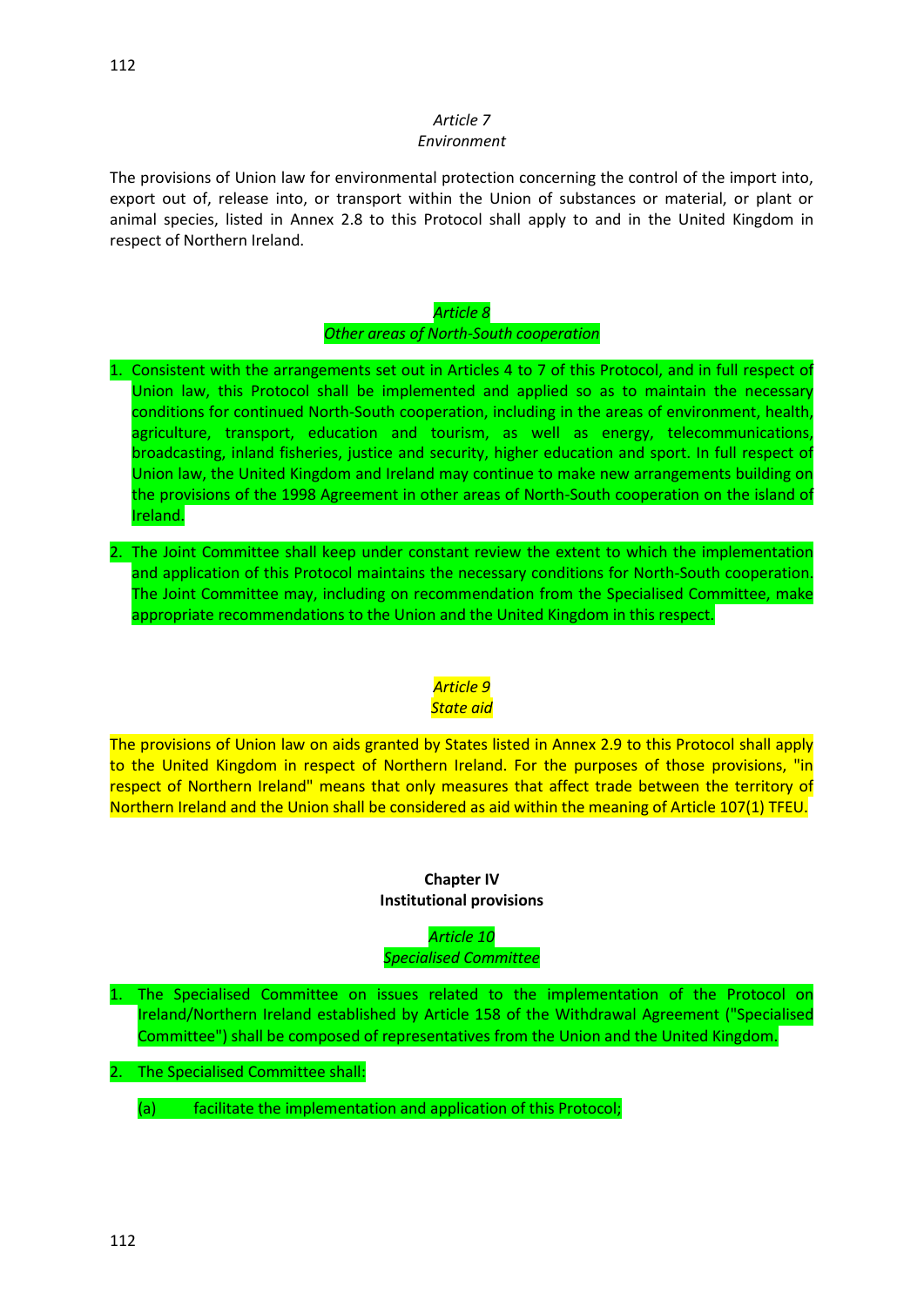*Article 7*
*Environment*

The provisions of Union law for environmental protection concerning the control of the import into, export out of, release into, or transport within the Union of substances or material, or plant or animal species, listed in Annex 2.8 to this Protocol shall apply to and in the United Kingdom in respect of Northern Ireland.

*Article 8*
*Other areas of North-South cooperation*

1. Consistent with the arrangements set out in Articles 4 to 7 of this Protocol, and in full respect of Union law, this Protocol shall be implemented and applied so as to maintain the necessary conditions for continued North-South cooperation, including in the areas of environment, health, agriculture, transport, education and tourism, as well as energy, telecommunications, broadcasting, inland fisheries, justice and security, higher education and sport. In full respect of Union law, the United Kingdom and Ireland may continue to make new arrangements building on the provisions of the 1998 Agreement in other areas of North-South cooperation on the island of Ireland.

2. The Joint Committee shall keep under constant review the extent to which the implementation and application of this Protocol maintains the necessary conditions for North-South cooperation. The Joint Committee may, including on recommendation from the Specialised Committee, make appropriate recommendations to the Union and the United Kingdom in this respect.

*Article 9*
*State aid*

The provisions of Union law on aids granted by States listed in Annex 2.9 to this Protocol shall apply to the United Kingdom in respect of Northern Ireland. For the purposes of those provisions, "in respect of Northern Ireland" means that only measures that affect trade between the territory of Northern Ireland and the Union shall be considered as aid within the meaning of Article 107(1) TFEU.

**Chapter IV**
**Institutional provisions**

*Article 10*
*Specialised Committee*

1. The Specialised Committee on issues related to the implementation of the Protocol on Ireland/Northern Ireland established by Article 158 of the Withdrawal Agreement ("Specialised Committee") shall be composed of representatives from the Union and the United Kingdom.

2. The Specialised Committee shall:

   (a) facilitate the implementation and application of this Protocol;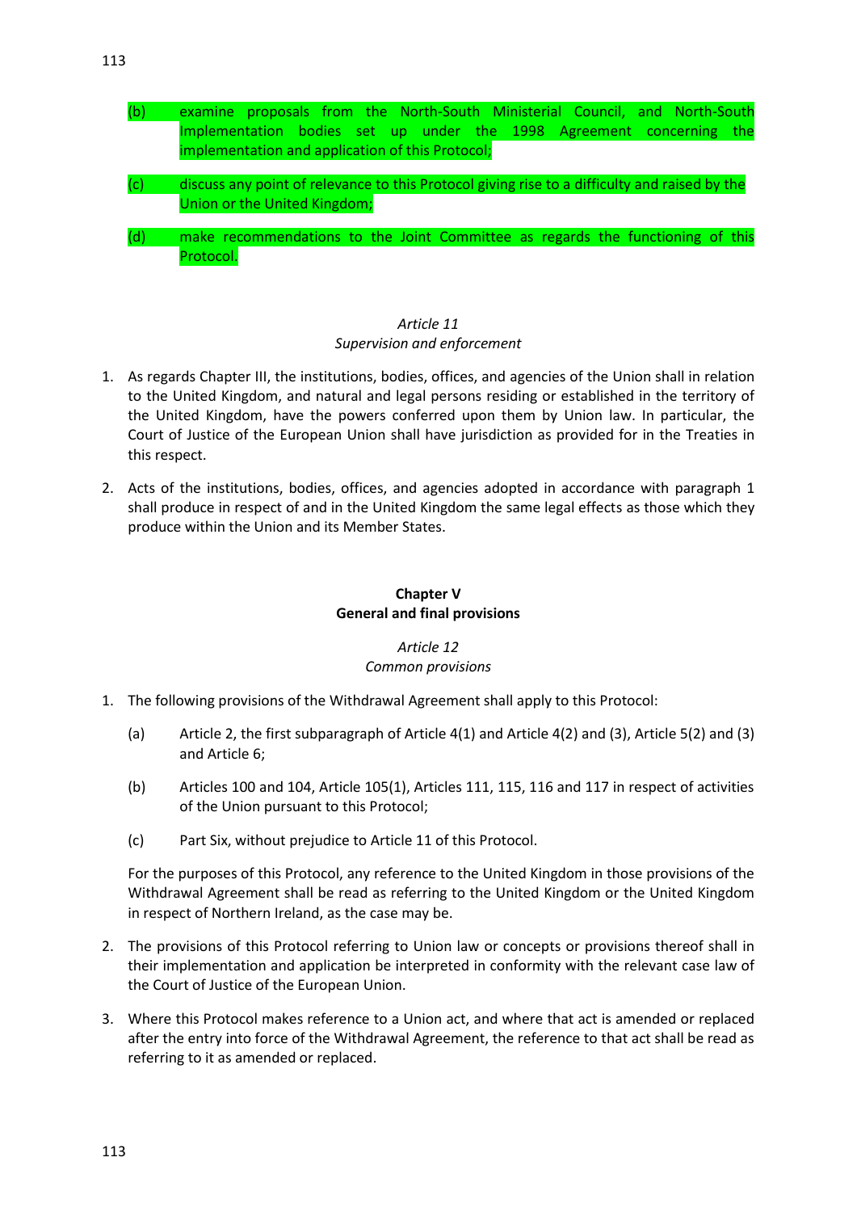(b) examine proposals from the North-South Ministerial Council, and North-South Implementation bodies set up under the 1998 Agreement concerning the implementation and application of this Protocol;

(c) discuss any point of relevance to this Protocol giving rise to a difficulty and raised by the Union or the United Kingdom;

(d) make recommendations to the Joint Committee as regards the functioning of this Protocol.

*Article 11*
*Supervision and enforcement*

1. As regards Chapter III, the institutions, bodies, offices, and agencies of the Union shall in relation to the United Kingdom, and natural and legal persons residing or established in the territory of the United Kingdom, have the powers conferred upon them by Union law. In particular, the Court of Justice of the European Union shall have jurisdiction as provided for in the Treaties in this respect.

2. Acts of the institutions, bodies, offices, and agencies adopted in accordance with paragraph 1 shall produce in respect of and in the United Kingdom the same legal effects as those which they produce within the Union and its Member States.

**Chapter V**
**General and final provisions**

*Article 12*
*Common provisions*

1. The following provisions of the Withdrawal Agreement shall apply to this Protocol:

   (a) Article 2, the first subparagraph of Article 4(1) and Article 4(2) and (3), Article 5(2) and (3) and Article 6;

   (b) Articles 100 and 104, Article 105(1), Articles 111, 115, 116 and 117 in respect of activities of the Union pursuant to this Protocol;

   (c) Part Six, without prejudice to Article 11 of this Protocol.

   For the purposes of this Protocol, any reference to the United Kingdom in those provisions of the Withdrawal Agreement shall be read as referring to the United Kingdom or the United Kingdom in respect of Northern Ireland, as the case may be.

2. The provisions of this Protocol referring to Union law or concepts or provisions thereof shall in their implementation and application be interpreted in conformity with the relevant case law of the Court of Justice of the European Union.

3. Where this Protocol makes reference to a Union act, and where that act is amended or replaced after the entry into force of the Withdrawal Agreement, the reference to that act shall be read as referring to it as amended or replaced.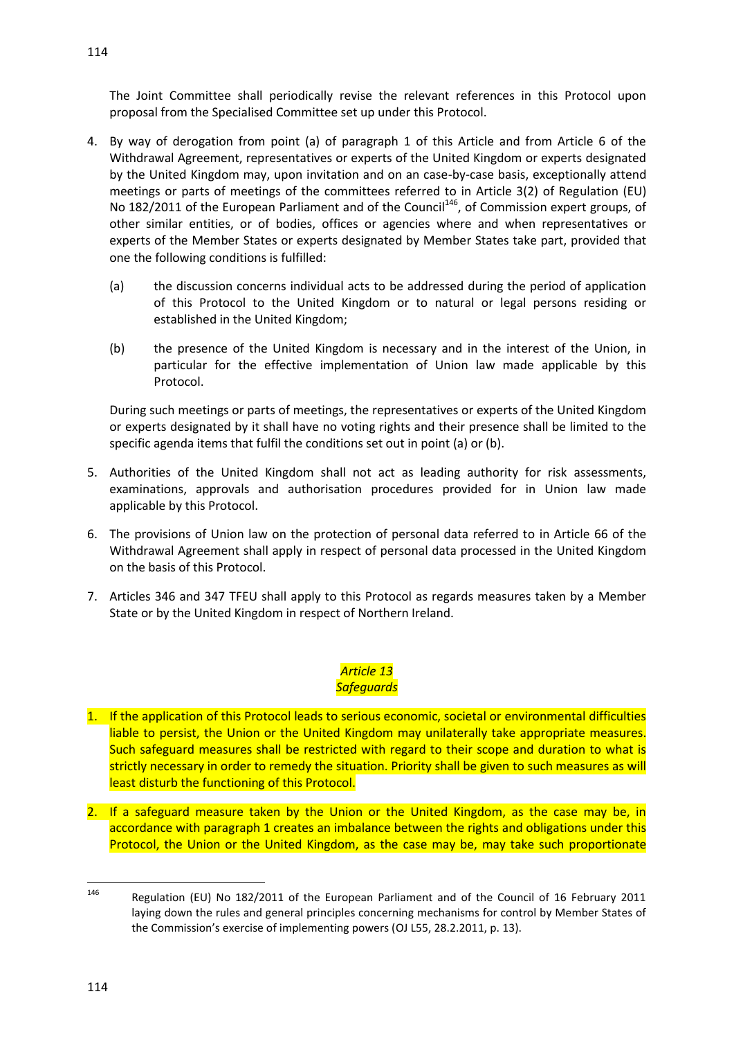The Joint Committee shall periodically revise the relevant references in this Protocol upon proposal from the Specialised Committee set up under this Protocol.

4. By way of derogation from point (a) of paragraph 1 of this Article and from Article 6 of the Withdrawal Agreement, representatives or experts of the United Kingdom or experts designated by the United Kingdom may, upon invitation and on an case-by-case basis, exceptionally attend meetings or parts of meetings of the committees referred to in Article 3(2) of Regulation (EU) No 182/2011 of the European Parliament and of the Council[146], of Commission expert groups, of other similar entities, or of bodies, offices or agencies where and when representatives or experts of the Member States or experts designated by Member States take part, provided that one the following conditions is fulfilled:

   (a) the discussion concerns individual acts to be addressed during the period of application of this Protocol to the United Kingdom or to natural or legal persons residing or established in the United Kingdom;

   (b) the presence of the United Kingdom is necessary and in the interest of the Union, in particular for the effective implementation of Union law made applicable by this Protocol.

   During such meetings or parts of meetings, the representatives or experts of the United Kingdom or experts designated by it shall have no voting rights and their presence shall be limited to the specific agenda items that fulfil the conditions set out in point (a) or (b).

5. Authorities of the United Kingdom shall not act as leading authority for risk assessments, examinations, approvals and authorisation procedures provided for in Union law made applicable by this Protocol.

6. The provisions of Union law on the protection of personal data referred to in Article 66 of the Withdrawal Agreement shall apply in respect of personal data processed in the United Kingdom on the basis of this Protocol.

7. Articles 346 and 347 TFEU shall apply to this Protocol as regards measures taken by a Member State or by the United Kingdom in respect of Northern Ireland.

### *Article 13*
### *Safeguards*

1. If the application of this Protocol leads to serious economic, societal or environmental difficulties liable to persist, the Union or the United Kingdom may unilaterally take appropriate measures. Such safeguard measures shall be restricted with regard to their scope and duration to what is strictly necessary in order to remedy the situation. Priority shall be given to such measures as will least disturb the functioning of this Protocol.

2. If a safeguard measure taken by the Union or the United Kingdom, as the case may be, in accordance with paragraph 1 creates an imbalance between the rights and obligations under this Protocol, the Union or the United Kingdom, as the case may be, may take such proportionate

---

[146] Regulation (EU) No 182/2011 of the European Parliament and of the Council of 16 February 2011 laying down the rules and general principles concerning mechanisms for control by Member States of the Commission's exercise of implementing powers (OJ L55, 28.2.2011, p. 13).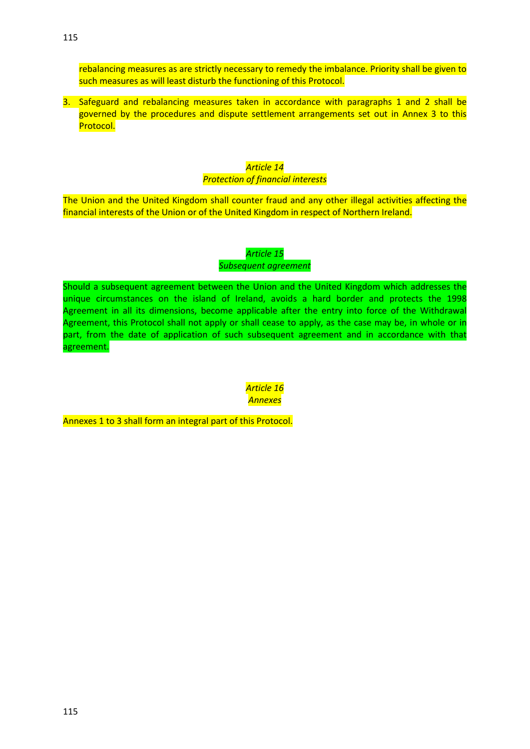rebalancing measures as are strictly necessary to remedy the imbalance. Priority shall be given to such measures as will least disturb the functioning of this Protocol.

3. Safeguard and rebalancing measures taken in accordance with paragraphs 1 and 2 shall be governed by the procedures and dispute settlement arrangements set out in Annex 3 to this Protocol.

*Article 14*
*Protection of financial interests*

The Union and the United Kingdom shall counter fraud and any other illegal activities affecting the financial interests of the Union or of the United Kingdom in respect of Northern Ireland.

*Article 15*
*Subsequent agreement*

Should a subsequent agreement between the Union and the United Kingdom which addresses the unique circumstances on the island of Ireland, avoids a hard border and protects the 1998 Agreement in all its dimensions, become applicable after the entry into force of the Withdrawal Agreement, this Protocol shall not apply or shall cease to apply, as the case may be, in whole or in part, from the date of application of such subsequent agreement and in accordance with that agreement.

*Article 16*
*Annexes*

Annexes 1 to 3 shall form an integral part of this Protocol.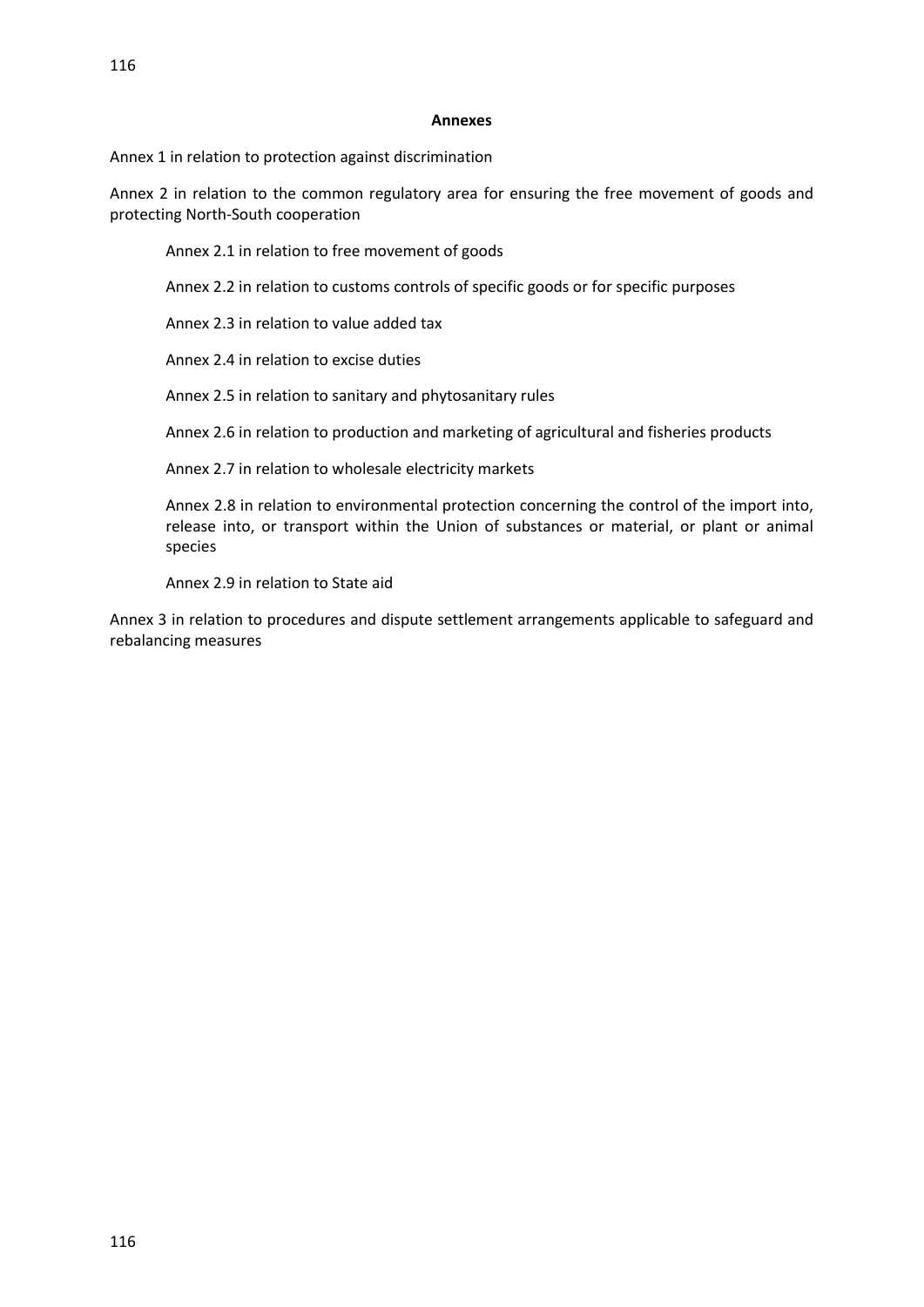**Annexes**

Annex 1 in relation to protection against discrimination

Annex 2 in relation to the common regulatory area for ensuring the free movement of goods and protecting North-South cooperation

> Annex 2.1 in relation to free movement of goods
>
> Annex 2.2 in relation to customs controls of specific goods or for specific purposes
>
> Annex 2.3 in relation to value added tax
>
> Annex 2.4 in relation to excise duties
>
> Annex 2.5 in relation to sanitary and phytosanitary rules
>
> Annex 2.6 in relation to production and marketing of agricultural and fisheries products
>
> Annex 2.7 in relation to wholesale electricity markets
>
> Annex 2.8 in relation to environmental protection concerning the control of the import into, release into, or transport within the Union of substances or material, or plant or animal species
>
> Annex 2.9 in relation to State aid

Annex 3 in relation to procedures and dispute settlement arrangements applicable to safeguard and rebalancing measures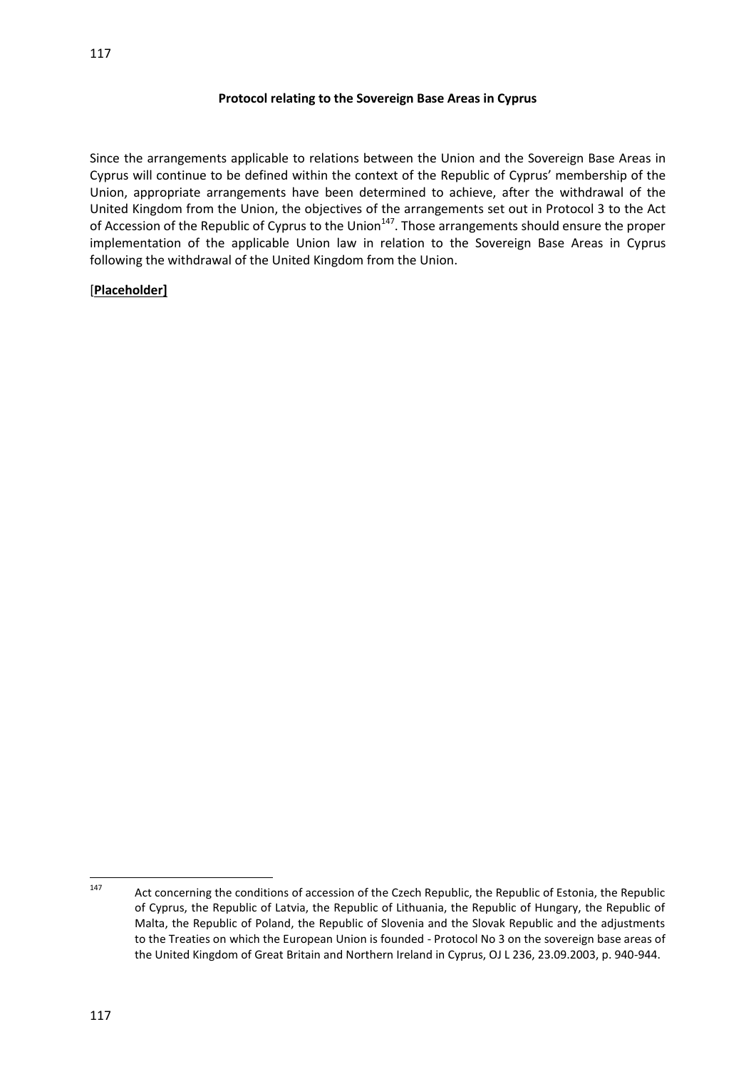## Protocol relating to the Sovereign Base Areas in Cyprus

Since the arrangements applicable to relations between the Union and the Sovereign Base Areas in Cyprus will continue to be defined within the context of the Republic of Cyprus' membership of the Union, appropriate arrangements have been determined to achieve, after the withdrawal of the United Kingdom from the Union, the objectives of the arrangements set out in Protocol 3 to the Act of Accession of the Republic of Cyprus to the Union[147]. Those arrangements should ensure the proper implementation of the applicable Union law in relation to the Sovereign Base Areas in Cyprus following the withdrawal of the United Kingdom from the Union.

[**Placeholder]**

---

[147] Act concerning the conditions of accession of the Czech Republic, the Republic of Estonia, the Republic of Cyprus, the Republic of Latvia, the Republic of Lithuania, the Republic of Hungary, the Republic of Malta, the Republic of Poland, the Republic of Slovenia and the Slovak Republic and the adjustments to the Treaties on which the European Union is founded - Protocol No 3 on the sovereign base areas of the United Kingdom of Great Britain and Northern Ireland in Cyprus, OJ L 236, 23.09.2003, p. 940-944.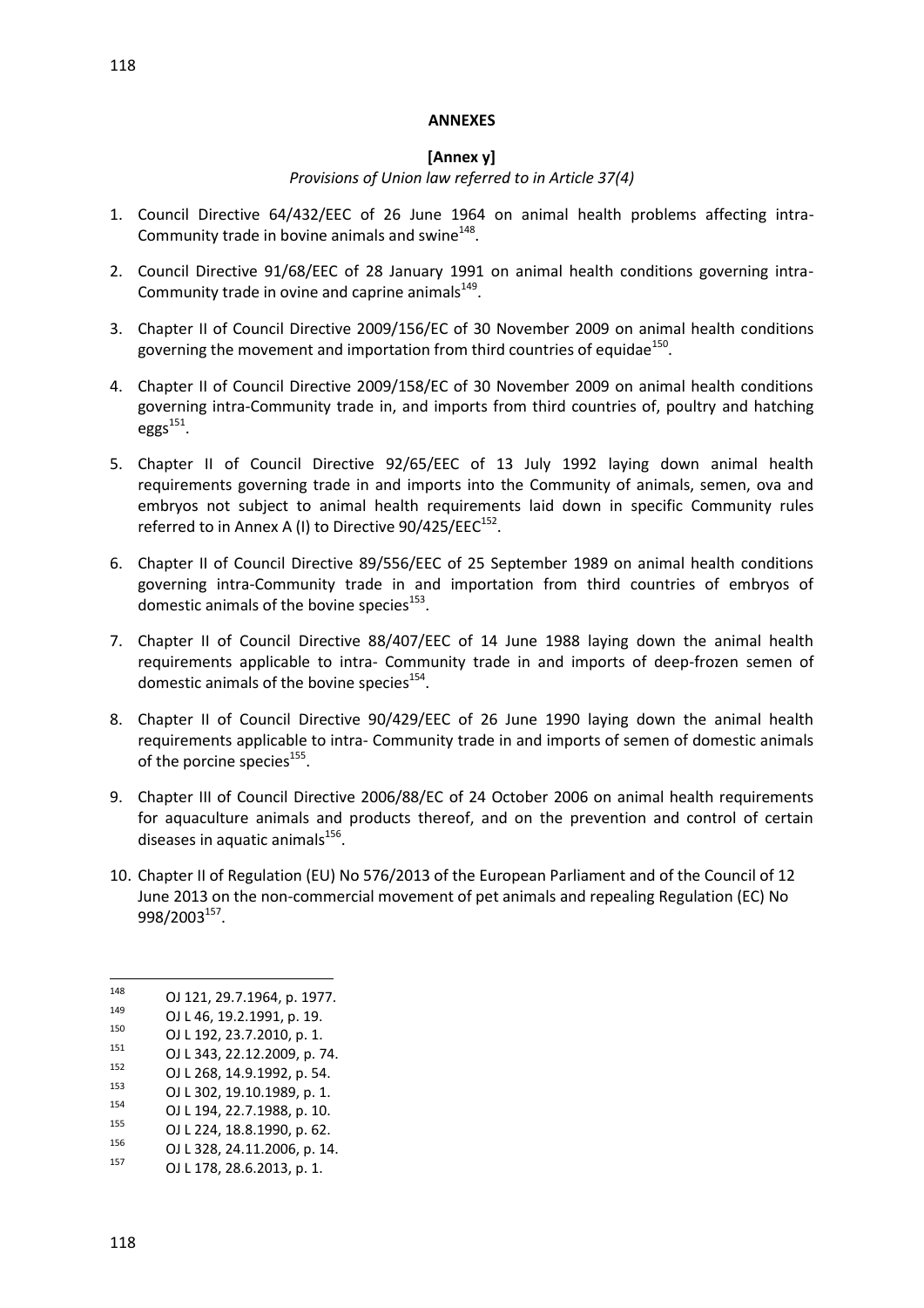**ANNEXES**

**[Annex y]**

*Provisions of Union law referred to in Article 37(4)*

1. Council Directive 64/432/EEC of 26 June 1964 on animal health problems affecting intra-Community trade in bovine animals and swine[148].

2. Council Directive 91/68/EEC of 28 January 1991 on animal health conditions governing intra-Community trade in ovine and caprine animals[149].

3. Chapter II of Council Directive 2009/156/EC of 30 November 2009 on animal health conditions governing the movement and importation from third countries of equidae[150].

4. Chapter II of Council Directive 2009/158/EC of 30 November 2009 on animal health conditions governing intra-Community trade in, and imports from third countries of, poultry and hatching eggs[151].

5. Chapter II of Council Directive 92/65/EEC of 13 July 1992 laying down animal health requirements governing trade in and imports into the Community of animals, semen, ova and embryos not subject to animal health requirements laid down in specific Community rules referred to in Annex A (I) to Directive 90/425/EEC[152].

6. Chapter II of Council Directive 89/556/EEC of 25 September 1989 on animal health conditions governing intra-Community trade in and importation from third countries of embryos of domestic animals of the bovine species[153].

7. Chapter II of Council Directive 88/407/EEC of 14 June 1988 laying down the animal health requirements applicable to intra- Community trade in and imports of deep-frozen semen of domestic animals of the bovine species[154].

8. Chapter II of Council Directive 90/429/EEC of 26 June 1990 laying down the animal health requirements applicable to intra- Community trade in and imports of semen of domestic animals of the porcine species[155].

9. Chapter III of Council Directive 2006/88/EC of 24 October 2006 on animal health requirements for aquaculture animals and products thereof, and on the prevention and control of certain diseases in aquatic animals[156].

10. Chapter II of Regulation (EU) No 576/2013 of the European Parliament and of the Council of 12 June 2013 on the non-commercial movement of pet animals and repealing Regulation (EC) No 998/2003[157].

---

[148] OJ 121, 29.7.1964, p. 1977.

[149] OJ L 46, 19.2.1991, p. 19.

[150] OJ L 192, 23.7.2010, p. 1.

[151] OJ L 343, 22.12.2009, p. 74.

[152] OJ L 268, 14.9.1992, p. 54.

[153] OJ L 302, 19.10.1989, p. 1.

[154] OJ L 194, 22.7.1988, p. 10.

[155] OJ L 224, 18.8.1990, p. 62.

[156] OJ L 328, 24.11.2006, p. 14.

[157] OJ L 178, 28.6.2013, p. 1.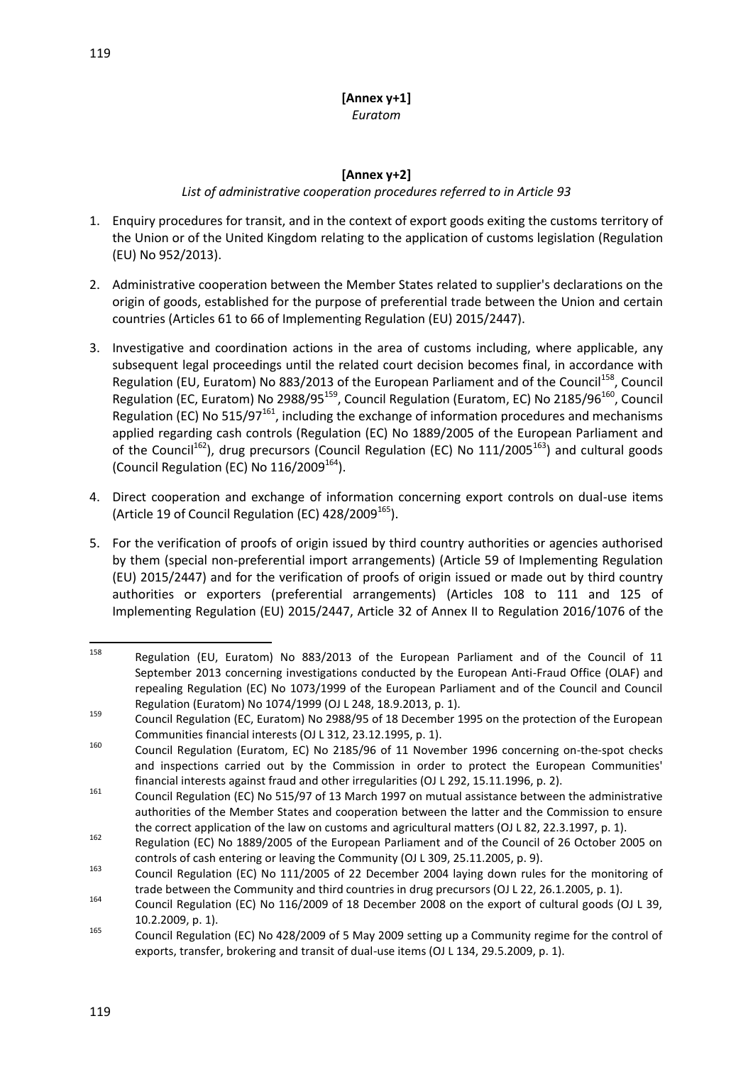**[Annex y+1]**

*Euratom*

**[Annex y+2]**

*List of administrative cooperation procedures referred to in Article 93*

1. Enquiry procedures for transit, and in the context of export goods exiting the customs territory of the Union or of the United Kingdom relating to the application of customs legislation (Regulation (EU) No 952/2013).

2. Administrative cooperation between the Member States related to supplier's declarations on the origin of goods, established for the purpose of preferential trade between the Union and certain countries (Articles 61 to 66 of Implementing Regulation (EU) 2015/2447).

3. Investigative and coordination actions in the area of customs including, where applicable, any subsequent legal proceedings until the related court decision becomes final, in accordance with Regulation (EU, Euratom) No 883/2013 of the European Parliament and of the Council[158], Council Regulation (EC, Euratom) No 2988/95[159], Council Regulation (Euratom, EC) No 2185/96[160], Council Regulation (EC) No 515/97[161], including the exchange of information procedures and mechanisms applied regarding cash controls (Regulation (EC) No 1889/2005 of the European Parliament and of the Council[162]), drug precursors (Council Regulation (EC) No 111/2005[163]) and cultural goods (Council Regulation (EC) No 116/2009[164]).

4. Direct cooperation and exchange of information concerning export controls on dual-use items (Article 19 of Council Regulation (EC) 428/2009[165]).

5. For the verification of proofs of origin issued by third country authorities or agencies authorised by them (special non-preferential import arrangements) (Article 59 of Implementing Regulation (EU) 2015/2447) and for the verification of proofs of origin issued or made out by third country authorities or exporters (preferential arrangements) (Articles 108 to 111 and 125 of Implementing Regulation (EU) 2015/2447, Article 32 of Annex II to Regulation 2016/1076 of the

---

[158] Regulation (EU, Euratom) No 883/2013 of the European Parliament and of the Council of 11 September 2013 concerning investigations conducted by the European Anti-Fraud Office (OLAF) and repealing Regulation (EC) No 1073/1999 of the European Parliament and of the Council and Council Regulation (Euratom) No 1074/1999 (OJ L 248, 18.9.2013, p. 1).

[159] Council Regulation (EC, Euratom) No 2988/95 of 18 December 1995 on the protection of the European Communities financial interests (OJ L 312, 23.12.1995, p. 1).

[160] Council Regulation (Euratom, EC) No 2185/96 of 11 November 1996 concerning on-the-spot checks and inspections carried out by the Commission in order to protect the European Communities' financial interests against fraud and other irregularities (OJ L 292, 15.11.1996, p. 2).

[161] Council Regulation (EC) No 515/97 of 13 March 1997 on mutual assistance between the administrative authorities of the Member States and cooperation between the latter and the Commission to ensure the correct application of the law on customs and agricultural matters (OJ L 82, 22.3.1997, p. 1).

[162] Regulation (EC) No 1889/2005 of the European Parliament and of the Council of 26 October 2005 on controls of cash entering or leaving the Community (OJ L 309, 25.11.2005, p. 9).

[163] Council Regulation (EC) No 111/2005 of 22 December 2004 laying down rules for the monitoring of trade between the Community and third countries in drug precursors (OJ L 22, 26.1.2005, p. 1).

[164] Council Regulation (EC) No 116/2009 of 18 December 2008 on the export of cultural goods (OJ L 39, 10.2.2009, p. 1).

[165] Council Regulation (EC) No 428/2009 of 5 May 2009 setting up a Community regime for the control of exports, transfer, brokering and transit of dual-use items (OJ L 134, 29.5.2009, p. 1).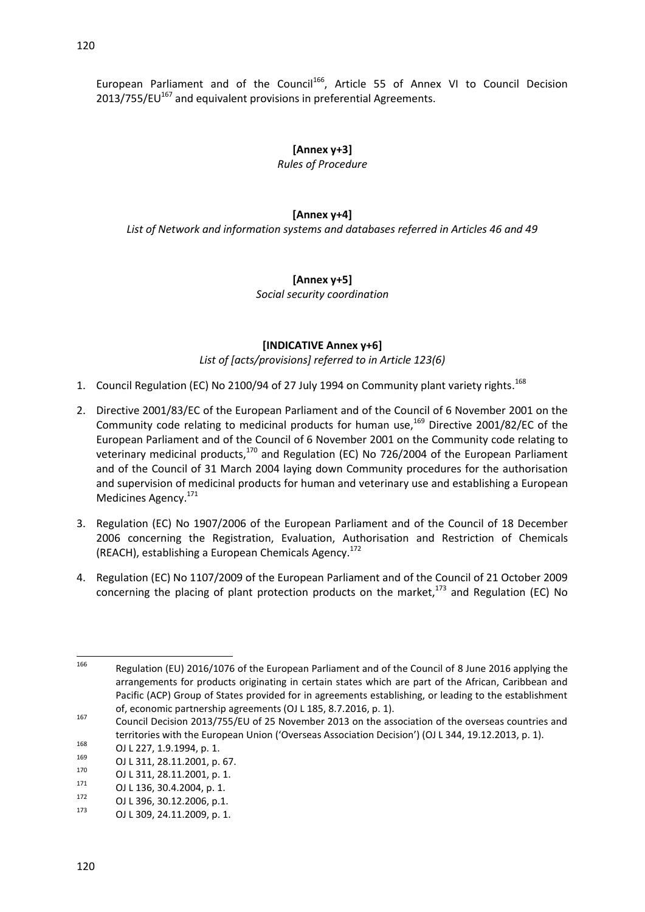European Parliament and of the Council[166], Article 55 of Annex VI to Council Decision 2013/755/EU[167] and equivalent provisions in preferential Agreements.

**[Annex y+3]**

*Rules of Procedure*

**[Annex y+4]**

*List of Network and information systems and databases referred in Articles 46 and 49*

**[Annex y+5]**

*Social security coordination*

**[INDICATIVE Annex y+6]**

*List of [acts/provisions] referred to in Article 123(6)*

1. Council Regulation (EC) No 2100/94 of 27 July 1994 on Community plant variety rights.[168]

2. Directive 2001/83/EC of the European Parliament and of the Council of 6 November 2001 on the Community code relating to medicinal products for human use,[169] Directive 2001/82/EC of the European Parliament and of the Council of 6 November 2001 on the Community code relating to veterinary medicinal products,[170] and Regulation (EC) No 726/2004 of the European Parliament and of the Council of 31 March 2004 laying down Community procedures for the authorisation and supervision of medicinal products for human and veterinary use and establishing a European Medicines Agency.[171]

3. Regulation (EC) No 1907/2006 of the European Parliament and of the Council of 18 December 2006 concerning the Registration, Evaluation, Authorisation and Restriction of Chemicals (REACH), establishing a European Chemicals Agency.[172]

4. Regulation (EC) No 1107/2009 of the European Parliament and of the Council of 21 October 2009 concerning the placing of plant protection products on the market,[173] and Regulation (EC) No

---

[166] Regulation (EU) 2016/1076 of the European Parliament and of the Council of 8 June 2016 applying the arrangements for products originating in certain states which are part of the African, Caribbean and Pacific (ACP) Group of States provided for in agreements establishing, or leading to the establishment of, economic partnership agreements (OJ L 185, 8.7.2016, p. 1).

[167] Council Decision 2013/755/EU of 25 November 2013 on the association of the overseas countries and territories with the European Union ('Overseas Association Decision') (OJ L 344, 19.12.2013, p. 1).

[168] OJ L 227, 1.9.1994, p. 1.

[169] OJ L 311, 28.11.2001, p. 67.

[170] OJ L 311, 28.11.2001, p. 1.

[171] OJ L 136, 30.4.2004, p. 1.

[172] OJ L 396, 30.12.2006, p.1.

[173] OJ L 309, 24.11.2009, p. 1.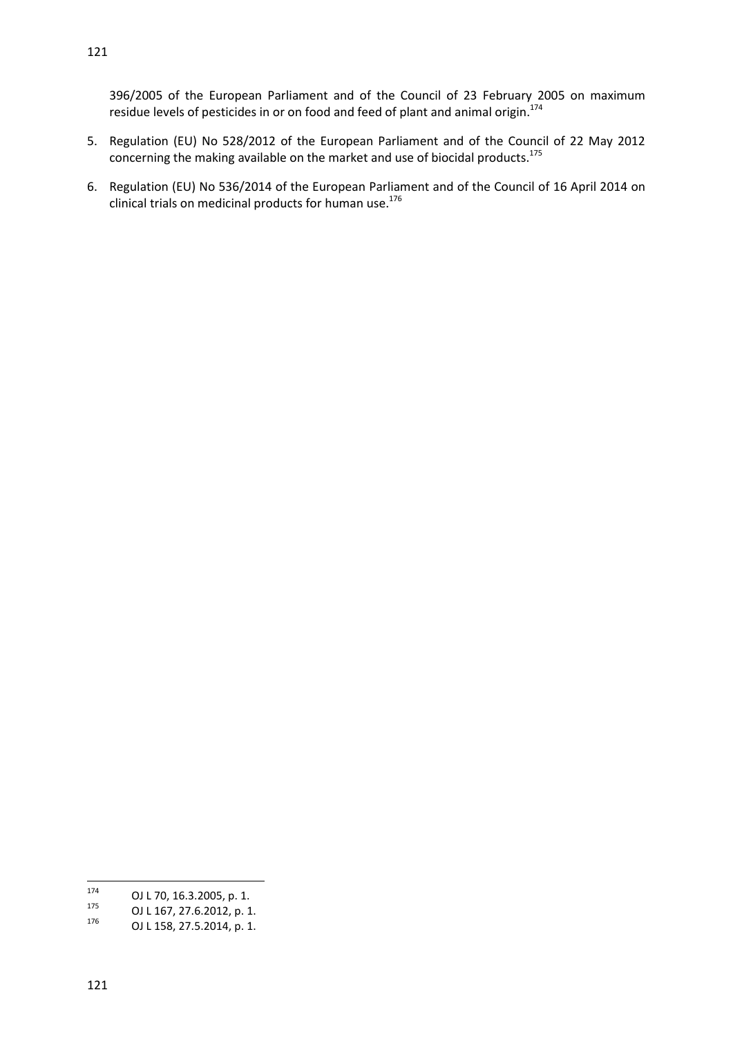396/2005 of the European Parliament and of the Council of 23 February 2005 on maximum residue levels of pesticides in or on food and feed of plant and animal origin.[174]

5. Regulation (EU) No 528/2012 of the European Parliament and of the Council of 22 May 2012 concerning the making available on the market and use of biocidal products.[175]

6. Regulation (EU) No 536/2014 of the European Parliament and of the Council of 16 April 2014 on clinical trials on medicinal products for human use.[176]

---

[174] OJ L 70, 16.3.2005, p. 1.

[175] OJ L 167, 27.6.2012, p. 1.

[176] OJ L 158, 27.5.2014, p. 1.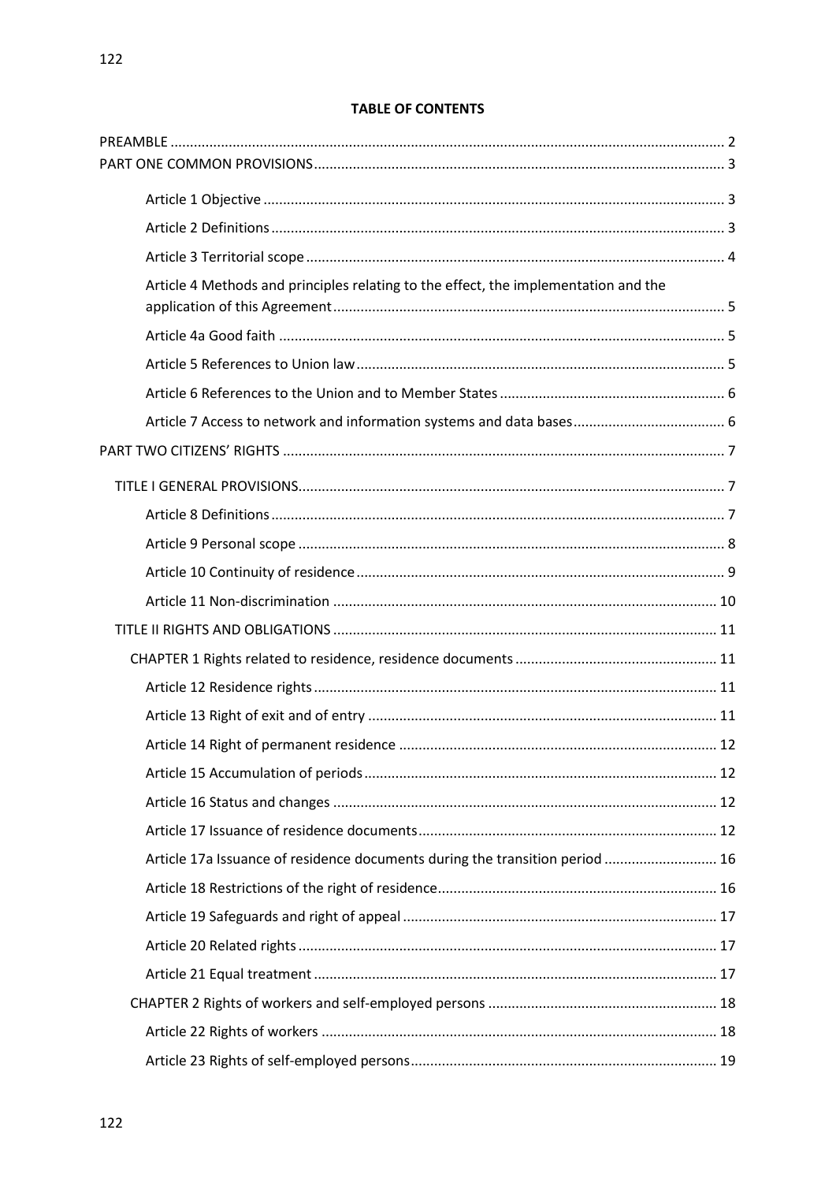**TABLE OF CONTENTS**

PREAMBLE ..... 2

PART ONE COMMON PROVISIONS ..... 3

- Article 1 Objective ..... 3
- Article 2 Definitions ..... 3
- Article 3 Territorial scope ..... 4
- Article 4 Methods and principles relating to the effect, the implementation and the application of this Agreement ..... 5
- Article 4a Good faith ..... 5
- Article 5 References to Union law ..... 5
- Article 6 References to the Union and to Member States ..... 6
- Article 7 Access to network and information systems and data bases ..... 6

PART TWO CITIZENS' RIGHTS ..... 7

- TITLE I GENERAL PROVISIONS ..... 7
  - Article 8 Definitions ..... 7
  - Article 9 Personal scope ..... 8
  - Article 10 Continuity of residence ..... 9
  - Article 11 Non-discrimination ..... 10
- TITLE II RIGHTS AND OBLIGATIONS ..... 11
  - CHAPTER 1 Rights related to residence, residence documents ..... 11
    - Article 12 Residence rights ..... 11
    - Article 13 Right of exit and of entry ..... 11
    - Article 14 Right of permanent residence ..... 12
    - Article 15 Accumulation of periods ..... 12
    - Article 16 Status and changes ..... 12
    - Article 17 Issuance of residence documents ..... 12
    - Article 17a Issuance of residence documents during the transition period ..... 16
    - Article 18 Restrictions of the right of residence ..... 16
    - Article 19 Safeguards and right of appeal ..... 17
    - Article 20 Related rights ..... 17
    - Article 21 Equal treatment ..... 17
  - CHAPTER 2 Rights of workers and self-employed persons ..... 18
    - Article 22 Rights of workers ..... 18
    - Article 23 Rights of self-employed persons ..... 19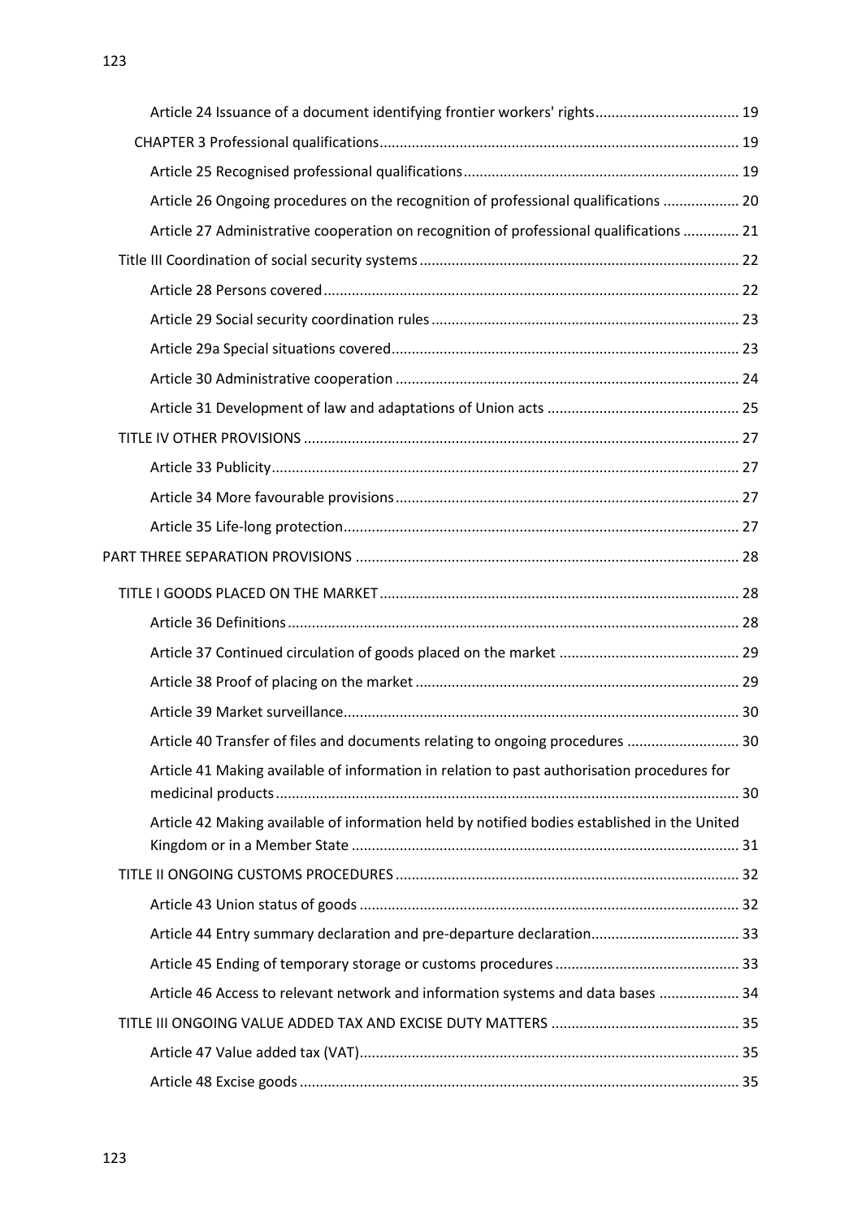- Article 24 Issuance of a document identifying frontier workers' rights ... 19
- CHAPTER 3 Professional qualifications ... 19
  - Article 25 Recognised professional qualifications ... 19
  - Article 26 Ongoing procedures on the recognition of professional qualifications ... 20
  - Article 27 Administrative cooperation on recognition of professional qualifications ... 21
- Title III Coordination of social security systems ... 22
  - Article 28 Persons covered ... 22
  - Article 29 Social security coordination rules ... 23
  - Article 29a Special situations covered ... 23
  - Article 30 Administrative cooperation ... 24
  - Article 31 Development of law and adaptations of Union acts ... 25
- TITLE IV OTHER PROVISIONS ... 27
  - Article 33 Publicity ... 27
  - Article 34 More favourable provisions ... 27
  - Article 35 Life-long protection ... 27

PART THREE SEPARATION PROVISIONS ... 28

- TITLE I GOODS PLACED ON THE MARKET ... 28
  - Article 36 Definitions ... 28
  - Article 37 Continued circulation of goods placed on the market ... 29
  - Article 38 Proof of placing on the market ... 29
  - Article 39 Market surveillance ... 30
  - Article 40 Transfer of files and documents relating to ongoing procedures ... 30
  - Article 41 Making available of information in relation to past authorisation procedures for medicinal products ... 30
  - Article 42 Making available of information held by notified bodies established in the United Kingdom or in a Member State ... 31
- TITLE II ONGOING CUSTOMS PROCEDURES ... 32
  - Article 43 Union status of goods ... 32
  - Article 44 Entry summary declaration and pre-departure declaration ... 33
  - Article 45 Ending of temporary storage or customs procedures ... 33
  - Article 46 Access to relevant network and information systems and data bases ... 34
- TITLE III ONGOING VALUE ADDED TAX AND EXCISE DUTY MATTERS ... 35
  - Article 47 Value added tax (VAT) ... 35
  - Article 48 Excise goods ... 35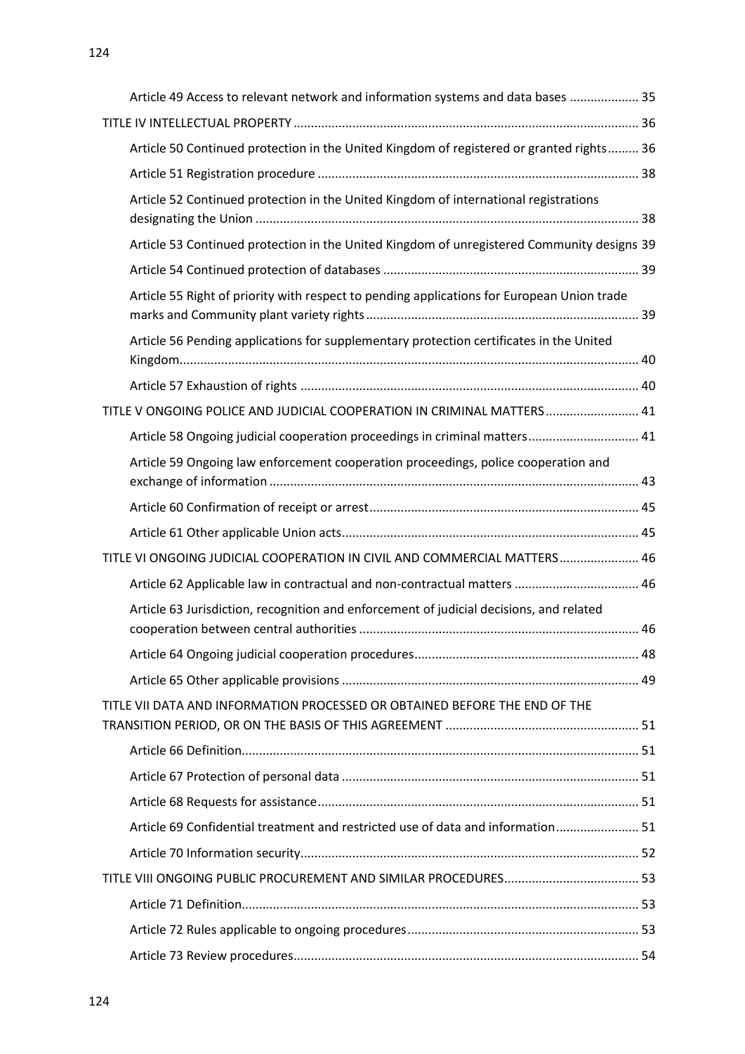Article 49 Access to relevant network and information systems and data bases .................... 35

TITLE IV INTELLECTUAL PROPERTY .................................................................................................... 36

Article 50 Continued protection in the United Kingdom of registered or granted rights......... 36

Article 51 Registration procedure ............................................................................................. 38

Article 52 Continued protection in the United Kingdom of international registrations designating the Union ............................................................................................................... 38

Article 53 Continued protection in the United Kingdom of unregistered Community designs 39

Article 54 Continued protection of databases .......................................................................... 39

Article 55 Right of priority with respect to pending applications for European Union trade marks and Community plant variety rights ............................................................................... 39

Article 56 Pending applications for supplementary protection certificates in the United Kingdom..................................................................................................................................... 40

Article 57 Exhaustion of rights .................................................................................................. 40

TITLE V ONGOING POLICE AND JUDICIAL COOPERATION IN CRIMINAL MATTERS ........................... 41

Article 58 Ongoing judicial cooperation proceedings in criminal matters................................ 41

Article 59 Ongoing law enforcement cooperation proceedings, police cooperation and exchange of information ........................................................................................................... 43

Article 60 Confirmation of receipt or arrest.............................................................................. 45

Article 61 Other applicable Union acts...................................................................................... 45

TITLE VI ONGOING JUDICIAL COOPERATION IN CIVIL AND COMMERCIAL MATTERS ....................... 46

Article 62 Applicable law in contractual and non-contractual matters .................................... 46

Article 63 Jurisdiction, recognition and enforcement of judicial decisions, and related cooperation between central authorities ................................................................................. 46

Article 64 Ongoing judicial cooperation procedures................................................................. 48

Article 65 Other applicable provisions ...................................................................................... 49

TITLE VII DATA AND INFORMATION PROCESSED OR OBTAINED BEFORE THE END OF THE TRANSITION PERIOD, OR ON THE BASIS OF THIS AGREEMENT ........................................................ 51

Article 66 Definition................................................................................................................... 51

Article 67 Protection of personal data ...................................................................................... 51

Article 68 Requests for assistance............................................................................................. 51

Article 69 Confidential treatment and restricted use of data and information........................ 51

Article 70 Information security.................................................................................................. 52

TITLE VIII ONGOING PUBLIC PROCUREMENT AND SIMILAR PROCEDURES....................................... 53

Article 71 Definition................................................................................................................... 53

Article 72 Rules applicable to ongoing procedures................................................................... 53

Article 73 Review procedures.................................................................................................... 54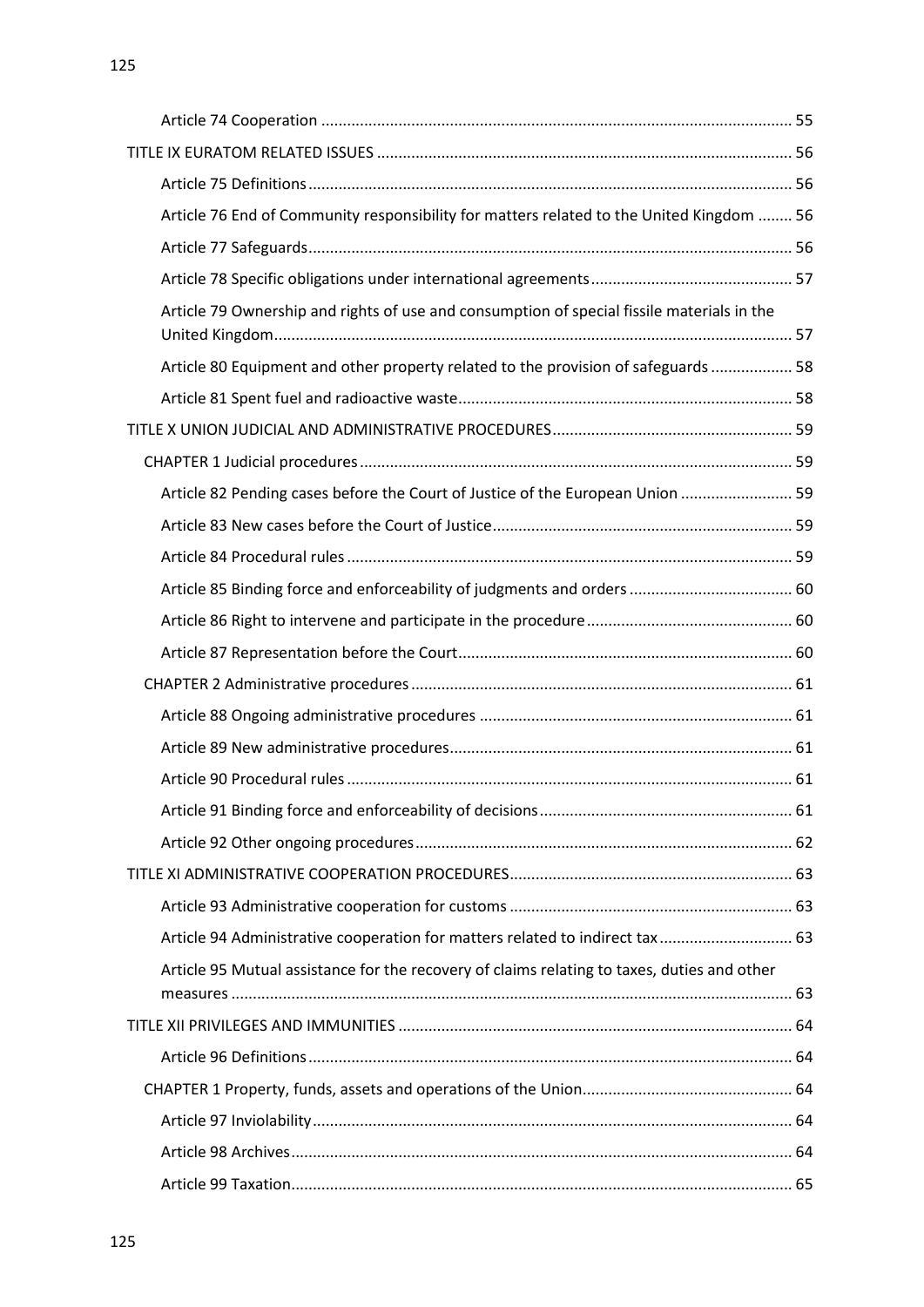Article 74 Cooperation ........................................................................................................... 55

TITLE IX EURATOM RELATED ISSUES ................................................................................ 56

Article 75 Definitions ............................................................................................................ 56

Article 76 End of Community responsibility for matters related to the United Kingdom ........ 56

Article 77 Safeguards ............................................................................................................ 56

Article 78 Specific obligations under international agreements .............................................. 57

Article 79 Ownership and rights of use and consumption of special fissile materials in the United Kingdom ........................................................................................................................ 57

Article 80 Equipment and other property related to the provision of safeguards ................... 58

Article 81 Spent fuel and radioactive waste ............................................................................ 58

TITLE X UNION JUDICIAL AND ADMINISTRATIVE PROCEDURES ....................................................... 59

CHAPTER 1 Judicial procedures ................................................................................................... 59

Article 82 Pending cases before the Court of Justice of the European Union .......................... 59

Article 83 New cases before the Court of Justice ..................................................................... 59

Article 84 Procedural rules ...................................................................................................... 59

Article 85 Binding force and enforceability of judgments and orders ..................................... 60

Article 86 Right to intervene and participate in the procedure ............................................... 60

Article 87 Representation before the Court ............................................................................ 60

CHAPTER 2 Administrative procedures ....................................................................................... 61

Article 88 Ongoing administrative procedures ........................................................................ 61

Article 89 New administrative procedures ............................................................................... 61

Article 90 Procedural rules ...................................................................................................... 61

Article 91 Binding force and enforceability of decisions .......................................................... 61

Article 92 Other ongoing procedures ....................................................................................... 62

TITLE XI ADMINISTRATIVE COOPERATION PROCEDURES ................................................................. 63

Article 93 Administrative cooperation for customs ................................................................. 63

Article 94 Administrative cooperation for matters related to indirect tax .............................. 63

Article 95 Mutual assistance for the recovery of claims relating to taxes, duties and other measures ................................................................................................................................. 63

TITLE XII PRIVILEGES AND IMMUNITIES .......................................................................................... 64

Article 96 Definitions ............................................................................................................... 64

CHAPTER 1 Property, funds, assets and operations of the Union ................................................ 64

Article 97 Inviolability .............................................................................................................. 64

Article 98 Archives ................................................................................................................... 64

Article 99 Taxation ................................................................................................................... 65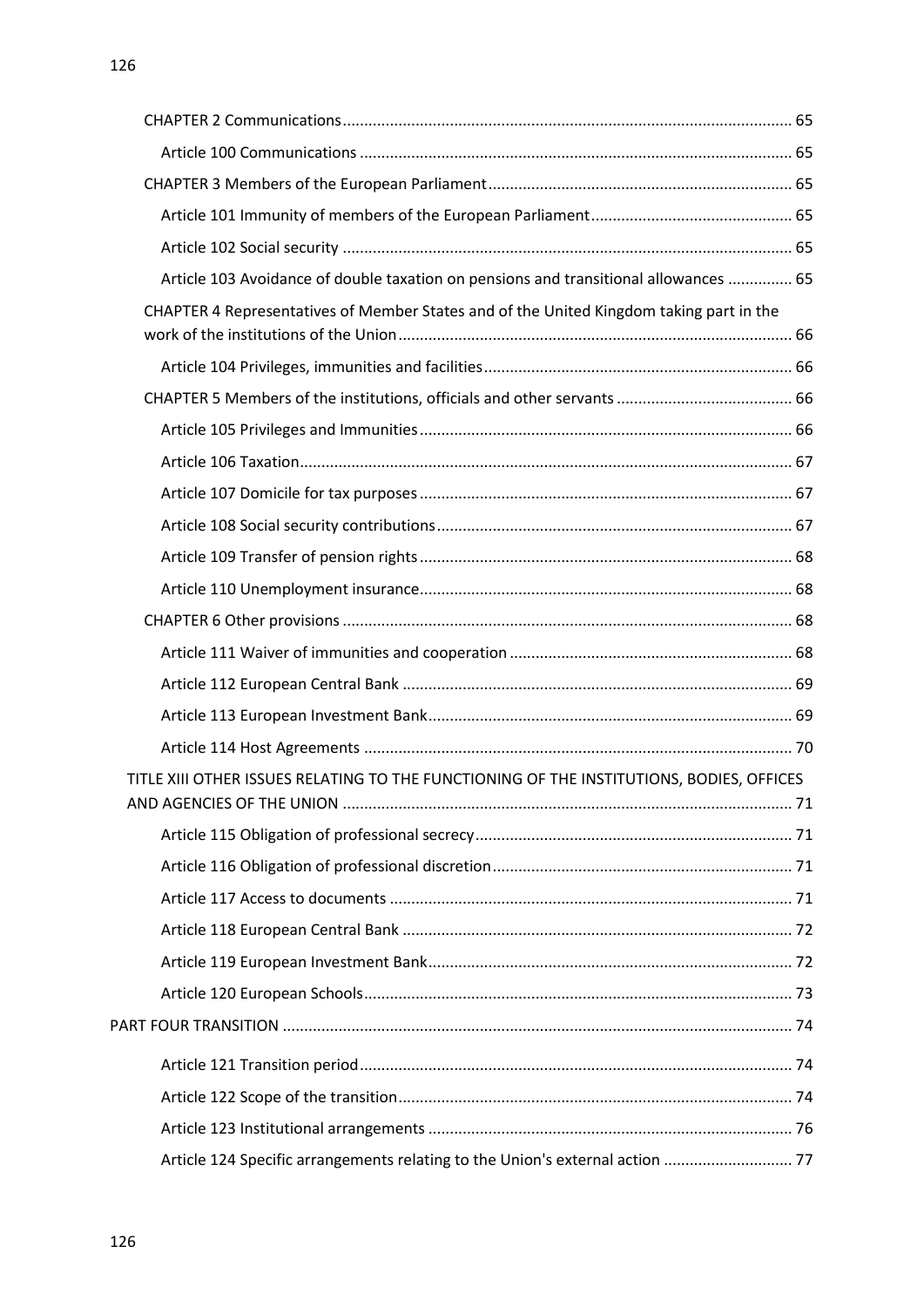- CHAPTER 2 Communications ........ 65
  - Article 100 Communications ........ 65
- CHAPTER 3 Members of the European Parliament ........ 65
  - Article 101 Immunity of members of the European Parliament ........ 65
  - Article 102 Social security ........ 65
  - Article 103 Avoidance of double taxation on pensions and transitional allowances ........ 65
- CHAPTER 4 Representatives of Member States and of the United Kingdom taking part in the work of the institutions of the Union ........ 66
  - Article 104 Privileges, immunities and facilities ........ 66
- CHAPTER 5 Members of the institutions, officials and other servants ........ 66
  - Article 105 Privileges and Immunities ........ 66
  - Article 106 Taxation ........ 67
  - Article 107 Domicile for tax purposes ........ 67
  - Article 108 Social security contributions ........ 67
  - Article 109 Transfer of pension rights ........ 68
  - Article 110 Unemployment insurance ........ 68
- CHAPTER 6 Other provisions ........ 68
  - Article 111 Waiver of immunities and cooperation ........ 68
  - Article 112 European Central Bank ........ 69
  - Article 113 European Investment Bank ........ 69
  - Article 114 Host Agreements ........ 70

TITLE XIII OTHER ISSUES RELATING TO THE FUNCTIONING OF THE INSTITUTIONS, BODIES, OFFICES AND AGENCIES OF THE UNION ........ 71

- Article 115 Obligation of professional secrecy ........ 71
- Article 116 Obligation of professional discretion ........ 71
- Article 117 Access to documents ........ 71
- Article 118 European Central Bank ........ 72
- Article 119 European Investment Bank ........ 72
- Article 120 European Schools ........ 73

PART FOUR TRANSITION ........ 74

- Article 121 Transition period ........ 74
- Article 122 Scope of the transition ........ 74
- Article 123 Institutional arrangements ........ 76
- Article 124 Specific arrangements relating to the Union's external action ........ 77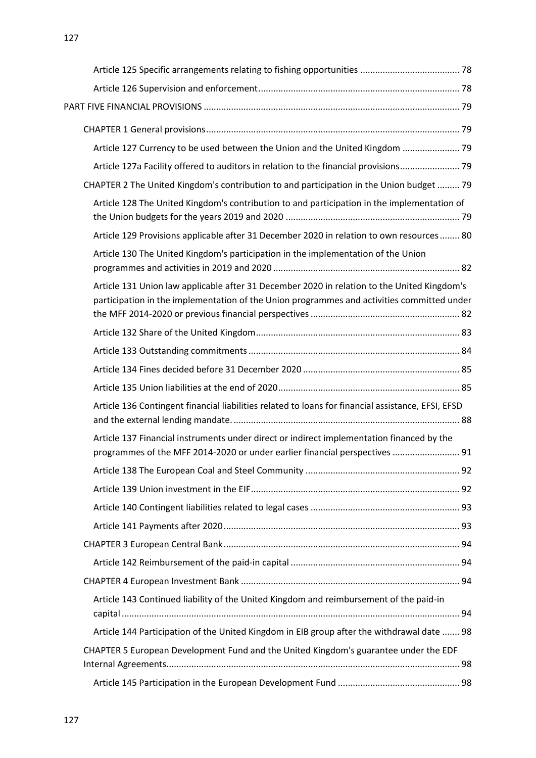Article 125 Specific arrangements relating to fishing opportunities ........................................ 78

Article 126 Supervision and enforcement................................................................................ 78

PART FIVE FINANCIAL PROVISIONS ...................................................................................... 79

CHAPTER 1 General provisions..................................................................................................... 79

Article 127 Currency to be used between the Union and the United Kingdom ....................... 79

Article 127a Facility offered to auditors in relation to the financial provisions........................ 79

CHAPTER 2 The United Kingdom's contribution to and participation in the Union budget ......... 79

Article 128 The United Kingdom's contribution to and participation in the implementation of the Union budgets for the years 2019 and 2020 ..................................................................... 79

Article 129 Provisions applicable after 31 December 2020 in relation to own resources........ 80

Article 130 The United Kingdom's participation in the implementation of the Union programmes and activities in 2019 and 2020 .......................................................................... 82

Article 131 Union law applicable after 31 December 2020 in relation to the United Kingdom's participation in the implementation of the Union programmes and activities committed under the MFF 2014-2020 or previous financial perspectives ........................................................... 82

Article 132 Share of the United Kingdom................................................................................. 83

Article 133 Outstanding commitments .................................................................................... 84

Article 134 Fines decided before 31 December 2020 .............................................................. 85

Article 135 Union liabilities at the end of 2020........................................................................ 85

Article 136 Contingent financial liabilities related to loans for financial assistance, EFSI, EFSD and the external lending mandate. .......................................................................................... 88

Article 137 Financial instruments under direct or indirect implementation financed by the programmes of the MFF 2014-2020 or under earlier financial perspectives ........................... 91

Article 138 The European Coal and Steel Community ............................................................. 92

Article 139 Union investment in the EIF................................................................................... 92

Article 140 Contingent liabilities related to legal cases ........................................................... 93

Article 141 Payments after 2020.............................................................................................. 93

CHAPTER 3 European Central Bank.............................................................................................. 94

Article 142 Reimbursement of the paid-in capital .................................................................... 94

CHAPTER 4 European Investment Bank ....................................................................................... 94

Article 143 Continued liability of the United Kingdom and reimbursement of the paid-in capital ....................................................................................................................................... 94

Article 144 Participation of the United Kingdom in EIB group after the withdrawal date ....... 98

CHAPTER 5 European Development Fund and the United Kingdom's guarantee under the EDF Internal Agreements..................................................................................................................... 98

Article 145 Participation in the European Development Fund ................................................ 98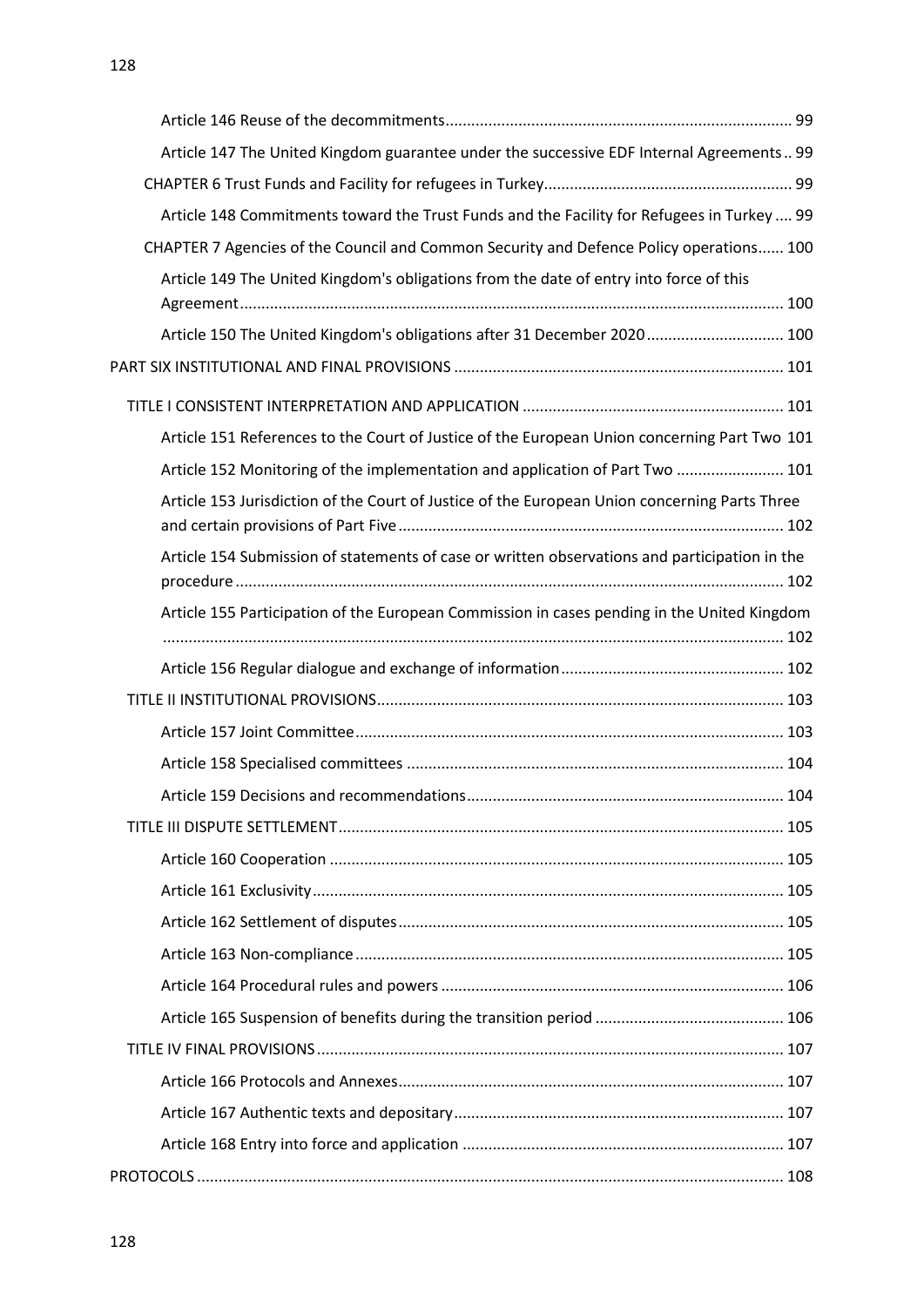Article 146 Reuse of the decommitments ... 99

Article 147 The United Kingdom guarantee under the successive EDF Internal Agreements .. 99

CHAPTER 6 Trust Funds and Facility for refugees in Turkey ... 99

Article 148 Commitments toward the Trust Funds and the Facility for Refugees in Turkey .... 99

CHAPTER 7 Agencies of the Council and Common Security and Defence Policy operations...... 100

Article 149 The United Kingdom's obligations from the date of entry into force of this Agreement ... 100

Article 150 The United Kingdom's obligations after 31 December 2020 ... 100

PART SIX INSTITUTIONAL AND FINAL PROVISIONS ... 101

TITLE I CONSISTENT INTERPRETATION AND APPLICATION ... 101

Article 151 References to the Court of Justice of the European Union concerning Part Two 101

Article 152 Monitoring of the implementation and application of Part Two ... 101

Article 153 Jurisdiction of the Court of Justice of the European Union concerning Parts Three and certain provisions of Part Five ... 102

Article 154 Submission of statements of case or written observations and participation in the procedure ... 102

Article 155 Participation of the European Commission in cases pending in the United Kingdom ... 102

Article 156 Regular dialogue and exchange of information ... 102

TITLE II INSTITUTIONAL PROVISIONS ... 103

Article 157 Joint Committee ... 103

Article 158 Specialised committees ... 104

Article 159 Decisions and recommendations ... 104

TITLE III DISPUTE SETTLEMENT ... 105

Article 160 Cooperation ... 105

Article 161 Exclusivity ... 105

Article 162 Settlement of disputes ... 105

Article 163 Non-compliance ... 105

Article 164 Procedural rules and powers ... 106

Article 165 Suspension of benefits during the transition period ... 106

TITLE IV FINAL PROVISIONS ... 107

Article 166 Protocols and Annexes ... 107

Article 167 Authentic texts and depositary ... 107

Article 168 Entry into force and application ... 107

PROTOCOLS ... 108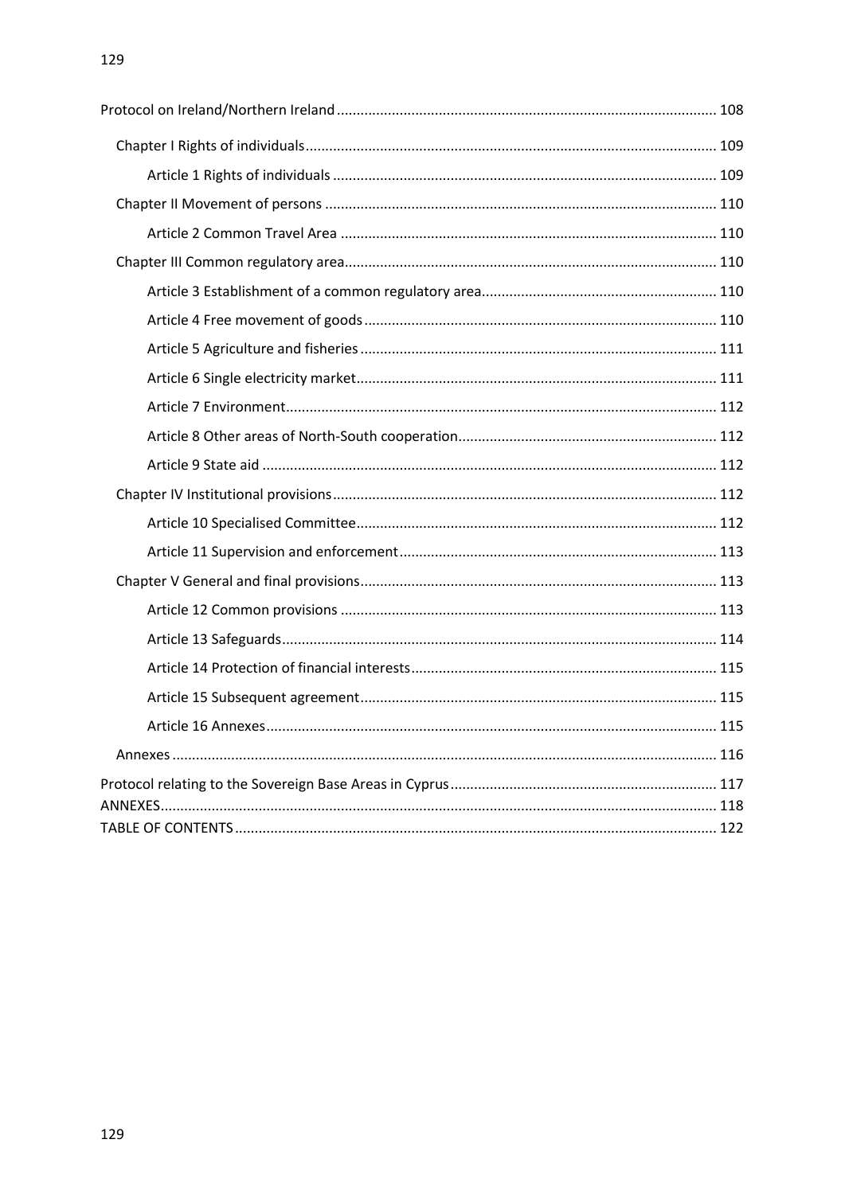Protocol on Ireland/Northern Ireland ........................................................................................................ 108

Chapter I Rights of individuals ........................................................................................................ 109

Article 1 Rights of individuals ........................................................................................................ 109

Chapter II Movement of persons ........................................................................................................ 110

Article 2 Common Travel Area ........................................................................................................ 110

Chapter III Common regulatory area ........................................................................................................ 110

Article 3 Establishment of a common regulatory area ........................................................................................................ 110

Article 4 Free movement of goods ........................................................................................................ 110

Article 5 Agriculture and fisheries ........................................................................................................ 111

Article 6 Single electricity market ........................................................................................................ 111

Article 7 Environment ........................................................................................................ 112

Article 8 Other areas of North-South cooperation ........................................................................................................ 112

Article 9 State aid ........................................................................................................ 112

Chapter IV Institutional provisions ........................................................................................................ 112

Article 10 Specialised Committee ........................................................................................................ 112

Article 11 Supervision and enforcement ........................................................................................................ 113

Chapter V General and final provisions ........................................................................................................ 113

Article 12 Common provisions ........................................................................................................ 113

Article 13 Safeguards ........................................................................................................ 114

Article 14 Protection of financial interests ........................................................................................................ 115

Article 15 Subsequent agreement ........................................................................................................ 115

Article 16 Annexes ........................................................................................................ 115

Annexes ........................................................................................................ 116

Protocol relating to the Sovereign Base Areas in Cyprus ........................................................................................................ 117

ANNEXES ........................................................................................................ 118

TABLE OF CONTENTS ........................................................................................................ 122